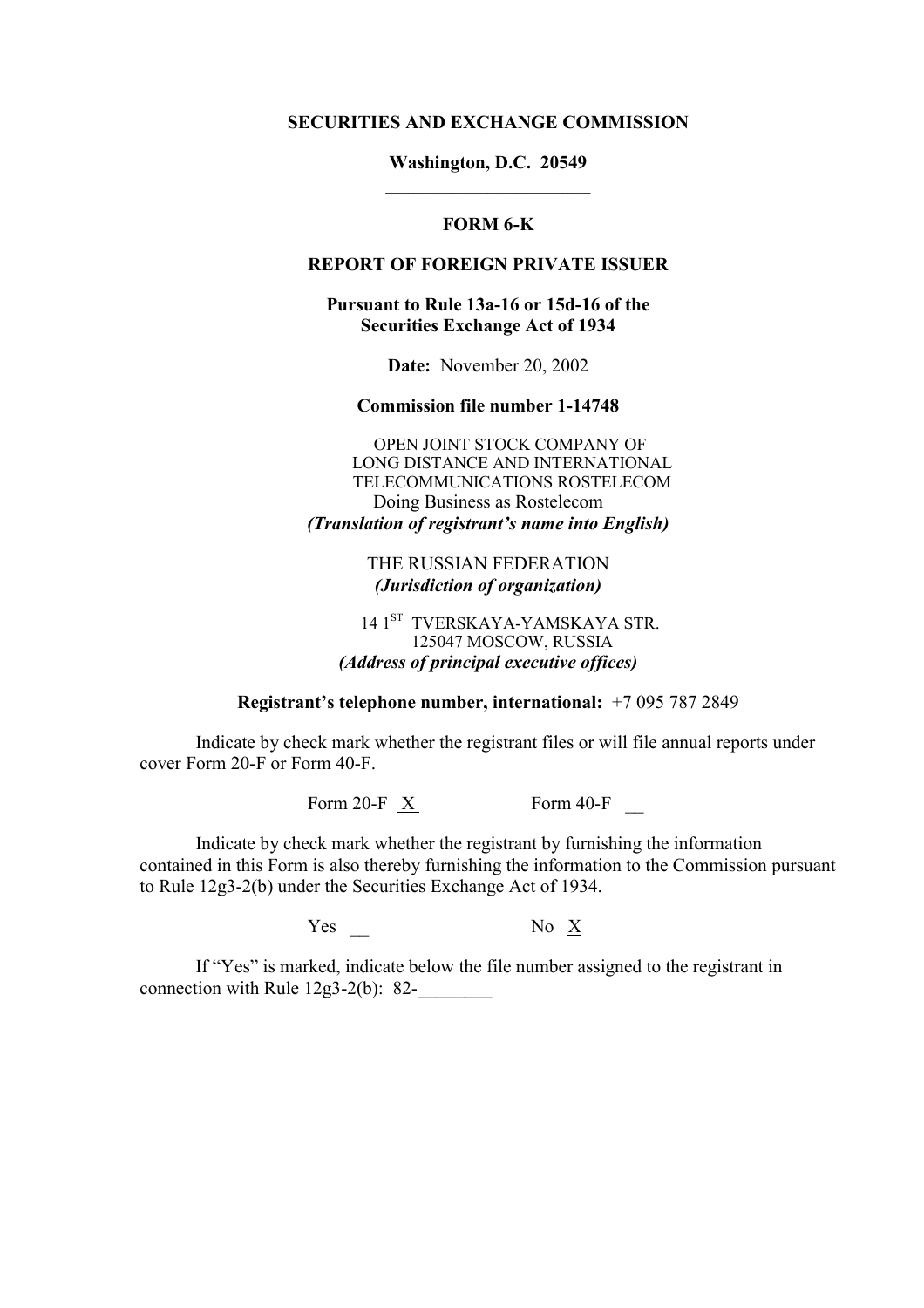**SECURITIES AND EXCHANGE COMMISSION**

**Washington, D.C. 20549**

---

**FORM 6-K**

**REPORT OF FOREIGN PRIVATE ISSUER**

**Pursuant to Rule 13a-16 or 15d-16 of the Securities Exchange Act of 1934**

**Date:** November 20, 2002

**Commission file number 1-14748**

OPEN JOINT STOCK COMPANY OF
LONG DISTANCE AND INTERNATIONAL
TELECOMMUNICATIONS ROSTELECOM
Doing Business as Rostelecom
***(Translation of registrant's name into English)***

THE RUSSIAN FEDERATION
***(Jurisdiction of organization)***

14 1ST TVERSKAYA-YAMSKAYA STR.
125047 MOSCOW, RUSSIA
***(Address of principal executive offices)***

**Registrant's telephone number, international:** +7 095 787 2849

Indicate by check mark whether the registrant files or will file annual reports under cover Form 20-F or Form 40-F.

Form 20-F X Form 40-F __

Indicate by check mark whether the registrant by furnishing the information contained in this Form is also thereby furnishing the information to the Commission pursuant to Rule 12g3-2(b) under the Securities Exchange Act of 1934.

Yes __ No X

If "Yes" is marked, indicate below the file number assigned to the registrant in connection with Rule 12g3-2(b): 82-________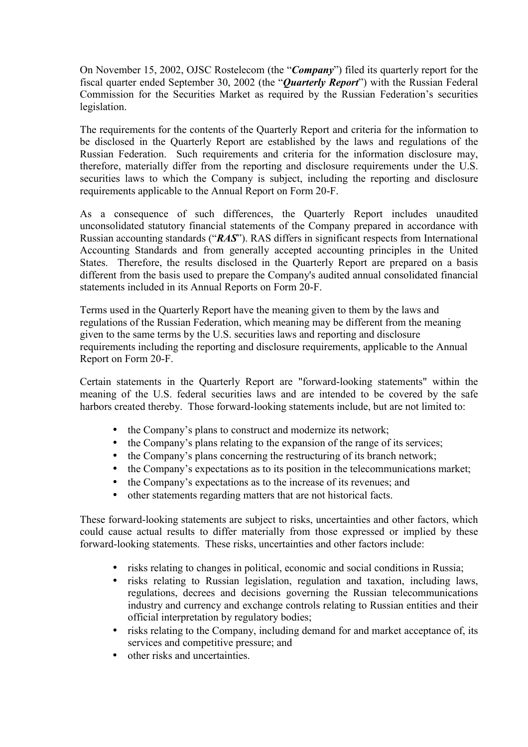On November 15, 2002, OJSC Rostelecom (the "***Company***") filed its quarterly report for the fiscal quarter ended September 30, 2002 (the "***Quarterly Report***") with the Russian Federal Commission for the Securities Market as required by the Russian Federation's securities legislation.

The requirements for the contents of the Quarterly Report and criteria for the information to be disclosed in the Quarterly Report are established by the laws and regulations of the Russian Federation. Such requirements and criteria for the information disclosure may, therefore, materially differ from the reporting and disclosure requirements under the U.S. securities laws to which the Company is subject, including the reporting and disclosure requirements applicable to the Annual Report on Form 20-F.

As a consequence of such differences, the Quarterly Report includes unaudited unconsolidated statutory financial statements of the Company prepared in accordance with Russian accounting standards ("***RAS***"). RAS differs in significant respects from International Accounting Standards and from generally accepted accounting principles in the United States. Therefore, the results disclosed in the Quarterly Report are prepared on a basis different from the basis used to prepare the Company's audited annual consolidated financial statements included in its Annual Reports on Form 20-F.

Terms used in the Quarterly Report have the meaning given to them by the laws and regulations of the Russian Federation, which meaning may be different from the meaning given to the same terms by the U.S. securities laws and reporting and disclosure requirements including the reporting and disclosure requirements, applicable to the Annual Report on Form 20-F.

Certain statements in the Quarterly Report are "forward-looking statements" within the meaning of the U.S. federal securities laws and are intended to be covered by the safe harbors created thereby. Those forward-looking statements include, but are not limited to:

- the Company's plans to construct and modernize its network;
- the Company's plans relating to the expansion of the range of its services;
- the Company's plans concerning the restructuring of its branch network;
- the Company's expectations as to its position in the telecommunications market;
- the Company's expectations as to the increase of its revenues; and
- other statements regarding matters that are not historical facts.

These forward-looking statements are subject to risks, uncertainties and other factors, which could cause actual results to differ materially from those expressed or implied by these forward-looking statements. These risks, uncertainties and other factors include:

- risks relating to changes in political, economic and social conditions in Russia;
- risks relating to Russian legislation, regulation and taxation, including laws, regulations, decrees and decisions governing the Russian telecommunications industry and currency and exchange controls relating to Russian entities and their official interpretation by regulatory bodies;
- risks relating to the Company, including demand for and market acceptance of, its services and competitive pressure; and
- other risks and uncertainties.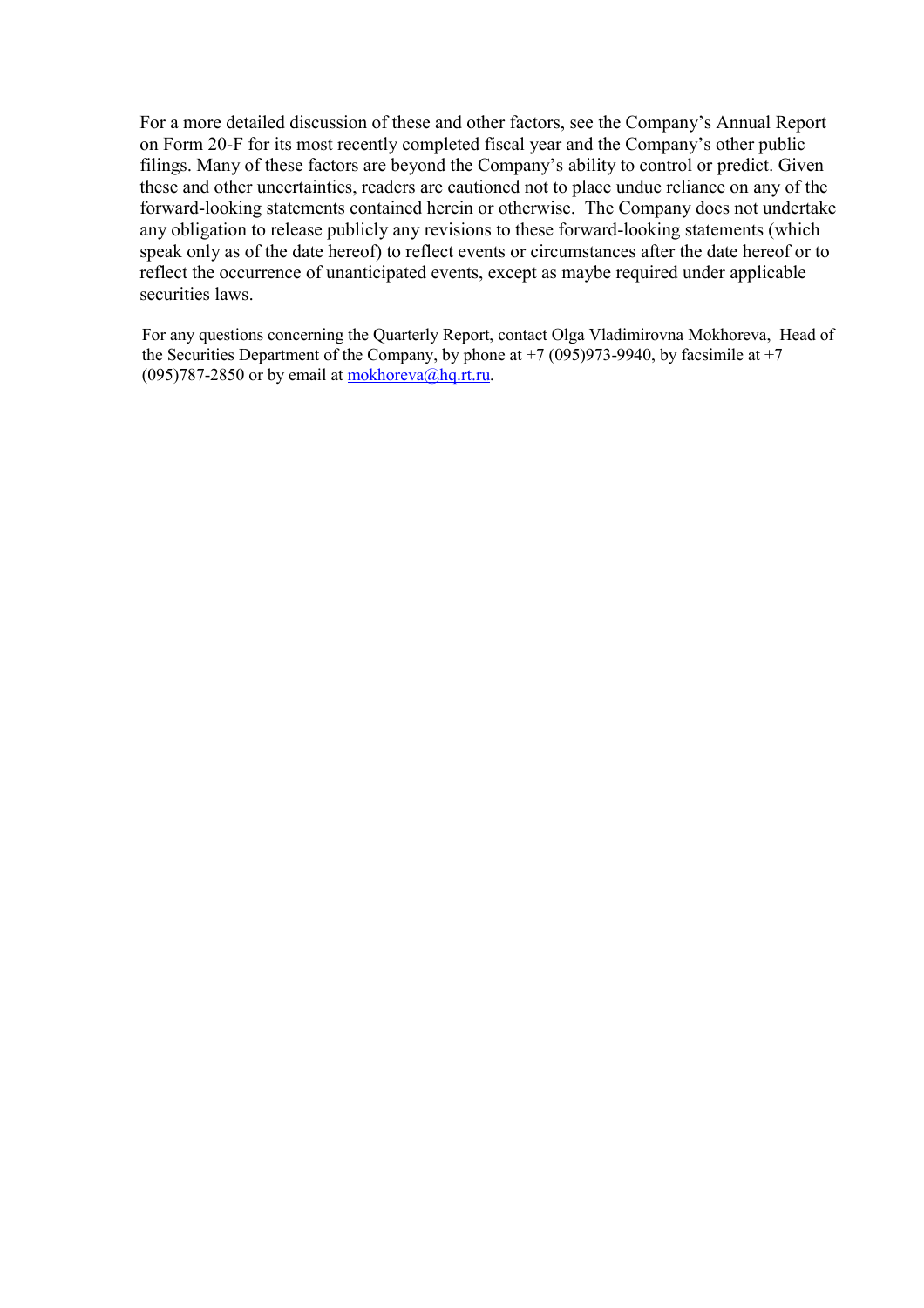For a more detailed discussion of these and other factors, see the Company's Annual Report on Form 20-F for its most recently completed fiscal year and the Company's other public filings. Many of these factors are beyond the Company's ability to control or predict. Given these and other uncertainties, readers are cautioned not to place undue reliance on any of the forward-looking statements contained herein or otherwise. The Company does not undertake any obligation to release publicly any revisions to these forward-looking statements (which speak only as of the date hereof) to reflect events or circumstances after the date hereof or to reflect the occurrence of unanticipated events, except as maybe required under applicable securities laws.

For any questions concerning the Quarterly Report, contact Olga Vladimirovna Mokhoreva, Head of the Securities Department of the Company, by phone at +7 (095)973-9940, by facsimile at +7 (095)787-2850 or by email at mokhoreva@hq.rt.ru.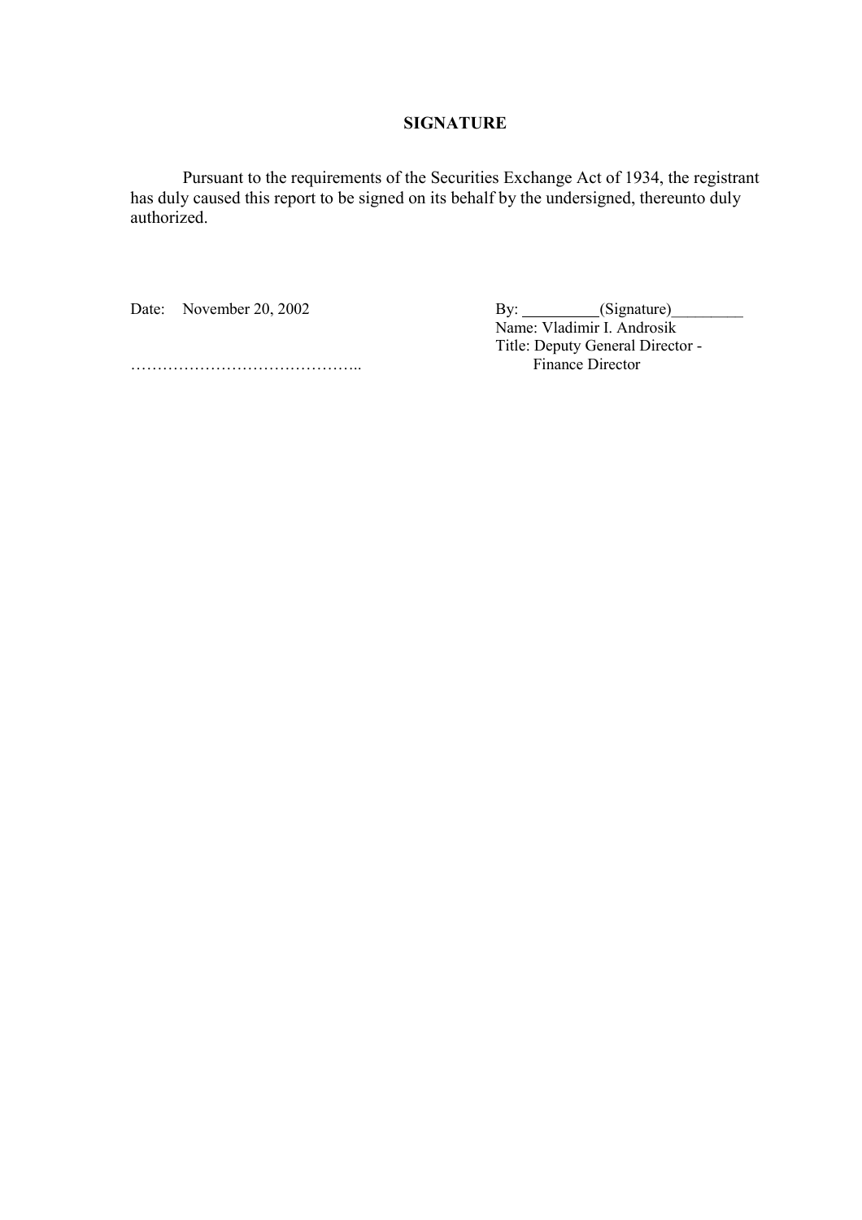## SIGNATURE

Pursuant to the requirements of the Securities Exchange Act of 1934, the registrant has duly caused this report to be signed on its behalf by the undersigned, thereunto duly authorized.

Date: November 20, 2002

……………………………………..

By: __________(Signature)_________
Name: Vladimir I. Androsik
Title: Deputy General Director - Finance Director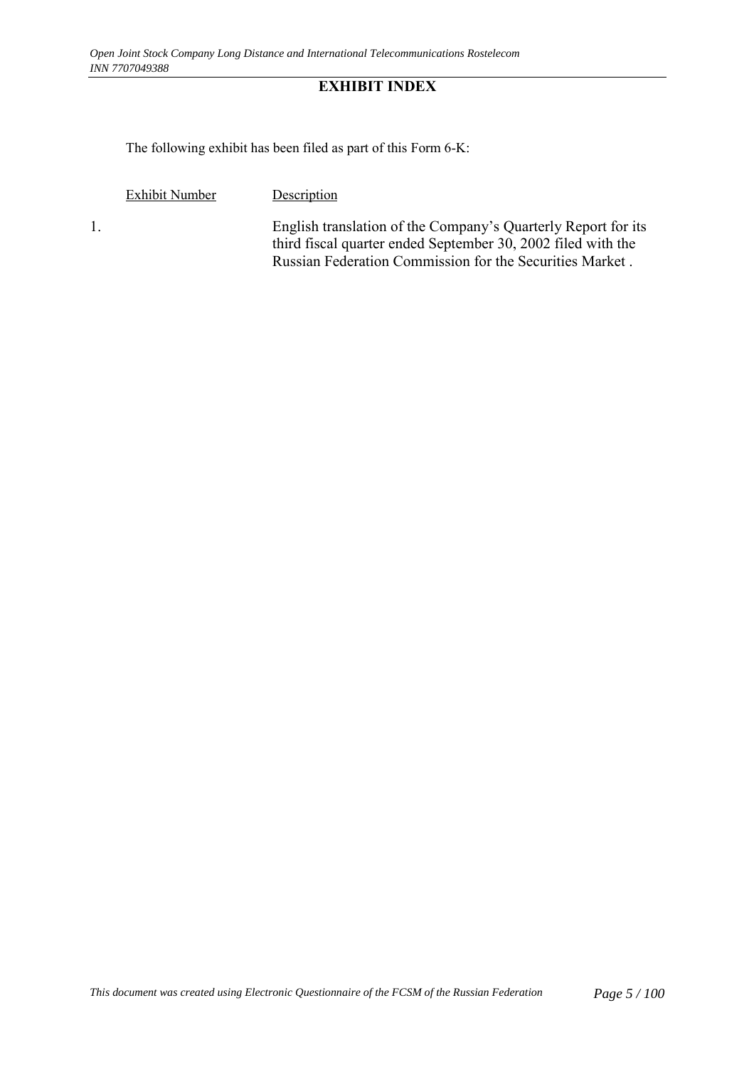# EXHIBIT INDEX

The following exhibit has been filed as part of this Form 6-K:

| Exhibit Number | Description |
|---|---|
| 1. | English translation of the Company's Quarterly Report for its third fiscal quarter ended September 30, 2002 filed with the Russian Federation Commission for the Securities Market . |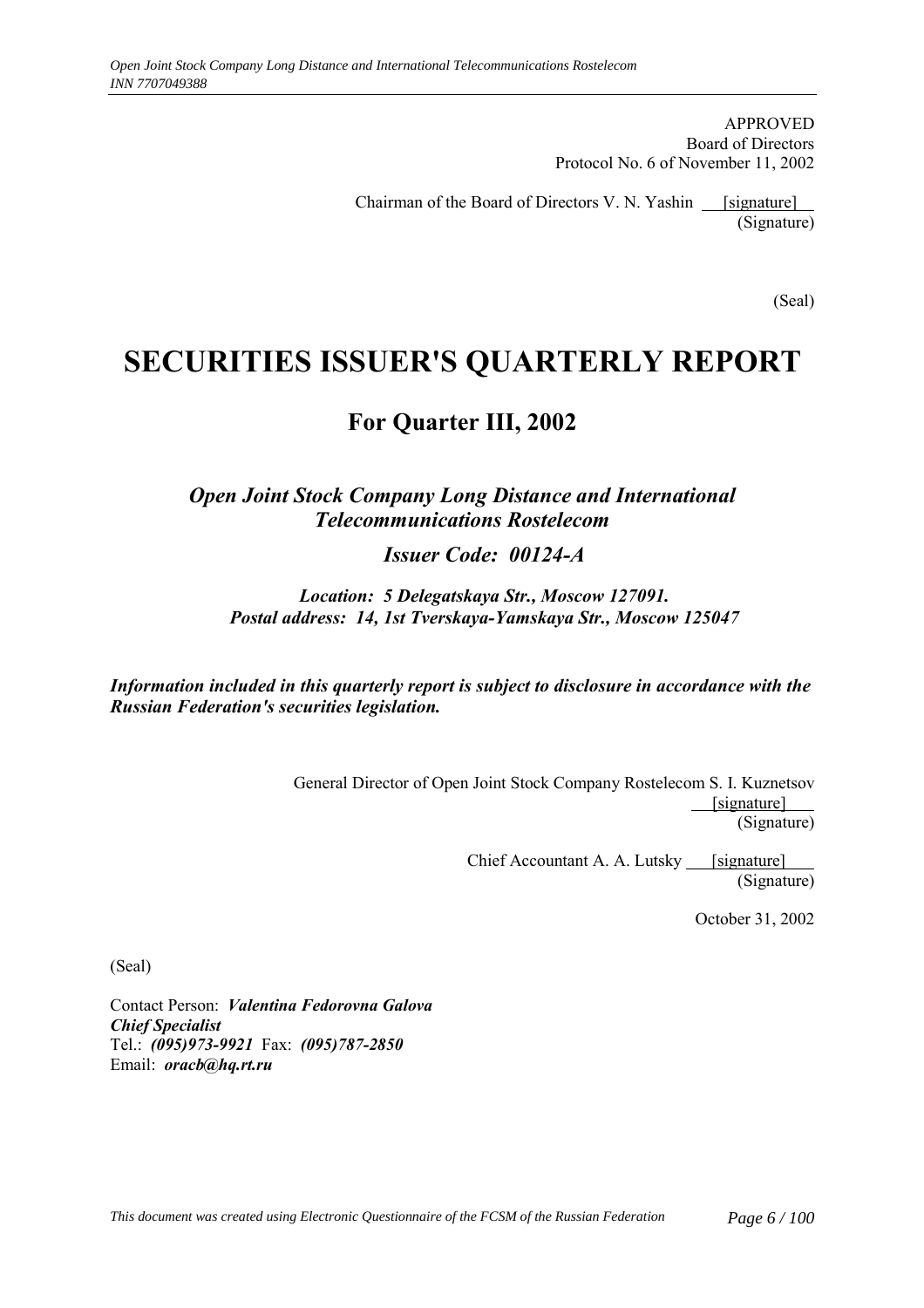APPROVED
Board of Directors
Protocol No. 6 of November 11, 2002

Chairman of the Board of Directors V. N. Yashin [signature]
(Signature)

(Seal)

# SECURITIES ISSUER'S QUARTERLY REPORT

## For Quarter III, 2002

### *Open Joint Stock Company Long Distance and International Telecommunications Rostelecom*

### *Issuer Code: 00124-A*

***Location: 5 Delegatskaya Str., Moscow 127091.***
***Postal address: 14, 1st Tverskaya-Yamskaya Str., Moscow 125047***

***Information included in this quarterly report is subject to disclosure in accordance with the Russian Federation's securities legislation.***

General Director of Open Joint Stock Company Rostelecom S. I. Kuznetsov
[signature]
(Signature)

Chief Accountant A. A. Lutsky [signature]
(Signature)

October 31, 2002

(Seal)

Contact Person: ***Valentina Fedorovna Galova***
***Chief Specialist***
Tel.: ***(095)973-9921*** Fax: ***(095)787-2850***
Email: ***oracb@hq.rt.ru***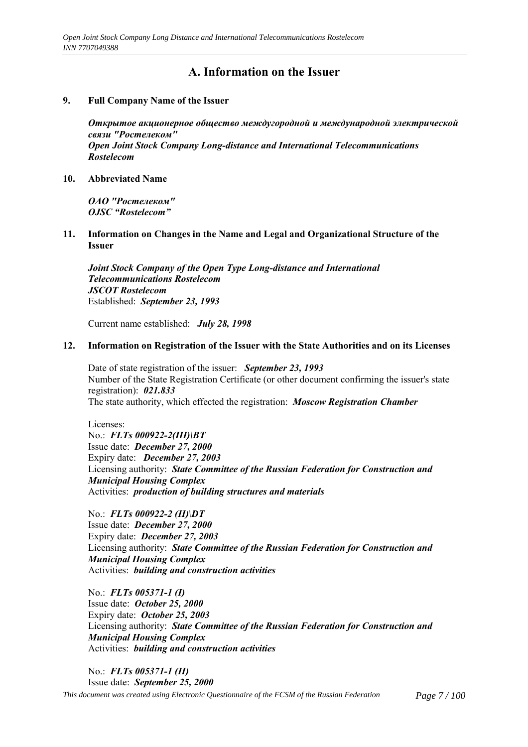# A. Information on the Issuer

**9. Full Company Name of the Issuer**

***Открытое акционерное общество междугородной и международной электрической связи "Ростелеком"***
***Open Joint Stock Company Long-distance and International Telecommunications Rostelecom***

**10. Abbreviated Name**

***ОАО "Ростелеком"***
***OJSC “Rostelecom”***

**11. Information on Changes in the Name and Legal and Organizational Structure of the Issuer**

***Joint Stock Company of the Open Type Long-distance and International Telecommunications Rostelecom***
***JSCOT Rostelecom***
Established: ***September 23, 1993***

Current name established: ***July 28, 1998***

**12. Information on Registration of the Issuer with the State Authorities and on its Licenses**

Date of state registration of the issuer: ***September 23, 1993***
Number of the State Registration Certificate (or other document confirming the issuer's state registration): ***021.833***
The state authority, which effected the registration: ***Moscow Registration Chamber***

Licenses:
No.: ***FLTs 000922-2(III)\BT***
Issue date: ***December 27, 2000***
Expiry date: ***December 27, 2003***
Licensing authority: ***State Committee of the Russian Federation for Construction and Municipal Housing Complex***
Activities: ***production of building structures and materials***

No.: ***FLTs 000922-2 (II)\DT***
Issue date: ***December 27, 2000***
Expiry date: ***December 27, 2003***
Licensing authority: ***State Committee of the Russian Federation for Construction and Municipal Housing Complex***
Activities: ***building and construction activities***

No.: ***FLTs 005371-1 (I)***
Issue date: ***October 25, 2000***
Expiry date: ***October 25, 2003***
Licensing authority: ***State Committee of the Russian Federation for Construction and Municipal Housing Complex***
Activities: ***building and construction activities***

No.: ***FLTs 005371-1 (II)***
Issue date: ***September 25, 2000***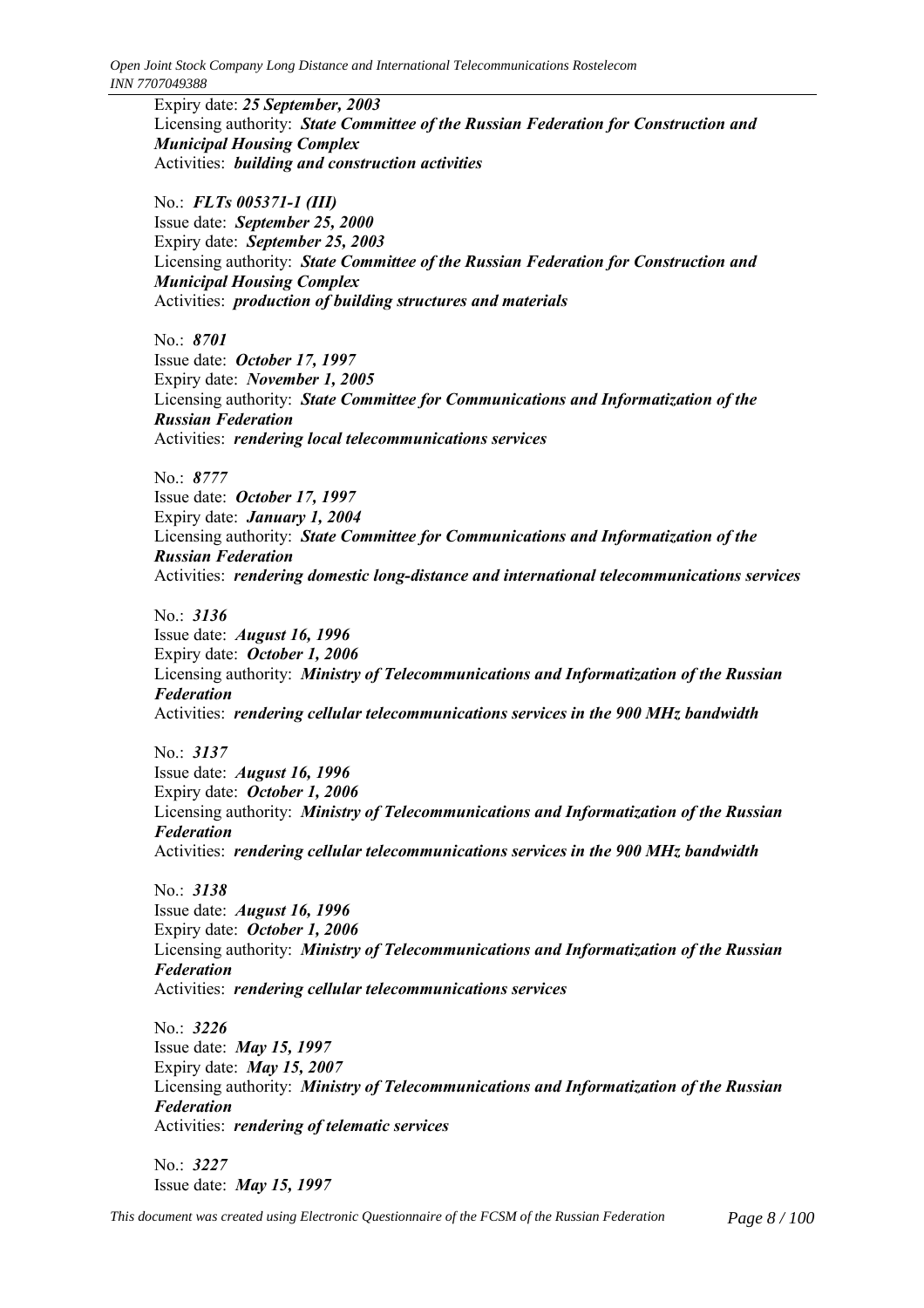Expiry date: ***25 September, 2003***
Licensing authority: ***State Committee of the Russian Federation for Construction and Municipal Housing Complex***
Activities: ***building and construction activities***

No.: ***FLTs 005371-1 (III)***
Issue date: ***September 25, 2000***
Expiry date: ***September 25, 2003***
Licensing authority: ***State Committee of the Russian Federation for Construction and Municipal Housing Complex***
Activities: ***production of building structures and materials***

No.: ***8701***
Issue date: ***October 17, 1997***
Expiry date: ***November 1, 2005***
Licensing authority: ***State Committee for Communications and Informatization of the Russian Federation***
Activities: ***rendering local telecommunications services***

No.: ***8777***
Issue date: ***October 17, 1997***
Expiry date: ***January 1, 2004***
Licensing authority: ***State Committee for Communications and Informatization of the Russian Federation***
Activities: ***rendering domestic long-distance and international telecommunications services***

No.: ***3136***
Issue date: ***August 16, 1996***
Expiry date: ***October 1, 2006***
Licensing authority: ***Ministry of Telecommunications and Informatization of the Russian Federation***
Activities: ***rendering cellular telecommunications services in the 900 MHz bandwidth***

No.: ***3137***
Issue date: ***August 16, 1996***
Expiry date: ***October 1, 2006***
Licensing authority: ***Ministry of Telecommunications and Informatization of the Russian Federation***
Activities: ***rendering cellular telecommunications services in the 900 MHz bandwidth***

No.: ***3138***
Issue date: ***August 16, 1996***
Expiry date: ***October 1, 2006***
Licensing authority: ***Ministry of Telecommunications and Informatization of the Russian Federation***
Activities: ***rendering cellular telecommunications services***

No.: ***3226***
Issue date: ***May 15, 1997***
Expiry date: ***May 15, 2007***
Licensing authority: ***Ministry of Telecommunications and Informatization of the Russian Federation***
Activities: ***rendering of telematic services***

No.: ***3227***
Issue date: ***May 15, 1997***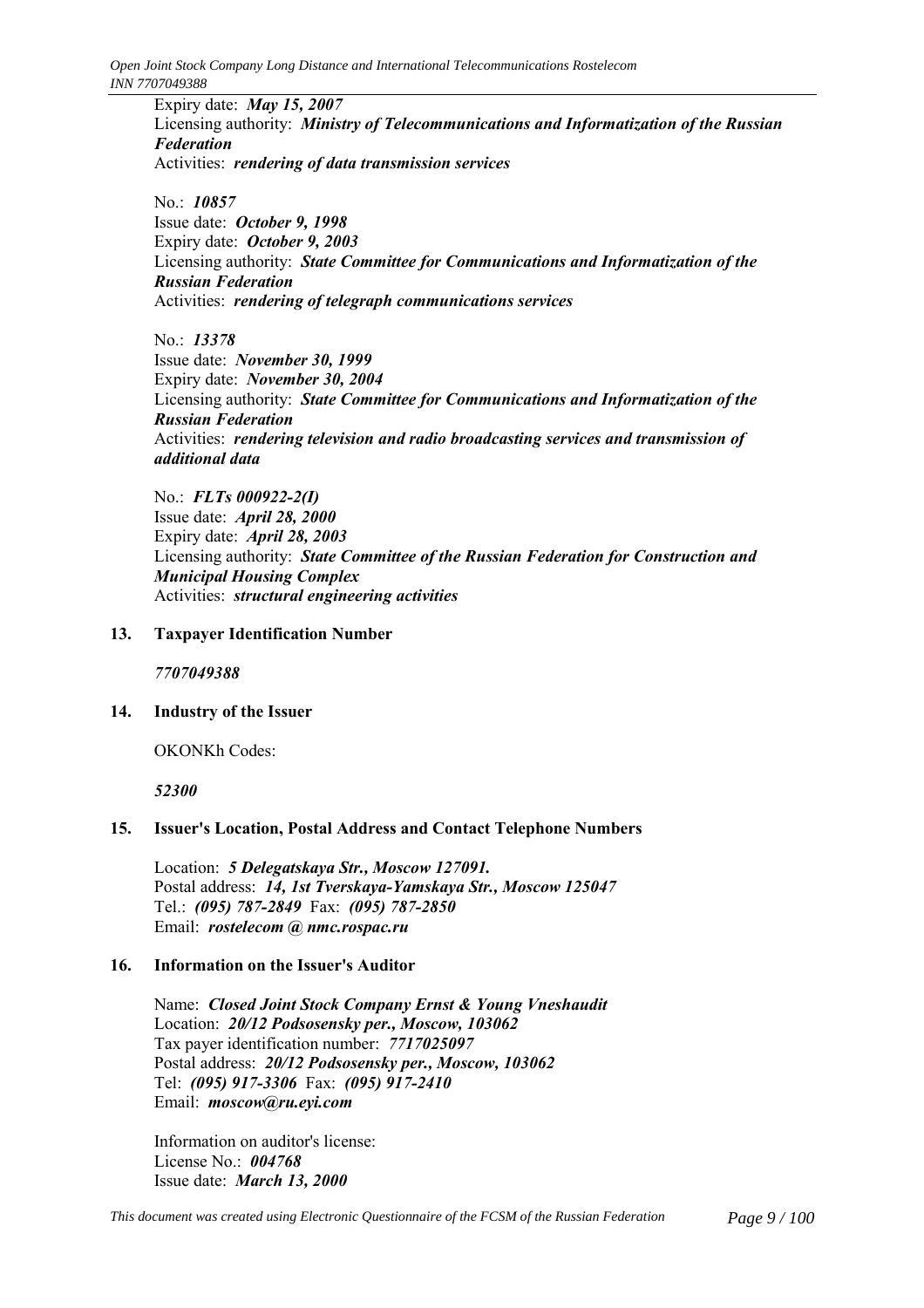Expiry date: ***May 15, 2007***
Licensing authority: ***Ministry of Telecommunications and Informatization of the Russian Federation***
Activities: ***rendering of data transmission services***

No.: ***10857***
Issue date: ***October 9, 1998***
Expiry date: ***October 9, 2003***
Licensing authority: ***State Committee for Communications and Informatization of the Russian Federation***
Activities: ***rendering of telegraph communications services***

No.: ***13378***
Issue date: ***November 30, 1999***
Expiry date: ***November 30, 2004***
Licensing authority: ***State Committee for Communications and Informatization of the Russian Federation***
Activities: ***rendering television and radio broadcasting services and transmission of additional data***

No.: ***FLTs 000922-2(I)***
Issue date: ***April 28, 2000***
Expiry date: ***April 28, 2003***
Licensing authority: ***State Committee of the Russian Federation for Construction and Municipal Housing Complex***
Activities: ***structural engineering activities***

## 13. Taxpayer Identification Number

*7707049388*

## 14. Industry of the Issuer

OKONKh Codes:

*52300*

## 15. Issuer's Location, Postal Address and Contact Telephone Numbers

Location: ***5 Delegatskaya Str., Moscow 127091.***
Postal address: ***14, 1st Tverskaya-Yamskaya Str., Moscow 125047***
Tel.: ***(095) 787-2849*** Fax: ***(095) 787-2850***
Email: ***rostelecom @ nmc.rospac.ru***

## 16. Information on the Issuer's Auditor

Name: ***Closed Joint Stock Company Ernst & Young Vneshaudit***
Location: ***20/12 Podsosensky per., Moscow, 103062***
Tax payer identification number: ***7717025097***
Postal address: ***20/12 Podsosensky per., Moscow, 103062***
Tel: ***(095) 917-3306*** Fax: ***(095) 917-2410***
Email: ***moscow@ru.eyi.com***

Information on auditor's license:
License No.: ***004768***
Issue date: ***March 13, 2000***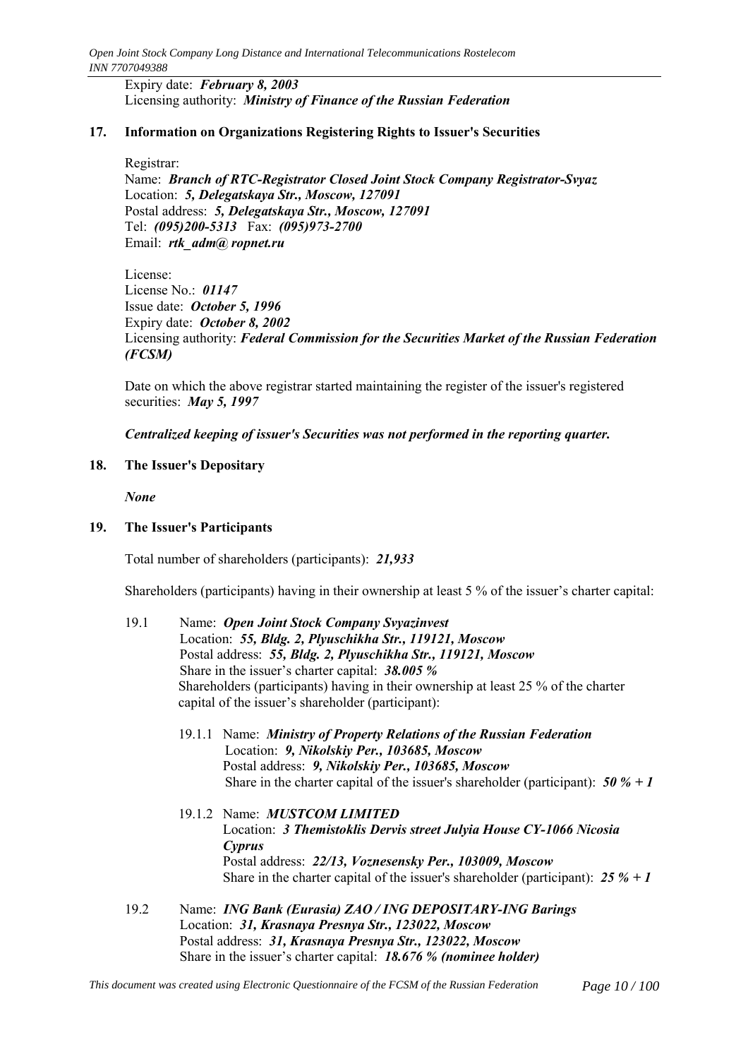Expiry date: ***February 8, 2003***
Licensing authority: ***Ministry of Finance of the Russian Federation***

## 17. Information on Organizations Registering Rights to Issuer's Securities

Registrar:
Name: ***Branch of RTC-Registrator Closed Joint Stock Company Registrator-Svyaz***
Location: ***5, Delegatskaya Str., Moscow, 127091***
Postal address: ***5, Delegatskaya Str., Moscow, 127091***
Tel: ***(095)200-5313*** Fax: ***(095)973-2700***
Email: ***rtk_adm@ropnet.ru***

License:
License No.: ***01147***
Issue date: ***October 5, 1996***
Expiry date: ***October 8, 2002***
Licensing authority: ***Federal Commission for the Securities Market of the Russian Federation (FCSM)***

Date on which the above registrar started maintaining the register of the issuer's registered securities: ***May 5, 1997***

***Centralized keeping of issuer's Securities was not performed in the reporting quarter.***

## 18. The Issuer's Depositary

***None***

## 19. The Issuer's Participants

Total number of shareholders (participants): ***21,933***

Shareholders (participants) having in their ownership at least 5 % of the issuer's charter capital:

19.1 Name: ***Open Joint Stock Company Svyazinvest***
Location: ***55, Bldg. 2, Plyuschikha Str., 119121, Moscow***
Postal address: ***55, Bldg. 2, Plyuschikha Str., 119121, Moscow***
Share in the issuer's charter capital: ***38.005 %***
Shareholders (participants) having in their ownership at least 25 % of the charter capital of the issuer's shareholder (participant):

19.1.1 Name: ***Ministry of Property Relations of the Russian Federation***
Location: ***9, Nikolskiy Per., 103685, Moscow***
Postal address: ***9, Nikolskiy Per., 103685, Moscow***
Share in the charter capital of the issuer's shareholder (participant): ***50 % + 1***

19.1.2 Name: ***MUSTCOM LIMITED***
Location: ***3 Themistoklis Dervis street Julyia House CY-1066 Nicosia Cyprus***
Postal address: ***22/13, Voznesensky Per., 103009, Moscow***
Share in the charter capital of the issuer's shareholder (participant): ***25 % + 1***

19.2 Name: ***ING Bank (Eurasia) ZAO / ING DEPOSITARY-ING Barings***
Location: ***31, Krasnaya Presnya Str., 123022, Moscow***
Postal address: ***31, Krasnaya Presnya Str., 123022, Moscow***
Share in the issuer's charter capital: ***18.676 % (nominee holder)***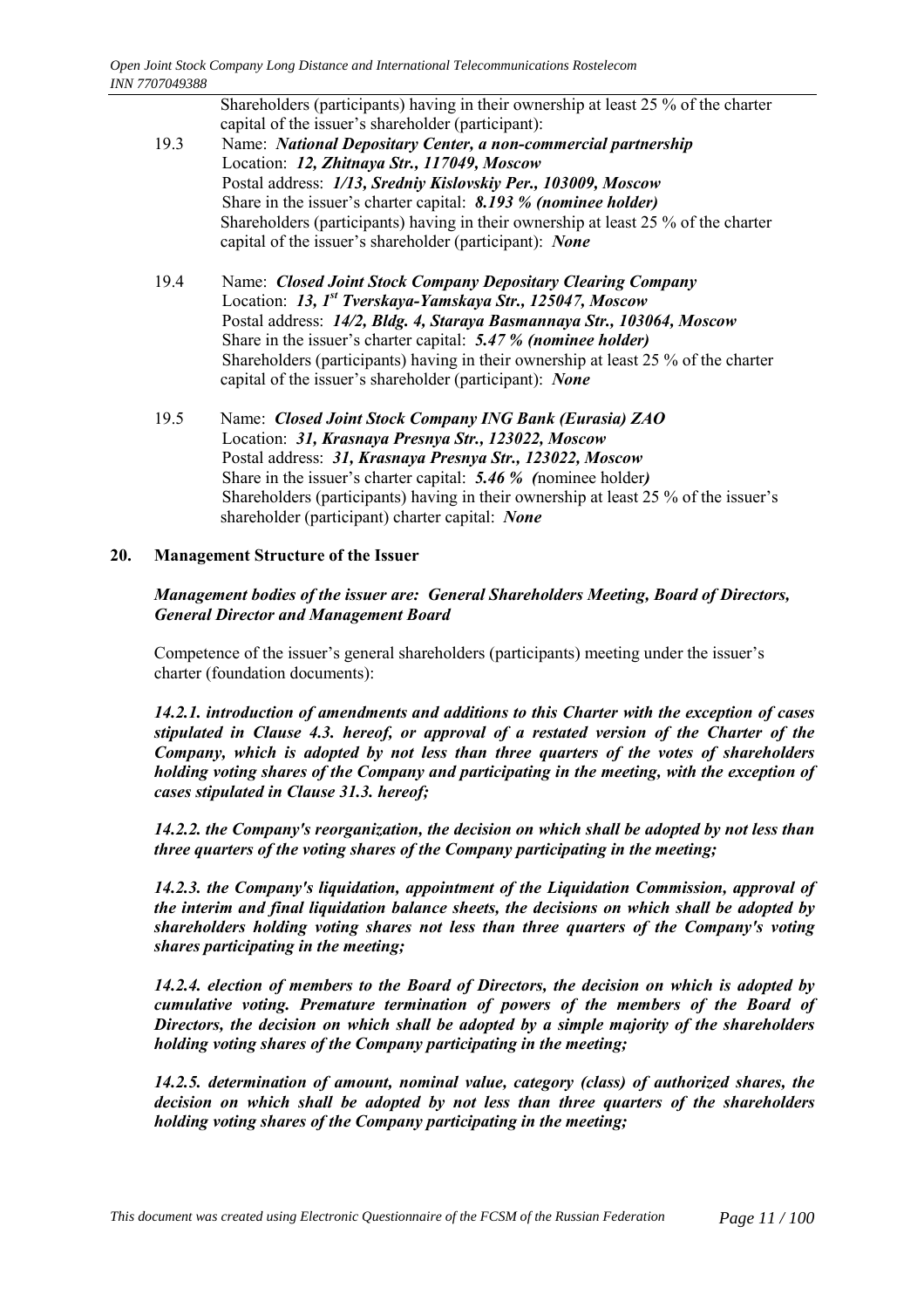Shareholders (participants) having in their ownership at least 25 % of the charter capital of the issuer's shareholder (participant):

19.3 Name: ***National Depositary Center, a non-commercial partnership***
Location: ***12, Zhitnaya Str., 117049, Moscow***
Postal address: ***1/13, Sredniy Kislovskiy Per., 103009, Moscow***
Share in the issuer's charter capital: ***8.193 % (nominee holder)***
Shareholders (participants) having in their ownership at least 25 % of the charter capital of the issuer's shareholder (participant): ***None***

19.4 Name: ***Closed Joint Stock Company Depositary Clearing Company***
Location: ***13, 1st Tverskaya-Yamskaya Str., 125047, Moscow***
Postal address: ***14/2, Bldg. 4, Staraya Basmannaya Str., 103064, Moscow***
Share in the issuer's charter capital: ***5.47 % (nominee holder)***
Shareholders (participants) having in their ownership at least 25 % of the charter capital of the issuer's shareholder (participant): ***None***

19.5 Name: ***Closed Joint Stock Company ING Bank (Eurasia) ZAO***
Location: ***31, Krasnaya Presnya Str., 123022, Moscow***
Postal address: ***31, Krasnaya Presnya Str., 123022, Moscow***
Share in the issuer's charter capital: ***5.46 % (***nominee holder***)***
Shareholders (participants) having in their ownership at least 25 % of the issuer's shareholder (participant) charter capital: ***None***

## 20. Management Structure of the Issuer

***Management bodies of the issuer are: General Shareholders Meeting, Board of Directors, General Director and Management Board***

Competence of the issuer's general shareholders (participants) meeting under the issuer's charter (foundation documents):

***14.2.1. introduction of amendments and additions to this Charter with the exception of cases stipulated in Clause 4.3. hereof, or approval of a restated version of the Charter of the Company, which is adopted by not less than three quarters of the votes of shareholders holding voting shares of the Company and participating in the meeting, with the exception of cases stipulated in Clause 31.3. hereof;***

***14.2.2. the Company's reorganization, the decision on which shall be adopted by not less than three quarters of the voting shares of the Company participating in the meeting;***

***14.2.3. the Company's liquidation, appointment of the Liquidation Commission, approval of the interim and final liquidation balance sheets, the decisions on which shall be adopted by shareholders holding voting shares not less than three quarters of the Company's voting shares participating in the meeting;***

***14.2.4. election of members to the Board of Directors, the decision on which is adopted by cumulative voting. Premature termination of powers of the members of the Board of Directors, the decision on which shall be adopted by a simple majority of the shareholders holding voting shares of the Company participating in the meeting;***

***14.2.5. determination of amount, nominal value, category (class) of authorized shares, the decision on which shall be adopted by not less than three quarters of the shareholders holding voting shares of the Company participating in the meeting;***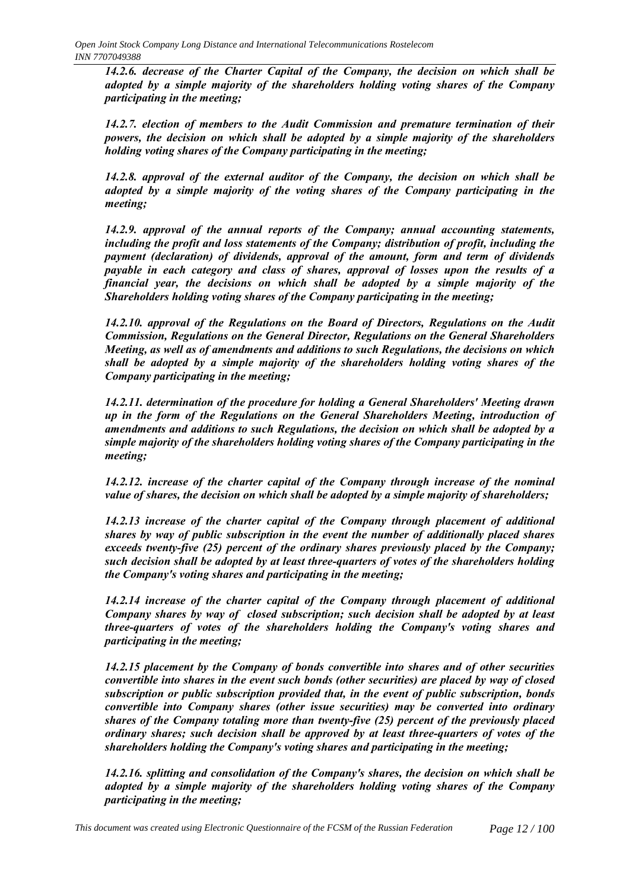***14.2.6. decrease of the Charter Capital of the Company, the decision on which shall be adopted by a simple majority of the shareholders holding voting shares of the Company participating in the meeting;***

***14.2.7. election of members to the Audit Commission and premature termination of their powers, the decision on which shall be adopted by a simple majority of the shareholders holding voting shares of the Company participating in the meeting;***

***14.2.8. approval of the external auditor of the Company, the decision on which shall be adopted by a simple majority of the voting shares of the Company participating in the meeting;***

***14.2.9. approval of the annual reports of the Company; annual accounting statements, including the profit and loss statements of the Company; distribution of profit, including the payment (declaration) of dividends, approval of the amount, form and term of dividends payable in each category and class of shares, approval of losses upon the results of a financial year, the decisions on which shall be adopted by a simple majority of the Shareholders holding voting shares of the Company participating in the meeting;***

***14.2.10. approval of the Regulations on the Board of Directors, Regulations on the Audit Commission, Regulations on the General Director, Regulations on the General Shareholders Meeting, as well as of amendments and additions to such Regulations, the decisions on which shall be adopted by a simple majority of the shareholders holding voting shares of the Company participating in the meeting;***

***14.2.11. determination of the procedure for holding a General Shareholders' Meeting drawn up in the form of the Regulations on the General Shareholders Meeting, introduction of amendments and additions to such Regulations, the decision on which shall be adopted by a simple majority of the shareholders holding voting shares of the Company participating in the meeting;***

***14.2.12. increase of the charter capital of the Company through increase of the nominal value of shares, the decision on which shall be adopted by a simple majority of shareholders;***

***14.2.13 increase of the charter capital of the Company through placement of additional shares by way of public subscription in the event the number of additionally placed shares exceeds twenty-five (25) percent of the ordinary shares previously placed by the Company; such decision shall be adopted by at least three-quarters of votes of the shareholders holding the Company's voting shares and participating in the meeting;***

***14.2.14 increase of the charter capital of the Company through placement of additional Company shares by way of closed subscription; such decision shall be adopted by at least three-quarters of votes of the shareholders holding the Company's voting shares and participating in the meeting;***

***14.2.15 placement by the Company of bonds convertible into shares and of other securities convertible into shares in the event such bonds (other securities) are placed by way of closed subscription or public subscription provided that, in the event of public subscription, bonds convertible into Company shares (other issue securities) may be converted into ordinary shares of the Company totaling more than twenty-five (25) percent of the previously placed ordinary shares; such decision shall be approved by at least three-quarters of votes of the shareholders holding the Company's voting shares and participating in the meeting;***

***14.2.16. splitting and consolidation of the Company's shares, the decision on which shall be adopted by a simple majority of the shareholders holding voting shares of the Company participating in the meeting;***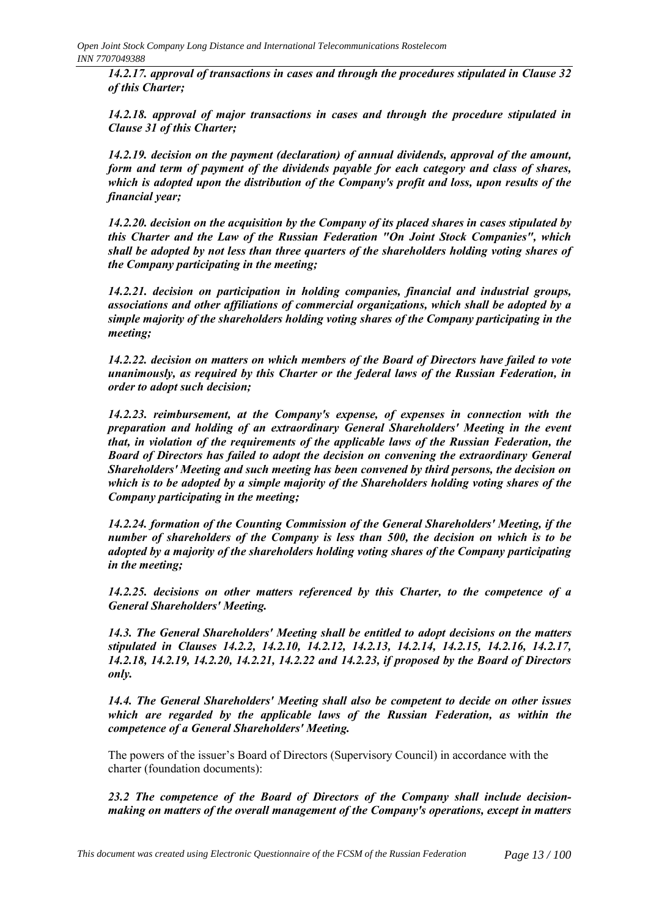***14.2.17. approval of transactions in cases and through the procedures stipulated in Clause 32 of this Charter;***

***14.2.18. approval of major transactions in cases and through the procedure stipulated in Clause 31 of this Charter;***

***14.2.19. decision on the payment (declaration) of annual dividends, approval of the amount, form and term of payment of the dividends payable for each category and class of shares, which is adopted upon the distribution of the Company's profit and loss, upon results of the financial year;***

***14.2.20. decision on the acquisition by the Company of its placed shares in cases stipulated by this Charter and the Law of the Russian Federation "On Joint Stock Companies", which shall be adopted by not less than three quarters of the shareholders holding voting shares of the Company participating in the meeting;***

***14.2.21. decision on participation in holding companies, financial and industrial groups, associations and other affiliations of commercial organizations, which shall be adopted by a simple majority of the shareholders holding voting shares of the Company participating in the meeting;***

***14.2.22. decision on matters on which members of the Board of Directors have failed to vote unanimously, as required by this Charter or the federal laws of the Russian Federation, in order to adopt such decision;***

***14.2.23. reimbursement, at the Company's expense, of expenses in connection with the preparation and holding of an extraordinary General Shareholders' Meeting in the event that, in violation of the requirements of the applicable laws of the Russian Federation, the Board of Directors has failed to adopt the decision on convening the extraordinary General Shareholders' Meeting and such meeting has been convened by third persons, the decision on which is to be adopted by a simple majority of the Shareholders holding voting shares of the Company participating in the meeting;***

***14.2.24. formation of the Counting Commission of the General Shareholders' Meeting, if the number of shareholders of the Company is less than 500, the decision on which is to be adopted by a majority of the shareholders holding voting shares of the Company participating in the meeting;***

***14.2.25. decisions on other matters referenced by this Charter, to the competence of a General Shareholders' Meeting.***

***14.3. The General Shareholders' Meeting shall be entitled to adopt decisions on the matters stipulated in Clauses 14.2.2, 14.2.10, 14.2.12, 14.2.13, 14.2.14, 14.2.15, 14.2.16, 14.2.17, 14.2.18, 14.2.19, 14.2.20, 14.2.21, 14.2.22 and 14.2.23, if proposed by the Board of Directors only.***

***14.4. The General Shareholders' Meeting shall also be competent to decide on other issues which are regarded by the applicable laws of the Russian Federation, as within the competence of a General Shareholders' Meeting.***

The powers of the issuer's Board of Directors (Supervisory Council) in accordance with the charter (foundation documents):

***23.2 The competence of the Board of Directors of the Company shall include decision-making on matters of the overall management of the Company's operations, except in matters***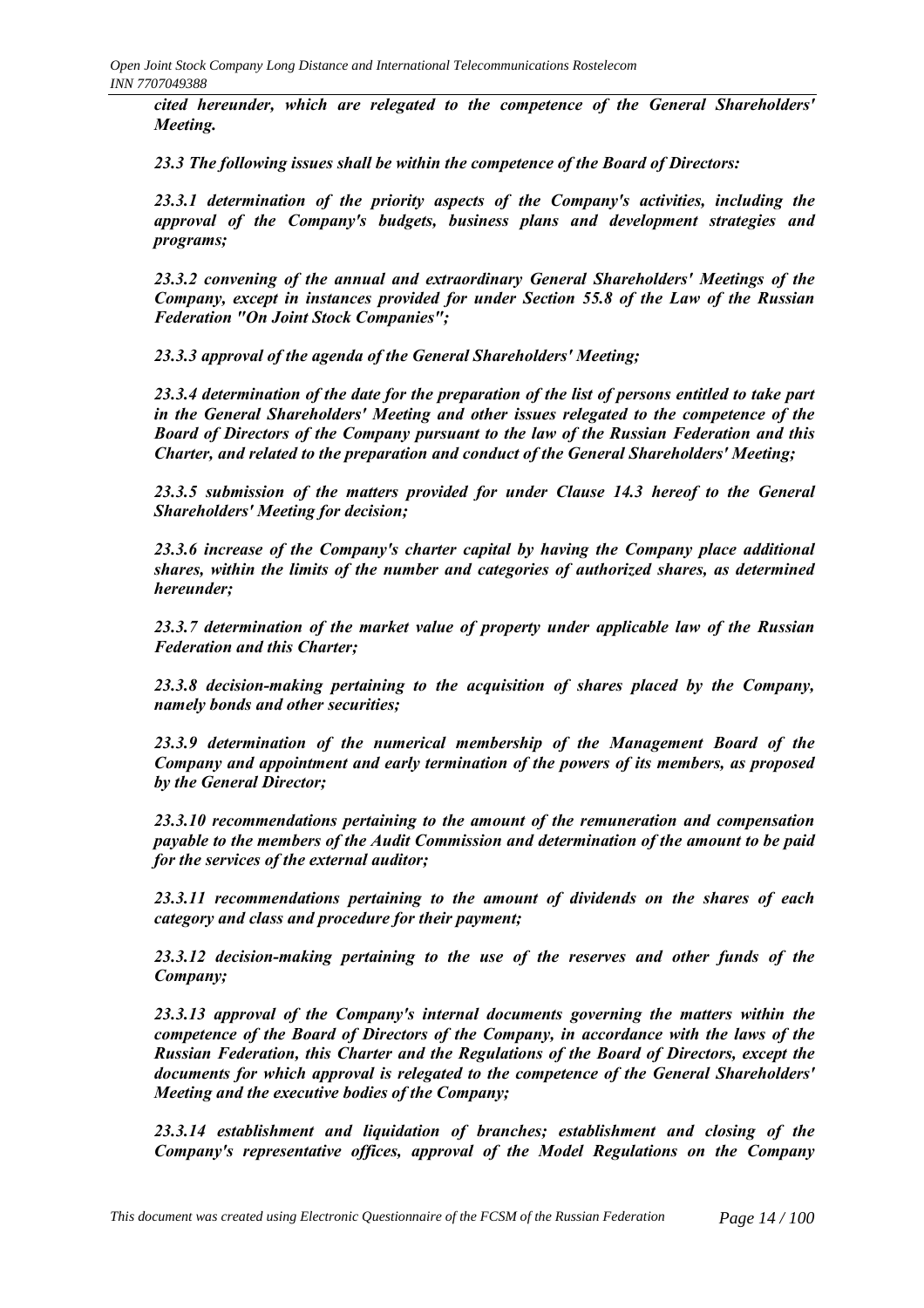***cited hereunder, which are relegated to the competence of the General Shareholders' Meeting.***

***23.3 The following issues shall be within the competence of the Board of Directors:***

***23.3.1 determination of the priority aspects of the Company's activities, including the approval of the Company's budgets, business plans and development strategies and programs;***

***23.3.2 convening of the annual and extraordinary General Shareholders' Meetings of the Company, except in instances provided for under Section 55.8 of the Law of the Russian Federation "On Joint Stock Companies";***

***23.3.3 approval of the agenda of the General Shareholders' Meeting;***

***23.3.4 determination of the date for the preparation of the list of persons entitled to take part in the General Shareholders' Meeting and other issues relegated to the competence of the Board of Directors of the Company pursuant to the law of the Russian Federation and this Charter, and related to the preparation and conduct of the General Shareholders' Meeting;***

***23.3.5 submission of the matters provided for under Clause 14.3 hereof to the General Shareholders' Meeting for decision;***

***23.3.6 increase of the Company's charter capital by having the Company place additional shares, within the limits of the number and categories of authorized shares, as determined hereunder;***

***23.3.7 determination of the market value of property under applicable law of the Russian Federation and this Charter;***

***23.3.8 decision-making pertaining to the acquisition of shares placed by the Company, namely bonds and other securities;***

***23.3.9 determination of the numerical membership of the Management Board of the Company and appointment and early termination of the powers of its members, as proposed by the General Director;***

***23.3.10 recommendations pertaining to the amount of the remuneration and compensation payable to the members of the Audit Commission and determination of the amount to be paid for the services of the external auditor;***

***23.3.11 recommendations pertaining to the amount of dividends on the shares of each category and class and procedure for their payment;***

***23.3.12 decision-making pertaining to the use of the reserves and other funds of the Company;***

***23.3.13 approval of the Company's internal documents governing the matters within the competence of the Board of Directors of the Company, in accordance with the laws of the Russian Federation, this Charter and the Regulations of the Board of Directors, except the documents for which approval is relegated to the competence of the General Shareholders' Meeting and the executive bodies of the Company;***

***23.3.14 establishment and liquidation of branches; establishment and closing of the Company's representative offices, approval of the Model Regulations on the Company***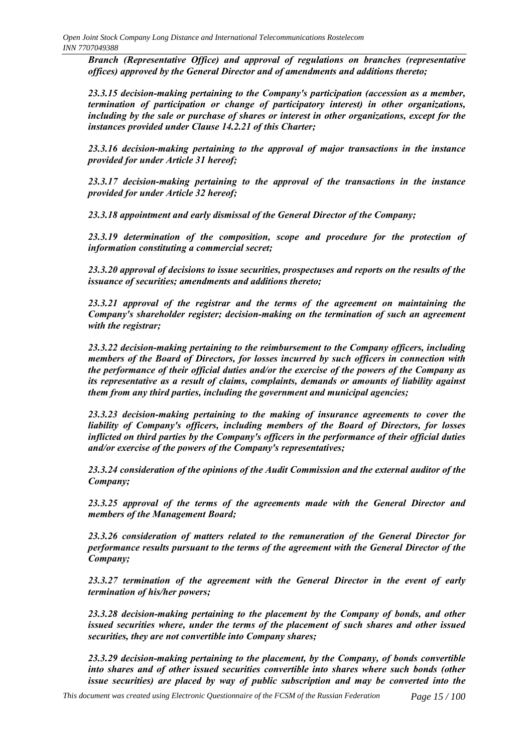*Branch (Representative Office) and approval of regulations on branches (representative offices) approved by the General Director and of amendments and additions thereto;*

*23.3.15 decision-making pertaining to the Company's participation (accession as a member, termination of participation or change of participatory interest) in other organizations, including by the sale or purchase of shares or interest in other organizations, except for the instances provided under Clause 14.2.21 of this Charter;*

*23.3.16 decision-making pertaining to the approval of major transactions in the instance provided for under Article 31 hereof;*

*23.3.17 decision-making pertaining to the approval of the transactions in the instance provided for under Article 32 hereof;*

*23.3.18 appointment and early dismissal of the General Director of the Company;*

*23.3.19 determination of the composition, scope and procedure for the protection of information constituting a commercial secret;*

*23.3.20 approval of decisions to issue securities, prospectuses and reports on the results of the issuance of securities; amendments and additions thereto;*

*23.3.21 approval of the registrar and the terms of the agreement on maintaining the Company's shareholder register; decision-making on the termination of such an agreement with the registrar;*

*23.3.22 decision-making pertaining to the reimbursement to the Company officers, including members of the Board of Directors, for losses incurred by such officers in connection with the performance of their official duties and/or the exercise of the powers of the Company as its representative as a result of claims, complaints, demands or amounts of liability against them from any third parties, including the government and municipal agencies;*

*23.3.23 decision-making pertaining to the making of insurance agreements to cover the liability of Company's officers, including members of the Board of Directors, for losses inflicted on third parties by the Company's officers in the performance of their official duties and/or exercise of the powers of the Company's representatives;*

*23.3.24 consideration of the opinions of the Audit Commission and the external auditor of the Company;*

*23.3.25 approval of the terms of the agreements made with the General Director and members of the Management Board;*

*23.3.26 consideration of matters related to the remuneration of the General Director for performance results pursuant to the terms of the agreement with the General Director of the Company;*

*23.3.27 termination of the agreement with the General Director in the event of early termination of his/her powers;*

*23.3.28 decision-making pertaining to the placement by the Company of bonds, and other issued securities where, under the terms of the placement of such shares and other issued securities, they are not convertible into Company shares;*

*23.3.29 decision-making pertaining to the placement, by the Company, of bonds convertible into shares and of other issued securities convertible into shares where such bonds (other issue securities) are placed by way of public subscription and may be converted into the*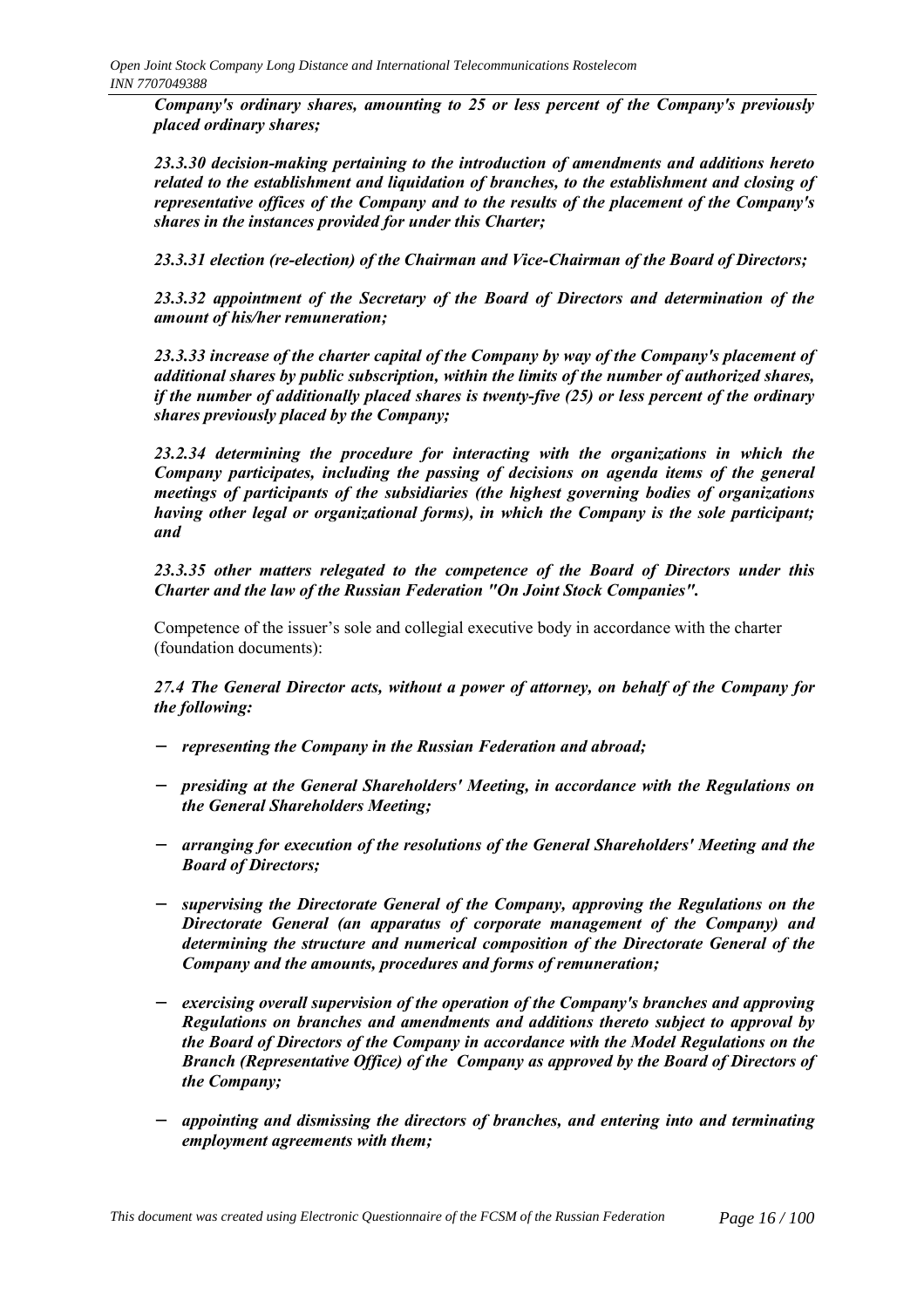***Company's ordinary shares, amounting to 25 or less percent of the Company's previously placed ordinary shares;***

***23.3.30 decision-making pertaining to the introduction of amendments and additions hereto related to the establishment and liquidation of branches, to the establishment and closing of representative offices of the Company and to the results of the placement of the Company's shares in the instances provided for under this Charter;***

***23.3.31 election (re-election) of the Chairman and Vice-Chairman of the Board of Directors;***

***23.3.32 appointment of the Secretary of the Board of Directors and determination of the amount of his/her remuneration;***

***23.3.33 increase of the charter capital of the Company by way of the Company's placement of additional shares by public subscription, within the limits of the number of authorized shares, if the number of additionally placed shares is twenty-five (25) or less percent of the ordinary shares previously placed by the Company;***

***23.2.34 determining the procedure for interacting with the organizations in which the Company participates, including the passing of decisions on agenda items of the general meetings of participants of the subsidiaries (the highest governing bodies of organizations having other legal or organizational forms), in which the Company is the sole participant; and***

***23.3.35 other matters relegated to the competence of the Board of Directors under this Charter and the law of the Russian Federation "On Joint Stock Companies".***

Competence of the issuer's sole and collegial executive body in accordance with the charter (foundation documents):

***27.4 The General Director acts, without a power of attorney, on behalf of the Company for the following:***

- ***representing the Company in the Russian Federation and abroad;***
- ***presiding at the General Shareholders' Meeting, in accordance with the Regulations on the General Shareholders Meeting;***
- ***arranging for execution of the resolutions of the General Shareholders' Meeting and the Board of Directors;***
- ***supervising the Directorate General of the Company, approving the Regulations on the Directorate General (an apparatus of corporate management of the Company) and determining the structure and numerical composition of the Directorate General of the Company and the amounts, procedures and forms of remuneration;***
- ***exercising overall supervision of the operation of the Company's branches and approving Regulations on branches and amendments and additions thereto subject to approval by the Board of Directors of the Company in accordance with the Model Regulations on the Branch (Representative Office) of the Company as approved by the Board of Directors of the Company;***
- ***appointing and dismissing the directors of branches, and entering into and terminating employment agreements with them;***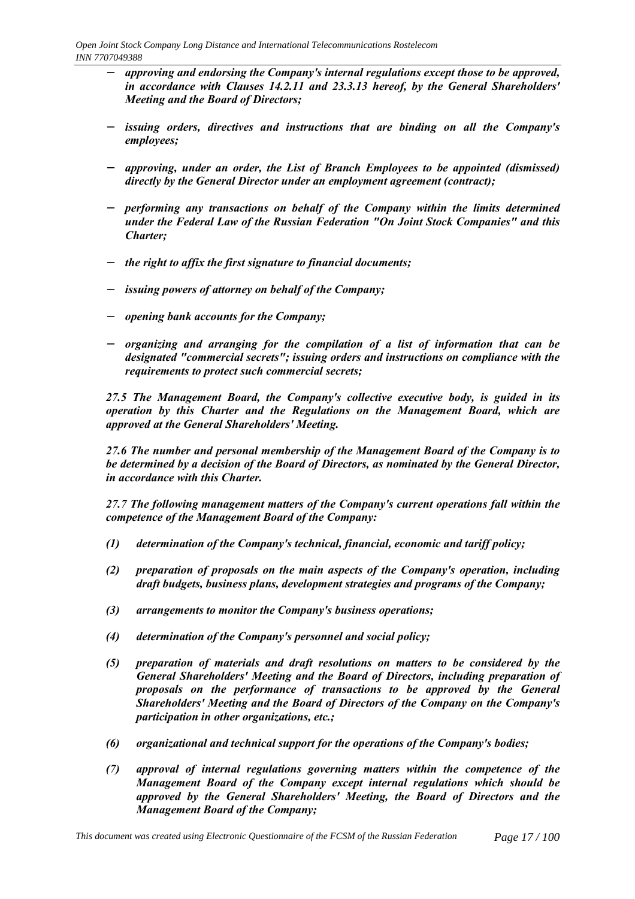- *approving and endorsing the Company's internal regulations except those to be approved, in accordance with Clauses 14.2.11 and 23.3.13 hereof, by the General Shareholders' Meeting and the Board of Directors;*
- *issuing orders, directives and instructions that are binding on all the Company's employees;*
- *approving, under an order, the List of Branch Employees to be appointed (dismissed) directly by the General Director under an employment agreement (contract);*
- *performing any transactions on behalf of the Company within the limits determined under the Federal Law of the Russian Federation "On Joint Stock Companies" and this Charter;*
- *the right to affix the first signature to financial documents;*
- *issuing powers of attorney on behalf of the Company;*
- *opening bank accounts for the Company;*
- *organizing and arranging for the compilation of a list of information that can be designated "commercial secrets"; issuing orders and instructions on compliance with the requirements to protect such commercial secrets;*

*27.5 The Management Board, the Company's collective executive body, is guided in its operation by this Charter and the Regulations on the Management Board, which are approved at the General Shareholders' Meeting.*

*27.6 The number and personal membership of the Management Board of the Company is to be determined by a decision of the Board of Directors, as nominated by the General Director, in accordance with this Charter.*

*27.7 The following management matters of the Company's current operations fall within the competence of the Management Board of the Company:*

*(1) determination of the Company's technical, financial, economic and tariff policy;*

*(2) preparation of proposals on the main aspects of the Company's operation, including draft budgets, business plans, development strategies and programs of the Company;*

*(3) arrangements to monitor the Company's business operations;*

*(4) determination of the Company's personnel and social policy;*

*(5) preparation of materials and draft resolutions on matters to be considered by the General Shareholders' Meeting and the Board of Directors, including preparation of proposals on the performance of transactions to be approved by the General Shareholders' Meeting and the Board of Directors of the Company on the Company's participation in other organizations, etc.;*

*(6) organizational and technical support for the operations of the Company's bodies;*

*(7) approval of internal regulations governing matters within the competence of the Management Board of the Company except internal regulations which should be approved by the General Shareholders' Meeting, the Board of Directors and the Management Board of the Company;*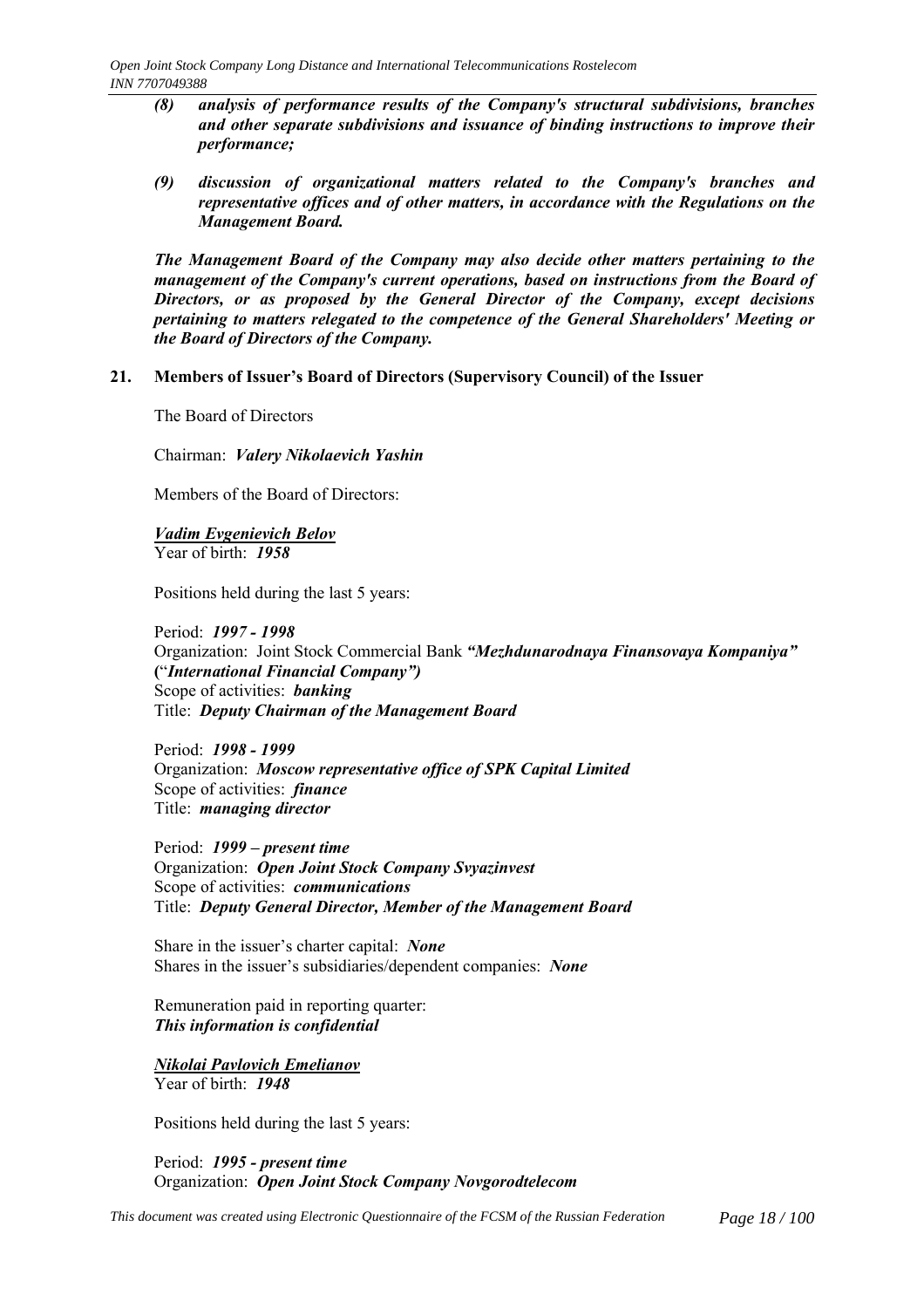*(8)* ***analysis of performance results of the Company's structural subdivisions, branches and other separate subdivisions and issuance of binding instructions to improve their performance;***

*(9)* ***discussion of organizational matters related to the Company's branches and representative offices and of other matters, in accordance with the Regulations on the Management Board.***

***The Management Board of the Company may also decide other matters pertaining to the management of the Company's current operations, based on instructions from the Board of Directors, or as proposed by the General Director of the Company, except decisions pertaining to matters relegated to the competence of the General Shareholders' Meeting or the Board of Directors of the Company.***

## 21. Members of Issuer's Board of Directors (Supervisory Council) of the Issuer

The Board of Directors

Chairman: ***Valery Nikolaevich Yashin***

Members of the Board of Directors:

***Vadim Evgenievich Belov***
Year of birth: ***1958***

Positions held during the last 5 years:

Period: ***1997 - 1998***
Organization: Joint Stock Commercial Bank ***"Mezhdunarodnaya Finansovaya Kompaniya"*** **(**"***International Financial Company")***
Scope of activities: ***banking***
Title: ***Deputy Chairman of the Management Board***

Period: ***1998 - 1999***
Organization: ***Moscow representative office of SPK Capital Limited***
Scope of activities: ***finance***
Title: ***managing director***

Period: ***1999 – present time***
Organization: ***Open Joint Stock Company Svyazinvest***
Scope of activities: ***communications***
Title: ***Deputy General Director, Member of the Management Board***

Share in the issuer's charter capital: ***None***
Shares in the issuer's subsidiaries/dependent companies: ***None***

Remuneration paid in reporting quarter:
***This information is confidential***

***Nikolai Pavlovich Emelianov***
Year of birth: ***1948***

Positions held during the last 5 years:

Period: ***1995 - present time***
Organization: ***Open Joint Stock Company Novgorodtelecom***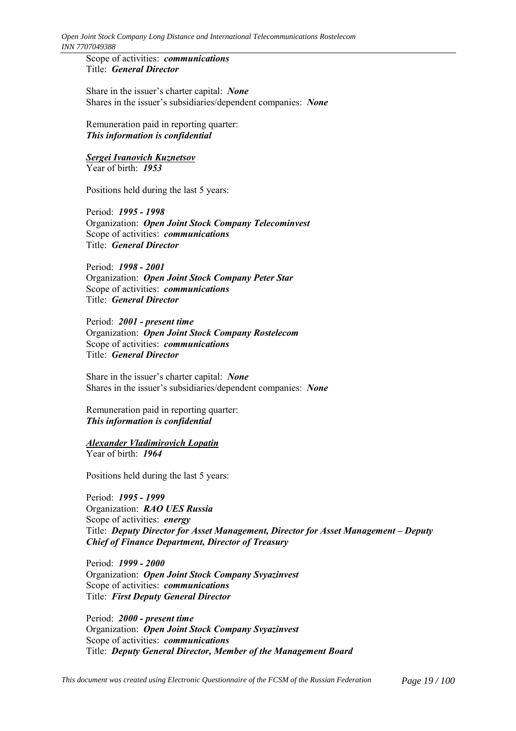Scope of activities: ***communications***
Title: ***General Director***

Share in the issuer's charter capital: ***None***
Shares in the issuer's subsidiaries/dependent companies: ***None***

Remuneration paid in reporting quarter:
***This information is confidential***

***Sergei Ivanovich Kuznetsov***
Year of birth: ***1953***

Positions held during the last 5 years:

Period: ***1995 - 1998***
Organization: ***Open Joint Stock Company Telecominvest***
Scope of activities: ***communications***
Title: ***General Director***

Period: ***1998 - 2001***
Organization: ***Open Joint Stock Company Peter Star***
Scope of activities: ***communications***
Title: ***General Director***

Period: ***2001 - present time***
Organization: ***Open Joint Stock Company Rostelecom***
Scope of activities: ***communications***
Title: ***General Director***

Share in the issuer's charter capital: ***None***
Shares in the issuer's subsidiaries/dependent companies: ***None***

Remuneration paid in reporting quarter:
***This information is confidential***

***Alexander Vladimirovich Lopatin***
Year of birth: ***1964***

Positions held during the last 5 years:

Period: ***1995 - 1999***
Organization: ***RAO UES Russia***
Scope of activities: ***energy***
Title: ***Deputy Director for Asset Management, Director for Asset Management – Deputy Chief of Finance Department, Director of Treasury***

Period: ***1999 - 2000***
Organization: ***Open Joint Stock Company Svyazinvest***
Scope of activities: ***communications***
Title: ***First Deputy General Director***

Period: ***2000 - present time***
Organization: ***Open Joint Stock Company Svyazinvest***
Scope of activities: ***communications***
Title: ***Deputy General Director, Member of the Management Board***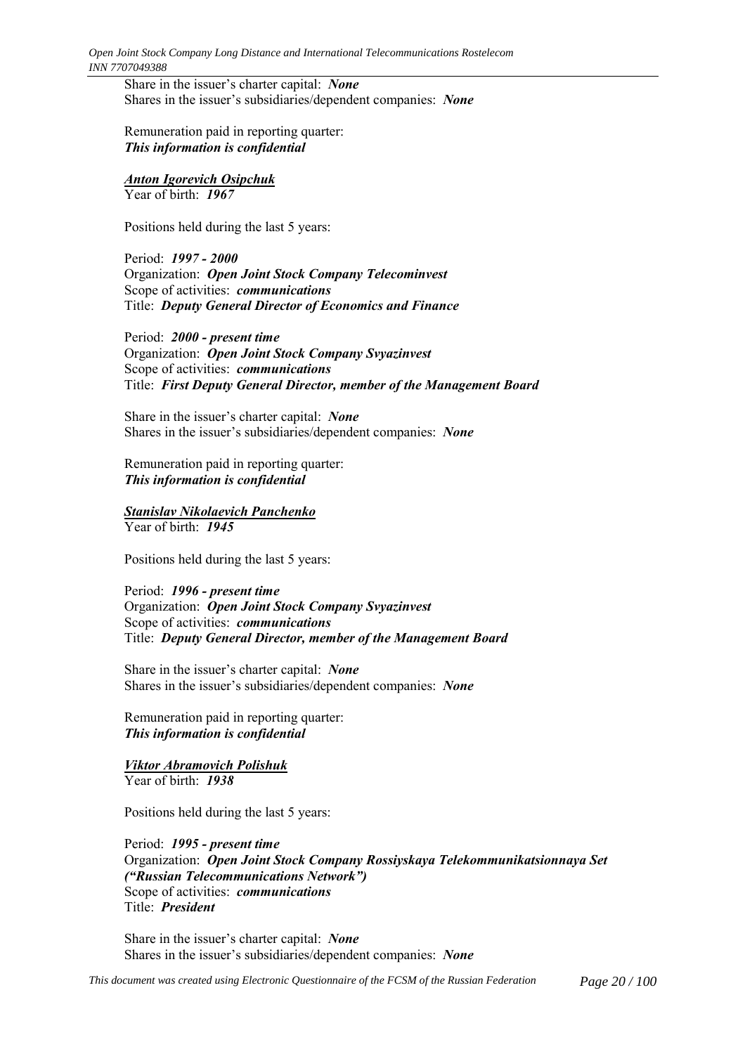Share in the issuer's charter capital: ***None***
Shares in the issuer's subsidiaries/dependent companies: ***None***

Remuneration paid in reporting quarter:
***This information is confidential***

***Anton Igorevich Osipchuk***
Year of birth: ***1967***

Positions held during the last 5 years:

Period: ***1997 - 2000***
Organization: ***Open Joint Stock Company Telecominvest***
Scope of activities: ***communications***
Title: ***Deputy General Director of Economics and Finance***

Period: ***2000 - present time***
Organization: ***Open Joint Stock Company Svyazinvest***
Scope of activities: ***communications***
Title: ***First Deputy General Director, member of the Management Board***

Share in the issuer's charter capital: ***None***
Shares in the issuer's subsidiaries/dependent companies: ***None***

Remuneration paid in reporting quarter:
***This information is confidential***

***Stanislav Nikolaevich Panchenko***
Year of birth: ***1945***

Positions held during the last 5 years:

Period: ***1996 - present time***
Organization: ***Open Joint Stock Company Svyazinvest***
Scope of activities: ***communications***
Title: ***Deputy General Director, member of the Management Board***

Share in the issuer's charter capital: ***None***
Shares in the issuer's subsidiaries/dependent companies: ***None***

Remuneration paid in reporting quarter:
***This information is confidential***

***Viktor Abramovich Polishuk***
Year of birth: ***1938***

Positions held during the last 5 years:

Period: ***1995 - present time***
Organization: ***Open Joint Stock Company Rossiyskaya Telekommunikatsionnaya Set ("Russian Telecommunications Network")***
Scope of activities: ***communications***
Title: ***President***

Share in the issuer's charter capital: ***None***
Shares in the issuer's subsidiaries/dependent companies: ***None***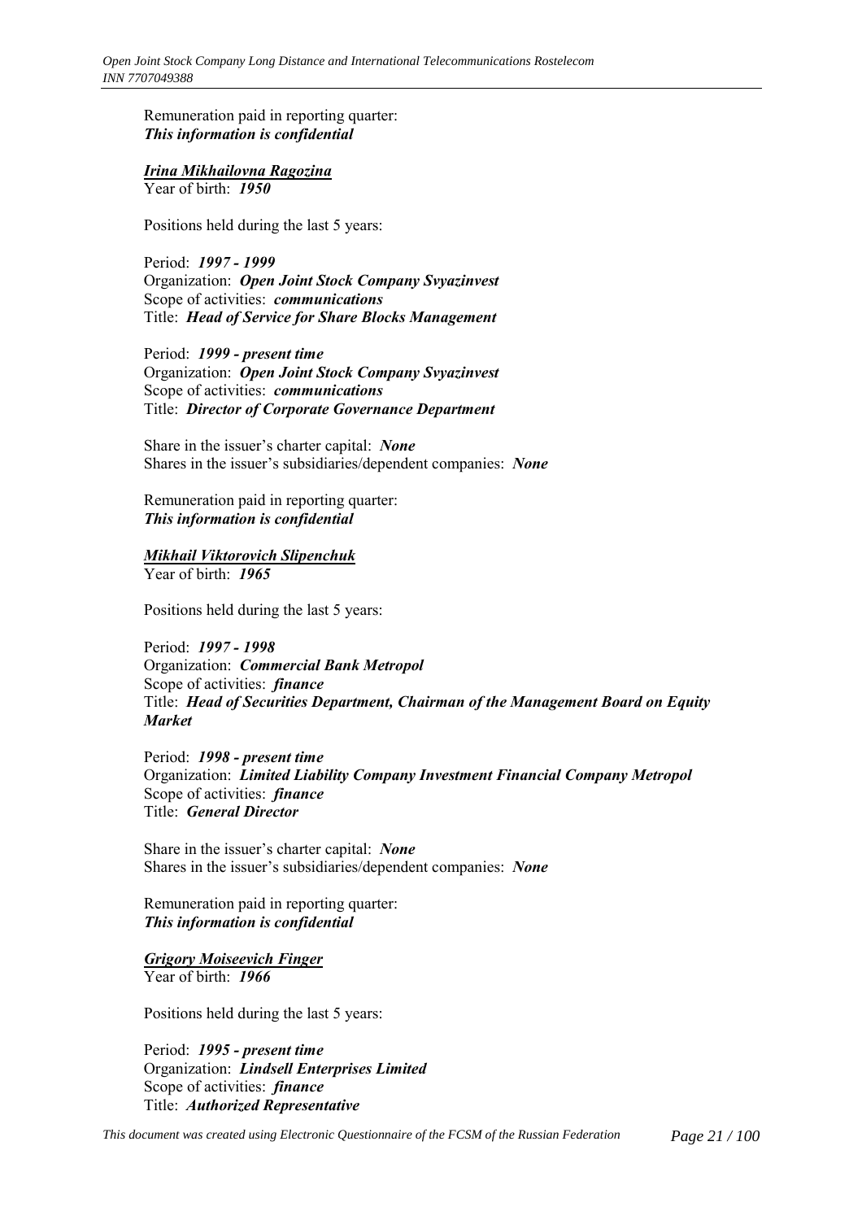Remuneration paid in reporting quarter:
***This information is confidential***

***<u>Irina Mikhailovna Ragozina</u>***
Year of birth: ***1950***

Positions held during the last 5 years:

Period: ***1997 - 1999***
Organization: ***Open Joint Stock Company Svyazinvest***
Scope of activities: ***communications***
Title: ***Head of Service for Share Blocks Management***

Period: ***1999 - present time***
Organization: ***Open Joint Stock Company Svyazinvest***
Scope of activities: ***communications***
Title: ***Director of Corporate Governance Department***

Share in the issuer's charter capital: ***None***
Shares in the issuer's subsidiaries/dependent companies: ***None***

Remuneration paid in reporting quarter:
***This information is confidential***

***<u>Mikhail Viktorovich Slipenchuk</u>***
Year of birth: ***1965***

Positions held during the last 5 years:

Period: ***1997 - 1998***
Organization: ***Commercial Bank Metropol***
Scope of activities: ***finance***
Title: ***Head of Securities Department, Chairman of the Management Board on Equity Market***

Period: ***1998 - present time***
Organization: ***Limited Liability Company Investment Financial Company Metropol***
Scope of activities: ***finance***
Title: ***General Director***

Share in the issuer's charter capital: ***None***
Shares in the issuer's subsidiaries/dependent companies: ***None***

Remuneration paid in reporting quarter:
***This information is confidential***

***<u>Grigory Moiseevich Finger</u>***
Year of birth: ***1966***

Positions held during the last 5 years:

Period: ***1995 - present time***
Organization: ***Lindsell Enterprises Limited***
Scope of activities: ***finance***
Title: ***Authorized Representative***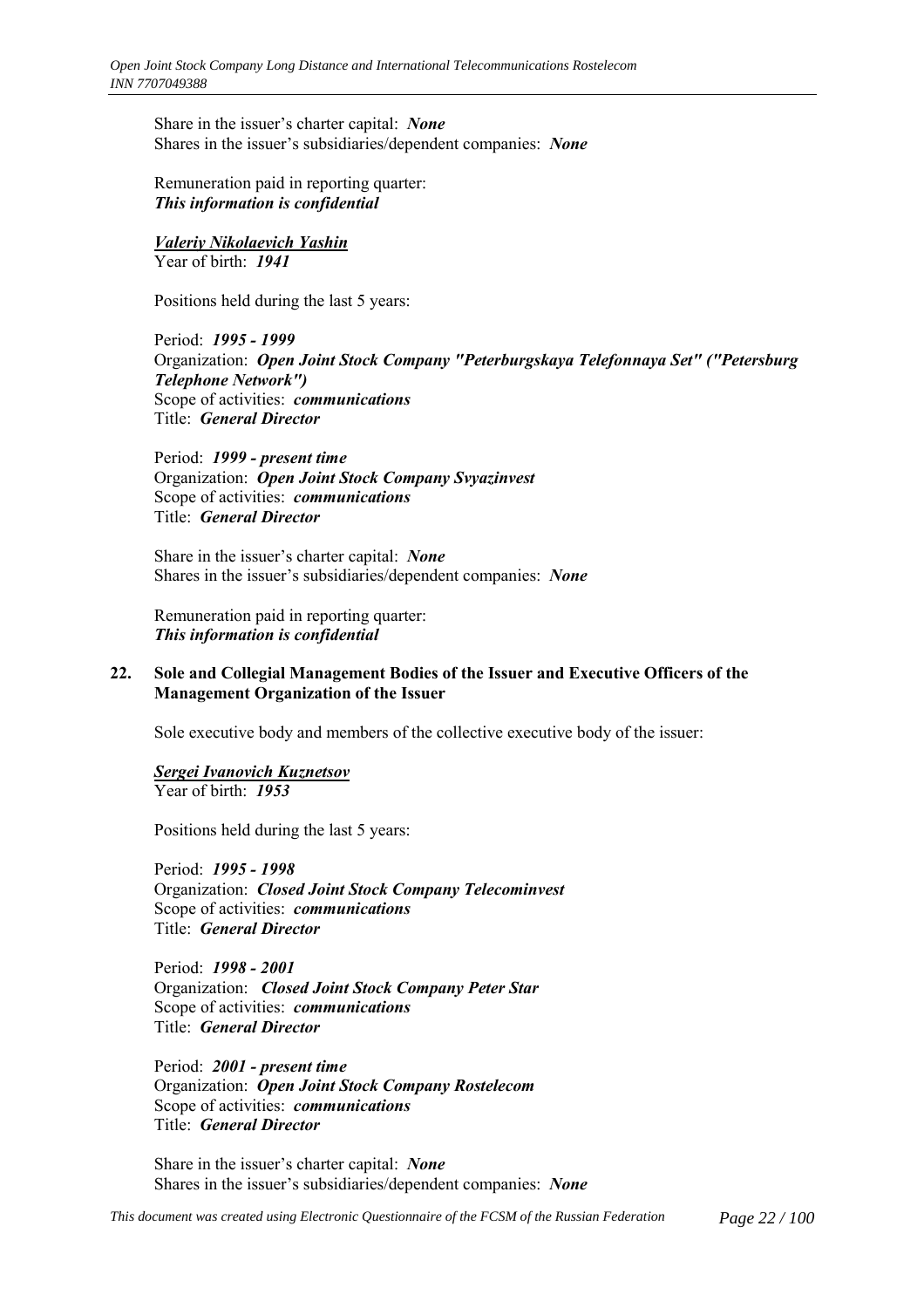Share in the issuer's charter capital: ***None***
Shares in the issuer's subsidiaries/dependent companies: ***None***

Remuneration paid in reporting quarter:
***This information is confidential***

***Valeriy Nikolaevich Yashin***
Year of birth: ***1941***

Positions held during the last 5 years:

Period: ***1995 - 1999***
Organization: ***Open Joint Stock Company "Peterburgskaya Telefonnaya Set" ("Petersburg Telephone Network")***
Scope of activities: ***communications***
Title: ***General Director***

Period: ***1999 - present time***
Organization: ***Open Joint Stock Company Svyazinvest***
Scope of activities: ***communications***
Title: ***General Director***

Share in the issuer's charter capital: ***None***
Shares in the issuer's subsidiaries/dependent companies: ***None***

Remuneration paid in reporting quarter:
***This information is confidential***

## 22. Sole and Collegial Management Bodies of the Issuer and Executive Officers of the Management Organization of the Issuer

Sole executive body and members of the collective executive body of the issuer:

***Sergei Ivanovich Kuznetsov***
Year of birth: ***1953***

Positions held during the last 5 years:

Period: ***1995 - 1998***
Organization: ***Closed Joint Stock Company Telecominvest***
Scope of activities: ***communications***
Title: ***General Director***

Period: ***1998 - 2001***
Organization: ***Closed Joint Stock Company Peter Star***
Scope of activities: ***communications***
Title: ***General Director***

Period: ***2001 - present time***
Organization: ***Open Joint Stock Company Rostelecom***
Scope of activities: ***communications***
Title: ***General Director***

Share in the issuer's charter capital: ***None***
Shares in the issuer's subsidiaries/dependent companies: ***None***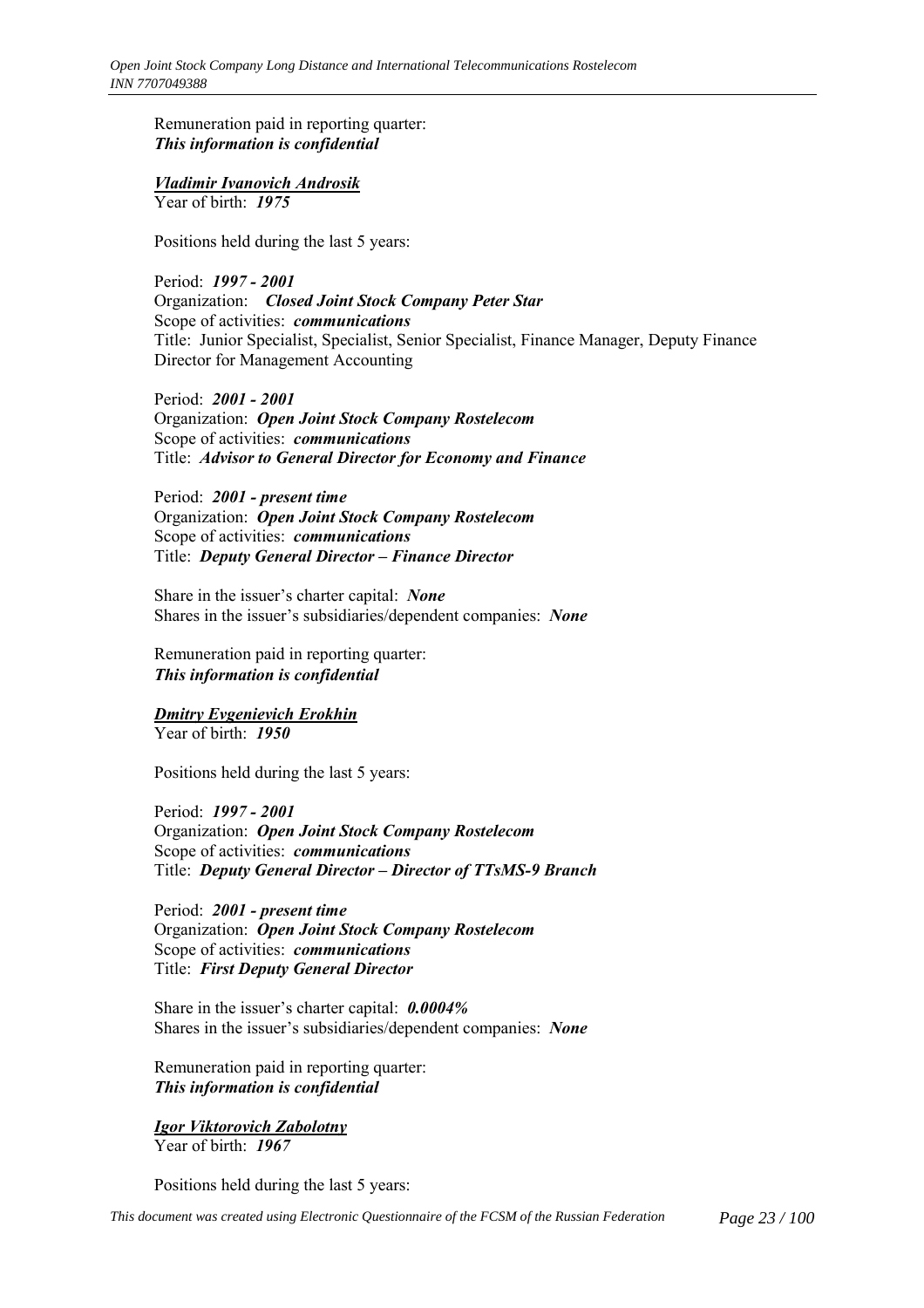Remuneration paid in reporting quarter:
***This information is confidential***

***Vladimir Ivanovich Androsik***
Year of birth: ***1975***

Positions held during the last 5 years:

Period: ***1997 - 2001***
Organization: ***Closed Joint Stock Company Peter Star***
Scope of activities: ***communications***
Title: Junior Specialist, Specialist, Senior Specialist, Finance Manager, Deputy Finance Director for Management Accounting

Period: ***2001 - 2001***
Organization: ***Open Joint Stock Company Rostelecom***
Scope of activities: ***communications***
Title: ***Advisor to General Director for Economy and Finance***

Period: ***2001 - present time***
Organization: ***Open Joint Stock Company Rostelecom***
Scope of activities: ***communications***
Title: ***Deputy General Director – Finance Director***

Share in the issuer's charter capital: ***None***
Shares in the issuer's subsidiaries/dependent companies: ***None***

Remuneration paid in reporting quarter:
***This information is confidential***

***Dmitry Evgenievich Erokhin***
Year of birth: ***1950***

Positions held during the last 5 years:

Period: ***1997 - 2001***
Organization: ***Open Joint Stock Company Rostelecom***
Scope of activities: ***communications***
Title: ***Deputy General Director – Director of TTsMS-9 Branch***

Period: ***2001 - present time***
Organization: ***Open Joint Stock Company Rostelecom***
Scope of activities: ***communications***
Title: ***First Deputy General Director***

Share in the issuer's charter capital: ***0.0004%***
Shares in the issuer's subsidiaries/dependent companies: ***None***

Remuneration paid in reporting quarter:
***This information is confidential***

***Igor Viktorovich Zabolotny***
Year of birth: ***1967***

Positions held during the last 5 years: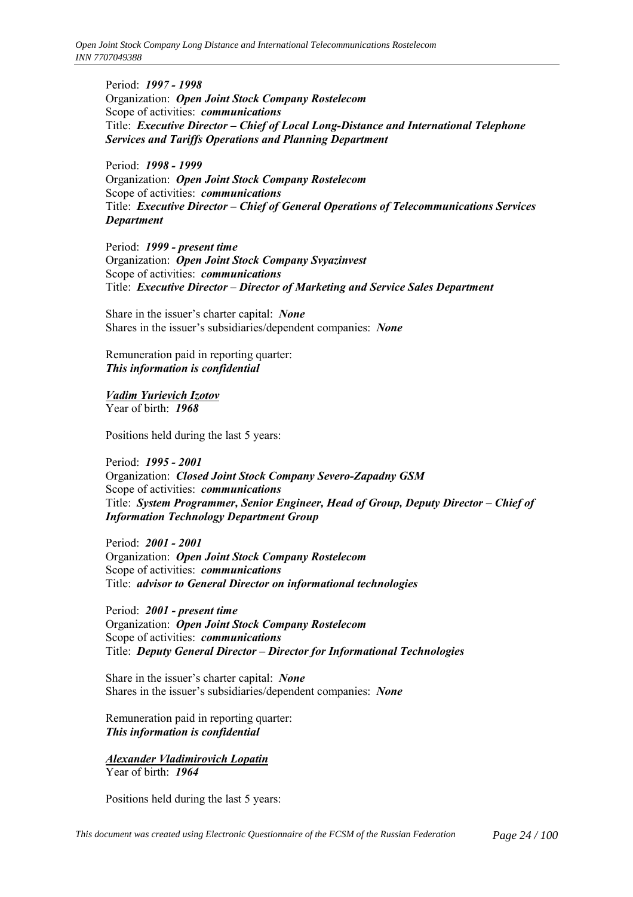Period: ***1997 - 1998***
Organization: ***Open Joint Stock Company Rostelecom***
Scope of activities: ***communications***
Title: ***Executive Director – Chief of Local Long-Distance and International Telephone Services and Tariffs Operations and Planning Department***

Period: ***1998 - 1999***
Organization: ***Open Joint Stock Company Rostelecom***
Scope of activities: ***communications***
Title: ***Executive Director – Chief of General Operations of Telecommunications Services Department***

Period: ***1999 - present time***
Organization: ***Open Joint Stock Company Svyazinvest***
Scope of activities: ***communications***
Title: ***Executive Director – Director of Marketing and Service Sales Department***

Share in the issuer's charter capital: ***None***
Shares in the issuer's subsidiaries/dependent companies: ***None***

Remuneration paid in reporting quarter:
***This information is confidential***

***Vadim Yurievich Izotov***
Year of birth: ***1968***

Positions held during the last 5 years:

Period: ***1995 - 2001***
Organization: ***Closed Joint Stock Company Severo-Zapadny GSM***
Scope of activities: ***communications***
Title: ***System Programmer, Senior Engineer, Head of Group, Deputy Director – Chief of Information Technology Department Group***

Period: ***2001 - 2001***
Organization: ***Open Joint Stock Company Rostelecom***
Scope of activities: ***communications***
Title: ***advisor to General Director on informational technologies***

Period: ***2001 - present time***
Organization: ***Open Joint Stock Company Rostelecom***
Scope of activities: ***communications***
Title: ***Deputy General Director – Director for Informational Technologies***

Share in the issuer's charter capital: ***None***
Shares in the issuer's subsidiaries/dependent companies: ***None***

Remuneration paid in reporting quarter:
***This information is confidential***

***Alexander Vladimirovich Lopatin***
Year of birth: ***1964***

Positions held during the last 5 years: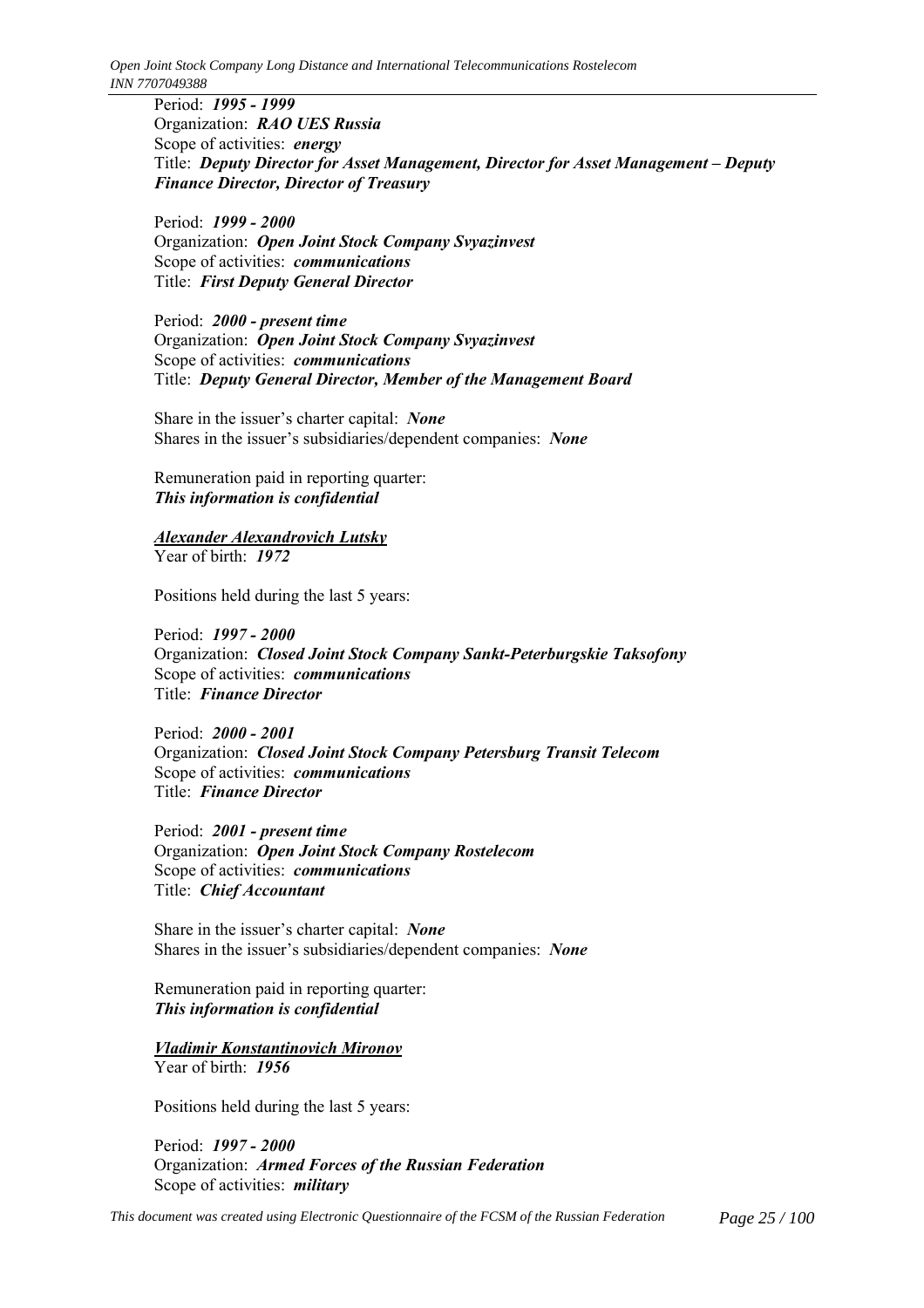Period: ***1995 - 1999***
Organization: ***RAO UES Russia***
Scope of activities: ***energy***
Title: ***Deputy Director for Asset Management, Director for Asset Management – Deputy Finance Director, Director of Treasury***

Period: ***1999 - 2000***
Organization: ***Open Joint Stock Company Svyazinvest***
Scope of activities: ***communications***
Title: ***First Deputy General Director***

Period: ***2000 - present time***
Organization: ***Open Joint Stock Company Svyazinvest***
Scope of activities: ***communications***
Title: ***Deputy General Director, Member of the Management Board***

Share in the issuer's charter capital: ***None***
Shares in the issuer's subsidiaries/dependent companies: ***None***

Remuneration paid in reporting quarter:
***This information is confidential***

***<u>Alexander Alexandrovich Lutsky</u>***
Year of birth: ***1972***

Positions held during the last 5 years:

Period: ***1997 - 2000***
Organization: ***Closed Joint Stock Company Sankt-Peterburgskie Taksofony***
Scope of activities: ***communications***
Title: ***Finance Director***

Period: ***2000 - 2001***
Organization: ***Closed Joint Stock Company Petersburg Transit Telecom***
Scope of activities: ***communications***
Title: ***Finance Director***

Period: ***2001 - present time***
Organization: ***Open Joint Stock Company Rostelecom***
Scope of activities: ***communications***
Title: ***Chief Accountant***

Share in the issuer's charter capital: ***None***
Shares in the issuer's subsidiaries/dependent companies: ***None***

Remuneration paid in reporting quarter:
***This information is confidential***

***<u>Vladimir Konstantinovich Mironov</u>***
Year of birth: ***1956***

Positions held during the last 5 years:

Period: ***1997 - 2000***
Organization: ***Armed Forces of the Russian Federation***
Scope of activities: ***military***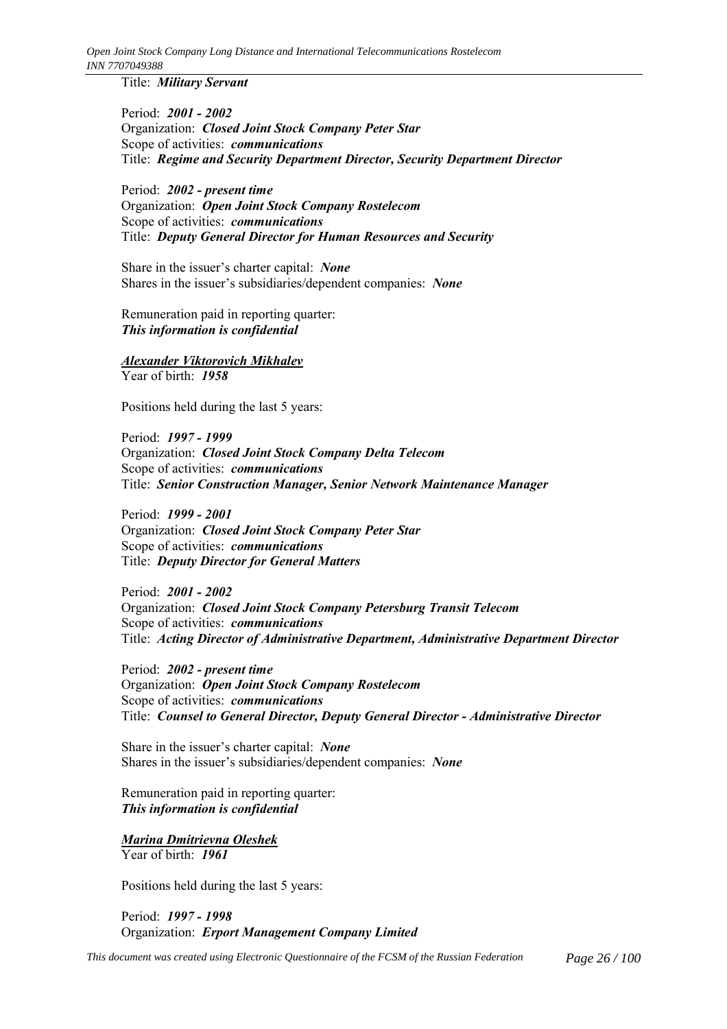Title: ***Military Servant***

Period: ***2001 - 2002***
Organization: ***Closed Joint Stock Company Peter Star***
Scope of activities: ***communications***
Title: ***Regime and Security Department Director, Security Department Director***

Period: ***2002 - present time***
Organization: ***Open Joint Stock Company Rostelecom***
Scope of activities: ***communications***
Title: ***Deputy General Director for Human Resources and Security***

Share in the issuer's charter capital: ***None***
Shares in the issuer's subsidiaries/dependent companies: ***None***

Remuneration paid in reporting quarter:
***This information is confidential***

***Alexander Viktorovich Mikhalev***
Year of birth: ***1958***

Positions held during the last 5 years:

Period: ***1997 - 1999***
Organization: ***Closed Joint Stock Company Delta Telecom***
Scope of activities: ***communications***
Title: ***Senior Construction Manager, Senior Network Maintenance Manager***

Period: ***1999 - 2001***
Organization: ***Closed Joint Stock Company Peter Star***
Scope of activities: ***communications***
Title: ***Deputy Director for General Matters***

Period: ***2001 - 2002***
Organization: ***Closed Joint Stock Company Petersburg Transit Telecom***
Scope of activities: ***communications***
Title: ***Acting Director of Administrative Department, Administrative Department Director***

Period: ***2002 - present time***
Organization: ***Open Joint Stock Company Rostelecom***
Scope of activities: ***communications***
Title: ***Counsel to General Director, Deputy General Director - Administrative Director***

Share in the issuer's charter capital: ***None***
Shares in the issuer's subsidiaries/dependent companies: ***None***

Remuneration paid in reporting quarter:
***This information is confidential***

***Marina Dmitrievna Oleshek***
Year of birth: ***1961***

Positions held during the last 5 years:

Period: ***1997 - 1998***
Organization: ***Erport Management Company Limited***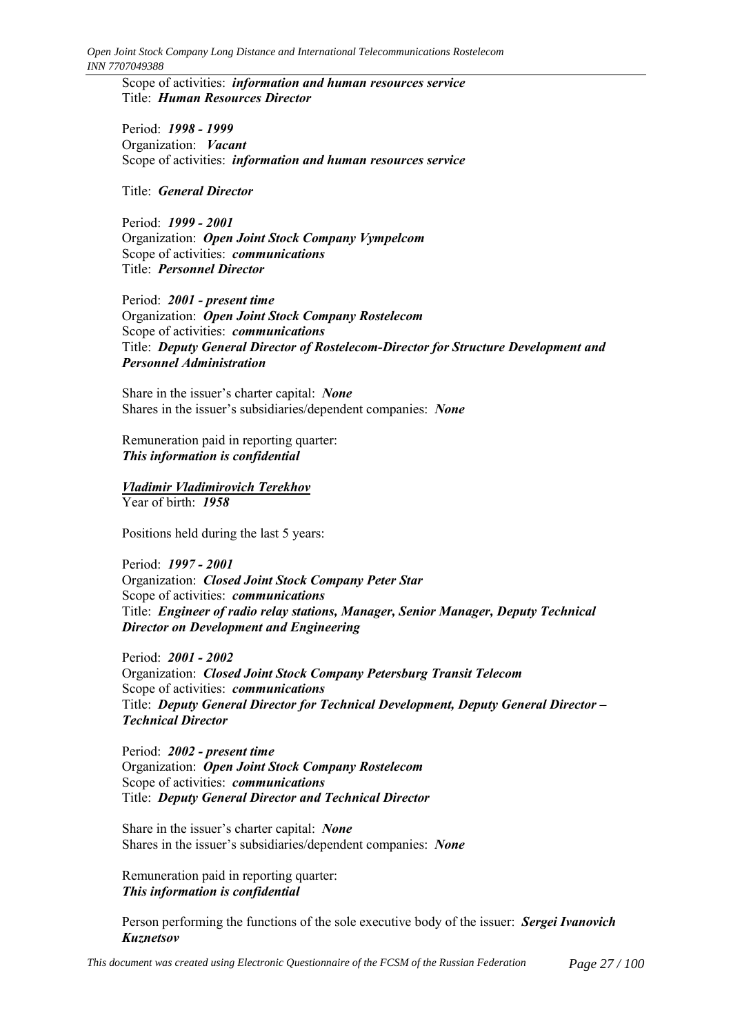Scope of activities: ***information and human resources service***
Title: ***Human Resources Director***

Period: ***1998 - 1999***
Organization: ***Vacant***
Scope of activities: ***information and human resources service***

Title: ***General Director***

Period: ***1999 - 2001***
Organization: ***Open Joint Stock Company Vympelcom***
Scope of activities: ***communications***
Title: ***Personnel Director***

Period: ***2001 - present time***
Organization: ***Open Joint Stock Company Rostelecom***
Scope of activities: ***communications***
Title: ***Deputy General Director of Rostelecom-Director for Structure Development and Personnel Administration***

Share in the issuer's charter capital: ***None***
Shares in the issuer's subsidiaries/dependent companies: ***None***

Remuneration paid in reporting quarter:
***This information is confidential***

***Vladimir Vladimirovich Terekhov***
Year of birth: ***1958***

Positions held during the last 5 years:

Period: ***1997 - 2001***
Organization: ***Closed Joint Stock Company Peter Star***
Scope of activities: ***communications***
Title: ***Engineer of radio relay stations, Manager, Senior Manager, Deputy Technical Director on Development and Engineering***

Period: ***2001 - 2002***
Organization: ***Closed Joint Stock Company Petersburg Transit Telecom***
Scope of activities: ***communications***
Title: ***Deputy General Director for Technical Development, Deputy General Director – Technical Director***

Period: ***2002 - present time***
Organization: ***Open Joint Stock Company Rostelecom***
Scope of activities: ***communications***
Title: ***Deputy General Director and Technical Director***

Share in the issuer's charter capital: ***None***
Shares in the issuer's subsidiaries/dependent companies: ***None***

Remuneration paid in reporting quarter:
***This information is confidential***

Person performing the functions of the sole executive body of the issuer: ***Sergei Ivanovich Kuznetsov***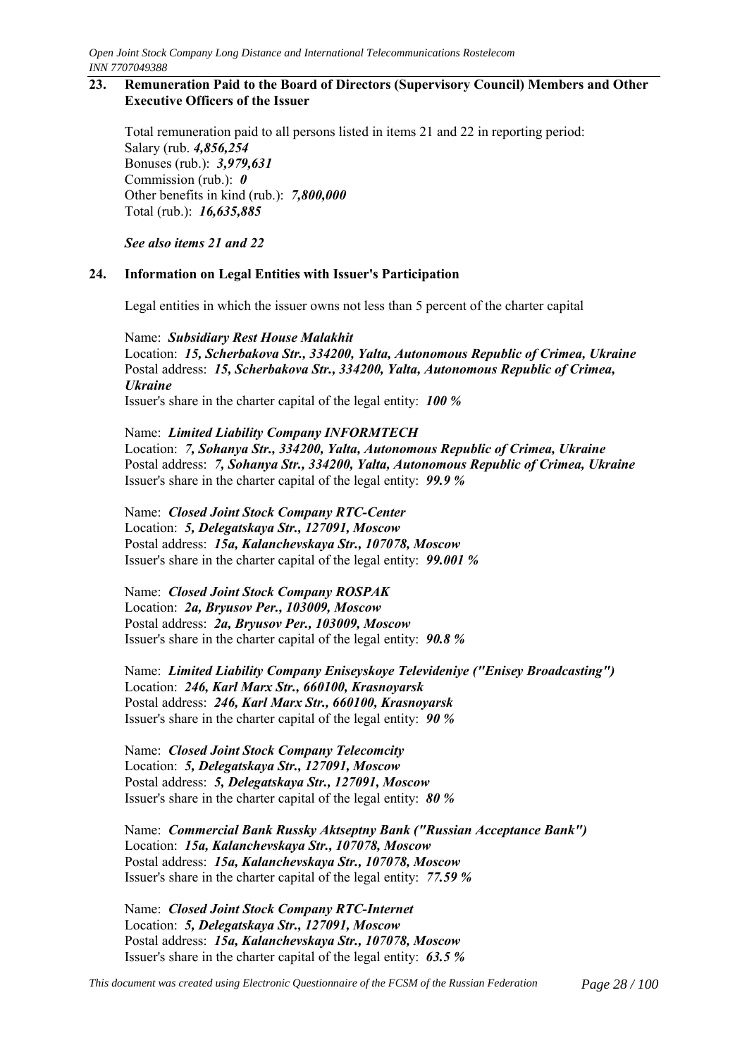## 23. Remuneration Paid to the Board of Directors (Supervisory Council) Members and Other Executive Officers of the Issuer

Total remuneration paid to all persons listed in items 21 and 22 in reporting period:
Salary (rub. ***4,856,254***
Bonuses (rub.): ***3,979,631***
Commission (rub.): ***0***
Other benefits in kind (rub.): ***7,800,000***
Total (rub.): ***16,635,885***

***See also items 21 and 22***

## 24. Information on Legal Entities with Issuer's Participation

Legal entities in which the issuer owns not less than 5 percent of the charter capital

Name: ***Subsidiary Rest House Malakhit***
Location: ***15, Scherbakova Str., 334200, Yalta, Autonomous Republic of Crimea, Ukraine***
Postal address: ***15, Scherbakova Str., 334200, Yalta, Autonomous Republic of Crimea, Ukraine***
Issuer's share in the charter capital of the legal entity: ***100 %***

Name: ***Limited Liability Company INFORMTECH***
Location: ***7, Sohanya Str., 334200, Yalta, Autonomous Republic of Crimea, Ukraine***
Postal address: ***7, Sohanya Str., 334200, Yalta, Autonomous Republic of Crimea, Ukraine***
Issuer's share in the charter capital of the legal entity: ***99.9 %***

Name: ***Closed Joint Stock Company RTC-Center***
Location: ***5, Delegatskaya Str., 127091, Moscow***
Postal address: ***15a, Kalanchevskaya Str., 107078, Moscow***
Issuer's share in the charter capital of the legal entity: ***99.001 %***

Name: ***Closed Joint Stock Company ROSPAK***
Location: ***2a, Bryusov Per., 103009, Moscow***
Postal address: ***2a, Bryusov Per., 103009, Moscow***
Issuer's share in the charter capital of the legal entity: ***90.8 %***

Name: ***Limited Liability Company Eniseyskoye Televideniye ("Enisey Broadcasting")***
Location: ***246, Karl Marx Str., 660100, Krasnoyarsk***
Postal address: ***246, Karl Marx Str., 660100, Krasnoyarsk***
Issuer's share in the charter capital of the legal entity: ***90 %***

Name: ***Closed Joint Stock Company Telecomcity***
Location: ***5, Delegatskaya Str., 127091, Moscow***
Postal address: ***5, Delegatskaya Str., 127091, Moscow***
Issuer's share in the charter capital of the legal entity: ***80 %***

Name: ***Commercial Bank Russky Aktseptny Bank ("Russian Acceptance Bank")***
Location: ***15a, Kalanchevskaya Str., 107078, Moscow***
Postal address: ***15a, Kalanchevskaya Str., 107078, Moscow***
Issuer's share in the charter capital of the legal entity: ***77.59 %***

Name: ***Closed Joint Stock Company RTC-Internet***
Location: ***5, Delegatskaya Str., 127091, Moscow***
Postal address: ***15a, Kalanchevskaya Str., 107078, Moscow***
Issuer's share in the charter capital of the legal entity: ***63.5 %***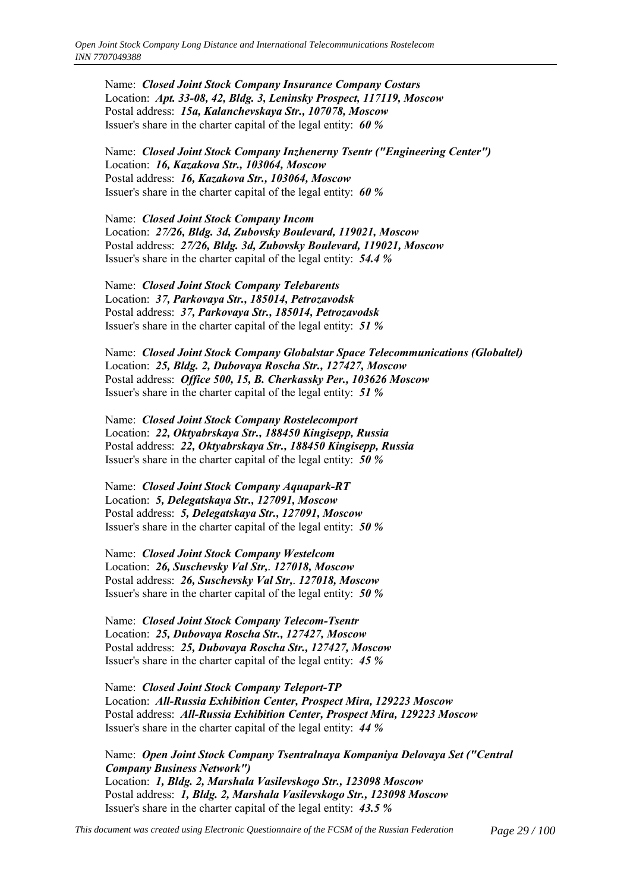Name: ***Closed Joint Stock Company Insurance Company Costars***
Location: ***Apt. 33-08, 42, Bldg. 3, Leninsky Prospect, 117119, Moscow***
Postal address: ***15a, Kalanchevskaya Str., 107078, Moscow***
Issuer's share in the charter capital of the legal entity: ***60 %***

Name: ***Closed Joint Stock Company Inzhenerny Tsentr ("Engineering Center")***
Location: ***16, Kazakova Str., 103064, Moscow***
Postal address: ***16, Kazakova Str., 103064, Moscow***
Issuer's share in the charter capital of the legal entity: ***60 %***

Name: ***Closed Joint Stock Company Incom***
Location: ***27/26, Bldg. 3d, Zubovsky Boulevard, 119021, Moscow***
Postal address: ***27/26, Bldg. 3d, Zubovsky Boulevard, 119021, Moscow***
Issuer's share in the charter capital of the legal entity: ***54.4 %***

Name: ***Closed Joint Stock Company Telebarents***
Location: ***37, Parkovaya Str., 185014, Petrozavodsk***
Postal address: ***37, Parkovaya Str., 185014, Petrozavodsk***
Issuer's share in the charter capital of the legal entity: ***51 %***

Name: ***Closed Joint Stock Company Globalstar Space Telecommunications (Globaltel)***
Location: ***25, Bldg. 2, Dubovaya Roscha Str., 127427, Moscow***
Postal address: ***Office 500, 15, B. Cherkassky Per., 103626 Moscow***
Issuer's share in the charter capital of the legal entity: ***51 %***

Name: ***Closed Joint Stock Company Rostelecomport***
Location: ***22, Oktyabrskaya Str., 188450 Kingisepp, Russia***
Postal address: ***22, Oktyabrskaya Str., 188450 Kingisepp, Russia***
Issuer's share in the charter capital of the legal entity: ***50 %***

Name: ***Closed Joint Stock Company Aquapark-RT***
Location: ***5, Delegatskaya Str., 127091, Moscow***
Postal address: ***5, Delegatskaya Str., 127091, Moscow***
Issuer's share in the charter capital of the legal entity: ***50 %***

Name: ***Closed Joint Stock Company Westelcom***
Location: ***26, Suschevsky Val Str,. 127018, Moscow***
Postal address: ***26, Suschevsky Val Str,. 127018, Moscow***
Issuer's share in the charter capital of the legal entity: ***50 %***

Name: ***Closed Joint Stock Company Telecom-Tsentr***
Location: ***25, Dubovaya Roscha Str., 127427, Moscow***
Postal address: ***25, Dubovaya Roscha Str., 127427, Moscow***
Issuer's share in the charter capital of the legal entity: ***45 %***

Name: ***Closed Joint Stock Company Teleport-TP***
Location: ***All-Russia Exhibition Center, Prospect Mira, 129223 Moscow***
Postal address: ***All-Russia Exhibition Center, Prospect Mira, 129223 Moscow***
Issuer's share in the charter capital of the legal entity: ***44 %***

Name: ***Open Joint Stock Company Tsentralnaya Kompaniya Delovaya Set ("Central Company Business Network")***
Location: ***1, Bldg. 2, Marshala Vasilevskogo Str., 123098 Moscow***
Postal address: ***1, Bldg. 2, Marshala Vasilevskogo Str., 123098 Moscow***
Issuer's share in the charter capital of the legal entity: ***43.5 %***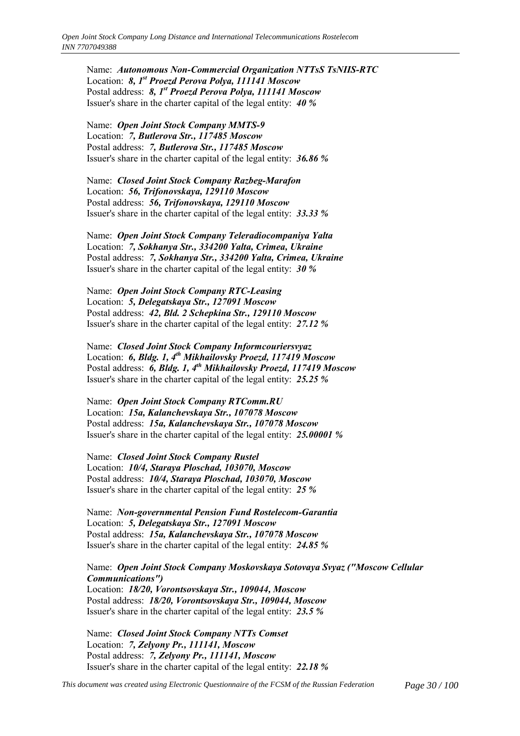Name: ***Autonomous Non-Commercial Organization NTTsS TsNIIS-RTC***
Location: ***8, 1st Proezd Perova Polya, 111141 Moscow***
Postal address: ***8, 1st Proezd Perova Polya, 111141 Moscow***
Issuer's share in the charter capital of the legal entity: ***40 %***

Name: ***Open Joint Stock Company MMTS-9***
Location: ***7, Butlerova Str., 117485 Moscow***
Postal address: ***7, Butlerova Str., 117485 Moscow***
Issuer's share in the charter capital of the legal entity: ***36.86 %***

Name: ***Closed Joint Stock Company Razbeg-Marafon***
Location: ***56, Trifonovskaya, 129110 Moscow***
Postal address: ***56, Trifonovskaya, 129110 Moscow***
Issuer's share in the charter capital of the legal entity: ***33.33 %***

Name: ***Open Joint Stock Company Teleradiocompaniya Yalta***
Location: ***7, Sokhanya Str., 334200 Yalta, Crimea, Ukraine***
Postal address: ***7, Sokhanya Str., 334200 Yalta, Crimea, Ukraine***
Issuer's share in the charter capital of the legal entity: ***30 %***

Name: ***Open Joint Stock Company RTC-Leasing***
Location: ***5, Delegatskaya Str., 127091 Moscow***
Postal address: ***42, Bld. 2 Schepkina Str., 129110 Moscow***
Issuer's share in the charter capital of the legal entity: ***27.12 %***

Name: ***Closed Joint Stock Company Informcouriersvyaz***
Location: ***6, Bldg. 1, 4th Mikhailovsky Proezd, 117419 Moscow***
Postal address: ***6, Bldg. 1, 4th Mikhailovsky Proezd, 117419 Moscow***
Issuer's share in the charter capital of the legal entity: ***25.25 %***

Name: ***Open Joint Stock Company RTComm.RU***
Location: ***15a, Kalanchevskaya Str., 107078 Moscow***
Postal address: ***15a, Kalanchevskaya Str., 107078 Moscow***
Issuer's share in the charter capital of the legal entity: ***25.00001 %***

Name: ***Closed Joint Stock Company Rustel***
Location: ***10/4, Staraya Ploschad, 103070, Moscow***
Postal address: ***10/4, Staraya Ploschad, 103070, Moscow***
Issuer's share in the charter capital of the legal entity: ***25 %***

Name: ***Non-governmental Pension Fund Rostelecom-Garantia***
Location: ***5, Delegatskaya Str., 127091 Moscow***
Postal address: ***15a, Kalanchevskaya Str., 107078 Moscow***
Issuer's share in the charter capital of the legal entity: ***24.85 %***

Name: ***Open Joint Stock Company Moskovskaya Sotovaya Svyaz ("Moscow Cellular Communications")***
Location: ***18/20, Vorontsovskaya Str., 109044, Moscow***
Postal address: ***18/20, Vorontsovskaya Str., 109044, Moscow***
Issuer's share in the charter capital of the legal entity: ***23.5 %***

Name: ***Closed Joint Stock Company NTTs Comset***
Location: ***7, Zelyony Pr., 111141, Moscow***
Postal address: ***7, Zelyony Pr., 111141, Moscow***
Issuer's share in the charter capital of the legal entity: ***22.18 %***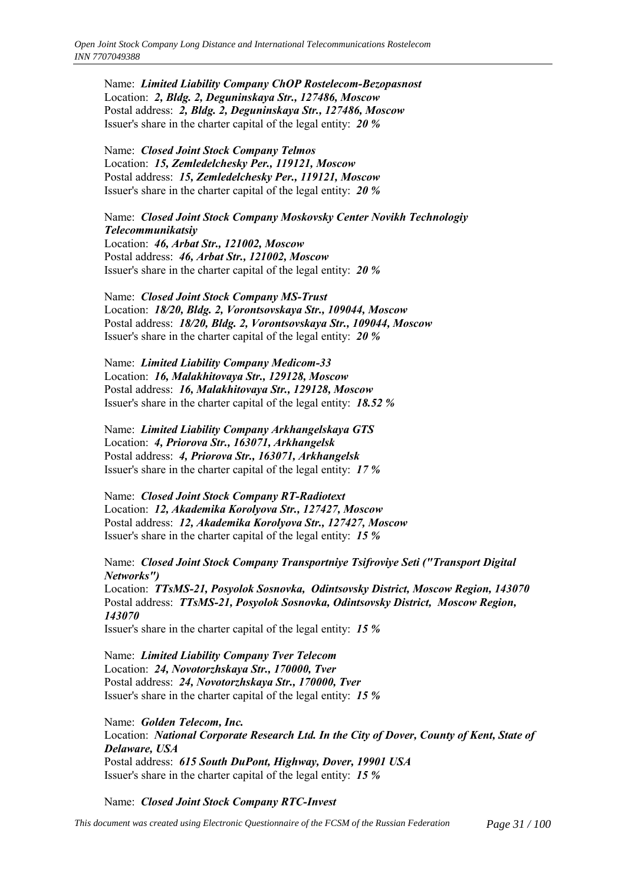Name: ***Limited Liability Company ChOP Rostelecom-Bezopasnost***
Location: ***2, Bldg. 2, Deguninskaya Str., 127486, Moscow***
Postal address: ***2, Bldg. 2, Deguninskaya Str., 127486, Moscow***
Issuer's share in the charter capital of the legal entity: ***20 %***

Name: ***Closed Joint Stock Company Telmos***
Location: ***15, Zemledelchesky Per., 119121, Moscow***
Postal address: ***15, Zemledelchesky Per., 119121, Moscow***
Issuer's share in the charter capital of the legal entity: ***20 %***

Name: ***Closed Joint Stock Company Moskovsky Center Novikh Technologiy Telecommunikatsiy***
Location: ***46, Arbat Str., 121002, Moscow***
Postal address: ***46, Arbat Str., 121002, Moscow***
Issuer's share in the charter capital of the legal entity: ***20 %***

Name: ***Closed Joint Stock Company MS-Trust***
Location: ***18/20, Bldg. 2, Vorontsovskaya Str., 109044, Moscow***
Postal address: ***18/20, Bldg. 2, Vorontsovskaya Str., 109044, Moscow***
Issuer's share in the charter capital of the legal entity: ***20 %***

Name: ***Limited Liability Company Medicom-33***
Location: ***16, Malakhitovaya Str., 129128, Moscow***
Postal address: ***16, Malakhitovaya Str., 129128, Moscow***
Issuer's share in the charter capital of the legal entity: ***18.52 %***

Name: ***Limited Liability Company Arkhangelskaya GTS***
Location: ***4, Priorova Str., 163071, Arkhangelsk***
Postal address: ***4, Priorova Str., 163071, Arkhangelsk***
Issuer's share in the charter capital of the legal entity: ***17 %***

Name: ***Closed Joint Stock Company RT-Radiotext***
Location: ***12, Akademika Korolyova Str., 127427, Moscow***
Postal address: ***12, Akademika Korolyova Str., 127427, Moscow***
Issuer's share in the charter capital of the legal entity: ***15 %***

Name: ***Closed Joint Stock Company Transportniye Tsifroviye Seti ("Transport Digital Networks")***
Location: ***TTsMS-21, Posyolok Sosnovka, Odintsovsky District, Moscow Region, 143070***
Postal address: ***TTsMS-21, Posyolok Sosnovka, Odintsovsky District, Moscow Region, 143070***
Issuer's share in the charter capital of the legal entity: ***15 %***

Name: ***Limited Liability Company Tver Telecom***
Location: ***24, Novotorzhskaya Str., 170000, Tver***
Postal address: ***24, Novotorzhskaya Str., 170000, Tver***
Issuer's share in the charter capital of the legal entity: ***15 %***

Name: ***Golden Telecom, Inc.***
Location: ***National Corporate Research Ltd. In the City of Dover, County of Kent, State of Delaware, USA***
Postal address: ***615 South DuPont, Highway, Dover, 19901 USA***
Issuer's share in the charter capital of the legal entity: ***15 %***

Name: ***Closed Joint Stock Company RTC-Invest***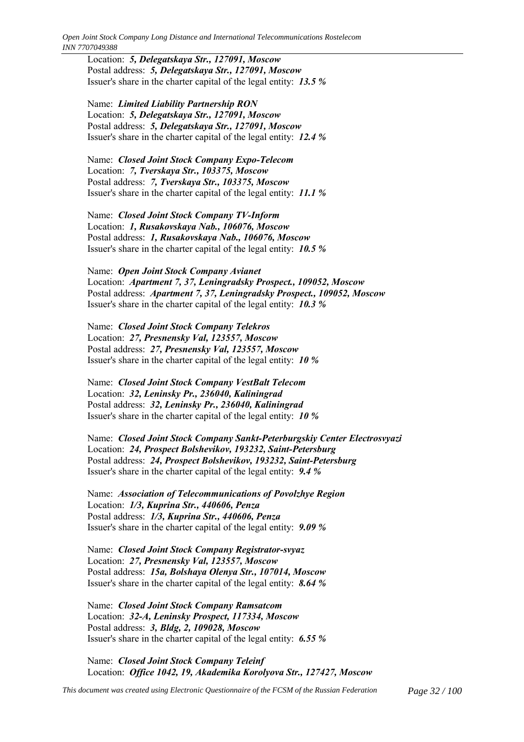Location: ***5, Delegatskaya Str., 127091, Moscow***
Postal address: ***5, Delegatskaya Str., 127091, Moscow***
Issuer's share in the charter capital of the legal entity: ***13.5 %***

Name: ***Limited Liability Partnership RON***
Location: ***5, Delegatskaya Str., 127091, Moscow***
Postal address: ***5, Delegatskaya Str., 127091, Moscow***
Issuer's share in the charter capital of the legal entity: ***12.4 %***

Name: ***Closed Joint Stock Company Expo-Telecom***
Location: ***7, Tverskaya Str., 103375, Moscow***
Postal address: ***7, Tverskaya Str., 103375, Moscow***
Issuer's share in the charter capital of the legal entity: ***11.1 %***

Name: ***Closed Joint Stock Company TV-Inform***
Location: ***1, Rusakovskaya Nab., 106076, Moscow***
Postal address: ***1, Rusakovskaya Nab., 106076, Moscow***
Issuer's share in the charter capital of the legal entity: ***10.5 %***

Name: ***Open Joint Stock Company Avianet***
Location: ***Apartment 7, 37, Leningradsky Prospect., 109052, Moscow***
Postal address: ***Apartment 7, 37, Leningradsky Prospect., 109052, Moscow***
Issuer's share in the charter capital of the legal entity: ***10.3 %***

Name: ***Closed Joint Stock Company Telekros***
Location: ***27, Presnensky Val, 123557, Moscow***
Postal address: ***27, Presnensky Val, 123557, Moscow***
Issuer's share in the charter capital of the legal entity: ***10 %***

Name: ***Closed Joint Stock Company VestBalt Telecom***
Location: ***32, Leninsky Pr., 236040, Kaliningrad***
Postal address: ***32, Leninsky Pr., 236040, Kaliningrad***
Issuer's share in the charter capital of the legal entity: ***10 %***

Name: ***Closed Joint Stock Company Sankt-Peterburgskiy Center Electrosvyazi***
Location: ***24, Prospect Bolshevikov, 193232, Saint-Petersburg***
Postal address: ***24, Prospect Bolshevikov, 193232, Saint-Petersburg***
Issuer's share in the charter capital of the legal entity: ***9.4 %***

Name: ***Association of Telecommunications of Povolzhye Region***
Location: ***1/3, Kuprina Str., 440606, Penza***
Postal address: ***1/3, Kuprina Str., 440606, Penza***
Issuer's share in the charter capital of the legal entity: ***9.09 %***

Name: ***Closed Joint Stock Company Registrator-svyaz***
Location: ***27, Presnensky Val, 123557, Moscow***
Postal address: ***15a, Bolshaya Olenya Str., 107014, Moscow***
Issuer's share in the charter capital of the legal entity: ***8.64 %***

Name: ***Closed Joint Stock Company Ramsatcom***
Location: ***32-A, Leninsky Prospect, 117334, Moscow***
Postal address: ***3, Bldg, 2, 109028, Moscow***
Issuer's share in the charter capital of the legal entity: ***6.55 %***

Name: ***Closed Joint Stock Company Teleinf***
Location: ***Office 1042, 19, Akademika Korolyova Str., 127427, Moscow***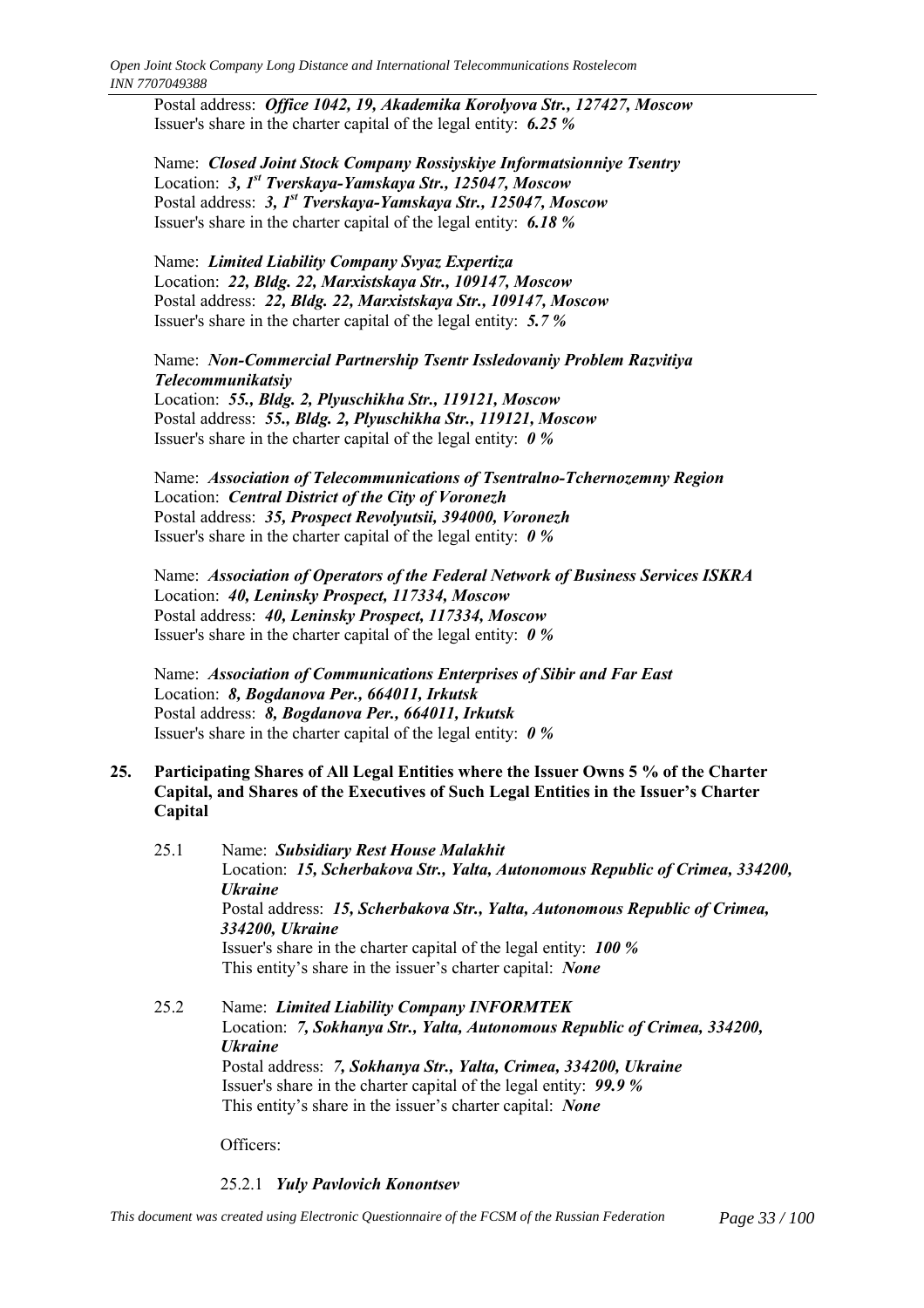Postal address: ***Office 1042, 19, Akademika Korolyova Str., 127427, Moscow***
Issuer's share in the charter capital of the legal entity: ***6.25 %***

Name: ***Closed Joint Stock Company Rossiyskiye Informatsionniye Tsentry***
Location: ***3, 1st Tverskaya-Yamskaya Str., 125047, Moscow***
Postal address: ***3, 1st Tverskaya-Yamskaya Str., 125047, Moscow***
Issuer's share in the charter capital of the legal entity: ***6.18 %***

Name: ***Limited Liability Company Svyaz Expertiza***
Location: ***22, Bldg. 22, Marxistskaya Str., 109147, Moscow***
Postal address: ***22, Bldg. 22, Marxistskaya Str., 109147, Moscow***
Issuer's share in the charter capital of the legal entity: ***5.7 %***

Name: ***Non-Commercial Partnership Tsentr Issledovaniy Problem Razvitiya Telecommunikatsiy***
Location: ***55., Bldg. 2, Plyuschikha Str., 119121, Moscow***
Postal address: ***55., Bldg. 2, Plyuschikha Str., 119121, Moscow***
Issuer's share in the charter capital of the legal entity: ***0 %***

Name: ***Association of Telecommunications of Tsentralno-Tchernozemny Region***
Location: ***Central District of the City of Voronezh***
Postal address: ***35, Prospect Revolyutsii, 394000, Voronezh***
Issuer's share in the charter capital of the legal entity: ***0 %***

Name: ***Association of Operators of the Federal Network of Business Services ISKRA***
Location: ***40, Leninsky Prospect, 117334, Moscow***
Postal address: ***40, Leninsky Prospect, 117334, Moscow***
Issuer's share in the charter capital of the legal entity: ***0 %***

Name: ***Association of Communications Enterprises of Sibir and Far East***
Location: ***8, Bogdanova Per., 664011, Irkutsk***
Postal address: ***8, Bogdanova Per., 664011, Irkutsk***
Issuer's share in the charter capital of the legal entity: ***0 %***

## 25. Participating Shares of All Legal Entities where the Issuer Owns 5 % of the Charter Capital, and Shares of the Executives of Such Legal Entities in the Issuer's Charter Capital

25.1 Name: ***Subsidiary Rest House Malakhit***
Location: ***15, Scherbakova Str., Yalta, Autonomous Republic of Crimea, 334200, Ukraine***
Postal address: ***15, Scherbakova Str., Yalta, Autonomous Republic of Crimea, 334200, Ukraine***
Issuer's share in the charter capital of the legal entity: ***100 %***
This entity's share in the issuer's charter capital: ***None***

25.2 Name: ***Limited Liability Company INFORMTEK***
Location: ***7, Sokhanya Str., Yalta, Autonomous Republic of Crimea, 334200, Ukraine***
Postal address: ***7, Sokhanya Str., Yalta, Crimea, 334200, Ukraine***
Issuer's share in the charter capital of the legal entity: ***99.9 %***
This entity's share in the issuer's charter capital: ***None***

Officers:

25.2.1 ***Yuly Pavlovich Konontsev***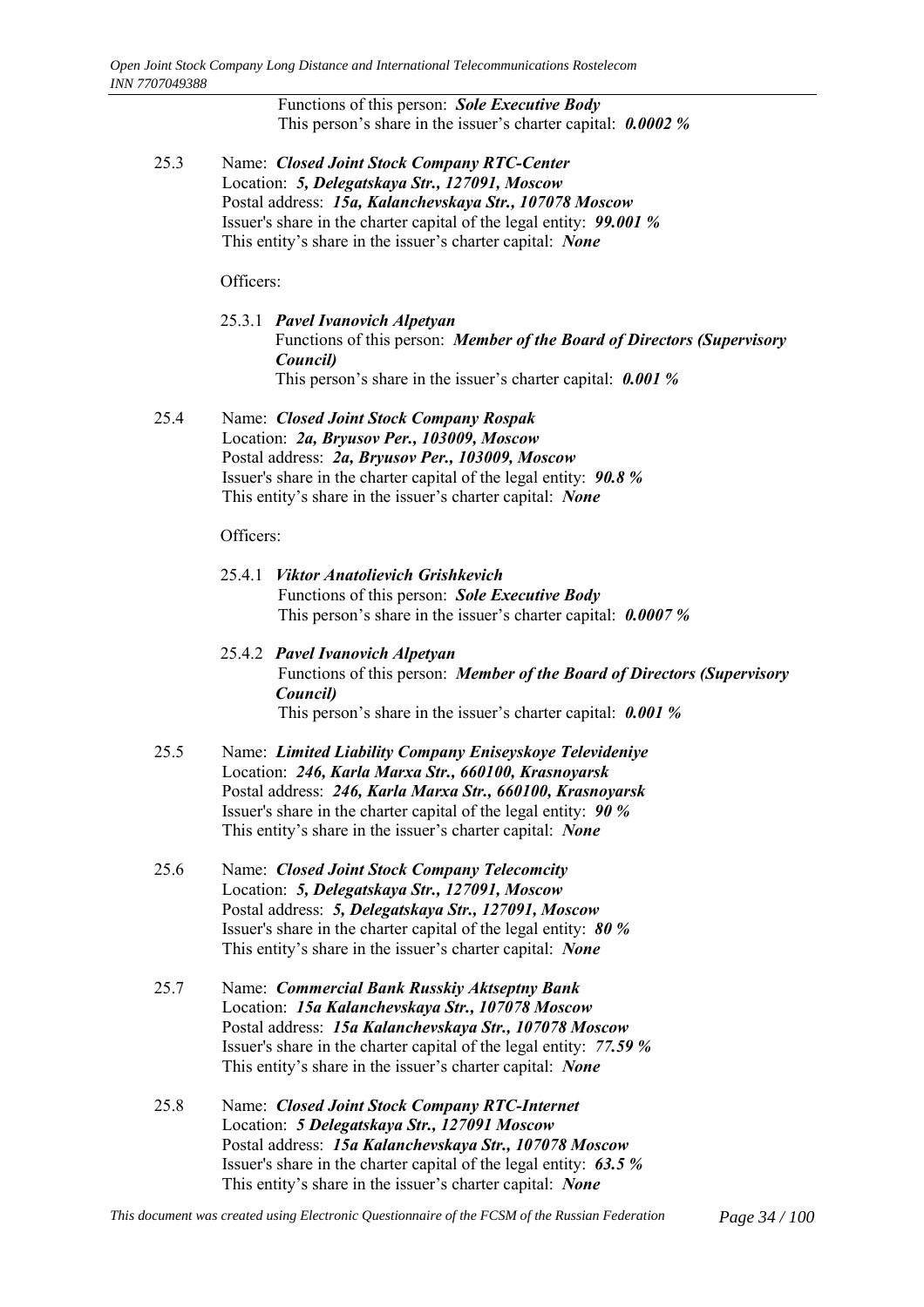Functions of this person: ***Sole Executive Body***
This person's share in the issuer's charter capital: ***0.0002 %***

25.3 Name: ***Closed Joint Stock Company RTC-Center***
Location: ***5, Delegatskaya Str., 127091, Moscow***
Postal address: ***15a, Kalanchevskaya Str., 107078 Moscow***
Issuer's share in the charter capital of the legal entity: ***99.001 %***
This entity's share in the issuer's charter capital: ***None***

Officers:

25.3.1 ***Pavel Ivanovich Alpetyan***
Functions of this person: ***Member of the Board of Directors (Supervisory Council)***
This person's share in the issuer's charter capital: ***0.001 %***

25.4 Name: ***Closed Joint Stock Company Rospak***
Location: ***2a, Bryusov Per., 103009, Moscow***
Postal address: ***2a, Bryusov Per., 103009, Moscow***
Issuer's share in the charter capital of the legal entity: ***90.8 %***
This entity's share in the issuer's charter capital: ***None***

Officers:

25.4.1 ***Viktor Anatolievich Grishkevich***
Functions of this person: ***Sole Executive Body***
This person's share in the issuer's charter capital: ***0.0007 %***

25.4.2 ***Pavel Ivanovich Alpetyan***
Functions of this person: ***Member of the Board of Directors (Supervisory Council)***
This person's share in the issuer's charter capital: ***0.001 %***

25.5 Name: ***Limited Liability Company Eniseyskoye Televideniye***
Location: ***246, Karla Marxa Str., 660100, Krasnoyarsk***
Postal address: ***246, Karla Marxa Str., 660100, Krasnoyarsk***
Issuer's share in the charter capital of the legal entity: ***90 %***
This entity's share in the issuer's charter capital: ***None***

25.6 Name: ***Closed Joint Stock Company Telecomcity***
Location: ***5, Delegatskaya Str., 127091, Moscow***
Postal address: ***5, Delegatskaya Str., 127091, Moscow***
Issuer's share in the charter capital of the legal entity: ***80 %***
This entity's share in the issuer's charter capital: ***None***

25.7 Name: ***Commercial Bank Russkiy Aktseptny Bank***
Location: ***15a Kalanchevskaya Str., 107078 Moscow***
Postal address: ***15a Kalanchevskaya Str., 107078 Moscow***
Issuer's share in the charter capital of the legal entity: ***77.59 %***
This entity's share in the issuer's charter capital: ***None***

25.8 Name: ***Closed Joint Stock Company RTC-Internet***
Location: ***5 Delegatskaya Str., 127091 Moscow***
Postal address: ***15a Kalanchevskaya Str., 107078 Moscow***
Issuer's share in the charter capital of the legal entity: ***63.5 %***
This entity's share in the issuer's charter capital: ***None***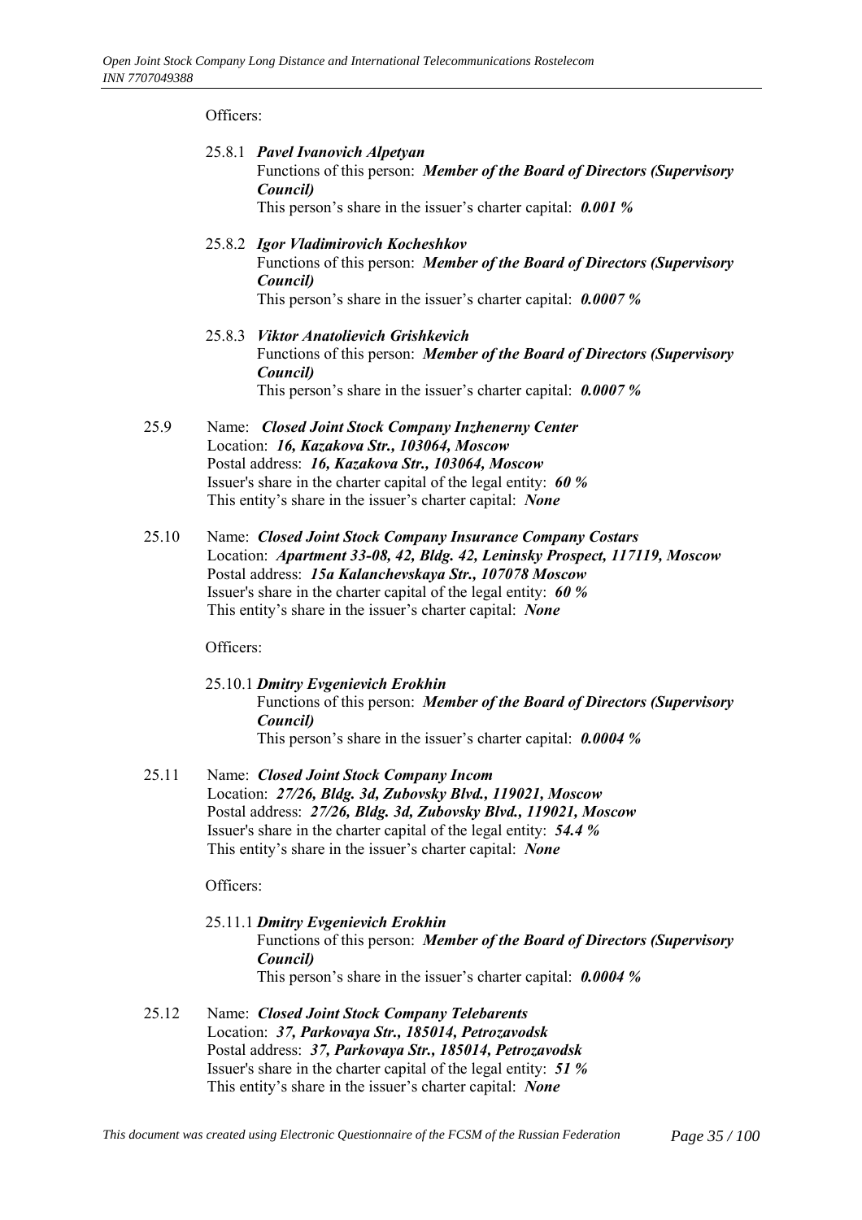Officers:

25.8.1 ***Pavel Ivanovich Alpetyan***
Functions of this person: ***Member of the Board of Directors (Supervisory Council)***
This person's share in the issuer's charter capital: ***0.001 %***

25.8.2 ***Igor Vladimirovich Kocheshkov***
Functions of this person: ***Member of the Board of Directors (Supervisory Council)***
This person's share in the issuer's charter capital: ***0.0007 %***

25.8.3 ***Viktor Anatolievich Grishkevich***
Functions of this person: ***Member of the Board of Directors (Supervisory Council)***
This person's share in the issuer's charter capital: ***0.0007 %***

25.9 Name: ***Closed Joint Stock Company Inzhenerny Center***
Location: ***16, Kazakova Str., 103064, Moscow***
Postal address: ***16, Kazakova Str., 103064, Moscow***
Issuer's share in the charter capital of the legal entity: ***60 %***
This entity's share in the issuer's charter capital: ***None***

25.10 Name: ***Closed Joint Stock Company Insurance Company Costars***
Location: ***Apartment 33-08, 42, Bldg. 42, Leninsky Prospect, 117119, Moscow***
Postal address: ***15a Kalanchevskaya Str., 107078 Moscow***
Issuer's share in the charter capital of the legal entity: ***60 %***
This entity's share in the issuer's charter capital: ***None***

Officers:

25.10.1 ***Dmitry Evgenievich Erokhin***
Functions of this person: ***Member of the Board of Directors (Supervisory Council)***
This person's share in the issuer's charter capital: ***0.0004 %***

25.11 Name: ***Closed Joint Stock Company Incom***
Location: ***27/26, Bldg. 3d, Zubovsky Blvd., 119021, Moscow***
Postal address: ***27/26, Bldg. 3d, Zubovsky Blvd., 119021, Moscow***
Issuer's share in the charter capital of the legal entity: ***54.4 %***
This entity's share in the issuer's charter capital: ***None***

Officers:

25.11.1 ***Dmitry Evgenievich Erokhin***
Functions of this person: ***Member of the Board of Directors (Supervisory Council)***
This person's share in the issuer's charter capital: ***0.0004 %***

25.12 Name: ***Closed Joint Stock Company Telebarents***
Location: ***37, Parkovaya Str., 185014, Petrozavodsk***
Postal address: ***37, Parkovaya Str., 185014, Petrozavodsk***
Issuer's share in the charter capital of the legal entity: ***51 %***
This entity's share in the issuer's charter capital: ***None***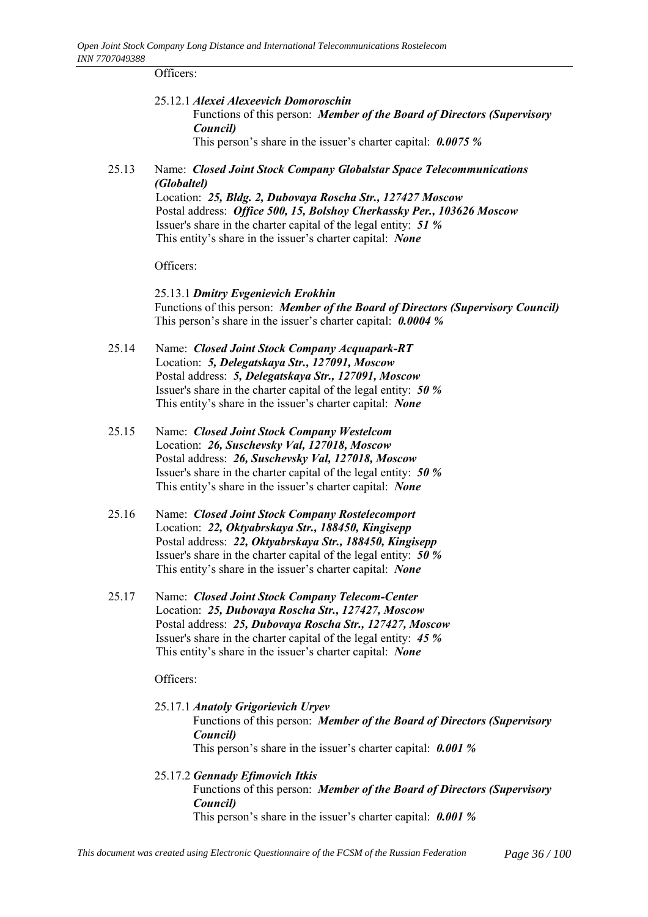Officers:

25.12.1 ***Alexei Alexeevich Domoroschin***

Functions of this person: ***Member of the Board of Directors (Supervisory Council)***

This person's share in the issuer's charter capital: ***0.0075 %***

25.13 Name: ***Closed Joint Stock Company Globalstar Space Telecommunications (Globaltel)***

Location: ***25, Bldg. 2, Dubovaya Roscha Str., 127427 Moscow***

Postal address: ***Office 500, 15, Bolshoy Cherkassky Per., 103626 Moscow***

Issuer's share in the charter capital of the legal entity: ***51 %***

This entity's share in the issuer's charter capital: ***None***

Officers:

25.13.1 ***Dmitry Evgenievich Erokhin***

Functions of this person: ***Member of the Board of Directors (Supervisory Council)***

This person's share in the issuer's charter capital: ***0.0004 %***

25.14 Name: ***Closed Joint Stock Company Acquapark-RT***

Location: ***5, Delegatskaya Str., 127091, Moscow***

Postal address: ***5, Delegatskaya Str., 127091, Moscow***

Issuer's share in the charter capital of the legal entity: ***50 %***

This entity's share in the issuer's charter capital: ***None***

25.15 Name: ***Closed Joint Stock Company Westelcom***

Location: ***26, Suschevsky Val, 127018, Moscow***

Postal address: ***26, Suschevsky Val, 127018, Moscow***

Issuer's share in the charter capital of the legal entity: ***50 %***

This entity's share in the issuer's charter capital: ***None***

25.16 Name: ***Closed Joint Stock Company Rostelecomport***

Location: ***22, Oktyabrskaya Str., 188450, Kingisepp***

Postal address: ***22, Oktyabrskaya Str., 188450, Kingisepp***

Issuer's share in the charter capital of the legal entity: ***50 %***

This entity's share in the issuer's charter capital: ***None***

25.17 Name: ***Closed Joint Stock Company Telecom-Center***

Location: ***25, Dubovaya Roscha Str., 127427, Moscow***

Postal address: ***25, Dubovaya Roscha Str., 127427, Moscow***

Issuer's share in the charter capital of the legal entity: ***45 %***

This entity's share in the issuer's charter capital: ***None***

Officers:

25.17.1 ***Anatoly Grigorievich Uryev***

Functions of this person: ***Member of the Board of Directors (Supervisory Council)***

This person's share in the issuer's charter capital: ***0.001 %***

25.17.2 ***Gennady Efimovich Itkis***

Functions of this person: ***Member of the Board of Directors (Supervisory Council)***

This person's share in the issuer's charter capital: ***0.001 %***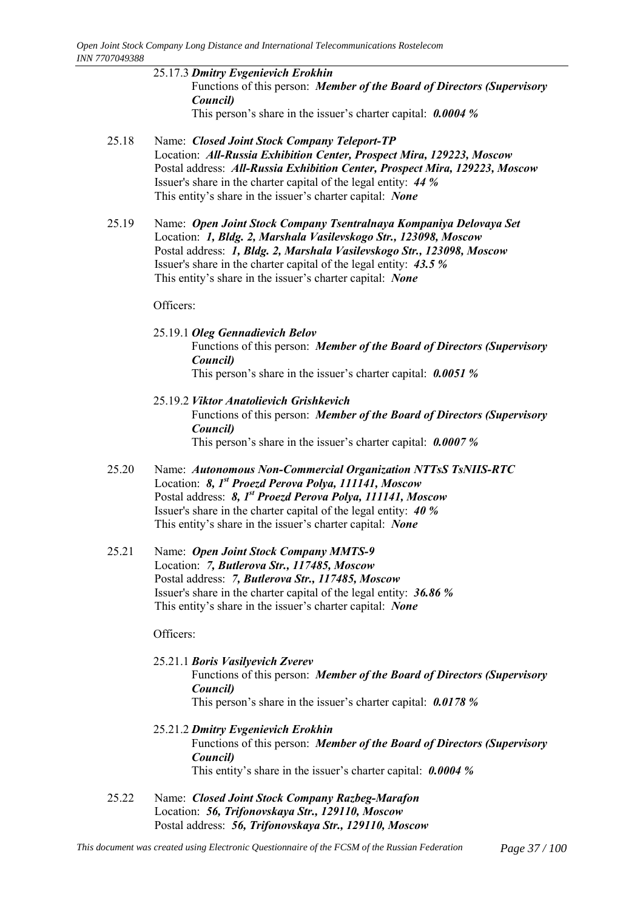25.17.3 ***Dmitry Evgenievich Erokhin***
Functions of this person: ***Member of the Board of Directors (Supervisory Council)***
This person's share in the issuer's charter capital: ***0.0004 %***

25.18 Name: ***Closed Joint Stock Company Teleport-TP***
Location: ***All-Russia Exhibition Center, Prospect Mira, 129223, Moscow***
Postal address: ***All-Russia Exhibition Center, Prospect Mira, 129223, Moscow***
Issuer's share in the charter capital of the legal entity: ***44 %***
This entity's share in the issuer's charter capital: ***None***

25.19 Name: ***Open Joint Stock Company Tsentralnaya Kompaniya Delovaya Set***
Location: ***1, Bldg. 2, Marshala Vasilevskogo Str., 123098, Moscow***
Postal address: ***1, Bldg. 2, Marshala Vasilevskogo Str., 123098, Moscow***
Issuer's share in the charter capital of the legal entity: ***43.5 %***
This entity's share in the issuer's charter capital: ***None***

Officers:

25.19.1 ***Oleg Gennadievich Belov***
Functions of this person: ***Member of the Board of Directors (Supervisory Council)***
This person's share in the issuer's charter capital: ***0.0051 %***

25.19.2 ***Viktor Anatolievich Grishkevich***
Functions of this person: ***Member of the Board of Directors (Supervisory Council)***
This person's share in the issuer's charter capital: ***0.0007 %***

25.20 Name: ***Autonomous Non-Commercial Organization NTTsS TsNIIS-RTC***
Location: ***8, 1st Proezd Perova Polya, 111141, Moscow***
Postal address: ***8, 1st Proezd Perova Polya, 111141, Moscow***
Issuer's share in the charter capital of the legal entity: ***40 %***
This entity's share in the issuer's charter capital: ***None***

25.21 Name: ***Open Joint Stock Company MMTS-9***
Location: ***7, Butlerova Str., 117485, Moscow***
Postal address: ***7, Butlerova Str., 117485, Moscow***
Issuer's share in the charter capital of the legal entity: ***36.86 %***
This entity's share in the issuer's charter capital: ***None***

Officers:

25.21.1 ***Boris Vasilyevich Zverev***
Functions of this person: ***Member of the Board of Directors (Supervisory Council)***
This person's share in the issuer's charter capital: ***0.0178 %***

25.21.2 ***Dmitry Evgenievich Erokhin***
Functions of this person: ***Member of the Board of Directors (Supervisory Council)***
This entity's share in the issuer's charter capital: ***0.0004 %***

25.22 Name: ***Closed Joint Stock Company Razbeg-Marafon***
Location: ***56, Trifonovskaya Str., 129110, Moscow***
Postal address: ***56, Trifonovskaya Str., 129110, Moscow***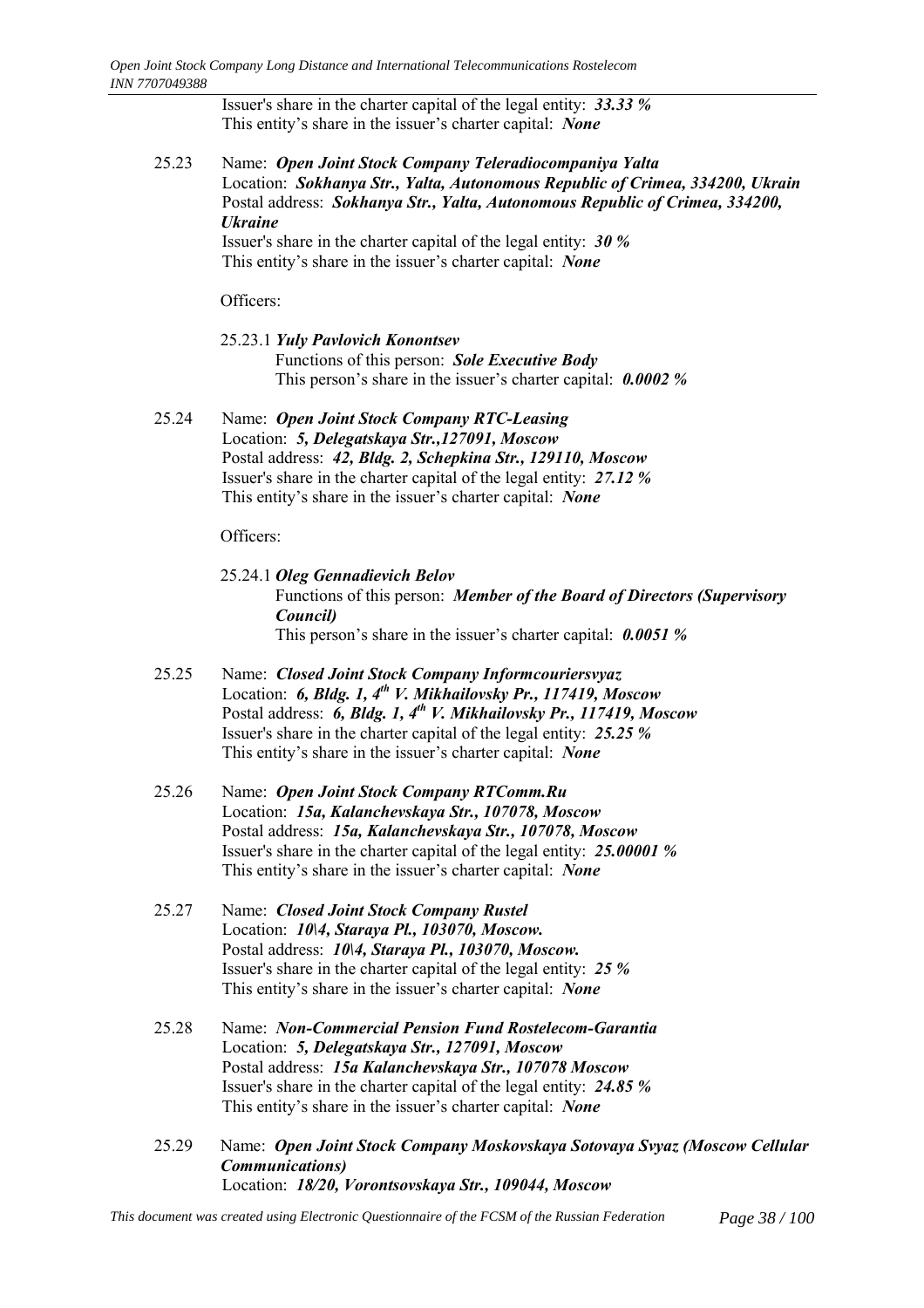Issuer's share in the charter capital of the legal entity: ***33.33 %***
This entity's share in the issuer's charter capital: ***None***

25.23 Name: ***Open Joint Stock Company Teleradiocompaniya Yalta***
Location: ***Sokhanya Str., Yalta, Autonomous Republic of Crimea, 334200, Ukrain***
Postal address: ***Sokhanya Str., Yalta, Autonomous Republic of Crimea, 334200, Ukraine***
Issuer's share in the charter capital of the legal entity: ***30 %***
This entity's share in the issuer's charter capital: ***None***

Officers:

25.23.1 ***Yuly Pavlovich Konontsev***
Functions of this person: ***Sole Executive Body***
This person's share in the issuer's charter capital: ***0.0002 %***

25.24 Name: ***Open Joint Stock Company RTC-Leasing***
Location: ***5, Delegatskaya Str.,127091, Moscow***
Postal address: ***42, Bldg. 2, Schepkina Str., 129110, Moscow***
Issuer's share in the charter capital of the legal entity: ***27.12 %***
This entity's share in the issuer's charter capital: ***None***

Officers:

25.24.1 ***Oleg Gennadievich Belov***
Functions of this person: ***Member of the Board of Directors (Supervisory Council)***
This person's share in the issuer's charter capital: ***0.0051 %***

25.25 Name: ***Closed Joint Stock Company Informcouriersvyaz***
Location: ***6, Bldg. 1, 4th V. Mikhailovsky Pr., 117419, Moscow***
Postal address: ***6, Bldg. 1, 4th V. Mikhailovsky Pr., 117419, Moscow***
Issuer's share in the charter capital of the legal entity: ***25.25 %***
This entity's share in the issuer's charter capital: ***None***

25.26 Name: ***Open Joint Stock Company RTComm.Ru***
Location: ***15a, Kalanchevskaya Str., 107078, Moscow***
Postal address: ***15a, Kalanchevskaya Str., 107078, Moscow***
Issuer's share in the charter capital of the legal entity: ***25.00001 %***
This entity's share in the issuer's charter capital: ***None***

25.27 Name: ***Closed Joint Stock Company Rustel***
Location: ***10\4, Staraya Pl., 103070, Moscow.***
Postal address: ***10\4, Staraya Pl., 103070, Moscow.***
Issuer's share in the charter capital of the legal entity: ***25 %***
This entity's share in the issuer's charter capital: ***None***

25.28 Name: ***Non-Commercial Pension Fund Rostelecom-Garantia***
Location: ***5, Delegatskaya Str., 127091, Moscow***
Postal address: ***15a Kalanchevskaya Str., 107078 Moscow***
Issuer's share in the charter capital of the legal entity: ***24.85 %***
This entity's share in the issuer's charter capital: ***None***

25.29 Name: ***Open Joint Stock Company Moskovskaya Sotovaya Svyaz (Moscow Cellular Communications)***
Location: ***18/20, Vorontsovskaya Str., 109044, Moscow***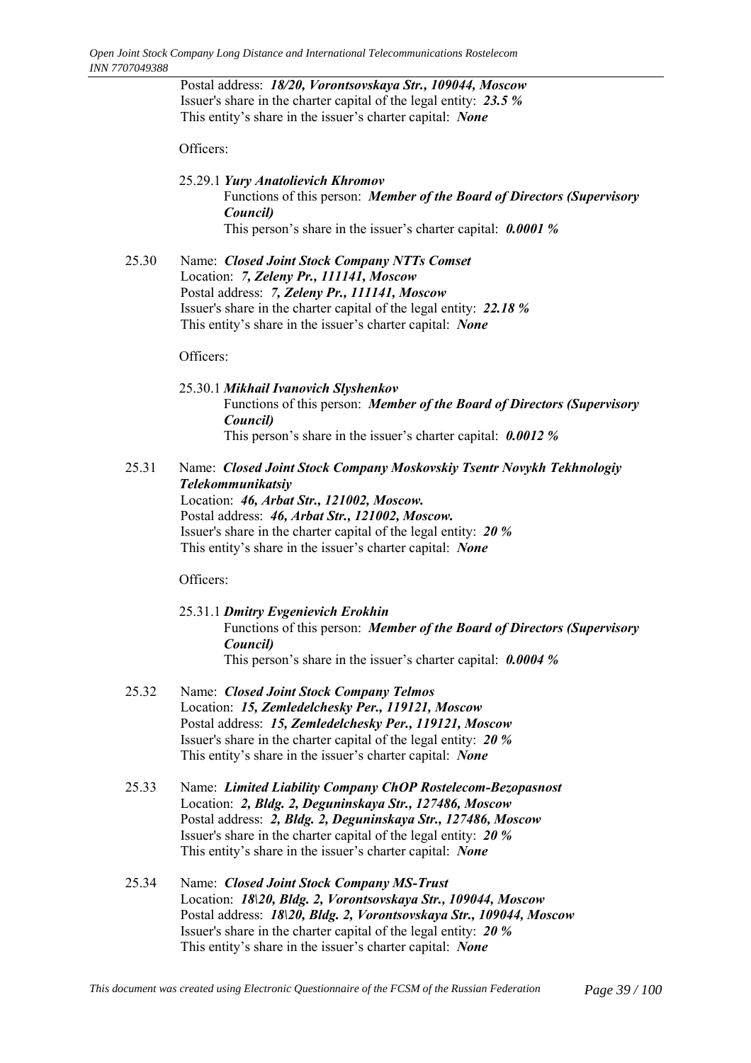Postal address: ***18/20, Vorontsovskaya Str., 109044, Moscow***
Issuer's share in the charter capital of the legal entity: ***23.5 %***
This entity's share in the issuer's charter capital: ***None***

Officers:

25.29.1 ***Yury Anatolievich Khromov***
Functions of this person: ***Member of the Board of Directors (Supervisory Council)***
This person's share in the issuer's charter capital: ***0.0001 %***

25.30 Name: ***Closed Joint Stock Company NTTs Comset***
Location: ***7, Zeleny Pr., 111141, Moscow***
Postal address: ***7, Zeleny Pr., 111141, Moscow***
Issuer's share in the charter capital of the legal entity: ***22.18 %***
This entity's share in the issuer's charter capital: ***None***

Officers:

25.30.1 ***Mikhail Ivanovich Slyshenkov***
Functions of this person: ***Member of the Board of Directors (Supervisory Council)***
This person's share in the issuer's charter capital: ***0.0012 %***

25.31 Name: ***Closed Joint Stock Company Moskovskiy Tsentr Novykh Tekhnologiy Telekommunikatsiy***
Location: ***46, Arbat Str., 121002, Moscow.***
Postal address: ***46, Arbat Str., 121002, Moscow.***
Issuer's share in the charter capital of the legal entity: ***20 %***
This entity's share in the issuer's charter capital: ***None***

Officers:

25.31.1 ***Dmitry Evgenievich Erokhin***
Functions of this person: ***Member of the Board of Directors (Supervisory Council)***
This person's share in the issuer's charter capital: ***0.0004 %***

25.32 Name: ***Closed Joint Stock Company Telmos***
Location: ***15, Zemledelchesky Per., 119121, Moscow***
Postal address: ***15, Zemledelchesky Per., 119121, Moscow***
Issuer's share in the charter capital of the legal entity: ***20 %***
This entity's share in the issuer's charter capital: ***None***

25.33 Name: ***Limited Liability Company ChOP Rostelecom-Bezopasnost***
Location: ***2, Bldg. 2, Deguninskaya Str., 127486, Moscow***
Postal address: ***2, Bldg. 2, Deguninskaya Str., 127486, Moscow***
Issuer's share in the charter capital of the legal entity: ***20 %***
This entity's share in the issuer's charter capital: ***None***

25.34 Name: ***Closed Joint Stock Company MS-Trust***
Location: ***18\20, Bldg. 2, Vorontsovskaya Str., 109044, Moscow***
Postal address: ***18\20, Bldg. 2, Vorontsovskaya Str., 109044, Moscow***
Issuer's share in the charter capital of the legal entity: ***20 %***
This entity's share in the issuer's charter capital: ***None***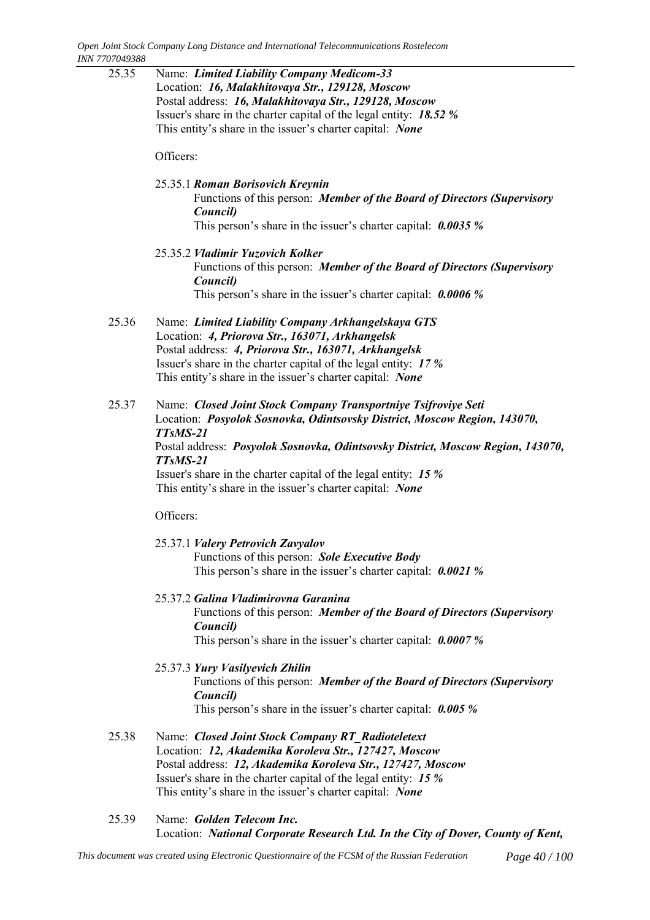25.35 Name: ***Limited Liability Company Medicom-33***
Location: ***16, Malakhitovaya Str., 129128, Moscow***
Postal address: ***16, Malakhitovaya Str., 129128, Moscow***
Issuer's share in the charter capital of the legal entity: ***18.52 %***
This entity's share in the issuer's charter capital: ***None***

Officers:

25.35.1 ***Roman Borisovich Kreynin***
Functions of this person: ***Member of the Board of Directors (Supervisory Council)***
This person's share in the issuer's charter capital: ***0.0035 %***

25.35.2 ***Vladimir Yuzovich Kolker***
Functions of this person: ***Member of the Board of Directors (Supervisory Council)***
This person's share in the issuer's charter capital: ***0.0006 %***

25.36 Name: ***Limited Liability Company Arkhangelskaya GTS***
Location: ***4, Priorova Str., 163071, Arkhangelsk***
Postal address: ***4, Priorova Str., 163071, Arkhangelsk***
Issuer's share in the charter capital of the legal entity: ***17 %***
This entity's share in the issuer's charter capital: ***None***

25.37 Name: ***Closed Joint Stock Company Transportniye Tsifroviye Seti***
Location: ***Posyolok Sosnovka, Odintsovsky District, Moscow Region, 143070, TTsMS-21***
Postal address: ***Posyolok Sosnovka, Odintsovsky District, Moscow Region, 143070, TTsMS-21***
Issuer's share in the charter capital of the legal entity: ***15 %***
This entity's share in the issuer's charter capital: ***None***

Officers:

25.37.1 ***Valery Petrovich Zavyalov***
Functions of this person: ***Sole Executive Body***
This person's share in the issuer's charter capital: ***0.0021 %***

25.37.2 ***Galina Vladimirovna Garanina***
Functions of this person: ***Member of the Board of Directors (Supervisory Council)***
This person's share in the issuer's charter capital: ***0.0007 %***

25.37.3 ***Yury Vasilyevich Zhilin***
Functions of this person: ***Member of the Board of Directors (Supervisory Council)***
This person's share in the issuer's charter capital: ***0.005 %***

25.38 Name: ***Closed Joint Stock Company RT_Radioteletext***
Location: ***12, Akademika Koroleva Str., 127427, Moscow***
Postal address: ***12, Akademika Koroleva Str., 127427, Moscow***
Issuer's share in the charter capital of the legal entity: ***15 %***
This entity's share in the issuer's charter capital: ***None***

25.39 Name: ***Golden Telecom Inc.***
Location: ***National Corporate Research Ltd. In the City of Dover, County of Kent,***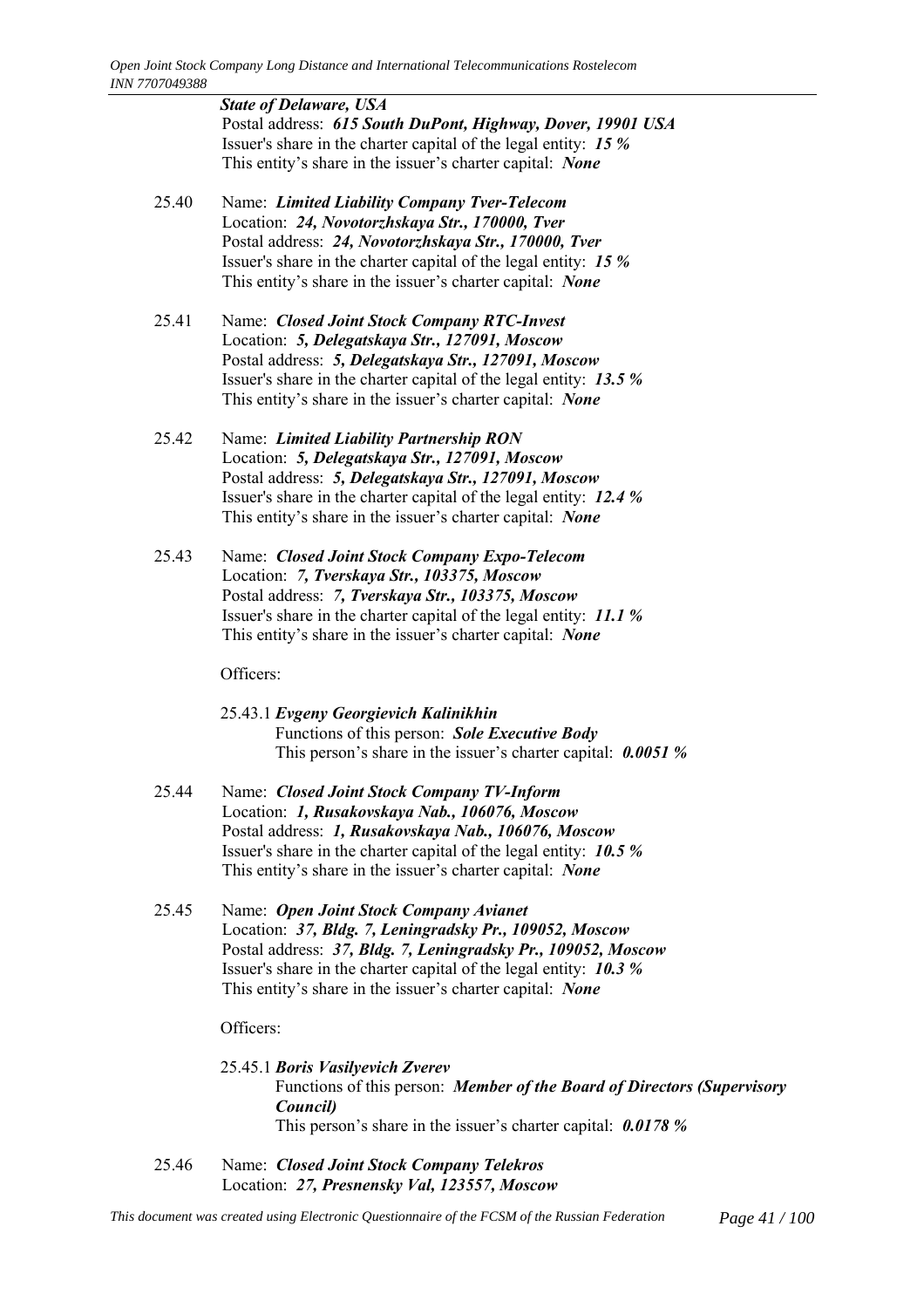***State of Delaware, USA***
Postal address: ***615 South DuPont, Highway, Dover, 19901 USA***
Issuer's share in the charter capital of the legal entity: ***15 %***
This entity's share in the issuer's charter capital: ***None***

25.40 Name: ***Limited Liability Company Tver-Telecom***
Location: ***24, Novotorzhskaya Str., 170000, Tver***
Postal address: ***24, Novotorzhskaya Str., 170000, Tver***
Issuer's share in the charter capital of the legal entity: ***15 %***
This entity's share in the issuer's charter capital: ***None***

25.41 Name: ***Closed Joint Stock Company RTC-Invest***
Location: ***5, Delegatskaya Str., 127091, Moscow***
Postal address: ***5, Delegatskaya Str., 127091, Moscow***
Issuer's share in the charter capital of the legal entity: ***13.5 %***
This entity's share in the issuer's charter capital: ***None***

25.42 Name: ***Limited Liability Partnership RON***
Location: ***5, Delegatskaya Str., 127091, Moscow***
Postal address: ***5, Delegatskaya Str., 127091, Moscow***
Issuer's share in the charter capital of the legal entity: ***12.4 %***
This entity's share in the issuer's charter capital: ***None***

25.43 Name: ***Closed Joint Stock Company Expo-Telecom***
Location: ***7, Tverskaya Str., 103375, Moscow***
Postal address: ***7, Tverskaya Str., 103375, Moscow***
Issuer's share in the charter capital of the legal entity: ***11.1 %***
This entity's share in the issuer's charter capital: ***None***

Officers:

25.43.1 ***Evgeny Georgievich Kalinikhin***
Functions of this person: ***Sole Executive Body***
This person's share in the issuer's charter capital: ***0.0051 %***

25.44 Name: ***Closed Joint Stock Company TV-Inform***
Location: ***1, Rusakovskaya Nab., 106076, Moscow***
Postal address: ***1, Rusakovskaya Nab., 106076, Moscow***
Issuer's share in the charter capital of the legal entity: ***10.5 %***
This entity's share in the issuer's charter capital: ***None***

25.45 Name: ***Open Joint Stock Company Avianet***
Location: ***37, Bldg. 7, Leningradsky Pr., 109052, Moscow***
Postal address: ***37, Bldg. 7, Leningradsky Pr., 109052, Moscow***
Issuer's share in the charter capital of the legal entity: ***10.3 %***
This entity's share in the issuer's charter capital: ***None***

Officers:

25.45.1 ***Boris Vasilyevich Zverev***
Functions of this person: ***Member of the Board of Directors (Supervisory Council)***
This person's share in the issuer's charter capital: ***0.0178 %***

25.46 Name: ***Closed Joint Stock Company Telekros***
Location: ***27, Presnensky Val, 123557, Moscow***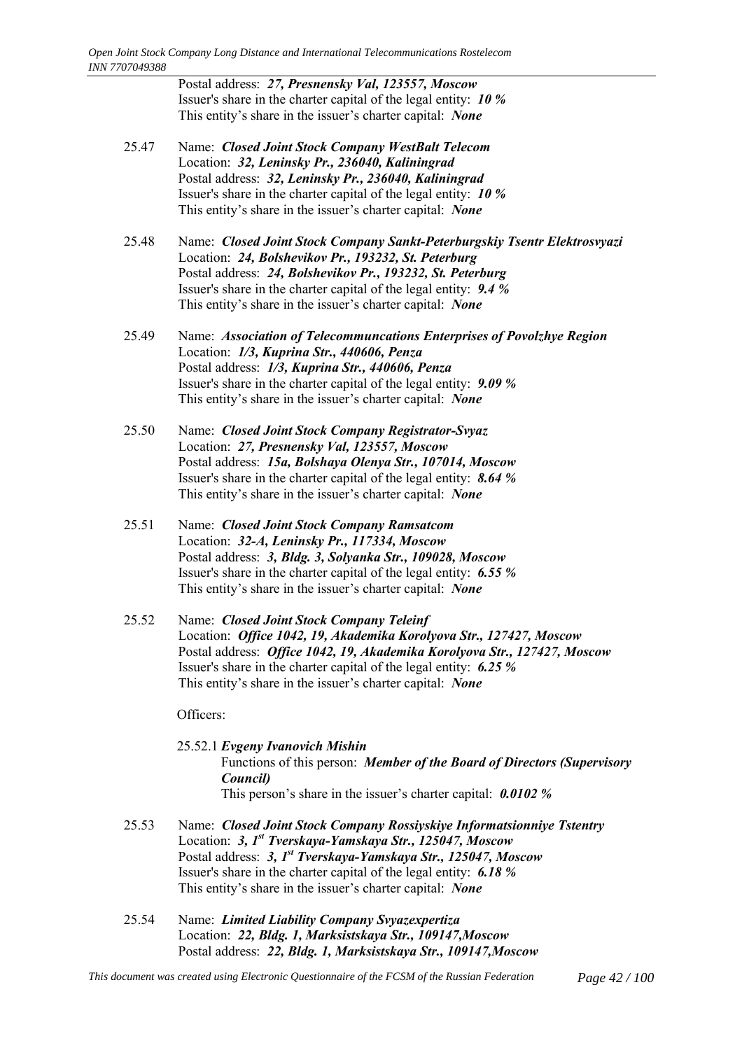Postal address: ***27, Presnensky Val, 123557, Moscow***
Issuer's share in the charter capital of the legal entity: ***10 %***
This entity's share in the issuer's charter capital: ***None***

25.47 Name: ***Closed Joint Stock Company WestBalt Telecom***
Location: ***32, Leninsky Pr., 236040, Kaliningrad***
Postal address: ***32, Leninsky Pr., 236040, Kaliningrad***
Issuer's share in the charter capital of the legal entity: ***10 %***
This entity's share in the issuer's charter capital: ***None***

25.48 Name: ***Closed Joint Stock Company Sankt-Peterburgskiy Tsentr Elektrosvyazi***
Location: ***24, Bolshevikov Pr., 193232, St. Peterburg***
Postal address: ***24, Bolshevikov Pr., 193232, St. Peterburg***
Issuer's share in the charter capital of the legal entity: ***9.4 %***
This entity's share in the issuer's charter capital: ***None***

25.49 Name: ***Association of Telecommuncations Enterprises of Povolzhye Region***
Location: ***1/3, Kuprina Str., 440606, Penza***
Postal address: ***1/3, Kuprina Str., 440606, Penza***
Issuer's share in the charter capital of the legal entity: ***9.09 %***
This entity's share in the issuer's charter capital: ***None***

25.50 Name: ***Closed Joint Stock Company Registrator-Svyaz***
Location: ***27, Presnensky Val, 123557, Moscow***
Postal address: ***15a, Bolshaya Olenya Str., 107014, Moscow***
Issuer's share in the charter capital of the legal entity: ***8.64 %***
This entity's share in the issuer's charter capital: ***None***

25.51 Name: ***Closed Joint Stock Company Ramsatcom***
Location: ***32-A, Leninsky Pr., 117334, Moscow***
Postal address: ***3, Bldg. 3, Solyanka Str., 109028, Moscow***
Issuer's share in the charter capital of the legal entity: ***6.55 %***
This entity's share in the issuer's charter capital: ***None***

25.52 Name: ***Closed Joint Stock Company Teleinf***
Location: ***Office 1042, 19, Akademika Korolyova Str., 127427, Moscow***
Postal address: ***Office 1042, 19, Akademika Korolyova Str., 127427, Moscow***
Issuer's share in the charter capital of the legal entity: ***6.25 %***
This entity's share in the issuer's charter capital: ***None***

Officers:

25.52.1 ***Evgeny Ivanovich Mishin***
Functions of this person: ***Member of the Board of Directors (Supervisory Council)***
This person's share in the issuer's charter capital: ***0.0102 %***

25.53 Name: ***Closed Joint Stock Company Rossiyskiye Informatsionniye Tstentry***
Location: ***3, 1st Tverskaya-Yamskaya Str., 125047, Moscow***
Postal address: ***3, 1st Tverskaya-Yamskaya Str., 125047, Moscow***
Issuer's share in the charter capital of the legal entity: ***6.18 %***
This entity's share in the issuer's charter capital: ***None***

25.54 Name: ***Limited Liability Company Svyazexpertiza***
Location: ***22, Bldg. 1, Marksistskaya Str., 109147,Moscow***
Postal address: ***22, Bldg. 1, Marksistskaya Str., 109147,Moscow***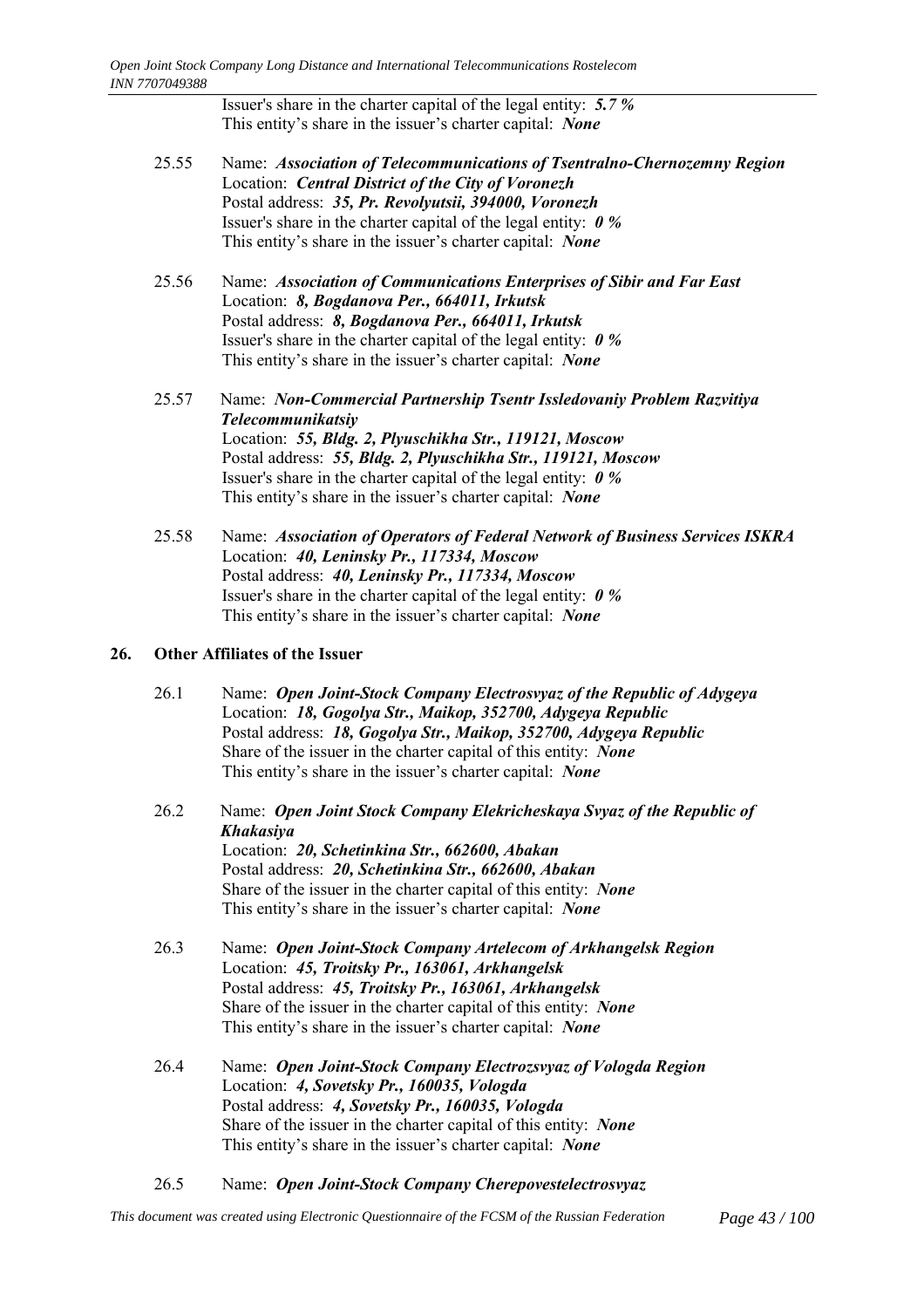Issuer's share in the charter capital of the legal entity: ***5.7 %***
This entity's share in the issuer's charter capital: ***None***

25.55 Name: ***Association of Telecommunications of Tsentralno-Chernozemny Region***
Location: ***Central District of the City of Voronezh***
Postal address: ***35, Pr. Revolyutsii, 394000, Voronezh***
Issuer's share in the charter capital of the legal entity: ***0 %***
This entity's share in the issuer's charter capital: ***None***

25.56 Name: ***Association of Communications Enterprises of Sibir and Far East***
Location: ***8, Bogdanova Per., 664011, Irkutsk***
Postal address: ***8, Bogdanova Per., 664011, Irkutsk***
Issuer's share in the charter capital of the legal entity: ***0 %***
This entity's share in the issuer's charter capital: ***None***

25.57 Name: ***Non-Commercial Partnership Tsentr Issledovaniy Problem Razvitiya Telecommunikatsiy***
Location: ***55, Bldg. 2, Plyuschikha Str., 119121, Moscow***
Postal address: ***55, Bldg. 2, Plyuschikha Str., 119121, Moscow***
Issuer's share in the charter capital of the legal entity: ***0 %***
This entity's share in the issuer's charter capital: ***None***

25.58 Name: ***Association of Operators of Federal Network of Business Services ISKRA***
Location: ***40, Leninsky Pr., 117334, Moscow***
Postal address: ***40, Leninsky Pr., 117334, Moscow***
Issuer's share in the charter capital of the legal entity: ***0 %***
This entity's share in the issuer's charter capital: ***None***

## 26. Other Affiliates of the Issuer

26.1 Name: ***Open Joint-Stock Company Electrosvyaz of the Republic of Adygeya***
Location: ***18, Gogolya Str., Maikop, 352700, Adygeya Republic***
Postal address: ***18, Gogolya Str., Maikop, 352700, Adygeya Republic***
Share of the issuer in the charter capital of this entity: ***None***
This entity's share in the issuer's charter capital: ***None***

26.2 Name: ***Open Joint Stock Company Elekricheskaya Svyaz of the Republic of Khakasiya***
Location: ***20, Schetinkina Str., 662600, Abakan***
Postal address: ***20, Schetinkina Str., 662600, Abakan***
Share of the issuer in the charter capital of this entity: ***None***
This entity's share in the issuer's charter capital: ***None***

26.3 Name: ***Open Joint-Stock Company Artelecom of Arkhangelsk Region***
Location: ***45, Troitsky Pr., 163061, Arkhangelsk***
Postal address: ***45, Troitsky Pr., 163061, Arkhangelsk***
Share of the issuer in the charter capital of this entity: ***None***
This entity's share in the issuer's charter capital: ***None***

26.4 Name: ***Open Joint-Stock Company Electrozsvyaz of Vologda Region***
Location: ***4, Sovetsky Pr., 160035, Vologda***
Postal address: ***4, Sovetsky Pr., 160035, Vologda***
Share of the issuer in the charter capital of this entity: ***None***
This entity's share in the issuer's charter capital: ***None***

26.5 Name: ***Open Joint-Stock Company Cherepovestelectrosvyaz***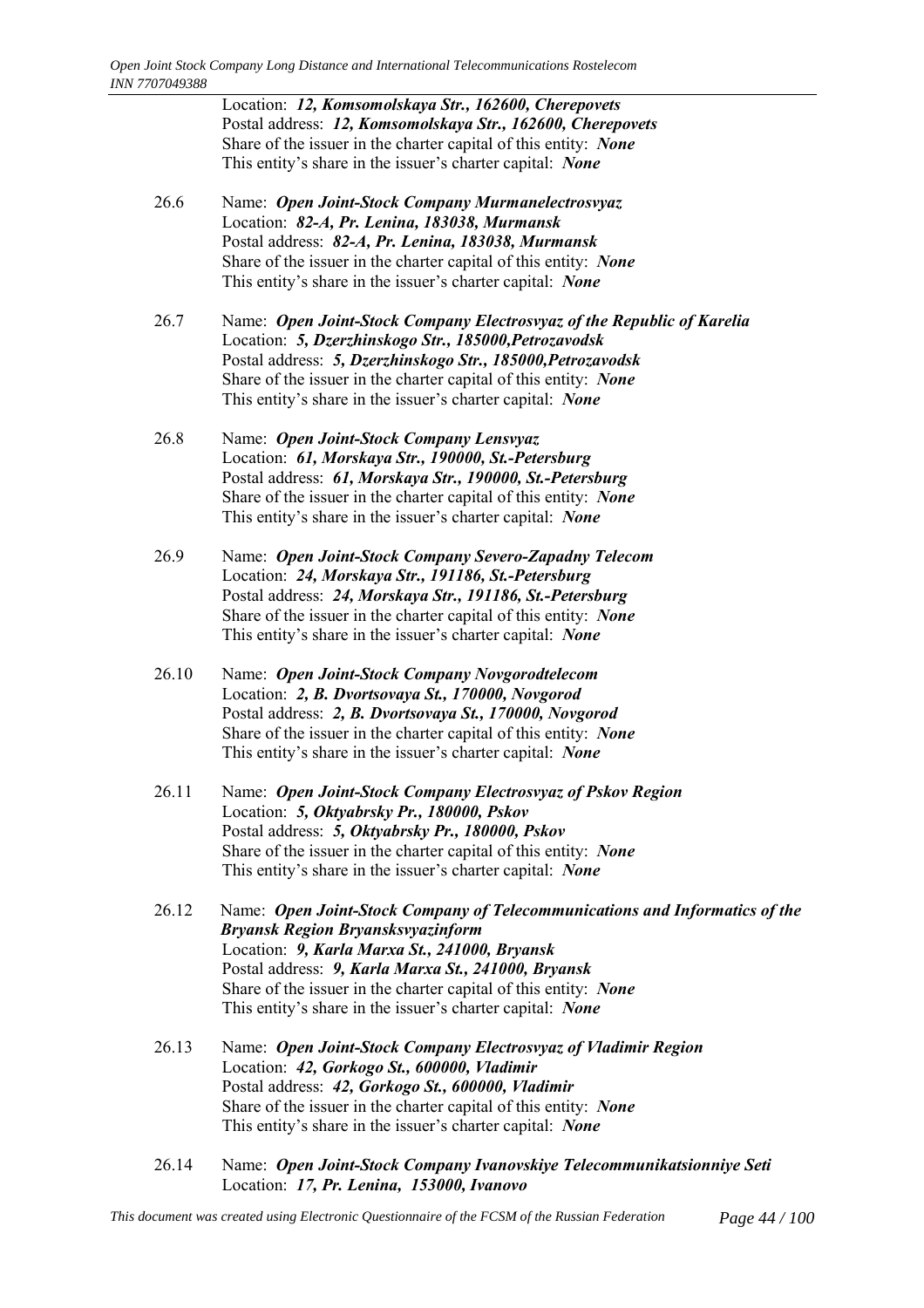Location: ***12, Komsomolskaya Str., 162600, Cherepovets***
Postal address: ***12, Komsomolskaya Str., 162600, Cherepovets***
Share of the issuer in the charter capital of this entity: ***None***
This entity's share in the issuer's charter capital: ***None***

26.6 Name: ***Open Joint-Stock Company Murmanelectrosvyaz***
Location: ***82-A, Pr. Lenina, 183038, Murmansk***
Postal address: ***82-A, Pr. Lenina, 183038, Murmansk***
Share of the issuer in the charter capital of this entity: ***None***
This entity's share in the issuer's charter capital: ***None***

26.7 Name: ***Open Joint-Stock Company Electrosvyaz of the Republic of Karelia***
Location: ***5, Dzerzhinskogo Str., 185000,Petrozavodsk***
Postal address: ***5, Dzerzhinskogo Str., 185000,Petrozavodsk***
Share of the issuer in the charter capital of this entity: ***None***
This entity's share in the issuer's charter capital: ***None***

26.8 Name: ***Open Joint-Stock Company Lensvyaz***
Location: ***61, Morskaya Str., 190000, St.-Petersburg***
Postal address: ***61, Morskaya Str., 190000, St.-Petersburg***
Share of the issuer in the charter capital of this entity: ***None***
This entity's share in the issuer's charter capital: ***None***

26.9 Name: ***Open Joint-Stock Company Severo-Zapadny Telecom***
Location: ***24, Morskaya Str., 191186, St.-Petersburg***
Postal address: ***24, Morskaya Str., 191186, St.-Petersburg***
Share of the issuer in the charter capital of this entity: ***None***
This entity's share in the issuer's charter capital: ***None***

26.10 Name: ***Open Joint-Stock Company Novgorodtelecom***
Location: ***2, B. Dvortsovaya St., 170000, Novgorod***
Postal address: ***2, B. Dvortsovaya St., 170000, Novgorod***
Share of the issuer in the charter capital of this entity: ***None***
This entity's share in the issuer's charter capital: ***None***

26.11 Name: ***Open Joint-Stock Company Electrosvyaz of Pskov Region***
Location: ***5, Oktyabrsky Pr., 180000, Pskov***
Postal address: ***5, Oktyabrsky Pr., 180000, Pskov***
Share of the issuer in the charter capital of this entity: ***None***
This entity's share in the issuer's charter capital: ***None***

26.12 Name: ***Open Joint-Stock Company of Telecommunications and Informatics of the Bryansk Region Bryansksvyazinform***
Location: ***9, Karla Marxa St., 241000, Bryansk***
Postal address: ***9, Karla Marxa St., 241000, Bryansk***
Share of the issuer in the charter capital of this entity: ***None***
This entity's share in the issuer's charter capital: ***None***

26.13 Name: ***Open Joint-Stock Company Electrosvyaz of Vladimir Region***
Location: ***42, Gorkogo St., 600000, Vladimir***
Postal address: ***42, Gorkogo St., 600000, Vladimir***
Share of the issuer in the charter capital of this entity: ***None***
This entity's share in the issuer's charter capital: ***None***

26.14 Name: ***Open Joint-Stock Company Ivanovskiye Telecommunikatsionniye Seti***
Location: ***17, Pr. Lenina, 153000, Ivanovo***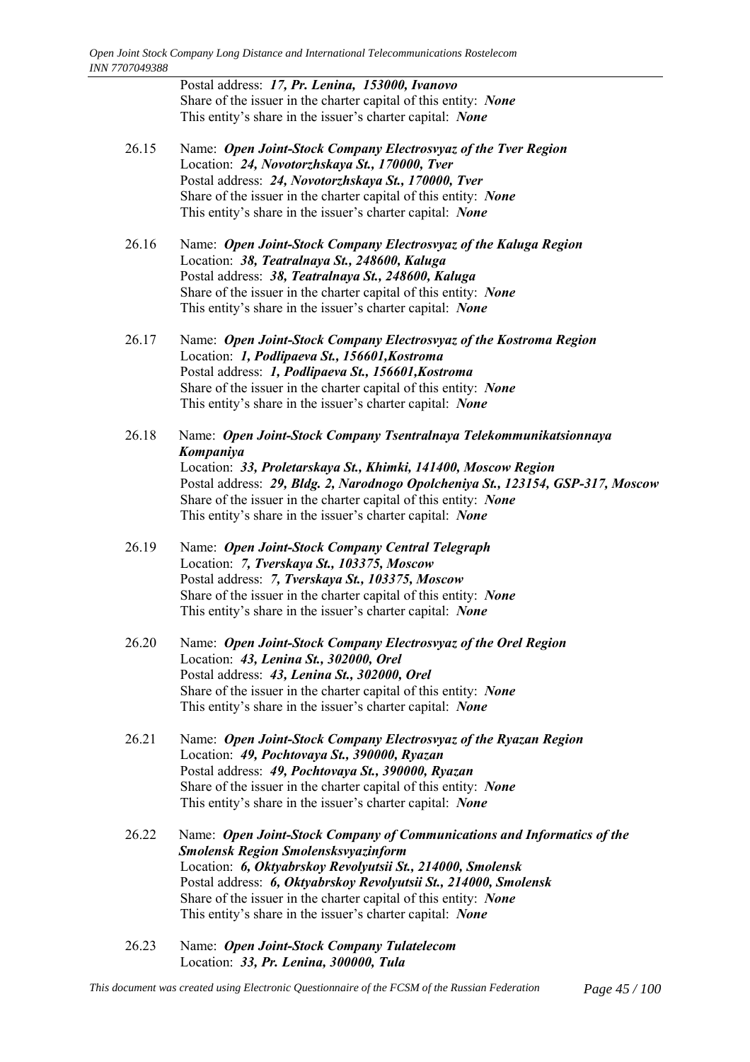Postal address: ***17, Pr. Lenina, 153000, Ivanovo***
Share of the issuer in the charter capital of this entity: ***None***
This entity's share in the issuer's charter capital: ***None***

26.15 Name: ***Open Joint-Stock Company Electrosvyaz of the Tver Region***
Location: ***24, Novotorzhskaya St., 170000, Tver***
Postal address: ***24, Novotorzhskaya St., 170000, Tver***
Share of the issuer in the charter capital of this entity: ***None***
This entity's share in the issuer's charter capital: ***None***

26.16 Name: ***Open Joint-Stock Company Electrosvyaz of the Kaluga Region***
Location: ***38, Teatralnaya St., 248600, Kaluga***
Postal address: ***38, Teatralnaya St., 248600, Kaluga***
Share of the issuer in the charter capital of this entity: ***None***
This entity's share in the issuer's charter capital: ***None***

26.17 Name: ***Open Joint-Stock Company Electrosvyaz of the Kostroma Region***
Location: ***1, Podlipaeva St., 156601,Kostroma***
Postal address: ***1, Podlipaeva St., 156601,Kostroma***
Share of the issuer in the charter capital of this entity: ***None***
This entity's share in the issuer's charter capital: ***None***

26.18 Name: ***Open Joint-Stock Company Tsentralnaya Telekommunikatsionnaya Kompaniya***
Location: ***33, Proletarskaya St., Khimki, 141400, Moscow Region***
Postal address: ***29, Bldg. 2, Narodnogo Opolcheniya St., 123154, GSP-317, Moscow***
Share of the issuer in the charter capital of this entity: ***None***
This entity's share in the issuer's charter capital: ***None***

26.19 Name: ***Open Joint-Stock Company Central Telegraph***
Location: ***7, Tverskaya St., 103375, Moscow***
Postal address: ***7, Tverskaya St., 103375, Moscow***
Share of the issuer in the charter capital of this entity: ***None***
This entity's share in the issuer's charter capital: ***None***

26.20 Name: ***Open Joint-Stock Company Electrosvyaz of the Orel Region***
Location: ***43, Lenina St., 302000, Orel***
Postal address: ***43, Lenina St., 302000, Orel***
Share of the issuer in the charter capital of this entity: ***None***
This entity's share in the issuer's charter capital: ***None***

26.21 Name: ***Open Joint-Stock Company Electrosvyaz of the Ryazan Region***
Location: ***49, Pochtovaya St., 390000, Ryazan***
Postal address: ***49, Pochtovaya St., 390000, Ryazan***
Share of the issuer in the charter capital of this entity: ***None***
This entity's share in the issuer's charter capital: ***None***

26.22 Name: ***Open Joint-Stock Company of Communications and Informatics of the Smolensk Region Smolensksvyazinform***
Location: ***6, Oktyabrskoy Revolyutsii St., 214000, Smolensk***
Postal address: ***6, Oktyabrskoy Revolyutsii St., 214000, Smolensk***
Share of the issuer in the charter capital of this entity: ***None***
This entity's share in the issuer's charter capital: ***None***

26.23 Name: ***Open Joint-Stock Company Tulatelecom***
Location: ***33, Pr. Lenina, 300000, Tula***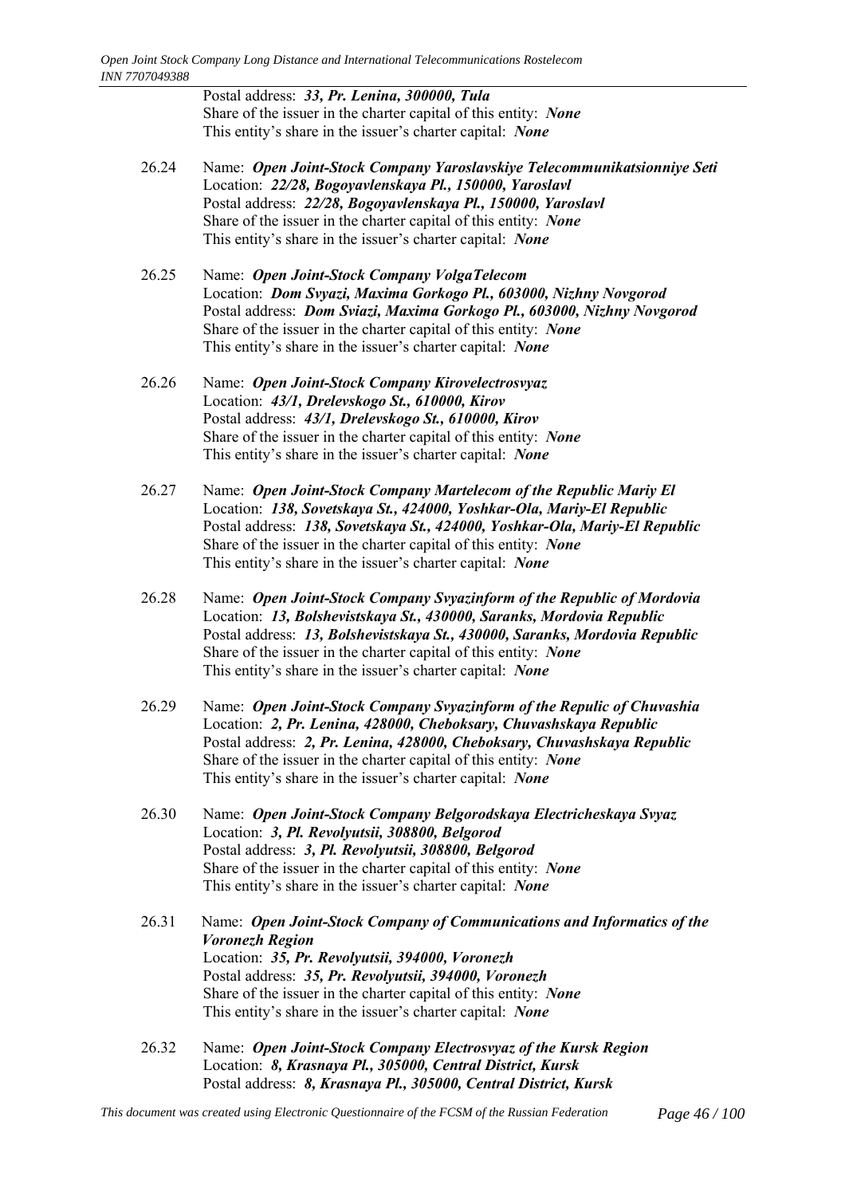Postal address: ***33, Pr. Lenina, 300000, Tula***
Share of the issuer in the charter capital of this entity: ***None***
This entity's share in the issuer's charter capital: ***None***

26.24 Name: ***Open Joint-Stock Company Yaroslavskiye Telecommunikatsionniye Seti***
Location: ***22/28, Bogoyavlenskaya Pl., 150000, Yaroslavl***
Postal address: ***22/28, Bogoyavlenskaya Pl., 150000, Yaroslavl***
Share of the issuer in the charter capital of this entity: ***None***
This entity's share in the issuer's charter capital: ***None***

26.25 Name: ***Open Joint-Stock Company VolgaTelecom***
Location: ***Dom Svyazi, Maxima Gorkogo Pl., 603000, Nizhny Novgorod***
Postal address: ***Dom Sviazi, Maxima Gorkogo Pl., 603000, Nizhny Novgorod***
Share of the issuer in the charter capital of this entity: ***None***
This entity's share in the issuer's charter capital: ***None***

26.26 Name: ***Open Joint-Stock Company Kirovelectrosvyaz***
Location: ***43/1, Drelevskogo St., 610000, Kirov***
Postal address: ***43/1, Drelevskogo St., 610000, Kirov***
Share of the issuer in the charter capital of this entity: ***None***
This entity's share in the issuer's charter capital: ***None***

26.27 Name: ***Open Joint-Stock Company Martelecom of the Republic Mariy El***
Location: ***138, Sovetskaya St., 424000, Yoshkar-Ola, Mariy-El Republic***
Postal address: ***138, Sovetskaya St., 424000, Yoshkar-Ola, Mariy-El Republic***
Share of the issuer in the charter capital of this entity: ***None***
This entity's share in the issuer's charter capital: ***None***

26.28 Name: ***Open Joint-Stock Company Svyazinform of the Republic of Mordovia***
Location: ***13, Bolshevistskaya St., 430000, Saranks, Mordovia Republic***
Postal address: ***13, Bolshevistskaya St., 430000, Saranks, Mordovia Republic***
Share of the issuer in the charter capital of this entity: ***None***
This entity's share in the issuer's charter capital: ***None***

26.29 Name: ***Open Joint-Stock Company Svyazinform of the Repulic of Chuvashia***
Location: ***2, Pr. Lenina, 428000, Cheboksary, Chuvashskaya Republic***
Postal address: ***2, Pr. Lenina, 428000, Cheboksary, Chuvashskaya Republic***
Share of the issuer in the charter capital of this entity: ***None***
This entity's share in the issuer's charter capital: ***None***

26.30 Name: ***Open Joint-Stock Company Belgorodskaya Electricheskaya Svyaz***
Location: ***3, Pl. Revolyutsii, 308800, Belgorod***
Postal address: ***3, Pl. Revolyutsii, 308800, Belgorod***
Share of the issuer in the charter capital of this entity: ***None***
This entity's share in the issuer's charter capital: ***None***

26.31 Name: ***Open Joint-Stock Company of Communications and Informatics of the Voronezh Region***
Location: ***35, Pr. Revolyutsii, 394000, Voronezh***
Postal address: ***35, Pr. Revolyutsii, 394000, Voronezh***
Share of the issuer in the charter capital of this entity: ***None***
This entity's share in the issuer's charter capital: ***None***

26.32 Name: ***Open Joint-Stock Company Electrosvyaz of the Kursk Region***
Location: ***8, Krasnaya Pl., 305000, Central District, Kursk***
Postal address: ***8, Krasnaya Pl., 305000, Central District, Kursk***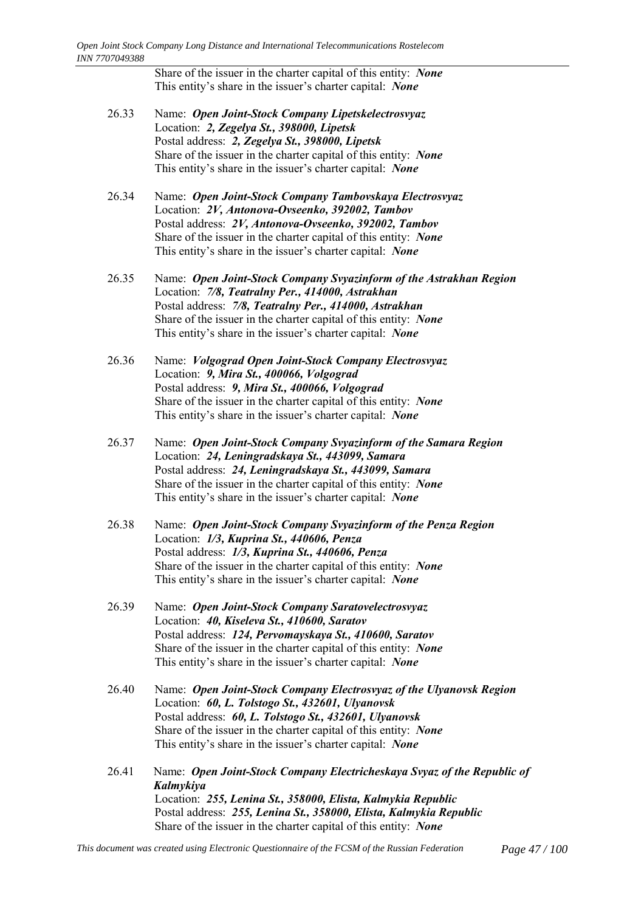Share of the issuer in the charter capital of this entity: ***None***
This entity's share in the issuer's charter capital: ***None***

26.33 Name: ***Open Joint-Stock Company Lipetskelectrosvyaz***
Location: ***2, Zegelya St., 398000, Lipetsk***
Postal address: ***2, Zegelya St., 398000, Lipetsk***
Share of the issuer in the charter capital of this entity: ***None***
This entity's share in the issuer's charter capital: ***None***

26.34 Name: ***Open Joint-Stock Company Tambovskaya Electrosvyaz***
Location: ***2V, Antonova-Ovseenko, 392002, Tambov***
Postal address: ***2V, Antonova-Ovseenko, 392002, Tambov***
Share of the issuer in the charter capital of this entity: ***None***
This entity's share in the issuer's charter capital: ***None***

26.35 Name: ***Open Joint-Stock Company Svyazinform of the Astrakhan Region***
Location: ***7/8, Teatralny Per., 414000, Astrakhan***
Postal address: ***7/8, Teatralny Per., 414000, Astrakhan***
Share of the issuer in the charter capital of this entity: ***None***
This entity's share in the issuer's charter capital: ***None***

26.36 Name: ***Volgograd Open Joint-Stock Company Electrosvyaz***
Location: ***9, Mira St., 400066, Volgograd***
Postal address: ***9, Mira St., 400066, Volgograd***
Share of the issuer in the charter capital of this entity: ***None***
This entity's share in the issuer's charter capital: ***None***

26.37 Name: ***Open Joint-Stock Company Svyazinform of the Samara Region***
Location: ***24, Leningradskaya St., 443099, Samara***
Postal address: ***24, Leningradskaya St., 443099, Samara***
Share of the issuer in the charter capital of this entity: ***None***
This entity's share in the issuer's charter capital: ***None***

26.38 Name: ***Open Joint-Stock Company Svyazinform of the Penza Region***
Location: ***1/3, Kuprina St., 440606, Penza***
Postal address: ***1/3, Kuprina St., 440606, Penza***
Share of the issuer in the charter capital of this entity: ***None***
This entity's share in the issuer's charter capital: ***None***

26.39 Name: ***Open Joint-Stock Company Saratovelectrosvyaz***
Location: ***40, Kiseleva St., 410600, Saratov***
Postal address: ***124, Pervomayskaya St., 410600, Saratov***
Share of the issuer in the charter capital of this entity: ***None***
This entity's share in the issuer's charter capital: ***None***

26.40 Name: ***Open Joint-Stock Company Electrosvyaz of the Ulyanovsk Region***
Location: ***60, L. Tolstogo St., 432601, Ulyanovsk***
Postal address: ***60, L. Tolstogo St., 432601, Ulyanovsk***
Share of the issuer in the charter capital of this entity: ***None***
This entity's share in the issuer's charter capital: ***None***

26.41 Name: ***Open Joint-Stock Company Electricheskaya Svyaz of the Republic of Kalmykiya***
Location: ***255, Lenina St., 358000, Elista, Kalmykia Republic***
Postal address: ***255, Lenina St., 358000, Elista, Kalmykia Republic***
Share of the issuer in the charter capital of this entity: ***None***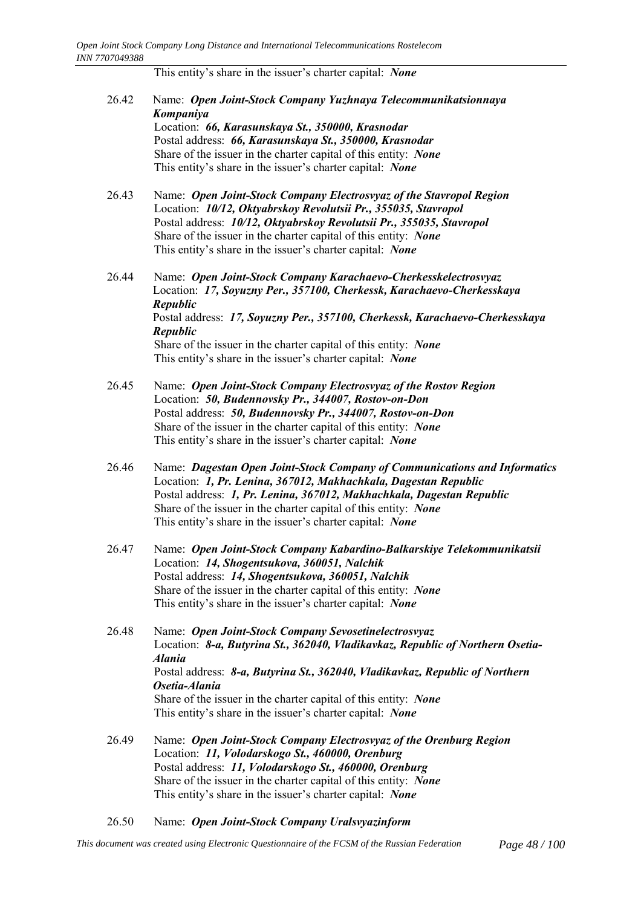This entity's share in the issuer's charter capital: ***None***

26.42 Name: ***Open Joint-Stock Company Yuzhnaya Telecommunikatsionnaya Kompaniya***
Location: ***66, Karasunskaya St., 350000, Krasnodar***
Postal address: ***66, Karasunskaya St., 350000, Krasnodar***
Share of the issuer in the charter capital of this entity: ***None***
This entity's share in the issuer's charter capital: ***None***

26.43 Name: ***Open Joint-Stock Company Electrosvyaz of the Stavropol Region***
Location: ***10/12, Oktyabrskoy Revolutsii Pr., 355035, Stavropol***
Postal address: ***10/12, Oktyabrskoy Revolutsii Pr., 355035, Stavropol***
Share of the issuer in the charter capital of this entity: ***None***
This entity's share in the issuer's charter capital: ***None***

26.44 Name: ***Open Joint-Stock Company Karachaevo-Cherkesskelectrosvyaz***
Location: ***17, Soyuzny Per., 357100, Cherkessk, Karachaevo-Cherkesskaya Republic***
Postal address: ***17, Soyuzny Per., 357100, Cherkessk, Karachaevo-Cherkesskaya Republic***
Share of the issuer in the charter capital of this entity: ***None***
This entity's share in the issuer's charter capital: ***None***

26.45 Name: ***Open Joint-Stock Company Electrosvyaz of the Rostov Region***
Location: ***50, Budennovsky Pr., 344007, Rostov-on-Don***
Postal address: ***50, Budennovsky Pr., 344007, Rostov-on-Don***
Share of the issuer in the charter capital of this entity: ***None***
This entity's share in the issuer's charter capital: ***None***

26.46 Name: ***Dagestan Open Joint-Stock Company of Communications and Informatics***
Location: ***1, Pr. Lenina, 367012, Makhachkala, Dagestan Republic***
Postal address: ***1, Pr. Lenina, 367012, Makhachkala, Dagestan Republic***
Share of the issuer in the charter capital of this entity: ***None***
This entity's share in the issuer's charter capital: ***None***

26.47 Name: ***Open Joint-Stock Company Kabardino-Balkarskiye Telekommunikatsii***
Location: ***14, Shogentsukova, 360051, Nalchik***
Postal address: ***14, Shogentsukova, 360051, Nalchik***
Share of the issuer in the charter capital of this entity: ***None***
This entity's share in the issuer's charter capital: ***None***

26.48 Name: ***Open Joint-Stock Company Sevosetinelectrosvyaz***
Location: ***8-a, Butyrina St., 362040, Vladikavkaz, Republic of Northern Osetia-Alania***
Postal address: ***8-a, Butyrina St., 362040, Vladikavkaz, Republic of Northern Osetia-Alania***
Share of the issuer in the charter capital of this entity: ***None***
This entity's share in the issuer's charter capital: ***None***

26.49 Name: ***Open Joint-Stock Company Electrosvyaz of the Orenburg Region***
Location: ***11, Volodarskogo St., 460000, Orenburg***
Postal address: ***11, Volodarskogo St., 460000, Orenburg***
Share of the issuer in the charter capital of this entity: ***None***
This entity's share in the issuer's charter capital: ***None***

26.50 Name: ***Open Joint-Stock Company Uralsvyazinform***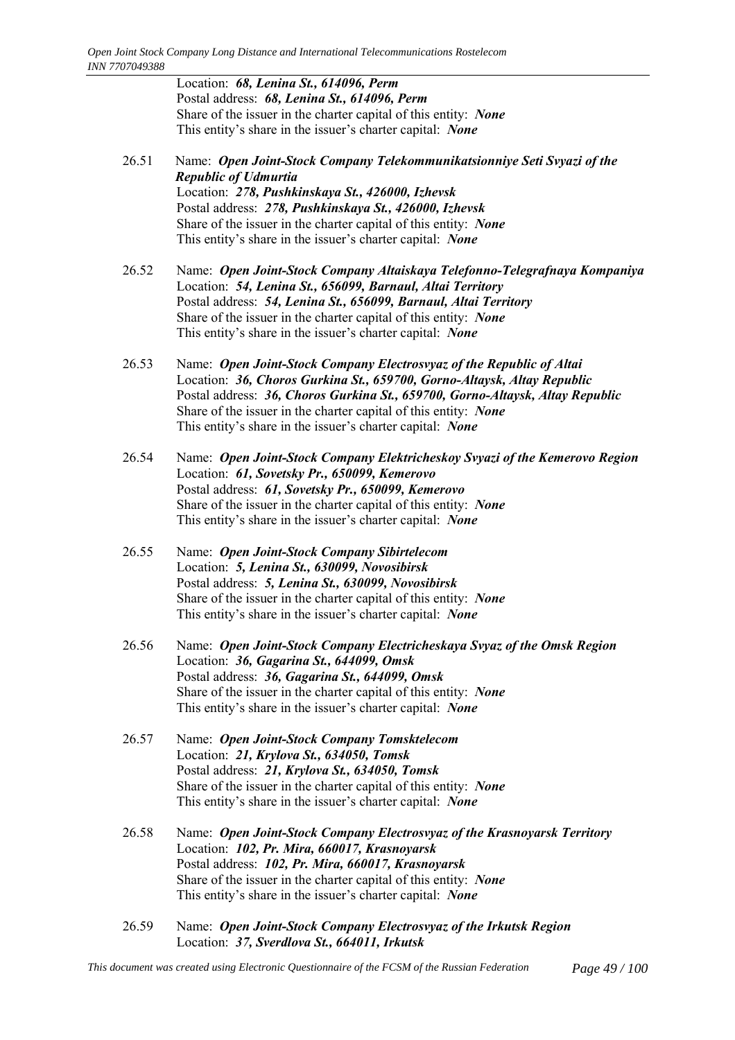Location: ***68, Lenina St., 614096, Perm***
Postal address: ***68, Lenina St., 614096, Perm***
Share of the issuer in the charter capital of this entity: ***None***
This entity's share in the issuer's charter capital: ***None***

26.51 Name: ***Open Joint-Stock Company Telekommunikatsionniye Seti Svyazi of the Republic of Udmurtia***
Location: ***278, Pushkinskaya St., 426000, Izhevsk***
Postal address: ***278, Pushkinskaya St., 426000, Izhevsk***
Share of the issuer in the charter capital of this entity: ***None***
This entity's share in the issuer's charter capital: ***None***

26.52 Name: ***Open Joint-Stock Company Altaiskaya Telefonno-Telegrafnaya Kompaniya***
Location: ***54, Lenina St., 656099, Barnaul, Altai Territory***
Postal address: ***54, Lenina St., 656099, Barnaul, Altai Territory***
Share of the issuer in the charter capital of this entity: ***None***
This entity's share in the issuer's charter capital: ***None***

26.53 Name: ***Open Joint-Stock Company Electrosvyaz of the Republic of Altai***
Location: ***36, Choros Gurkina St., 659700, Gorno-Altaysk, Altay Republic***
Postal address: ***36, Choros Gurkina St., 659700, Gorno-Altaysk, Altay Republic***
Share of the issuer in the charter capital of this entity: ***None***
This entity's share in the issuer's charter capital: ***None***

26.54 Name: ***Open Joint-Stock Company Elektricheskoy Svyazi of the Kemerovo Region***
Location: ***61, Sovetsky Pr., 650099, Kemerovo***
Postal address: ***61, Sovetsky Pr., 650099, Kemerovo***
Share of the issuer in the charter capital of this entity: ***None***
This entity's share in the issuer's charter capital: ***None***

26.55 Name: ***Open Joint-Stock Company Sibirtelecom***
Location: ***5, Lenina St., 630099, Novosibirsk***
Postal address: ***5, Lenina St., 630099, Novosibirsk***
Share of the issuer in the charter capital of this entity: ***None***
This entity's share in the issuer's charter capital: ***None***

26.56 Name: ***Open Joint-Stock Company Electricheskaya Svyaz of the Omsk Region***
Location: ***36, Gagarina St., 644099, Omsk***
Postal address: ***36, Gagarina St., 644099, Omsk***
Share of the issuer in the charter capital of this entity: ***None***
This entity's share in the issuer's charter capital: ***None***

26.57 Name: ***Open Joint-Stock Company Tomsktelecom***
Location: ***21, Krylova St., 634050, Tomsk***
Postal address: ***21, Krylova St., 634050, Tomsk***
Share of the issuer in the charter capital of this entity: ***None***
This entity's share in the issuer's charter capital: ***None***

26.58 Name: ***Open Joint-Stock Company Electrosvyaz of the Krasnoyarsk Territory***
Location: ***102, Pr. Mira, 660017, Krasnoyarsk***
Postal address: ***102, Pr. Mira, 660017, Krasnoyarsk***
Share of the issuer in the charter capital of this entity: ***None***
This entity's share in the issuer's charter capital: ***None***

26.59 Name: ***Open Joint-Stock Company Electrosvyaz of the Irkutsk Region***
Location: ***37, Sverdlova St., 664011, Irkutsk***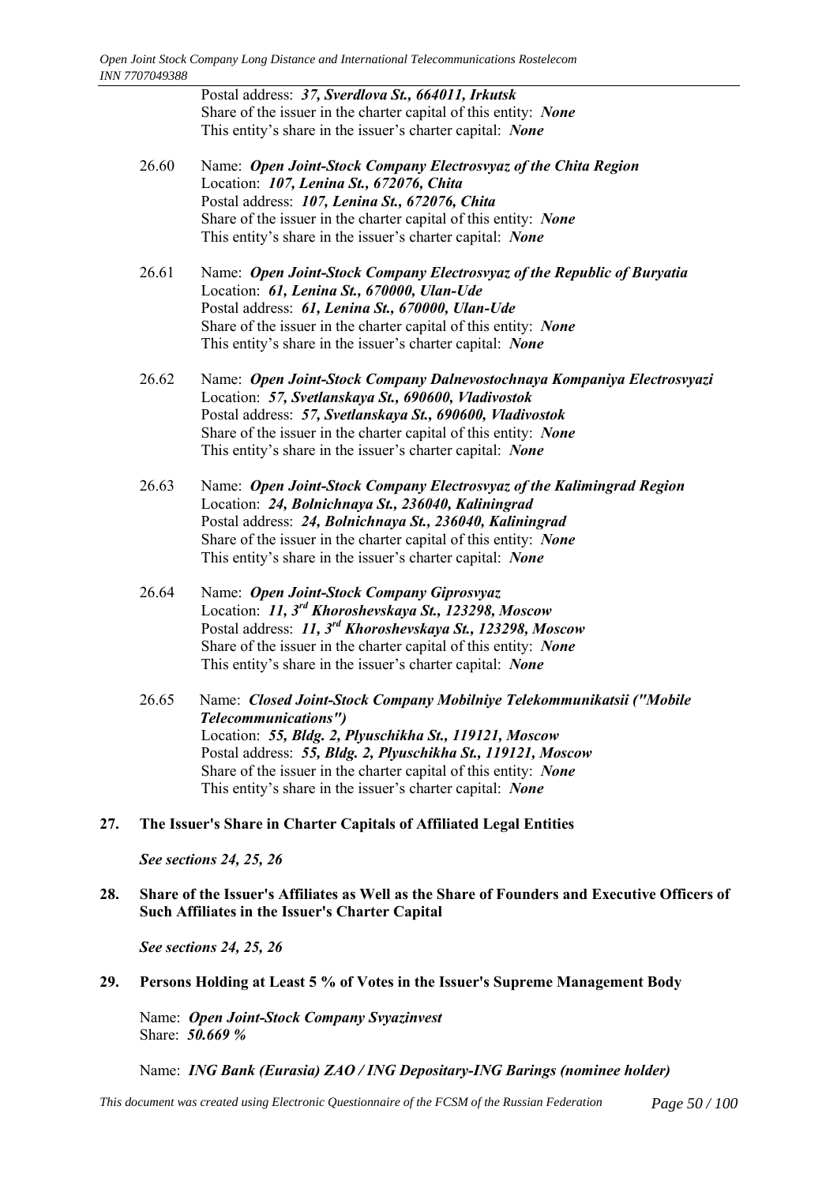Postal address: ***37, Sverdlova St., 664011, Irkutsk***
Share of the issuer in the charter capital of this entity: ***None***
This entity's share in the issuer's charter capital: ***None***

26.60 Name: ***Open Joint-Stock Company Electrosvyaz of the Chita Region***
Location: ***107, Lenina St., 672076, Chita***
Postal address: ***107, Lenina St., 672076, Chita***
Share of the issuer in the charter capital of this entity: ***None***
This entity's share in the issuer's charter capital: ***None***

26.61 Name: ***Open Joint-Stock Company Electrosvyaz of the Republic of Buryatia***
Location: ***61, Lenina St., 670000, Ulan-Ude***
Postal address: ***61, Lenina St., 670000, Ulan-Ude***
Share of the issuer in the charter capital of this entity: ***None***
This entity's share in the issuer's charter capital: ***None***

26.62 Name: ***Open Joint-Stock Company Dalnevostochnaya Kompaniya Electrosvyazi***
Location: ***57, Svetlanskaya St., 690600, Vladivostok***
Postal address: ***57, Svetlanskaya St., 690600, Vladivostok***
Share of the issuer in the charter capital of this entity: ***None***
This entity's share in the issuer's charter capital: ***None***

26.63 Name: ***Open Joint-Stock Company Electrosvyaz of the Kalimingrad Region***
Location: ***24, Bolnichnaya St., 236040, Kaliningrad***
Postal address: ***24, Bolnichnaya St., 236040, Kaliningrad***
Share of the issuer in the charter capital of this entity: ***None***
This entity's share in the issuer's charter capital: ***None***

26.64 Name: ***Open Joint-Stock Company Giprosvyaz***
Location: ***11, 3rd Khoroshevskaya St., 123298, Moscow***
Postal address: ***11, 3rd Khoroshevskaya St., 123298, Moscow***
Share of the issuer in the charter capital of this entity: ***None***
This entity's share in the issuer's charter capital: ***None***

26.65 Name: ***Closed Joint-Stock Company Mobilniye Telekommunikatsii ("Mobile Telecommunications")***
Location: ***55, Bldg. 2, Plyuschikha St., 119121, Moscow***
Postal address: ***55, Bldg. 2, Plyuschikha St., 119121, Moscow***
Share of the issuer in the charter capital of this entity: ***None***
This entity's share in the issuer's charter capital: ***None***

## 27. The Issuer's Share in Charter Capitals of Affiliated Legal Entities

***See sections 24, 25, 26***

## 28. Share of the Issuer's Affiliates as Well as the Share of Founders and Executive Officers of Such Affiliates in the Issuer's Charter Capital

***See sections 24, 25, 26***

## 29. Persons Holding at Least 5 % of Votes in the Issuer's Supreme Management Body

Name: ***Open Joint-Stock Company Svyazinvest***
Share: ***50.669 %***

Name: ***ING Bank (Eurasia) ZAO / ING Depositary-ING Barings (nominee holder)***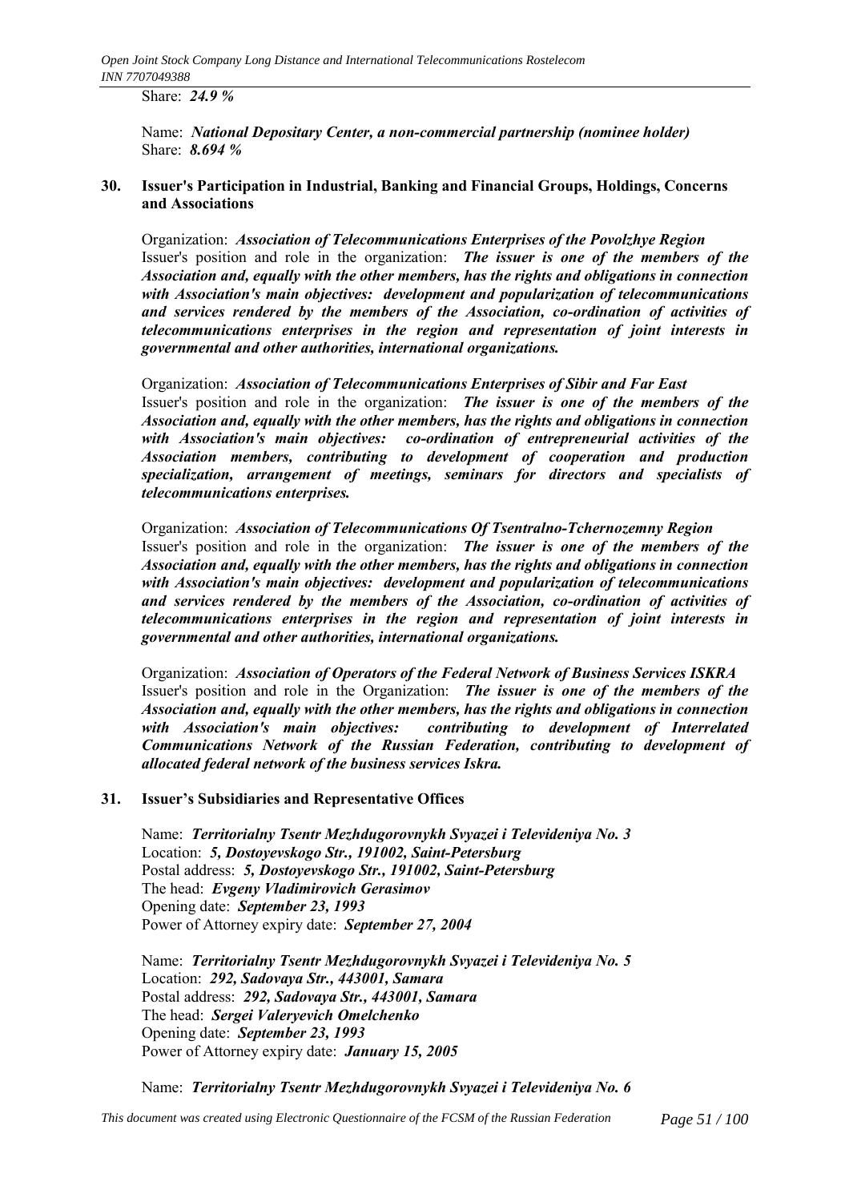Share: ***24.9 %***

Name: ***National Depositary Center, a non-commercial partnership (nominee holder)***
Share: ***8.694 %***

## 30. Issuer's Participation in Industrial, Banking and Financial Groups, Holdings, Concerns and Associations

Organization: ***Association of Telecommunications Enterprises of the Povolzhye Region***
Issuer's position and role in the organization: ***The issuer is one of the members of the Association and, equally with the other members, has the rights and obligations in connection with Association's main objectives: development and popularization of telecommunications and services rendered by the members of the Association, co-ordination of activities of telecommunications enterprises in the region and representation of joint interests in governmental and other authorities, international organizations.***

Organization: ***Association of Telecommunications Enterprises of Sibir and Far East***
Issuer's position and role in the organization: ***The issuer is one of the members of the Association and, equally with the other members, has the rights and obligations in connection with Association's main objectives: co-ordination of entrepreneurial activities of the Association members, contributing to development of cooperation and production specialization, arrangement of meetings, seminars for directors and specialists of telecommunications enterprises.***

Organization: ***Association of Telecommunications Of Tsentralno-Tchernozemny Region***
Issuer's position and role in the organization: ***The issuer is one of the members of the Association and, equally with the other members, has the rights and obligations in connection with Association's main objectives: development and popularization of telecommunications and services rendered by the members of the Association, co-ordination of activities of telecommunications enterprises in the region and representation of joint interests in governmental and other authorities, international organizations.***

Organization: ***Association of Operators of the Federal Network of Business Services ISKRA***
Issuer's position and role in the Organization: ***The issuer is one of the members of the Association and, equally with the other members, has the rights and obligations in connection with Association's main objectives: contributing to development of Interrelated Communications Network of the Russian Federation, contributing to development of allocated federal network of the business services Iskra.***

## 31. Issuer's Subsidiaries and Representative Offices

Name: ***Territorialny Tsentr Mezhdugorovnykh Svyazei i Televideniya No. 3***
Location: ***5, Dostoyevskogo Str., 191002, Saint-Petersburg***
Postal address: ***5, Dostoyevskogo Str., 191002, Saint-Petersburg***
The head: ***Evgeny Vladimirovich Gerasimov***
Opening date: ***September 23, 1993***
Power of Attorney expiry date: ***September 27, 2004***

Name: ***Territorialny Tsentr Mezhdugorovnykh Svyazei i Televideniya No. 5***
Location: ***292, Sadovaya Str., 443001, Samara***
Postal address: ***292, Sadovaya Str., 443001, Samara***
The head: ***Sergei Valeryevich Omelchenko***
Opening date: ***September 23, 1993***
Power of Attorney expiry date: ***January 15, 2005***

Name: ***Territorialny Tsentr Mezhdugorovnykh Svyazei i Televideniya No. 6***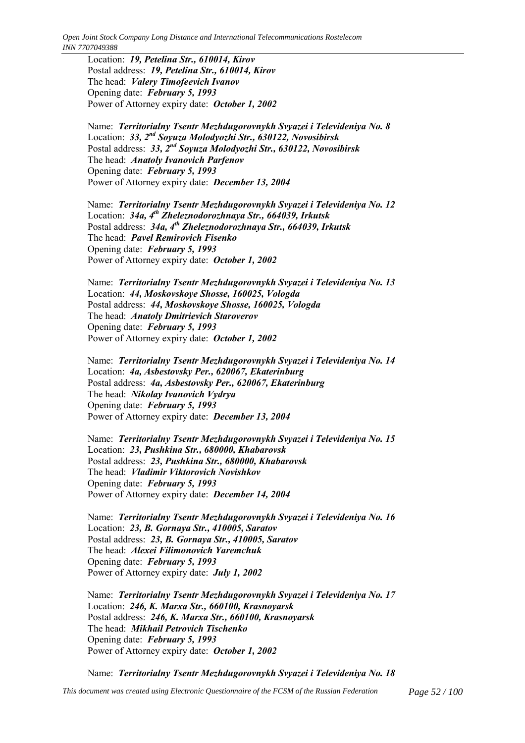Location: ***19, Petelina Str., 610014, Kirov***
Postal address: ***19, Petelina Str., 610014, Kirov***
The head: ***Valery Timofeevich Ivanov***
Opening date: ***February 5, 1993***
Power of Attorney expiry date: ***October 1, 2002***

Name: ***Territorialny Tsentr Mezhdugorovnykh Svyazei i Televideniya No. 8***
Location: ***33, 2nd Soyuza Molodyozhi Str., 630122, Novosibirsk***
Postal address: ***33, 2nd Soyuza Molodyozhi Str., 630122, Novosibirsk***
The head: ***Anatoly Ivanovich Parfenov***
Opening date: ***February 5, 1993***
Power of Attorney expiry date: ***December 13, 2004***

Name: ***Territorialny Tsentr Mezhdugorovnykh Svyazei i Televideniya No. 12***
Location: ***34a, 4th Zheleznodorozhnaya Str., 664039, Irkutsk***
Postal address: ***34a, 4th Zheleznodorozhnaya Str., 664039, Irkutsk***
The head: ***Pavel Remirovich Fisenko***
Opening date: ***February 5, 1993***
Power of Attorney expiry date: ***October 1, 2002***

Name: ***Territorialny Tsentr Mezhdugorovnykh Svyazei i Televideniya No. 13***
Location: ***44, Moskovskoye Shosse, 160025, Vologda***
Postal address: ***44, Moskovskoye Shosse, 160025, Vologda***
The head: ***Anatoly Dmitrievich Staroverov***
Opening date: ***February 5, 1993***
Power of Attorney expiry date: ***October 1, 2002***

Name: ***Territorialny Tsentr Mezhdugorovnykh Svyazei i Televideniya No. 14***
Location: ***4a, Asbestovsky Per., 620067, Ekaterinburg***
Postal address: ***4a, Asbestovsky Per., 620067, Ekaterinburg***
The head: ***Nikolay Ivanovich Vydrya***
Opening date: ***February 5, 1993***
Power of Attorney expiry date: ***December 13, 2004***

Name: ***Territorialny Tsentr Mezhdugorovnykh Svyazei i Televideniya No. 15***
Location: ***23, Pushkina Str., 680000, Khabarovsk***
Postal address: ***23, Pushkina Str., 680000, Khabarovsk***
The head: ***Vladimir Viktorovich Novishkov***
Opening date: ***February 5, 1993***
Power of Attorney expiry date: ***December 14, 2004***

Name: ***Territorialny Tsentr Mezhdugorovnykh Svyazei i Televideniya No. 16***
Location: ***23, B. Gornaya Str., 410005, Saratov***
Postal address: ***23, B. Gornaya Str., 410005, Saratov***
The head: ***Alexei Filimonovich Yaremchuk***
Opening date: ***February 5, 1993***
Power of Attorney expiry date: ***July 1, 2002***

Name: ***Territorialny Tsentr Mezhdugorovnykh Svyazei i Televideniya No. 17***
Location: ***246, K. Marxa Str., 660100, Krasnoyarsk***
Postal address: ***246, K. Marxa Str., 660100, Krasnoyarsk***
The head: ***Mikhail Petrovich Tischenko***
Opening date: ***February 5, 1993***
Power of Attorney expiry date: ***October 1, 2002***

Name: ***Territorialny Tsentr Mezhdugorovnykh Svyazei i Televideniya No. 18***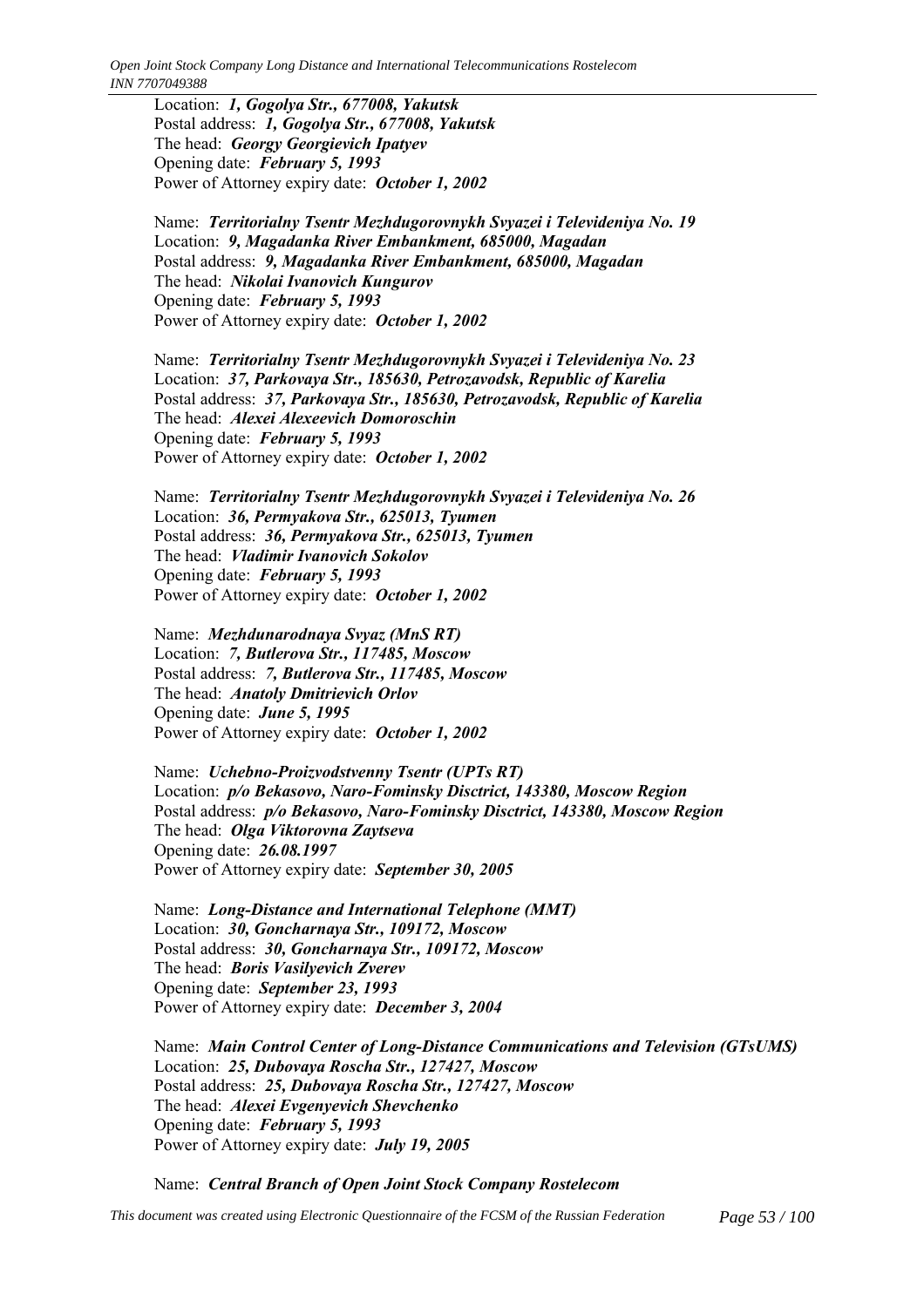Location: ***1, Gogolya Str., 677008, Yakutsk***
Postal address: ***1, Gogolya Str., 677008, Yakutsk***
The head: ***Georgy Georgievich Ipatyev***
Opening date: ***February 5, 1993***
Power of Attorney expiry date: ***October 1, 2002***

Name: ***Territorialny Tsentr Mezhdugorovnykh Svyazei i Televideniya No. 19***
Location: ***9, Magadanka River Embankment, 685000, Magadan***
Postal address: ***9, Magadanka River Embankment, 685000, Magadan***
The head: ***Nikolai Ivanovich Kungurov***
Opening date: ***February 5, 1993***
Power of Attorney expiry date: ***October 1, 2002***

Name: ***Territorialny Tsentr Mezhdugorovnykh Svyazei i Televideniya No. 23***
Location: ***37, Parkovaya Str., 185630, Petrozavodsk, Republic of Karelia***
Postal address: ***37, Parkovaya Str., 185630, Petrozavodsk, Republic of Karelia***
The head: ***Alexei Alexeevich Domoroschin***
Opening date: ***February 5, 1993***
Power of Attorney expiry date: ***October 1, 2002***

Name: ***Territorialny Tsentr Mezhdugorovnykh Svyazei i Televideniya No. 26***
Location: ***36, Permyakova Str., 625013, Tyumen***
Postal address: ***36, Permyakova Str., 625013, Tyumen***
The head: ***Vladimir Ivanovich Sokolov***
Opening date: ***February 5, 1993***
Power of Attorney expiry date: ***October 1, 2002***

Name: ***Mezhdunarodnaya Svyaz (MnS RT)***
Location: ***7, Butlerova Str., 117485, Moscow***
Postal address: ***7, Butlerova Str., 117485, Moscow***
The head: ***Anatoly Dmitrievich Orlov***
Opening date: ***June 5, 1995***
Power of Attorney expiry date: ***October 1, 2002***

Name: ***Uchebno-Proizvodstvenny Tsentr (UPTs RT)***
Location: ***p/o Bekasovo, Naro-Fominsky Disctrict, 143380, Moscow Region***
Postal address: ***p/o Bekasovo, Naro-Fominsky Disctrict, 143380, Moscow Region***
The head: ***Olga Viktorovna Zaytseva***
Opening date: ***26.08.1997***
Power of Attorney expiry date: ***September 30, 2005***

Name: ***Long-Distance and International Telephone (MMT)***
Location: ***30, Goncharnaya Str., 109172, Moscow***
Postal address: ***30, Goncharnaya Str., 109172, Moscow***
The head: ***Boris Vasilyevich Zverev***
Opening date: ***September 23, 1993***
Power of Attorney expiry date: ***December 3, 2004***

Name: ***Main Control Center of Long-Distance Communications and Television (GTsUMS)***
Location: ***25, Dubovaya Roscha Str., 127427, Moscow***
Postal address: ***25, Dubovaya Roscha Str., 127427, Moscow***
The head: ***Alexei Evgenyevich Shevchenko***
Opening date: ***February 5, 1993***
Power of Attorney expiry date: ***July 19, 2005***

Name: ***Central Branch of Open Joint Stock Company Rostelecom***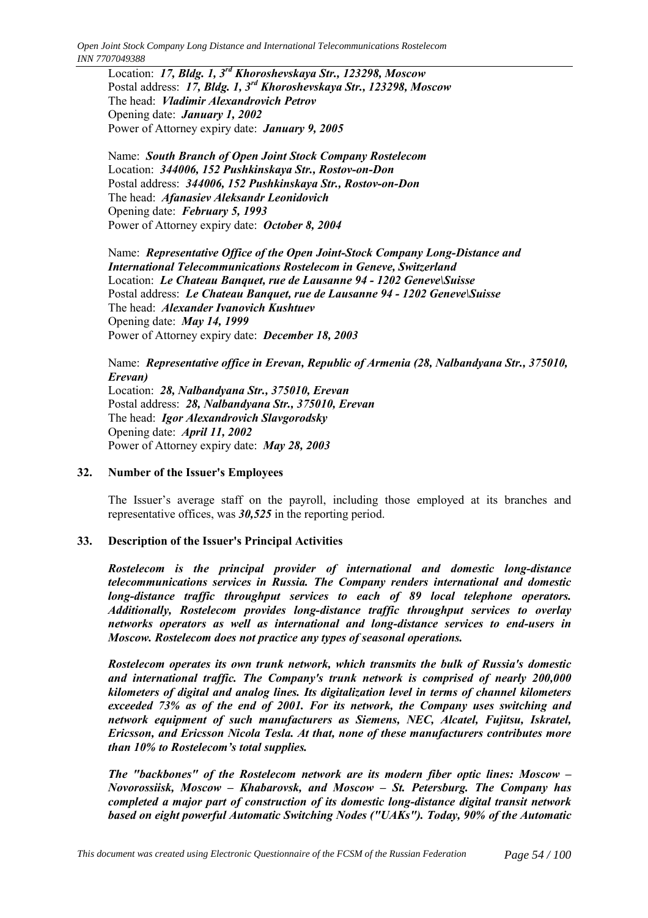Location: ***17, Bldg. 1, 3rd Khoroshevskaya Str., 123298, Moscow***
Postal address: ***17, Bldg. 1, 3rd Khoroshevskaya Str., 123298, Moscow***
The head: ***Vladimir Alexandrovich Petrov***
Opening date: ***January 1, 2002***
Power of Attorney expiry date: ***January 9, 2005***

Name: ***South Branch of Open Joint Stock Company Rostelecom***
Location: ***344006, 152 Pushkinskaya Str., Rostov-on-Don***
Postal address: ***344006, 152 Pushkinskaya Str., Rostov-on-Don***
The head: ***Afanasiev Aleksandr Leonidovich***
Opening date: ***February 5, 1993***
Power of Attorney expiry date: ***October 8, 2004***

Name: ***Representative Office of the Open Joint-Stock Company Long-Distance and International Telecommunications Rostelecom in Geneve, Switzerland***
Location: ***Le Chateau Banquet, rue de Lausanne 94 - 1202 Geneve\Suisse***
Postal address: ***Le Chateau Banquet, rue de Lausanne 94 - 1202 Geneve\Suisse***
The head: ***Alexander Ivanovich Kushtuev***
Opening date: ***May 14, 1999***
Power of Attorney expiry date: ***December 18, 2003***

Name: ***Representative office in Erevan, Republic of Armenia (28, Nalbandyana Str., 375010, Erevan)***
Location: ***28, Nalbandyana Str., 375010, Erevan***
Postal address: ***28, Nalbandyana Str., 375010, Erevan***
The head: ***Igor Alexandrovich Slavgorodsky***
Opening date: ***April 11, 2002***
Power of Attorney expiry date: ***May 28, 2003***

## 32. Number of the Issuer's Employees

The Issuer's average staff on the payroll, including those employed at its branches and representative offices, was ***30,525*** in the reporting period.

## 33. Description of the Issuer's Principal Activities

***Rostelecom is the principal provider of international and domestic long-distance telecommunications services in Russia. The Company renders international and domestic long-distance traffic throughput services to each of 89 local telephone operators. Additionally, Rostelecom provides long-distance traffic throughput services to overlay networks operators as well as international and long-distance services to end-users in Moscow. Rostelecom does not practice any types of seasonal operations.***

***Rostelecom operates its own trunk network, which transmits the bulk of Russia's domestic and international traffic. The Company's trunk network is comprised of nearly 200,000 kilometers of digital and analog lines. Its digitalization level in terms of channel kilometers exceeded 73% as of the end of 2001. For its network, the Company uses switching and network equipment of such manufacturers as Siemens, NEC, Alcatel, Fujitsu, Iskratel, Ericsson, and Ericsson Nicola Tesla. At that, none of these manufacturers contributes more than 10% to Rostelecom's total supplies.***

***The "backbones" of the Rostelecom network are its modern fiber optic lines: Moscow – Novorossiisk, Moscow – Khabarovsk, and Moscow – St. Petersburg. The Company has completed a major part of construction of its domestic long-distance digital transit network based on eight powerful Automatic Switching Nodes ("UAKs"). Today, 90% of the Automatic***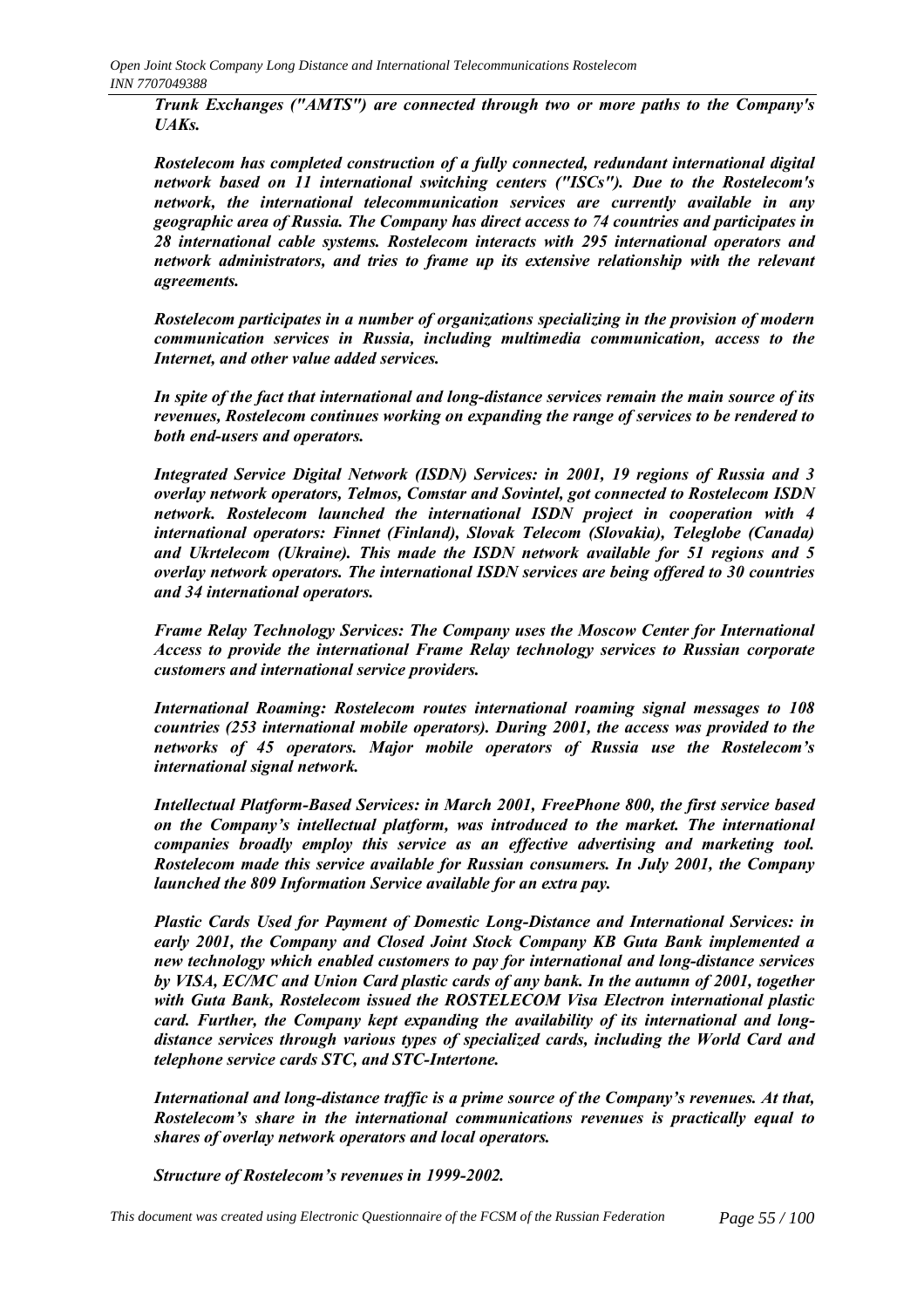***Trunk Exchanges ("AMTS") are connected through two or more paths to the Company's UAKs.***

***Rostelecom has completed construction of a fully connected, redundant international digital network based on 11 international switching centers ("ISCs"). Due to the Rostelecom's network, the international telecommunication services are currently available in any geographic area of Russia. The Company has direct access to 74 countries and participates in 28 international cable systems. Rostelecom interacts with 295 international operators and network administrators, and tries to frame up its extensive relationship with the relevant agreements.***

***Rostelecom participates in a number of organizations specializing in the provision of modern communication services in Russia, including multimedia communication, access to the Internet, and other value added services.***

***In spite of the fact that international and long-distance services remain the main source of its revenues, Rostelecom continues working on expanding the range of services to be rendered to both end-users and operators.***

***Integrated Service Digital Network (ISDN) Services: in 2001, 19 regions of Russia and 3 overlay network operators, Telmos, Comstar and Sovintel, got connected to Rostelecom ISDN network. Rostelecom launched the international ISDN project in cooperation with 4 international operators: Finnet (Finland), Slovak Telecom (Slovakia), Teleglobe (Canada) and Ukrtelecom (Ukraine). This made the ISDN network available for 51 regions and 5 overlay network operators. The international ISDN services are being offered to 30 countries and 34 international operators.***

***Frame Relay Technology Services: The Company uses the Moscow Center for International Access to provide the international Frame Relay technology services to Russian corporate customers and international service providers.***

***International Roaming: Rostelecom routes international roaming signal messages to 108 countries (253 international mobile operators). During 2001, the access was provided to the networks of 45 operators. Major mobile operators of Russia use the Rostelecom's international signal network.***

***Intellectual Platform-Based Services: in March 2001, FreePhone 800, the first service based on the Company's intellectual platform, was introduced to the market. The international companies broadly employ this service as an effective advertising and marketing tool. Rostelecom made this service available for Russian consumers. In July 2001, the Company launched the 809 Information Service available for an extra pay.***

***Plastic Cards Used for Payment of Domestic Long-Distance and International Services: in early 2001, the Company and Closed Joint Stock Company KB Guta Bank implemented a new technology which enabled customers to pay for international and long-distance services by VISA, EC/MC and Union Card plastic cards of any bank. In the autumn of 2001, together with Guta Bank, Rostelecom issued the ROSTELECOM Visa Electron international plastic card. Further, the Company kept expanding the availability of its international and long-distance services through various types of specialized cards, including the World Card and telephone service cards STC, and STC-Intertone.***

***International and long-distance traffic is a prime source of the Company's revenues. At that, Rostelecom's share in the international communications revenues is practically equal to shares of overlay network operators and local operators.***

***Structure of Rostelecom's revenues in 1999-2002.***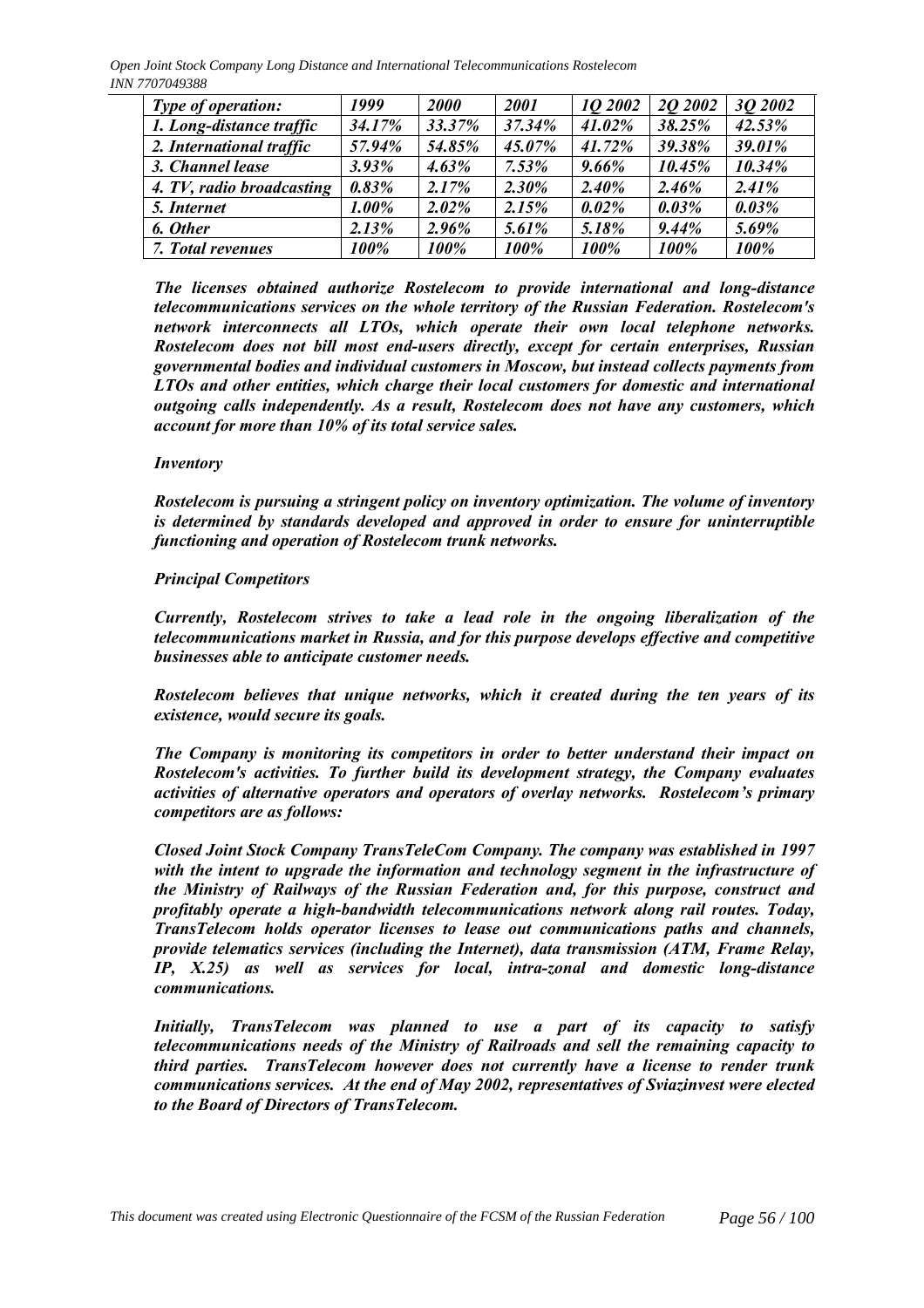| *Type of operation:* | *1999* | *2000* | *2001* | *1Q 2002* | *2Q 2002* | *3Q 2002* |
|---|---|---|---|---|---|---|
| *1. Long-distance traffic* | *34.17%* | *33.37%* | *37.34%* | *41.02%* | *38.25%* | *42.53%* |
| *2. International traffic* | *57.94%* | *54.85%* | *45.07%* | *41.72%* | *39.38%* | *39.01%* |
| *3. Channel lease* | *3.93%* | *4.63%* | *7.53%* | *9.66%* | *10.45%* | *10.34%* |
| *4. TV, radio broadcasting* | *0.83%* | *2.17%* | *2.30%* | *2.40%* | *2.46%* | *2.41%* |
| *5. Internet* | *1.00%* | *2.02%* | *2.15%* | *0.02%* | *0.03%* | *0.03%* |
| *6. Other* | *2.13%* | *2.96%* | *5.61%* | *5.18%* | *9.44%* | *5.69%* |
| *7. Total revenues* | *100%* | *100%* | *100%* | *100%* | *100%* | *100%* |

***The licenses obtained authorize Rostelecom to provide international and long-distance telecommunications services on the whole territory of the Russian Federation. Rostelecom's network interconnects all LTOs, which operate their own local telephone networks. Rostelecom does not bill most end-users directly, except for certain enterprises, Russian governmental bodies and individual customers in Moscow, but instead collects payments from LTOs and other entities, which charge their local customers for domestic and international outgoing calls independently. As a result, Rostelecom does not have any customers, which account for more than 10% of its total service sales.***

***Inventory***

***Rostelecom is pursuing a stringent policy on inventory optimization. The volume of inventory is determined by standards developed and approved in order to ensure for uninterruptible functioning and operation of Rostelecom trunk networks.***

***Principal Competitors***

***Currently, Rostelecom strives to take a lead role in the ongoing liberalization of the telecommunications market in Russia, and for this purpose develops effective and competitive businesses able to anticipate customer needs.***

***Rostelecom believes that unique networks, which it created during the ten years of its existence, would secure its goals.***

***The Company is monitoring its competitors in order to better understand their impact on Rostelecom's activities. To further build its development strategy, the Company evaluates activities of alternative operators and operators of overlay networks. Rostelecom's primary competitors are as follows:***

***Closed Joint Stock Company TransTeleCom Company. The company was established in 1997 with the intent to upgrade the information and technology segment in the infrastructure of the Ministry of Railways of the Russian Federation and, for this purpose, construct and profitably operate a high-bandwidth telecommunications network along rail routes. Today, TransTelecom holds operator licenses to lease out communications paths and channels, provide telematics services (including the Internet), data transmission (ATM, Frame Relay, IP, X.25) as well as services for local, intra-zonal and domestic long-distance communications.***

***Initially, TransTelecom was planned to use a part of its capacity to satisfy telecommunications needs of the Ministry of Railroads and sell the remaining capacity to third parties. TransTelecom however does not currently have a license to render trunk communications services. At the end of May 2002, representatives of Sviazinvest were elected to the Board of Directors of TransTelecom.***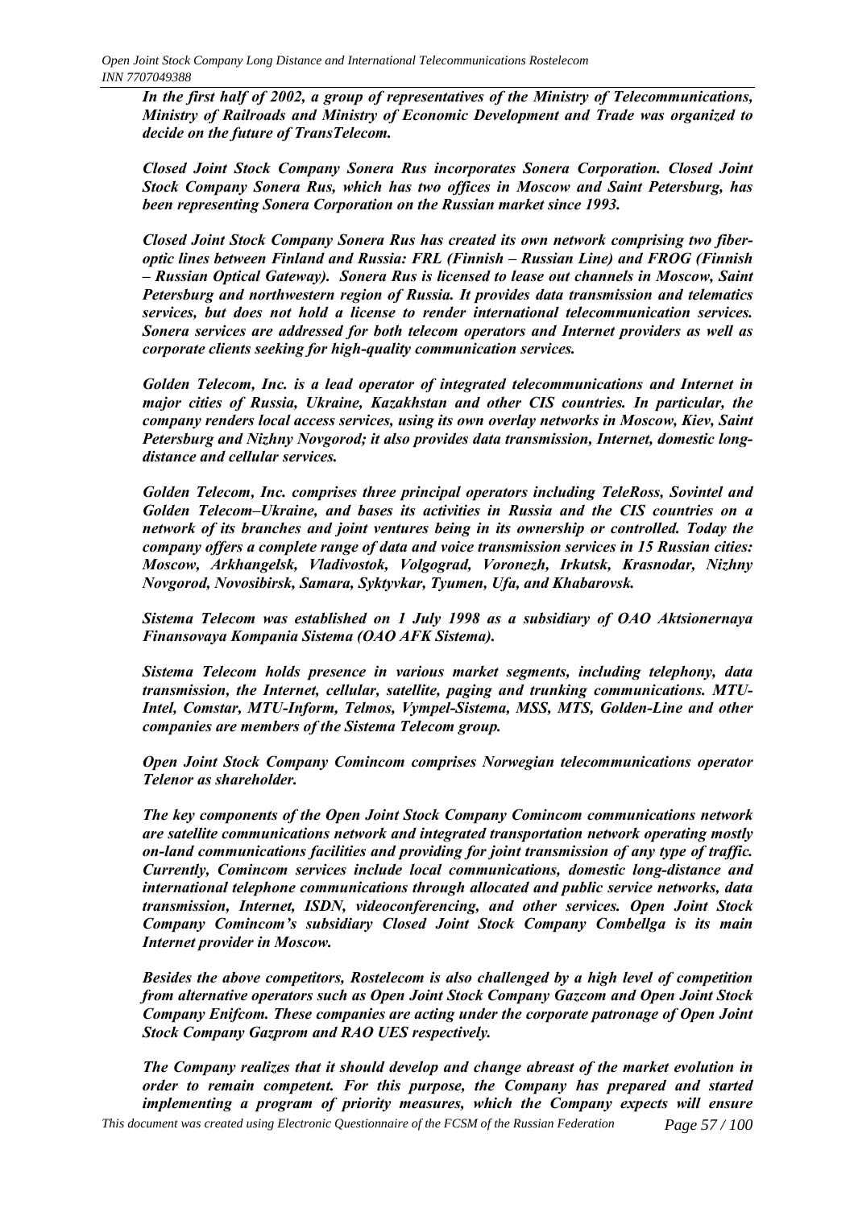***In the first half of 2002, a group of representatives of the Ministry of Telecommunications, Ministry of Railroads and Ministry of Economic Development and Trade was organized to decide on the future of TransTelecom.***

***Closed Joint Stock Company Sonera Rus incorporates Sonera Corporation. Closed Joint Stock Company Sonera Rus, which has two offices in Moscow and Saint Petersburg, has been representing Sonera Corporation on the Russian market since 1993.***

***Closed Joint Stock Company Sonera Rus has created its own network comprising two fiber-optic lines between Finland and Russia: FRL (Finnish – Russian Line) and FROG (Finnish – Russian Optical Gateway). Sonera Rus is licensed to lease out channels in Moscow, Saint Petersburg and northwestern region of Russia. It provides data transmission and telematics services, but does not hold a license to render international telecommunication services. Sonera services are addressed for both telecom operators and Internet providers as well as corporate clients seeking for high-quality communication services.***

***Golden Telecom, Inc. is a lead operator of integrated telecommunications and Internet in major cities of Russia, Ukraine, Kazakhstan and other CIS countries. In particular, the company renders local access services, using its own overlay networks in Moscow, Kiev, Saint Petersburg and Nizhny Novgorod; it also provides data transmission, Internet, domestic long-distance and cellular services.***

***Golden Telecom, Inc. comprises three principal operators including TeleRoss, Sovintel and Golden Telecom–Ukraine, and bases its activities in Russia and the CIS countries on a network of its branches and joint ventures being in its ownership or controlled. Today the company offers a complete range of data and voice transmission services in 15 Russian cities: Moscow, Arkhangelsk, Vladivostok, Volgograd, Voronezh, Irkutsk, Krasnodar, Nizhny Novgorod, Novosibirsk, Samara, Syktyvkar, Tyumen, Ufa, and Khabarovsk.***

***Sistema Telecom was established on 1 July 1998 as a subsidiary of OAO Aktsionernaya Finansovaya Kompania Sistema (OAO AFK Sistema).***

***Sistema Telecom holds presence in various market segments, including telephony, data transmission, the Internet, cellular, satellite, paging and trunking communications. MTU-Intel, Comstar, MTU-Inform, Telmos, Vympel-Sistema, MSS, MTS, Golden-Line and other companies are members of the Sistema Telecom group.***

***Open Joint Stock Company Comincom comprises Norwegian telecommunications operator Telenor as shareholder.***

***The key components of the Open Joint Stock Company Comincom communications network are satellite communications network and integrated transportation network operating mostly on-land communications facilities and providing for joint transmission of any type of traffic. Currently, Comincom services include local communications, domestic long-distance and international telephone communications through allocated and public service networks, data transmission, Internet, ISDN, videoconferencing, and other services. Open Joint Stock Company Comincom's subsidiary Closed Joint Stock Company Combellga is its main Internet provider in Moscow.***

***Besides the above competitors, Rostelecom is also challenged by a high level of competition from alternative operators such as Open Joint Stock Company Gazcom and Open Joint Stock Company Enifcom. These companies are acting under the corporate patronage of Open Joint Stock Company Gazprom and RAO UES respectively.***

***The Company realizes that it should develop and change abreast of the market evolution in order to remain competent. For this purpose, the Company has prepared and started implementing a program of priority measures, which the Company expects will ensure***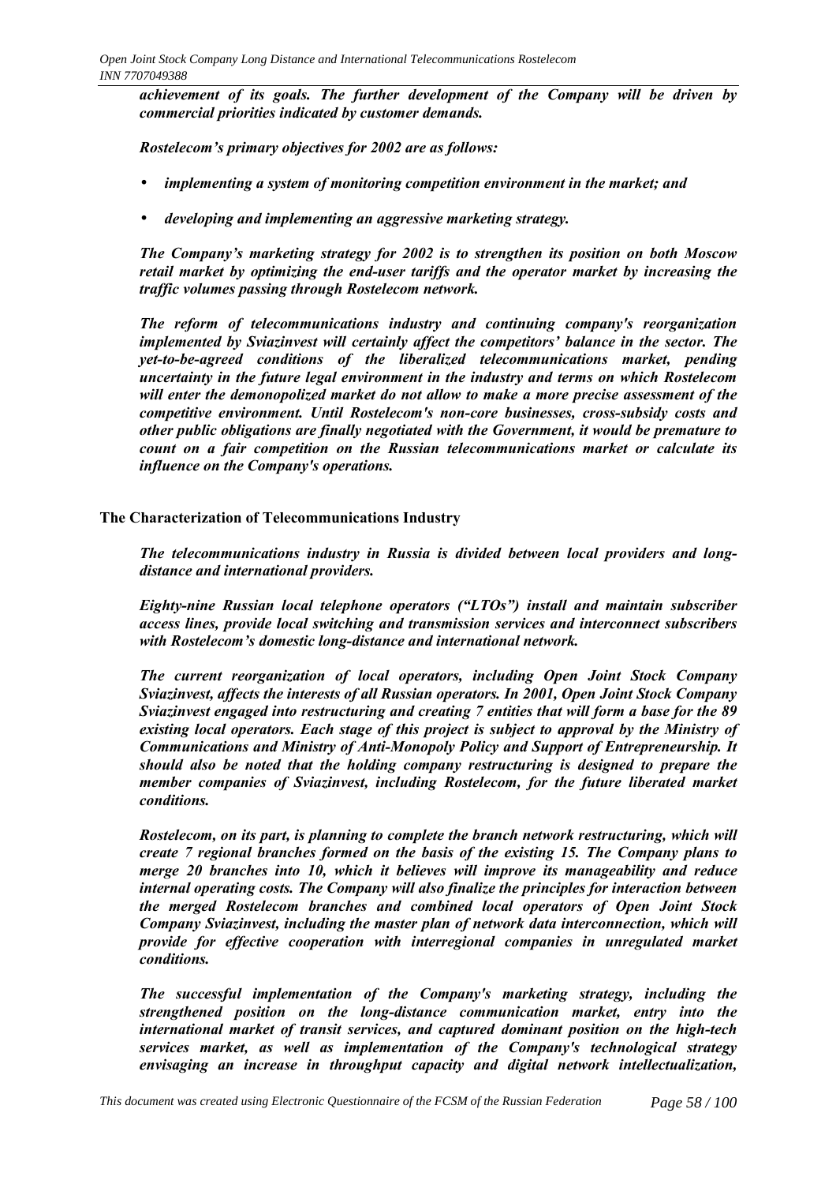***achievement of its goals. The further development of the Company will be driven by commercial priorities indicated by customer demands.***

***Rostelecom's primary objectives for 2002 are as follows:***

- ***implementing a system of monitoring competition environment in the market; and***
- ***developing and implementing an aggressive marketing strategy.***

***The Company's marketing strategy for 2002 is to strengthen its position on both Moscow retail market by optimizing the end-user tariffs and the operator market by increasing the traffic volumes passing through Rostelecom network.***

***The reform of telecommunications industry and continuing company's reorganization implemented by Sviazinvest will certainly affect the competitors' balance in the sector. The yet-to-be-agreed conditions of the liberalized telecommunications market, pending uncertainty in the future legal environment in the industry and terms on which Rostelecom will enter the demonopolized market do not allow to make a more precise assessment of the competitive environment. Until Rostelecom's non-core businesses, cross-subsidy costs and other public obligations are finally negotiated with the Government, it would be premature to count on a fair competition on the Russian telecommunications market or calculate its influence on the Company's operations.***

**The Characterization of Telecommunications Industry**

***The telecommunications industry in Russia is divided between local providers and long-distance and international providers.***

***Eighty-nine Russian local telephone operators ("LTOs") install and maintain subscriber access lines, provide local switching and transmission services and interconnect subscribers with Rostelecom's domestic long-distance and international network.***

***The current reorganization of local operators, including Open Joint Stock Company Sviazinvest, affects the interests of all Russian operators. In 2001, Open Joint Stock Company Sviazinvest engaged into restructuring and creating 7 entities that will form a base for the 89 existing local operators. Each stage of this project is subject to approval by the Ministry of Communications and Ministry of Anti-Monopoly Policy and Support of Entrepreneurship. It should also be noted that the holding company restructuring is designed to prepare the member companies of Sviazinvest, including Rostelecom, for the future liberated market conditions.***

***Rostelecom, on its part, is planning to complete the branch network restructuring, which will create 7 regional branches formed on the basis of the existing 15. The Company plans to merge 20 branches into 10, which it believes will improve its manageability and reduce internal operating costs. The Company will also finalize the principles for interaction between the merged Rostelecom branches and combined local operators of Open Joint Stock Company Sviazinvest, including the master plan of network data interconnection, which will provide for effective cooperation with interregional companies in unregulated market conditions.***

***The successful implementation of the Company's marketing strategy, including the strengthened position on the long-distance communication market, entry into the international market of transit services, and captured dominant position on the high-tech services market, as well as implementation of the Company's technological strategy envisaging an increase in throughput capacity and digital network intellectualization,***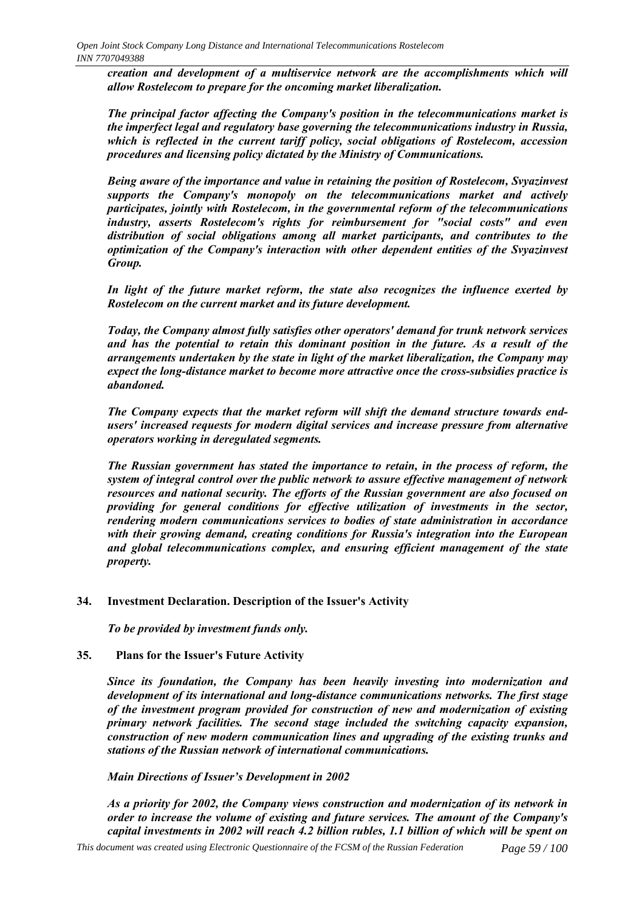***creation and development of a multiservice network are the accomplishments which will allow Rostelecom to prepare for the oncoming market liberalization.***

***The principal factor affecting the Company's position in the telecommunications market is the imperfect legal and regulatory base governing the telecommunications industry in Russia, which is reflected in the current tariff policy, social obligations of Rostelecom, accession procedures and licensing policy dictated by the Ministry of Communications.***

***Being aware of the importance and value in retaining the position of Rostelecom, Svyazinvest supports the Company's monopoly on the telecommunications market and actively participates, jointly with Rostelecom, in the governmental reform of the telecommunications industry, asserts Rostelecom's rights for reimbursement for "social costs" and even distribution of social obligations among all market participants, and contributes to the optimization of the Company's interaction with other dependent entities of the Svyazinvest Group.***

***In light of the future market reform, the state also recognizes the influence exerted by Rostelecom on the current market and its future development.***

***Today, the Company almost fully satisfies other operators' demand for trunk network services and has the potential to retain this dominant position in the future. As a result of the arrangements undertaken by the state in light of the market liberalization, the Company may expect the long-distance market to become more attractive once the cross-subsidies practice is abandoned.***

***The Company expects that the market reform will shift the demand structure towards end-users' increased requests for modern digital services and increase pressure from alternative operators working in deregulated segments.***

***The Russian government has stated the importance to retain, in the process of reform, the system of integral control over the public network to assure effective management of network resources and national security. The efforts of the Russian government are also focused on providing for general conditions for effective utilization of investments in the sector, rendering modern communications services to bodies of state administration in accordance with their growing demand, creating conditions for Russia's integration into the European and global telecommunications complex, and ensuring efficient management of the state property.***

## 34. Investment Declaration. Description of the Issuer's Activity

***To be provided by investment funds only.***

## 35. Plans for the Issuer's Future Activity

***Since its foundation, the Company has been heavily investing into modernization and development of its international and long-distance communications networks. The first stage of the investment program provided for construction of new and modernization of existing primary network facilities. The second stage included the switching capacity expansion, construction of new modern communication lines and upgrading of the existing trunks and stations of the Russian network of international communications.***

***Main Directions of Issuer's Development in 2002***

***As a priority for 2002, the Company views construction and modernization of its network in order to increase the volume of existing and future services. The amount of the Company's capital investments in 2002 will reach 4.2 billion rubles, 1.1 billion of which will be spent on***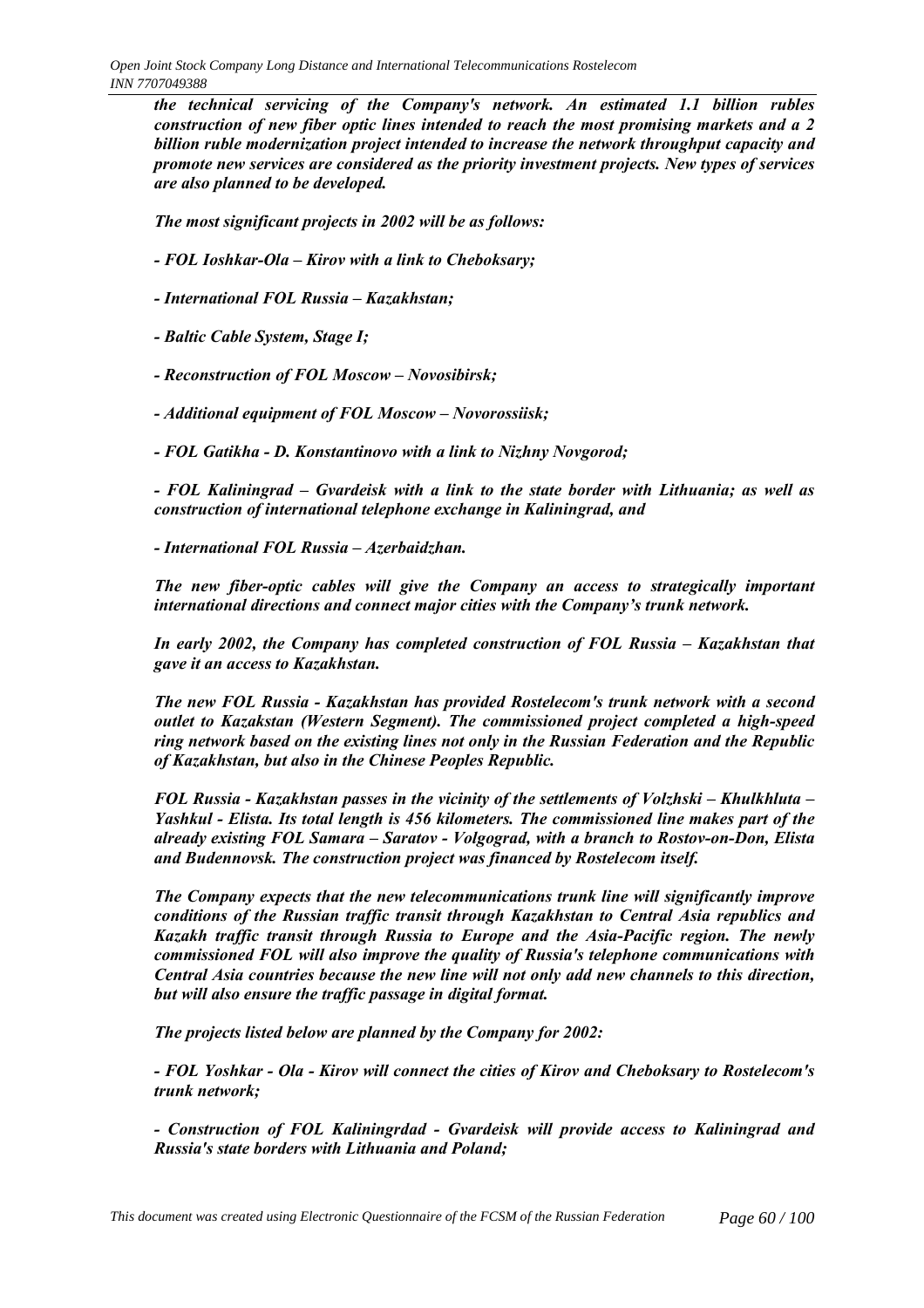***the technical servicing of the Company's network. An estimated 1.1 billion rubles construction of new fiber optic lines intended to reach the most promising markets and a 2 billion ruble modernization project intended to increase the network throughput capacity and promote new services are considered as the priority investment projects. New types of services are also planned to be developed.***

***The most significant projects in 2002 will be as follows:***

***- FOL Ioshkar-Ola – Kirov with a link to Cheboksary;***

***- International FOL Russia – Kazakhstan;***

***- Baltic Cable System, Stage I;***

***- Reconstruction of FOL Moscow – Novosibirsk;***

***- Additional equipment of FOL Moscow – Novorossiisk;***

***- FOL Gatikha - D. Konstantinovo with a link to Nizhny Novgorod;***

***- FOL Kaliningrad – Gvardeisk with a link to the state border with Lithuania; as well as construction of international telephone exchange in Kaliningrad, and***

***- International FOL Russia – Azerbaidzhan.***

***The new fiber-optic cables will give the Company an access to strategically important international directions and connect major cities with the Company's trunk network.***

***In early 2002, the Company has completed construction of FOL Russia – Kazakhstan that gave it an access to Kazakhstan.***

***The new FOL Russia - Kazakhstan has provided Rostelecom's trunk network with a second outlet to Kazakstan (Western Segment). The commissioned project completed a high-speed ring network based on the existing lines not only in the Russian Federation and the Republic of Kazakhstan, but also in the Chinese Peoples Republic.***

***FOL Russia - Kazakhstan passes in the vicinity of the settlements of Volzhski – Khulkhluta – Yashkul - Elista. Its total length is 456 kilometers. The commissioned line makes part of the already existing FOL Samara – Saratov - Volgograd, with a branch to Rostov-on-Don, Elista and Budennovsk. The construction project was financed by Rostelecom itself.***

***The Company expects that the new telecommunications trunk line will significantly improve conditions of the Russian traffic transit through Kazakhstan to Central Asia republics and Kazakh traffic transit through Russia to Europe and the Asia-Pacific region. The newly commissioned FOL will also improve the quality of Russia's telephone communications with Central Asia countries because the new line will not only add new channels to this direction, but will also ensure the traffic passage in digital format.***

***The projects listed below are planned by the Company for 2002:***

***- FOL Yoshkar - Ola - Kirov will connect the cities of Kirov and Cheboksary to Rostelecom's trunk network;***

***- Construction of FOL Kaliningrdad - Gvardeisk will provide access to Kaliningrad and Russia's state borders with Lithuania and Poland;***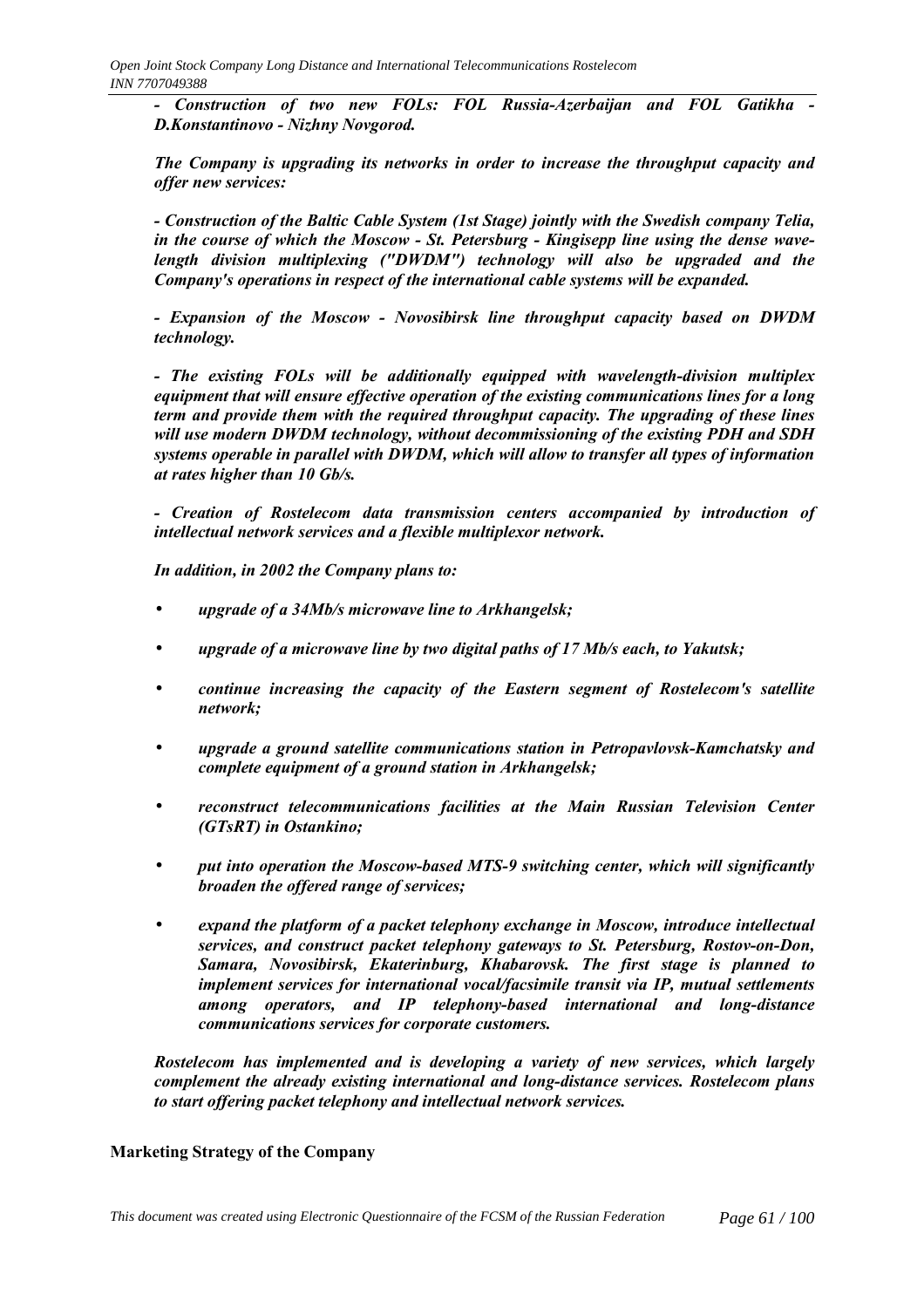***- Construction of two new FOLs: FOL Russia-Azerbaijan and FOL Gatikha - D.Konstantinovo - Nizhny Novgorod.***

***The Company is upgrading its networks in order to increase the throughput capacity and offer new services:***

***- Construction of the Baltic Cable System (1st Stage) jointly with the Swedish company Telia, in the course of which the Moscow - St. Petersburg - Kingisepp line using the dense wave-length division multiplexing ("DWDM") technology will also be upgraded and the Company's operations in respect of the international cable systems will be expanded.***

***- Expansion of the Moscow - Novosibirsk line throughput capacity based on DWDM technology.***

***- The existing FOLs will be additionally equipped with wavelength-division multiplex equipment that will ensure effective operation of the existing communications lines for a long term and provide them with the required throughput capacity. The upgrading of these lines will use modern DWDM technology, without decommissioning of the existing PDH and SDH systems operable in parallel with DWDM, which will allow to transfer all types of information at rates higher than 10 Gb/s.***

***- Creation of Rostelecom data transmission centers accompanied by introduction of intellectual network services and a flexible multiplexor network.***

***In addition, in 2002 the Company plans to:***

- ***upgrade of a 34Mb/s microwave line to Arkhangelsk;***
- ***upgrade of a microwave line by two digital paths of 17 Mb/s each, to Yakutsk;***
- ***continue increasing the capacity of the Eastern segment of Rostelecom's satellite network;***
- ***upgrade a ground satellite communications station in Petropavlovsk-Kamchatsky and complete equipment of a ground station in Arkhangelsk;***
- ***reconstruct telecommunications facilities at the Main Russian Television Center (GTsRT) in Ostankino;***
- ***put into operation the Moscow-based MTS-9 switching center, which will significantly broaden the offered range of services;***
- ***expand the platform of a packet telephony exchange in Moscow, introduce intellectual services, and construct packet telephony gateways to St. Petersburg, Rostov-on-Don, Samara, Novosibirsk, Ekaterinburg, Khabarovsk. The first stage is planned to implement services for international vocal/facsimile transit via IP, mutual settlements among operators, and IP telephony-based international and long-distance communications services for corporate customers.***

***Rostelecom has implemented and is developing a variety of new services, which largely complement the already existing international and long-distance services. Rostelecom plans to start offering packet telephony and intellectual network services.***

**Marketing Strategy of the Company**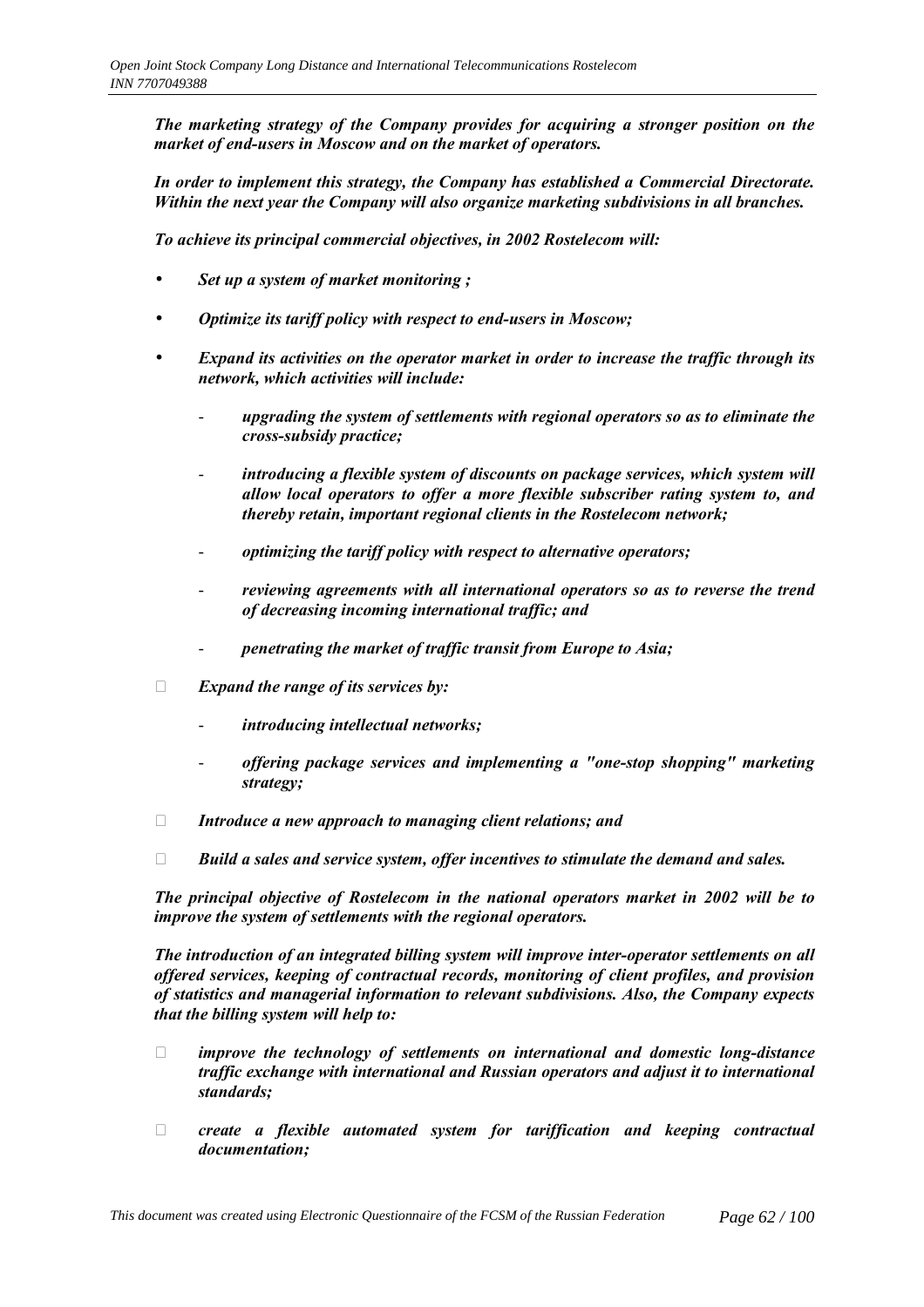***The marketing strategy of the Company provides for acquiring a stronger position on the market of end-users in Moscow and on the market of operators.***

***In order to implement this strategy, the Company has established a Commercial Directorate. Within the next year the Company will also organize marketing subdivisions in all branches.***

***To achieve its principal commercial objectives, in 2002 Rostelecom will:***

- ***Set up a system of market monitoring ;***
- ***Optimize its tariff policy with respect to end-users in Moscow;***
- ***Expand its activities on the operator market in order to increase the traffic through its network, which activities will include:***
  - ***upgrading the system of settlements with regional operators so as to eliminate the cross-subsidy practice;***
  - ***introducing a flexible system of discounts on package services, which system will allow local operators to offer a more flexible subscriber rating system to, and thereby retain, important regional clients in the Rostelecom network;***
  - ***optimizing the tariff policy with respect to alternative operators;***
  - ***reviewing agreements with all international operators so as to reverse the trend of decreasing incoming international traffic; and***
  - ***penetrating the market of traffic transit from Europe to Asia;***
- ***Expand the range of its services by:***
  - ***introducing intellectual networks;***
  - ***offering package services and implementing a "one-stop shopping" marketing strategy;***
- ***Introduce a new approach to managing client relations; and***
- ***Build a sales and service system, offer incentives to stimulate the demand and sales.***

***The principal objective of Rostelecom in the national operators market in 2002 will be to improve the system of settlements with the regional operators.***

***The introduction of an integrated billing system will improve inter-operator settlements on all offered services, keeping of contractual records, monitoring of client profiles, and provision of statistics and managerial information to relevant subdivisions. Also, the Company expects that the billing system will help to:***

- ***improve the technology of settlements on international and domestic long-distance traffic exchange with international and Russian operators and adjust it to international standards;***
- ***create a flexible automated system for tariffication and keeping contractual documentation;***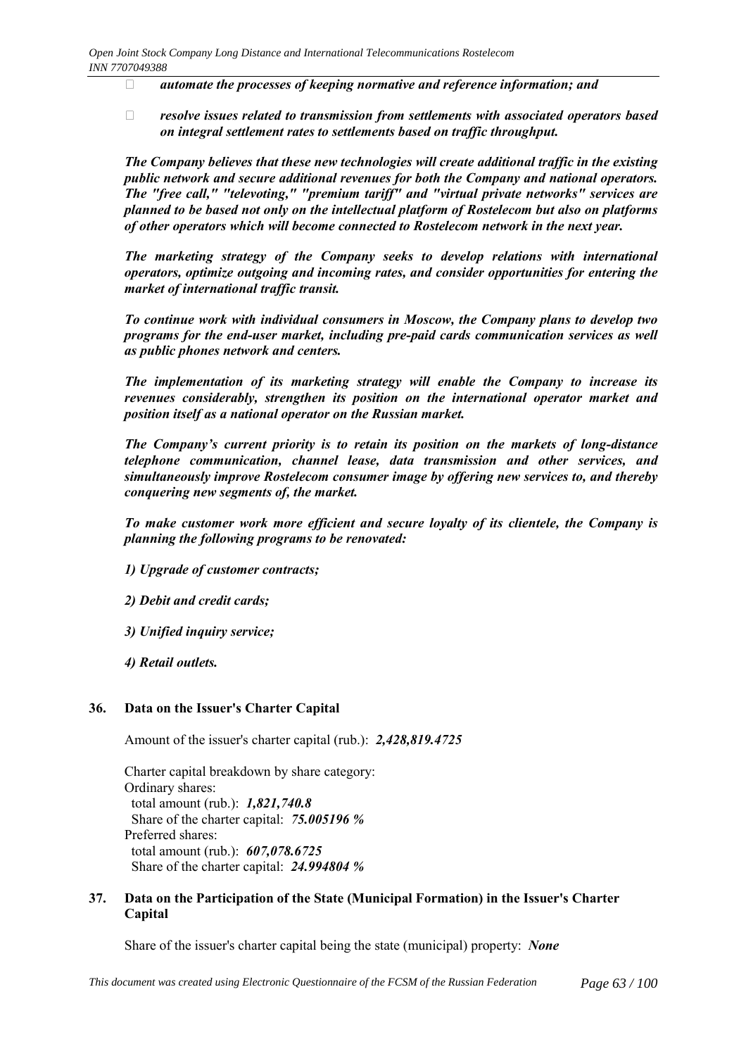- ***automate the processes of keeping normative and reference information; and***

- ***resolve issues related to transmission from settlements with associated operators based on integral settlement rates to settlements based on traffic throughput.***

***The Company believes that these new technologies will create additional traffic in the existing public network and secure additional revenues for both the Company and national operators. The "free call," "televoting," "premium tariff" and "virtual private networks" services are planned to be based not only on the intellectual platform of Rostelecom but also on platforms of other operators which will become connected to Rostelecom network in the next year.***

***The marketing strategy of the Company seeks to develop relations with international operators, optimize outgoing and incoming rates, and consider opportunities for entering the market of international traffic transit.***

***To continue work with individual consumers in Moscow, the Company plans to develop two programs for the end-user market, including pre-paid cards communication services as well as public phones network and centers.***

***The implementation of its marketing strategy will enable the Company to increase its revenues considerably, strengthen its position on the international operator market and position itself as a national operator on the Russian market.***

***The Company's current priority is to retain its position on the markets of long-distance telephone communication, channel lease, data transmission and other services, and simultaneously improve Rostelecom consumer image by offering new services to, and thereby conquering new segments of, the market.***

***To make customer work more efficient and secure loyalty of its clientele, the Company is planning the following programs to be renovated:***

***1) Upgrade of customer contracts;***

***2) Debit and credit cards;***

***3) Unified inquiry service;***

***4) Retail outlets.***

## 36. Data on the Issuer's Charter Capital

Amount of the issuer's charter capital (rub.): ***2,428,819.4725***

Charter capital breakdown by share category:
Ordinary shares:
total amount (rub.): ***1,821,740.8***
Share of the charter capital: ***75.005196 %***
Preferred shares:
total amount (rub.): ***607,078.6725***
Share of the charter capital: ***24.994804 %***

## 37. Data on the Participation of the State (Municipal Formation) in the Issuer's Charter Capital

Share of the issuer's charter capital being the state (municipal) property: ***None***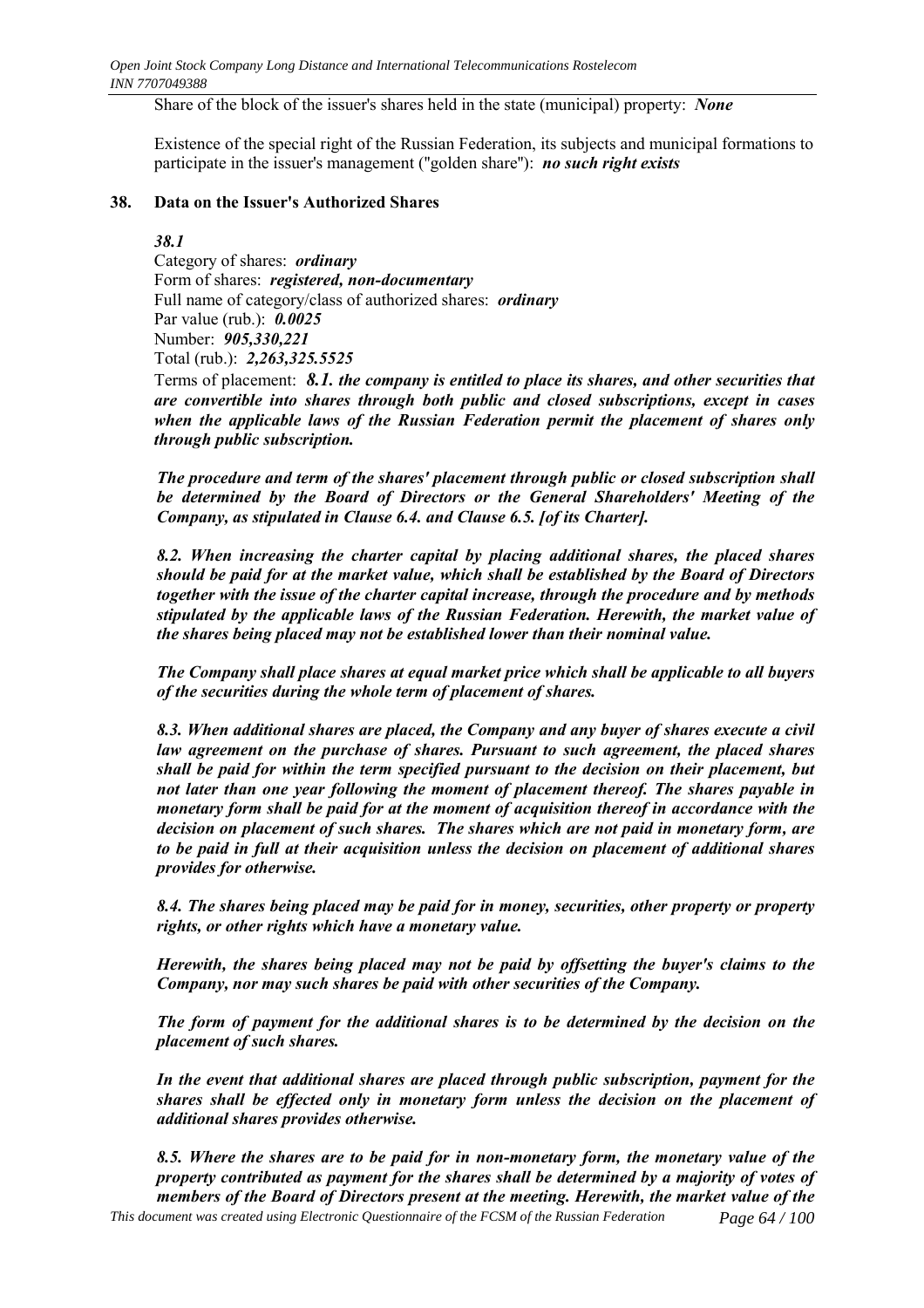Share of the block of the issuer's shares held in the state (municipal) property: ***None***

Existence of the special right of the Russian Federation, its subjects and municipal formations to participate in the issuer's management ("golden share"): ***no such right exists***

## 38. Data on the Issuer's Authorized Shares

***38.1***

Category of shares: ***ordinary***
Form of shares: ***registered, non-documentary***
Full name of category/class of authorized shares: ***ordinary***
Par value (rub.): ***0.0025***
Number: ***905,330,221***
Total (rub.): ***2,263,325.5525***
Terms of placement: ***8.1. the company is entitled to place its shares, and other securities that are convertible into shares through both public and closed subscriptions, except in cases when the applicable laws of the Russian Federation permit the placement of shares only through public subscription.***

***The procedure and term of the shares' placement through public or closed subscription shall be determined by the Board of Directors or the General Shareholders' Meeting of the Company, as stipulated in Clause 6.4. and Clause 6.5. [of its Charter].***

***8.2. When increasing the charter capital by placing additional shares, the placed shares should be paid for at the market value, which shall be established by the Board of Directors together with the issue of the charter capital increase, through the procedure and by methods stipulated by the applicable laws of the Russian Federation. Herewith, the market value of the shares being placed may not be established lower than their nominal value.***

***The Company shall place shares at equal market price which shall be applicable to all buyers of the securities during the whole term of placement of shares.***

***8.3. When additional shares are placed, the Company and any buyer of shares execute a civil law agreement on the purchase of shares. Pursuant to such agreement, the placed shares shall be paid for within the term specified pursuant to the decision on their placement, but not later than one year following the moment of placement thereof. The shares payable in monetary form shall be paid for at the moment of acquisition thereof in accordance with the decision on placement of such shares. The shares which are not paid in monetary form, are to be paid in full at their acquisition unless the decision on placement of additional shares provides for otherwise.***

***8.4. The shares being placed may be paid for in money, securities, other property or property rights, or other rights which have a monetary value.***

***Herewith, the shares being placed may not be paid by offsetting the buyer's claims to the Company, nor may such shares be paid with other securities of the Company.***

***The form of payment for the additional shares is to be determined by the decision on the placement of such shares.***

***In the event that additional shares are placed through public subscription, payment for the shares shall be effected only in monetary form unless the decision on the placement of additional shares provides otherwise.***

***8.5. Where the shares are to be paid for in non-monetary form, the monetary value of the property contributed as payment for the shares shall be determined by a majority of votes of members of the Board of Directors present at the meeting. Herewith, the market value of the***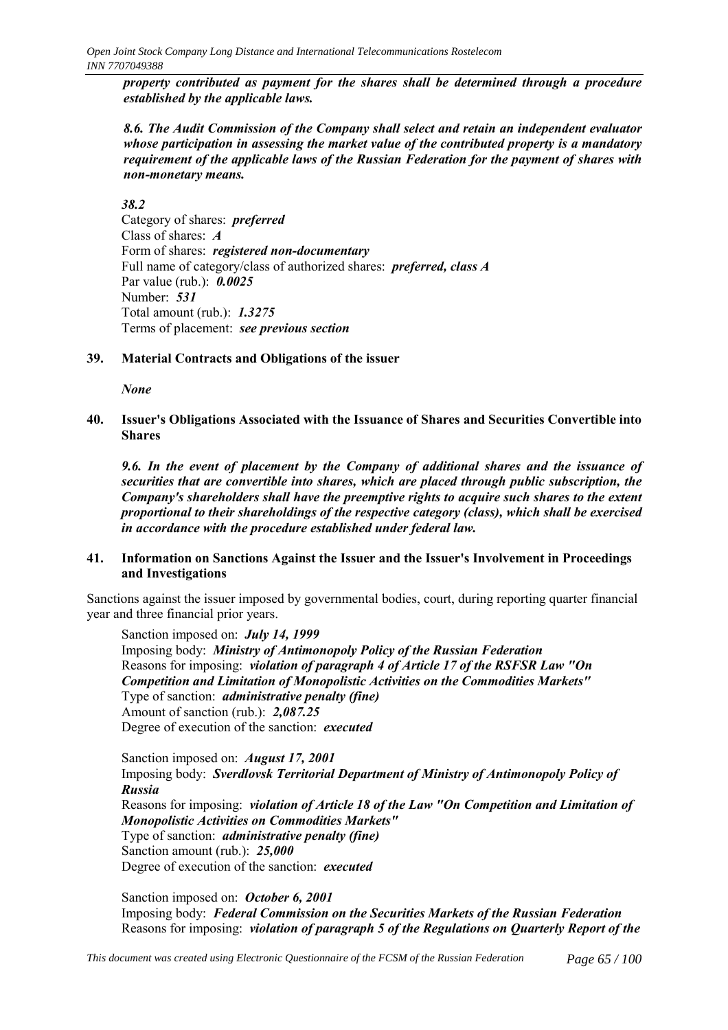***property contributed as payment for the shares shall be determined through a procedure established by the applicable laws.***

***8.6. The Audit Commission of the Company shall select and retain an independent evaluator whose participation in assessing the market value of the contributed property is a mandatory requirement of the applicable laws of the Russian Federation for the payment of shares with non-monetary means.***

***38.2***

Category of shares: ***preferred***
Class of shares: ***A***
Form of shares: ***registered non-documentary***
Full name of category/class of authorized shares: ***preferred, class A***
Par value (rub.): ***0.0025***
Number: ***531***
Total amount (rub.): ***1.3275***
Terms of placement: ***see previous section***

## 39. Material Contracts and Obligations of the issuer

***None***

## 40. Issuer's Obligations Associated with the Issuance of Shares and Securities Convertible into Shares

***9.6. In the event of placement by the Company of additional shares and the issuance of securities that are convertible into shares, which are placed through public subscription, the Company's shareholders shall have the preemptive rights to acquire such shares to the extent proportional to their shareholdings of the respective category (class), which shall be exercised in accordance with the procedure established under federal law.***

## 41. Information on Sanctions Against the Issuer and the Issuer's Involvement in Proceedings and Investigations

Sanctions against the issuer imposed by governmental bodies, court, during reporting quarter financial year and three financial prior years.

Sanction imposed on: ***July 14, 1999***
Imposing body: ***Ministry of Antimonopoly Policy of the Russian Federation***
Reasons for imposing: ***violation of paragraph 4 of Article 17 of the RSFSR Law "On Competition and Limitation of Monopolistic Activities on the Commodities Markets"***
Type of sanction: ***administrative penalty (fine)***
Amount of sanction (rub.): ***2,087.25***
Degree of execution of the sanction: ***executed***

Sanction imposed on: ***August 17, 2001***
Imposing body: ***Sverdlovsk Territorial Department of Ministry of Antimonopoly Policy of Russia***
Reasons for imposing: ***violation of Article 18 of the Law "On Competition and Limitation of Monopolistic Activities on Commodities Markets"***
Type of sanction: ***administrative penalty (fine)***
Sanction amount (rub.): ***25,000***
Degree of execution of the sanction: ***executed***

Sanction imposed on: ***October 6, 2001***
Imposing body: ***Federal Commission on the Securities Markets of the Russian Federation***
Reasons for imposing: ***violation of paragraph 5 of the Regulations on Quarterly Report of the***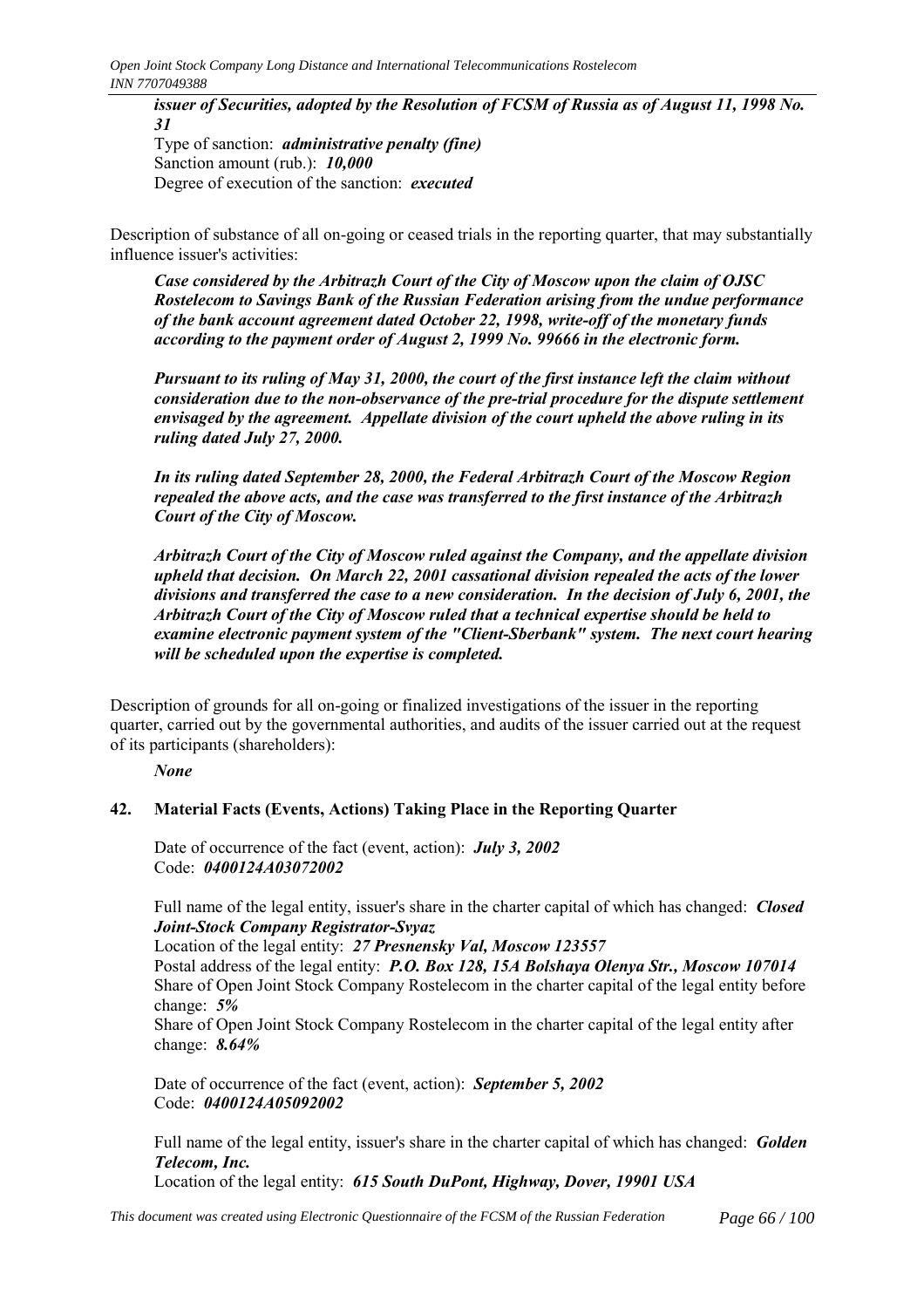***issuer of Securities, adopted by the Resolution of FCSM of Russia as of August 11, 1998 No. 31***

Type of sanction: ***administrative penalty (fine)***

Sanction amount (rub.): ***10,000***

Degree of execution of the sanction: ***executed***

Description of substance of all on-going or ceased trials in the reporting quarter, that may substantially influence issuer's activities:

***Case considered by the Arbitrazh Court of the City of Moscow upon the claim of OJSC Rostelecom to Savings Bank of the Russian Federation arising from the undue performance of the bank account agreement dated October 22, 1998, write-off of the monetary funds according to the payment order of August 2, 1999 No. 99666 in the electronic form.***

***Pursuant to its ruling of May 31, 2000, the court of the first instance left the claim without consideration due to the non-observance of the pre-trial procedure for the dispute settlement envisaged by the agreement. Appellate division of the court upheld the above ruling in its ruling dated July 27, 2000.***

***In its ruling dated September 28, 2000, the Federal Arbitrazh Court of the Moscow Region repealed the above acts, and the case was transferred to the first instance of the Arbitrazh Court of the City of Moscow.***

***Arbitrazh Court of the City of Moscow ruled against the Company, and the appellate division upheld that decision. On March 22, 2001 cassational division repealed the acts of the lower divisions and transferred the case to a new consideration. In the decision of July 6, 2001, the Arbitrazh Court of the City of Moscow ruled that a technical expertise should be held to examine electronic payment system of the "Client-Sberbank" system. The next court hearing will be scheduled upon the expertise is completed.***

Description of grounds for all on-going or finalized investigations of the issuer in the reporting quarter, carried out by the governmental authorities, and audits of the issuer carried out at the request of its participants (shareholders):

***None***

## 42. Material Facts (Events, Actions) Taking Place in the Reporting Quarter

Date of occurrence of the fact (event, action): ***July 3, 2002***

Code: ***0400124A03072002***

Full name of the legal entity, issuer's share in the charter capital of which has changed: ***Closed Joint-Stock Company Registrator-Svyaz***

Location of the legal entity: ***27 Presnensky Val, Moscow 123557***

Postal address of the legal entity: ***P.O. Box 128, 15A Bolshaya Olenya Str., Moscow 107014***

Share of Open Joint Stock Company Rostelecom in the charter capital of the legal entity before change: ***5%***

Share of Open Joint Stock Company Rostelecom in the charter capital of the legal entity after change: ***8.64%***

Date of occurrence of the fact (event, action): ***September 5, 2002***

Code: ***0400124A05092002***

Full name of the legal entity, issuer's share in the charter capital of which has changed: ***Golden Telecom, Inc.***

Location of the legal entity: ***615 South DuPont, Highway, Dover, 19901 USA***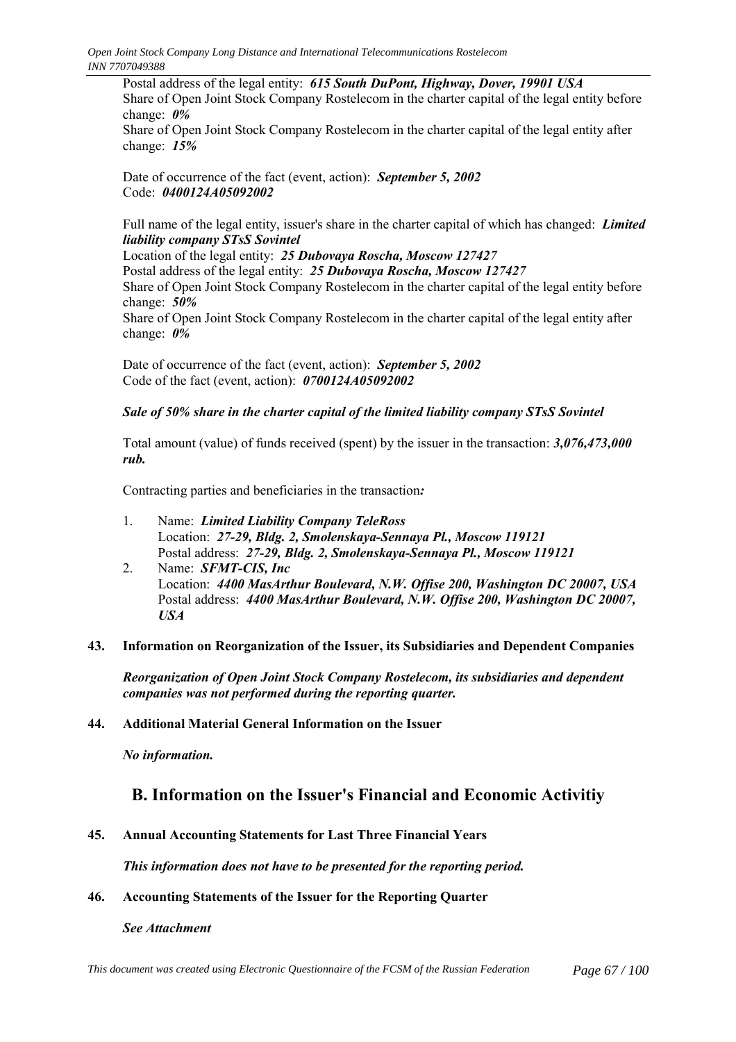Postal address of the legal entity: ***615 South DuPont, Highway, Dover, 19901 USA***
Share of Open Joint Stock Company Rostelecom in the charter capital of the legal entity before change: ***0%***
Share of Open Joint Stock Company Rostelecom in the charter capital of the legal entity after change: ***15%***

Date of occurrence of the fact (event, action): ***September 5, 2002***
Code: ***0400124A05092002***

Full name of the legal entity, issuer's share in the charter capital of which has changed: ***Limited liability company STsS Sovintel***
Location of the legal entity: ***25 Dubovaya Roscha, Moscow 127427***
Postal address of the legal entity: ***25 Dubovaya Roscha, Moscow 127427***
Share of Open Joint Stock Company Rostelecom in the charter capital of the legal entity before change: ***50%***
Share of Open Joint Stock Company Rostelecom in the charter capital of the legal entity after change: ***0%***

Date of occurrence of the fact (event, action): ***September 5, 2002***
Code of the fact (event, action): ***0700124A05092002***

***Sale of 50% share in the charter capital of the limited liability company STsS Sovintel***

Total amount (value) of funds received (spent) by the issuer in the transaction: ***3,076,473,000 rub.***

Contracting parties and beneficiaries in the transaction***:***

1. Name: ***Limited Liability Company TeleRoss***
   Location: ***27-29, Bldg. 2, Smolenskaya-Sennaya Pl., Moscow 119121***
   Postal address: ***27-29, Bldg. 2, Smolenskaya-Sennaya Pl., Moscow 119121***
2. Name: ***SFMT-CIS, Inc***
   Location: ***4400 MasArthur Boulevard, N.W. Offise 200, Washington DC 20007, USA***
   Postal address: ***4400 MasArthur Boulevard, N.W. Offise 200, Washington DC 20007, USA***

**43. Information on Reorganization of the Issuer, its Subsidiaries and Dependent Companies**

***Reorganization of Open Joint Stock Company Rostelecom, its subsidiaries and dependent companies was not performed during the reporting quarter.***

**44. Additional Material General Information on the Issuer**

***No information.***

## B. Information on the Issuer's Financial and Economic Activitiy

**45. Annual Accounting Statements for Last Three Financial Years**

***This information does not have to be presented for the reporting period.***

**46. Accounting Statements of the Issuer for the Reporting Quarter**

***See Attachment***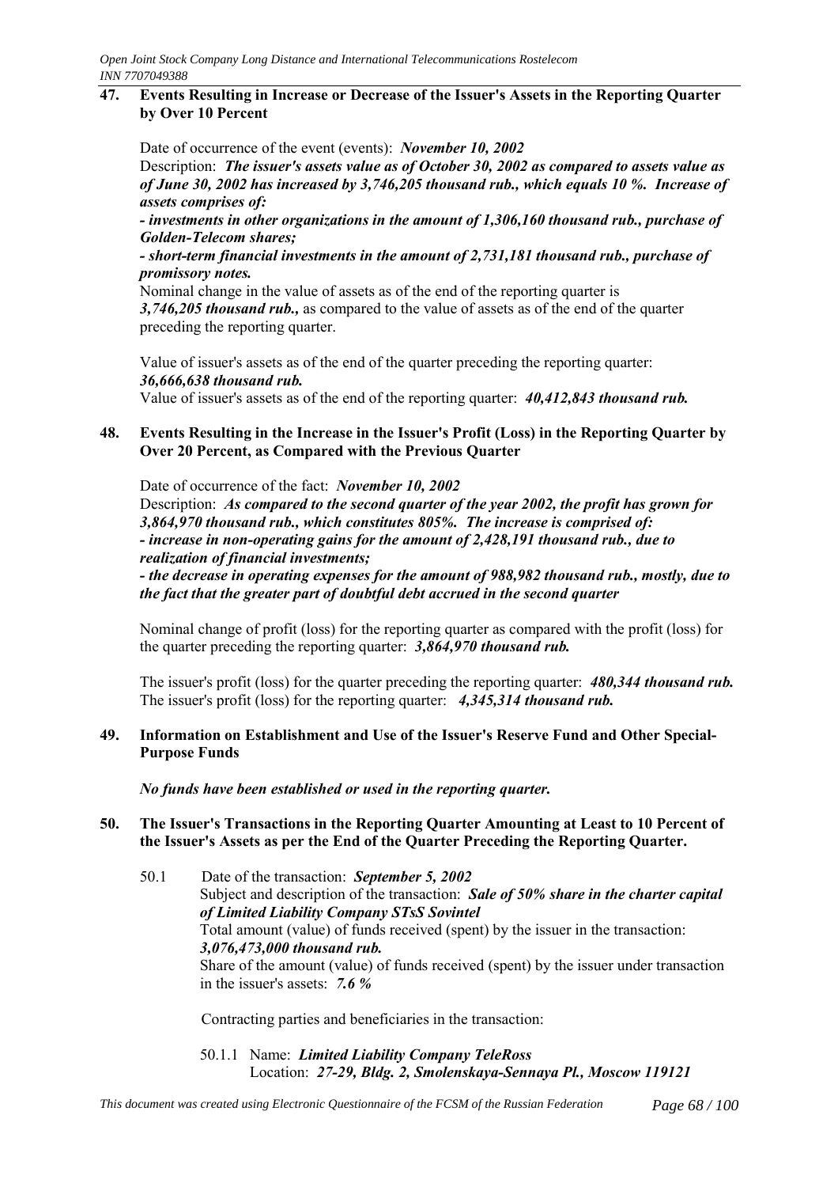## 47. Events Resulting in Increase or Decrease of the Issuer's Assets in the Reporting Quarter by Over 10 Percent

Date of occurrence of the event (events): ***November 10, 2002***

Description: ***The issuer's assets value as of October 30, 2002 as compared to assets value as of June 30, 2002 has increased by 3,746,205 thousand rub., which equals 10 %. Increase of assets comprises of:***

***- investments in other organizations in the amount of 1,306,160 thousand rub., purchase of Golden-Telecom shares;***

***- short-term financial investments in the amount of 2,731,181 thousand rub., purchase of promissory notes.***

Nominal change in the value of assets as of the end of the reporting quarter is ***3,746,205 thousand rub.,*** as compared to the value of assets as of the end of the quarter preceding the reporting quarter.

Value of issuer's assets as of the end of the quarter preceding the reporting quarter: ***36,666,638 thousand rub.***

Value of issuer's assets as of the end of the reporting quarter: ***40,412,843 thousand rub.***

## 48. Events Resulting in the Increase in the Issuer's Profit (Loss) in the Reporting Quarter by Over 20 Percent, as Compared with the Previous Quarter

Date of occurrence of the fact: ***November 10, 2002***

Description: ***As compared to the second quarter of the year 2002, the profit has grown for 3,864,970 thousand rub., which constitutes 805%. The increase is comprised of:***

***- increase in non-operating gains for the amount of 2,428,191 thousand rub., due to realization of financial investments;***

***- the decrease in operating expenses for the amount of 988,982 thousand rub., mostly, due to the fact that the greater part of doubtful debt accrued in the second quarter***

Nominal change of profit (loss) for the reporting quarter as compared with the profit (loss) for the quarter preceding the reporting quarter: ***3,864,970 thousand rub.***

The issuer's profit (loss) for the quarter preceding the reporting quarter: ***480,344 thousand rub.***

The issuer's profit (loss) for the reporting quarter: ***4,345,314 thousand rub.***

## 49. Information on Establishment and Use of the Issuer's Reserve Fund and Other Special-Purpose Funds

***No funds have been established or used in the reporting quarter.***

## 50. The Issuer's Transactions in the Reporting Quarter Amounting at Least to 10 Percent of the Issuer's Assets as per the End of the Quarter Preceding the Reporting Quarter.

50.1 Date of the transaction: ***September 5, 2002***

Subject and description of the transaction: ***Sale of 50% share in the charter capital of Limited Liability Company STsS Sovintel***

Total amount (value) of funds received (spent) by the issuer in the transaction: ***3,076,473,000 thousand rub.***

Share of the amount (value) of funds received (spent) by the issuer under transaction in the issuer's assets: ***7.6 %***

Contracting parties and beneficiaries in the transaction:

50.1.1 Name: ***Limited Liability Company TeleRoss***

Location: ***27-29, Bldg. 2, Smolenskaya-Sennaya Pl., Moscow 119121***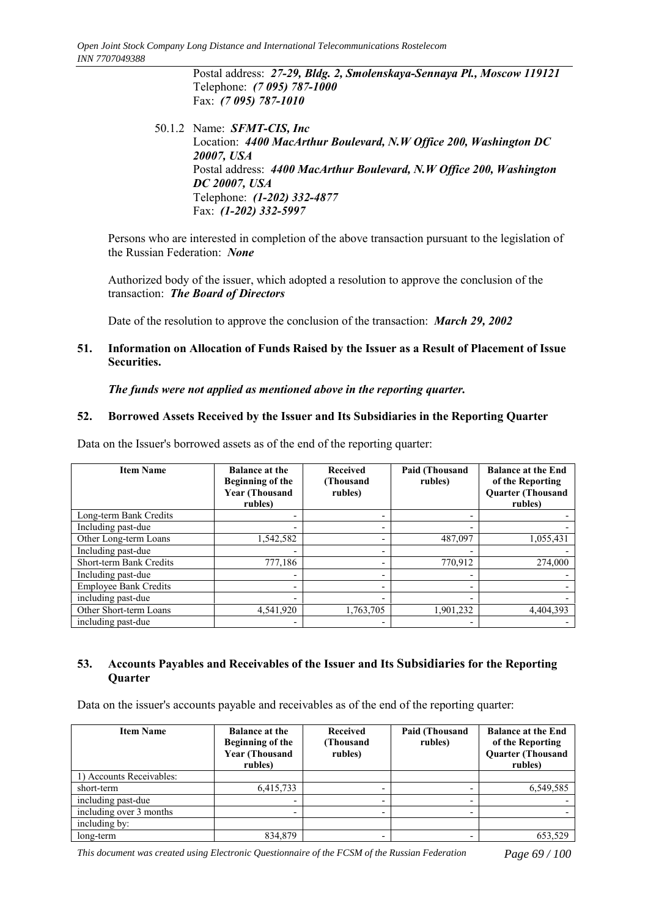Postal address: ***27-29, Bldg. 2, Smolenskaya-Sennaya Pl., Moscow 119121***
Telephone: ***(7 095) 787-1000***
Fax: ***(7 095) 787-1010***

50.1.2 Name: ***SFMT-CIS, Inc***
Location: ***4400 MacArthur Boulevard, N.W Office 200, Washington DC 20007, USA***
Postal address: ***4400 MacArthur Boulevard, N.W Office 200, Washington DC 20007, USA***
Telephone: ***(1-202) 332-4877***
Fax: ***(1-202) 332-5997***

Persons who are interested in completion of the above transaction pursuant to the legislation of the Russian Federation: ***None***

Authorized body of the issuer, which adopted a resolution to approve the conclusion of the transaction: ***The Board of Directors***

Date of the resolution to approve the conclusion of the transaction: ***March 29, 2002***

## 51. Information on Allocation of Funds Raised by the Issuer as a Result of Placement of Issue Securities.

***The funds were not applied as mentioned above in the reporting quarter.***

## 52. Borrowed Assets Received by the Issuer and Its Subsidiaries in the Reporting Quarter

Data on the Issuer's borrowed assets as of the end of the reporting quarter:

| Item Name | Balance at the Beginning of the Year (Thousand rubles) | Received (Thousand rubles) | Paid (Thousand rubles) | Balance at the End of the Reporting Quarter (Thousand rubles) |
|---|---|---|---|---|
| Long-term Bank Credits | - | - | - | - |
| Including past-due | - | - | - | - |
| Other Long-term Loans | 1,542,582 | - | 487,097 | 1,055,431 |
| Including past-due | - | - | - | - |
| Short-term Bank Credits | 777,186 | - | 770,912 | 274,000 |
| Including past-due | - | - | - | - |
| Employee Bank Credits | - | - | - | - |
| including past-due | - | - | - | - |
| Other Short-term Loans | 4,541,920 | 1,763,705 | 1,901,232 | 4,404,393 |
| including past-due | - | - | - | - |

## 53. Accounts Payables and Receivables of the Issuer and Its Subsidiaries for the Reporting Quarter

Data on the issuer's accounts payable and receivables as of the end of the reporting quarter:

| Item Name | Balance at the Beginning of the Year (Thousand rubles) | Received (Thousand rubles) | Paid (Thousand rubles) | Balance at the End of the Reporting Quarter (Thousand rubles) |
|---|---|---|---|---|
| 1) Accounts Receivables: | | | | |
| short-term | 6,415,733 | - | - | 6,549,585 |
| including past-due | - | - | - | - |
| including over 3 months | - | - | - | - |
| including by: | | | | |
| long-term | 834,879 | - | - | 653,529 |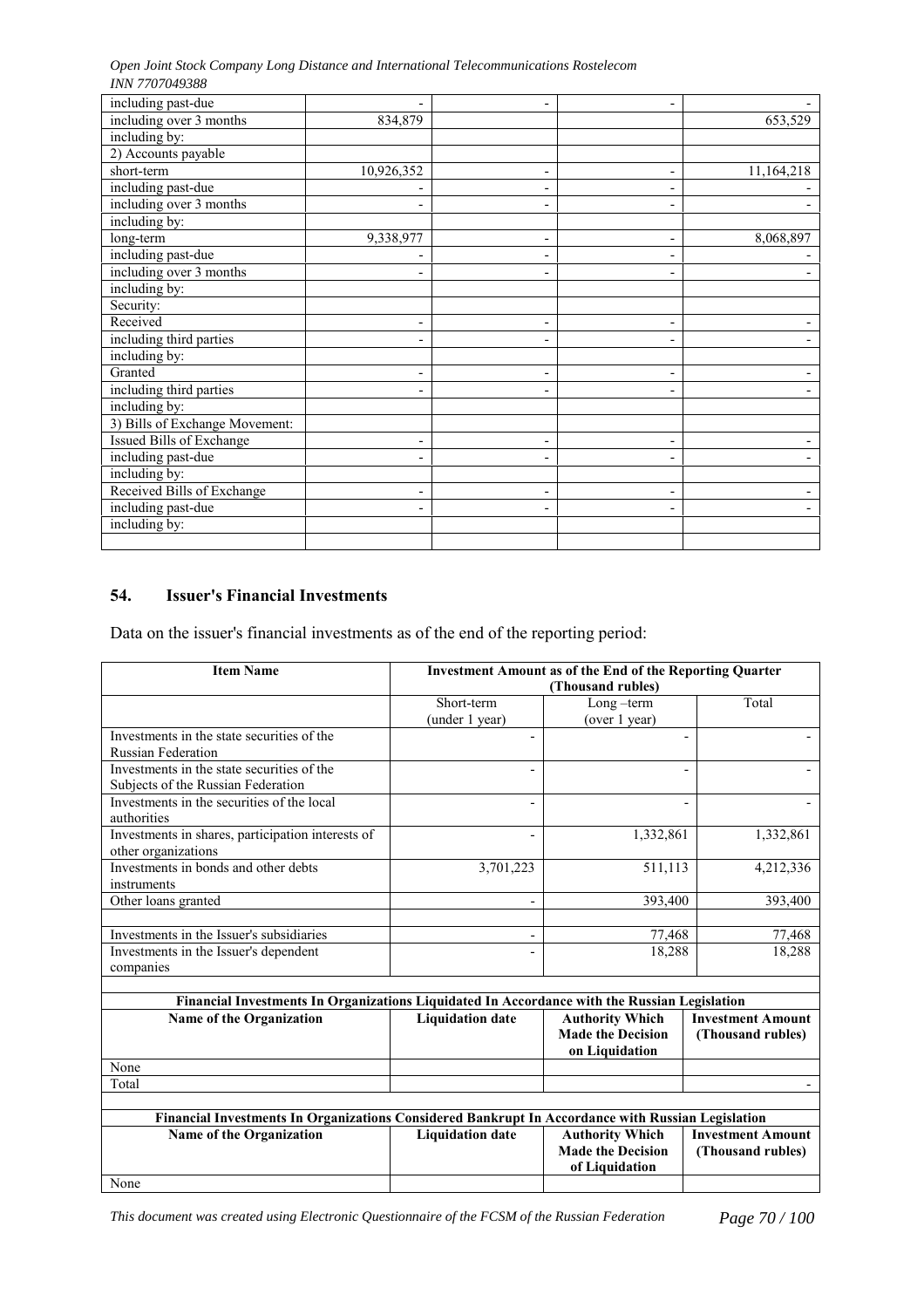| | | | | |
|---|---|---|---|---|
| including past-due | - | - | - | - |
| including over 3 months | 834,879 | | | 653,529 |
| including by: | | | | |
| 2) Accounts payable | | | | |
| short-term | 10,926,352 | - | - | 11,164,218 |
| including past-due | - | - | - | - |
| including over 3 months | - | - | - | - |
| including by: | | | | |
| long-term | 9,338,977 | - | - | 8,068,897 |
| including past-due | - | - | - | - |
| including over 3 months | - | - | - | - |
| including by: | | | | |
| Security: | | | | |
| Received | - | - | - | - |
| including third parties | - | - | - | - |
| including by: | | | | |
| Granted | - | - | - | - |
| including third parties | - | - | - | - |
| including by: | | | | |
| 3) Bills of Exchange Movement: | | | | |
| Issued Bills of Exchange | - | - | - | - |
| including past-due | - | - | - | - |
| including by: | | | | |
| Received Bills of Exchange | - | - | - | - |
| including past-due | - | - | - | - |
| including by: | | | | |
| | | | | |

## 54. Issuer's Financial Investments

Data on the issuer's financial investments as of the end of the reporting period:

| Item Name | Investment Amount as of the End of the Reporting Quarter (Thousand rubles) | | |
|---|---|---|---|
| | Short-term (under 1 year) | Long –term (over 1 year) | Total |
| Investments in the state securities of the Russian Federation | - | - | - |
| Investments in the state securities of the Subjects of the Russian Federation | - | - | - |
| Investments in the securities of the local authorities | - | - | - |
| Investments in shares, participation interests of other organizations | - | 1,332,861 | 1,332,861 |
| Investments in bonds and other debts instruments | 3,701,223 | 511,113 | 4,212,336 |
| Other loans granted | - | 393,400 | 393,400 |
| | | | |
| Investments in the Issuer's subsidiaries | - | 77,468 | 77,468 |
| Investments in the Issuer's dependent companies | - | 18,288 | 18,288 |

**Financial Investments In Organizations Liquidated In Accordance with the Russian Legislation**

| Name of the Organization | Liquidation date | Authority Which Made the Decision on Liquidation | Investment Amount (Thousand rubles) |
|---|---|---|---|
| None | | | |
| Total | | | - |

**Financial Investments In Organizations Considered Bankrupt In Accordance with Russian Legislation**

| Name of the Organization | Liquidation date | Authority Which Made the Decision of Liquidation | Investment Amount (Thousand rubles) |
|---|---|---|---|
| None | | | |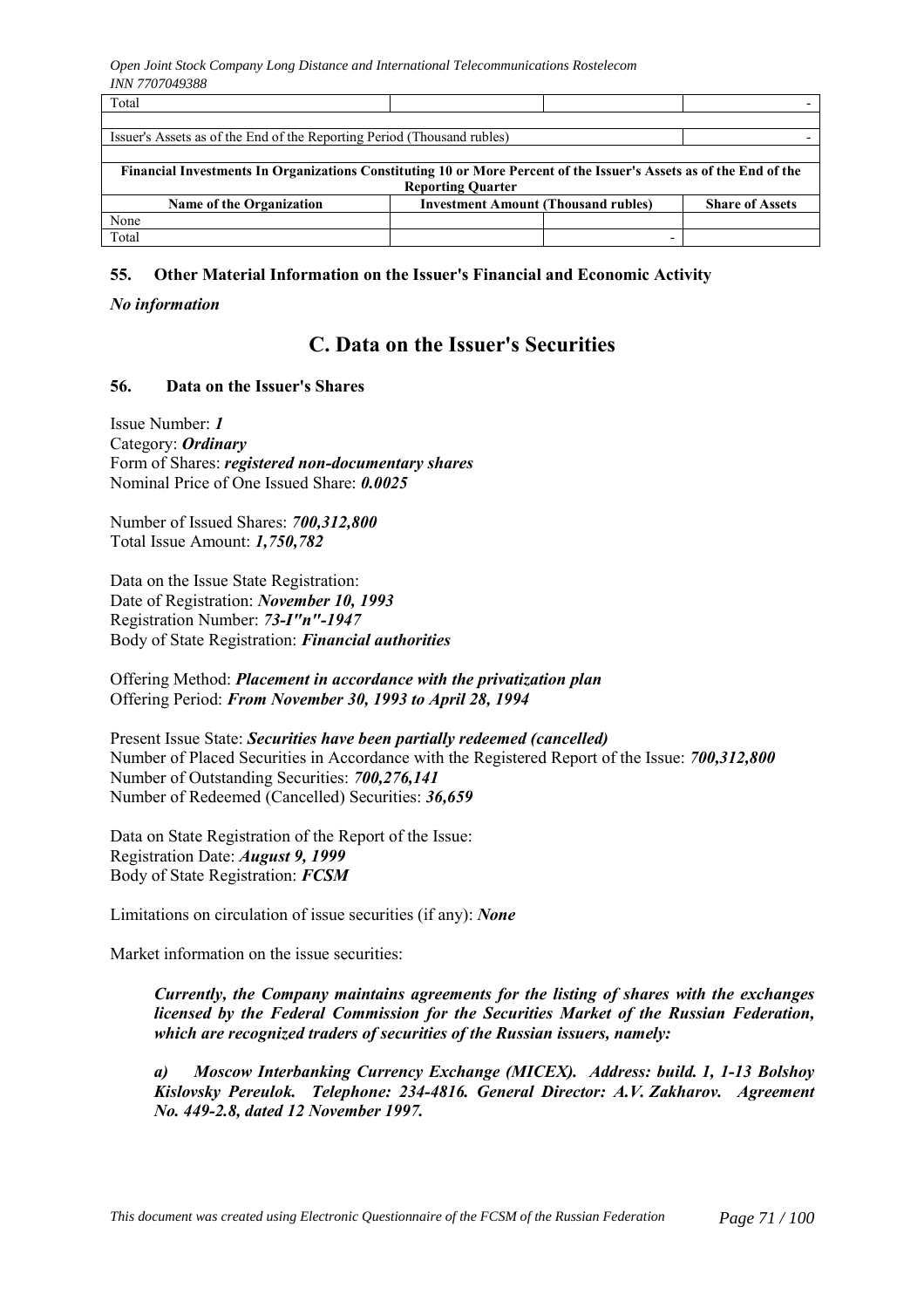| Total | | | - |
|---|---|---|---|
| | | | |
| Issuer's Assets as of the End of the Reporting Period (Thousand rubles) | | | - |

| **Financial Investments In Organizations Constituting 10 or More Percent of the Issuer's Assets as of the End of the Reporting Quarter** | | | |
|---|---|---|---|
| **Name of the Organization** | **Investment Amount (Thousand rubles)** | | **Share of Assets** |
| None | | | |
| Total | | - | |

### 55. Other Material Information on the Issuer's Financial and Economic Activity

***No information***

## C. Data on the Issuer's Securities

### 56. Data on the Issuer's Shares

Issue Number: ***1***
Category: ***Ordinary***
Form of Shares: ***registered non-documentary shares***
Nominal Price of One Issued Share: ***0.0025***

Number of Issued Shares: ***700,312,800***
Total Issue Amount: ***1,750,782***

Data on the Issue State Registration:
Date of Registration: ***November 10, 1993***
Registration Number: ***73-I"n"-1947***
Body of State Registration: ***Financial authorities***

Offering Method: ***Placement in accordance with the privatization plan***
Offering Period: ***From November 30, 1993 to April 28, 1994***

Present Issue State: ***Securities have been partially redeemed (cancelled)***
Number of Placed Securities in Accordance with the Registered Report of the Issue: ***700,312,800***
Number of Outstanding Securities: ***700,276,141***
Number of Redeemed (Cancelled) Securities: ***36,659***

Data on State Registration of the Report of the Issue:
Registration Date: ***August 9, 1999***
Body of State Registration: ***FCSM***

Limitations on circulation of issue securities (if any): ***None***

Market information on the issue securities:

> ***Currently, the Company maintains agreements for the listing of shares with the exchanges licensed by the Federal Commission for the Securities Market of the Russian Federation, which are recognized traders of securities of the Russian issuers, namely:***
>
> ***a) Moscow Interbanking Currency Exchange (MICEX). Address: build. 1, 1-13 Bolshoy Kislovsky Pereulok. Telephone: 234-4816. General Director: A.V. Zakharov. Agreement No. 449-2.8, dated 12 November 1997.***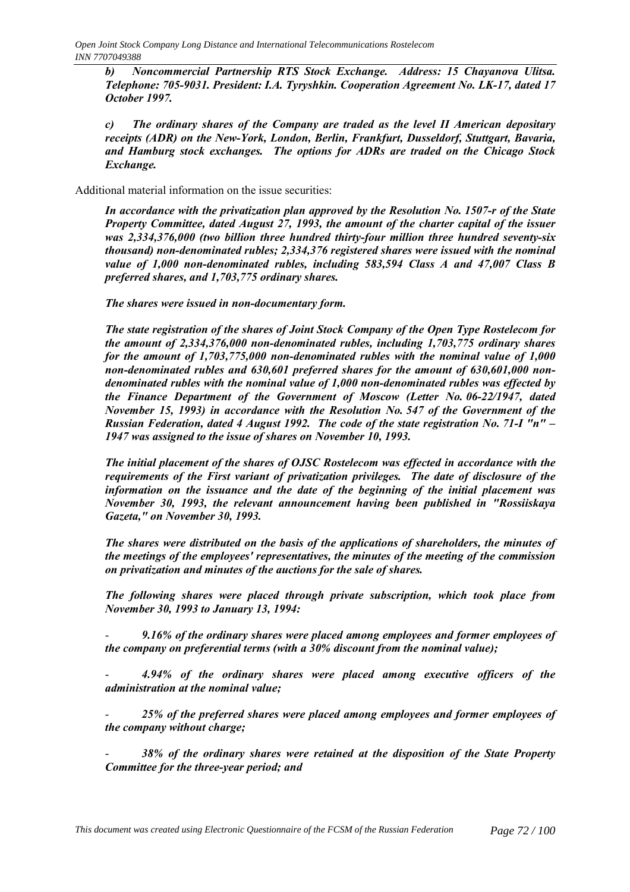***b) Noncommercial Partnership RTS Stock Exchange. Address: 15 Chayanova Ulitsa. Telephone: 705-9031. President: I.A. Tyryshkin. Cooperation Agreement No. LK-17, dated 17 October 1997.***

***c) The ordinary shares of the Company are traded as the level II American depositary receipts (ADR) on the New-York, London, Berlin, Frankfurt, Dusseldorf, Stuttgart, Bavaria, and Hamburg stock exchanges. The options for ADRs are traded on the Chicago Stock Exchange.***

Additional material information on the issue securities:

***In accordance with the privatization plan approved by the Resolution No. 1507-r of the State Property Committee, dated August 27, 1993, the amount of the charter capital of the issuer was 2,334,376,000 (two billion three hundred thirty-four million three hundred seventy-six thousand) non-denominated rubles; 2,334,376 registered shares were issued with the nominal value of 1,000 non-denominated rubles, including 583,594 Class A and 47,007 Class B preferred shares, and 1,703,775 ordinary shares.***

***The shares were issued in non-documentary form.***

***The state registration of the shares of Joint Stock Company of the Open Type Rostelecom for the amount of 2,334,376,000 non-denominated rubles, including 1,703,775 ordinary shares for the amount of 1,703,775,000 non-denominated rubles with the nominal value of 1,000 non-denominated rubles and 630,601 preferred shares for the amount of 630,601,000 non-denominated rubles with the nominal value of 1,000 non-denominated rubles was effected by the Finance Department of the Government of Moscow (Letter No. 06-22/1947, dated November 15, 1993) in accordance with the Resolution No. 547 of the Government of the Russian Federation, dated 4 August 1992. The code of the state registration No. 71-I "n" – 1947 was assigned to the issue of shares on November 10, 1993.***

***The initial placement of the shares of OJSC Rostelecom was effected in accordance with the requirements of the First variant of privatization privileges. The date of disclosure of the information on the issuance and the date of the beginning of the initial placement was November 30, 1993, the relevant announcement having been published in "Rossiiskaya Gazeta," on November 30, 1993.***

***The shares were distributed on the basis of the applications of shareholders, the minutes of the meetings of the employees' representatives, the minutes of the meeting of the commission on privatization and minutes of the auctions for the sale of shares.***

***The following shares were placed through private subscription, which took place from November 30, 1993 to January 13, 1994:***

- ***9.16% of the ordinary shares were placed among employees and former employees of the company on preferential terms (with a 30% discount from the nominal value);***

- ***4.94% of the ordinary shares were placed among executive officers of the administration at the nominal value;***

- ***25% of the preferred shares were placed among employees and former employees of the company without charge;***

- ***38% of the ordinary shares were retained at the disposition of the State Property Committee for the three-year period; and***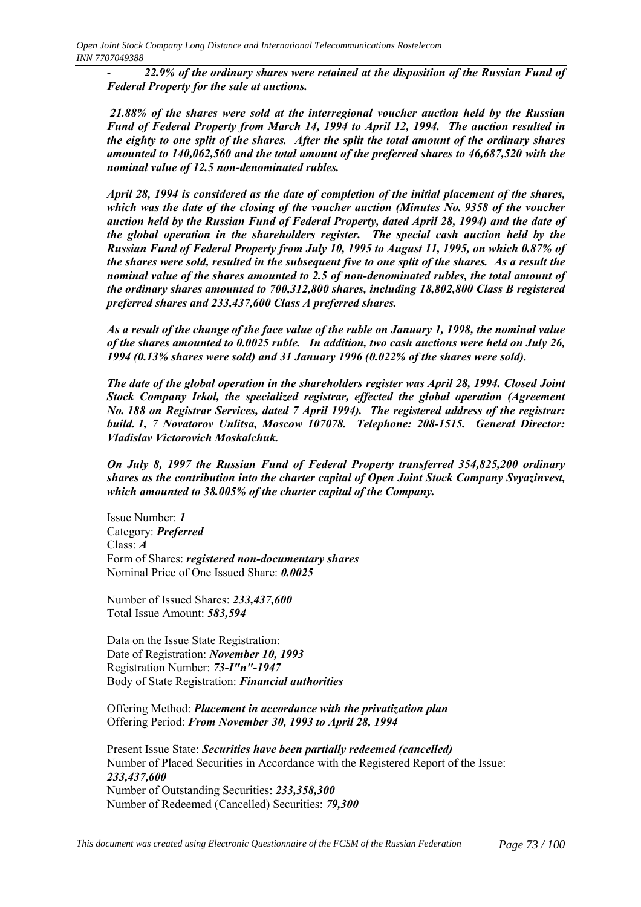- *22.9% of the ordinary shares were retained at the disposition of the Russian Fund of Federal Property for the sale at auctions.*

*21.88% of the shares were sold at the interregional voucher auction held by the Russian Fund of Federal Property from March 14, 1994 to April 12, 1994. The auction resulted in the eighty to one split of the shares. After the split the total amount of the ordinary shares amounted to 140,062,560 and the total amount of the preferred shares to 46,687,520 with the nominal value of 12.5 non-denominated rubles.*

*April 28, 1994 is considered as the date of completion of the initial placement of the shares, which was the date of the closing of the voucher auction (Minutes No. 9358 of the voucher auction held by the Russian Fund of Federal Property, dated April 28, 1994) and the date of the global operation in the shareholders register. The special cash auction held by the Russian Fund of Federal Property from July 10, 1995 to August 11, 1995, on which 0.87% of the shares were sold, resulted in the subsequent five to one split of the shares. As a result the nominal value of the shares amounted to 2.5 of non-denominated rubles, the total amount of the ordinary shares amounted to 700,312,800 shares, including 18,802,800 Class B registered preferred shares and 233,437,600 Class A preferred shares.*

*As a result of the change of the face value of the ruble on January 1, 1998, the nominal value of the shares amounted to 0.0025 ruble. In addition, two cash auctions were held on July 26, 1994 (0.13% shares were sold) and 31 January 1996 (0.022% of the shares were sold).*

*The date of the global operation in the shareholders register was April 28, 1994. Closed Joint Stock Company Irkol, the specialized registrar, effected the global operation (Agreement No. 188 on Registrar Services, dated 7 April 1994). The registered address of the registrar: build. 1, 7 Novatorov Unlitsa, Moscow 107078. Telephone: 208-1515. General Director: Vladislav Victorovich Moskalchuk.*

*On July 8, 1997 the Russian Fund of Federal Property transferred 354,825,200 ordinary shares as the contribution into the charter capital of Open Joint Stock Company Svyazinvest, which amounted to 38.005% of the charter capital of the Company.*

Issue Number: ***1***
Category: ***Preferred***
Class: ***A***
Form of Shares: ***registered non-documentary shares***
Nominal Price of One Issued Share: ***0.0025***

Number of Issued Shares: ***233,437,600***
Total Issue Amount: ***583,594***

Data on the Issue State Registration:
Date of Registration: ***November 10, 1993***
Registration Number: ***73-I"n"-1947***
Body of State Registration: ***Financial authorities***

Offering Method: ***Placement in accordance with the privatization plan***
Offering Period: ***From November 30, 1993 to April 28, 1994***

Present Issue State: ***Securities have been partially redeemed (cancelled)***
Number of Placed Securities in Accordance with the Registered Report of the Issue: ***233,437,600***
Number of Outstanding Securities: ***233,358,300***
Number of Redeemed (Cancelled) Securities: ***79,300***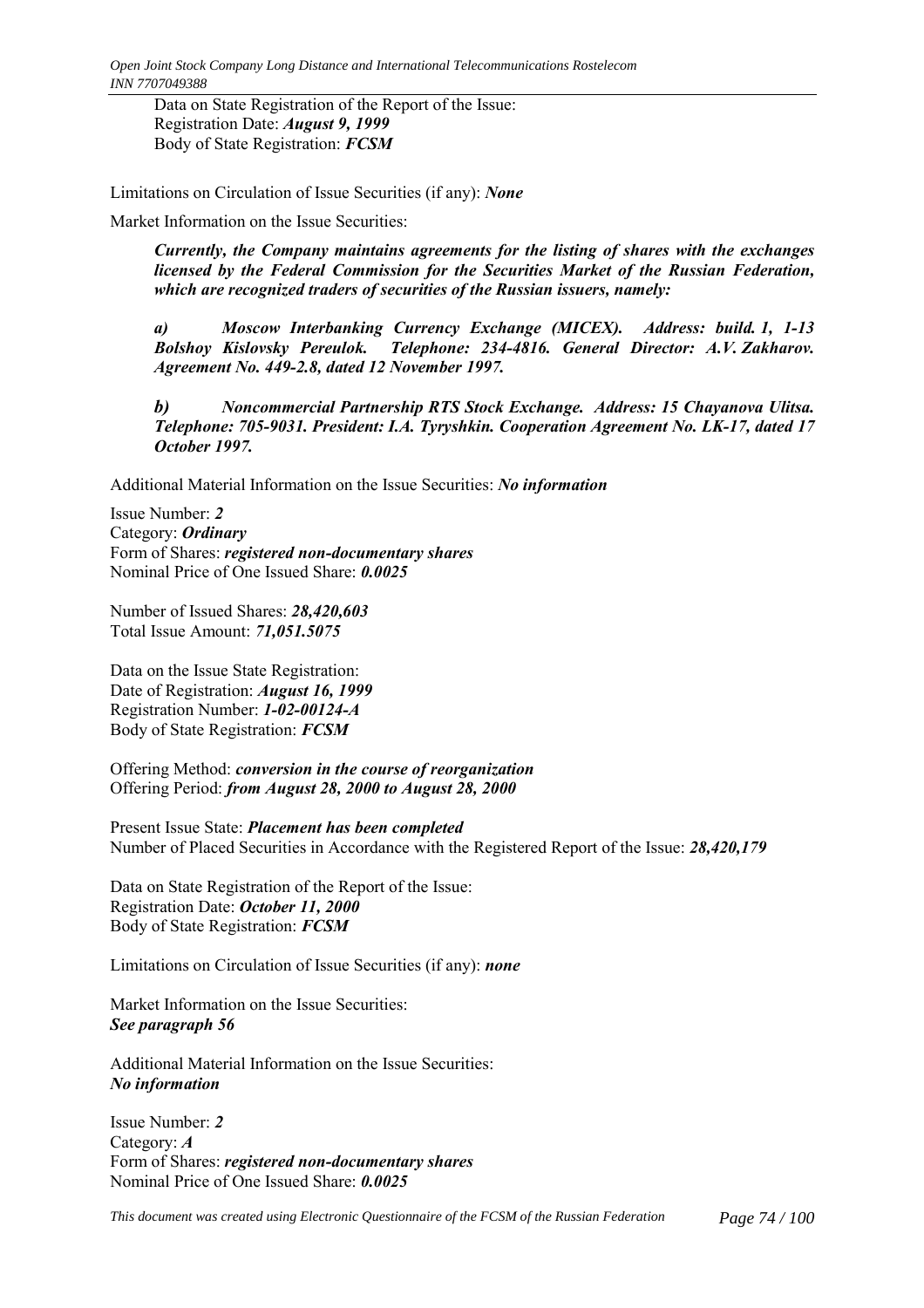Data on State Registration of the Report of the Issue:
Registration Date: ***August 9, 1999***
Body of State Registration: ***FCSM***

Limitations on Circulation of Issue Securities (if any): ***None***

Market Information on the Issue Securities:

***Currently, the Company maintains agreements for the listing of shares with the exchanges licensed by the Federal Commission for the Securities Market of the Russian Federation, which are recognized traders of securities of the Russian issuers, namely:***

***a) Moscow Interbanking Currency Exchange (MICEX). Address: build. 1, 1-13 Bolshoy Kislovsky Pereulok. Telephone: 234-4816. General Director: A.V. Zakharov. Agreement No. 449-2.8, dated 12 November 1997.***

***b) Noncommercial Partnership RTS Stock Exchange. Address: 15 Chayanova Ulitsa. Telephone: 705-9031. President: I.A. Tyryshkin. Cooperation Agreement No. LK-17, dated 17 October 1997.***

Additional Material Information on the Issue Securities: ***No information***

Issue Number: ***2***
Category: ***Ordinary***
Form of Shares: ***registered non-documentary shares***
Nominal Price of One Issued Share: ***0.0025***

Number of Issued Shares: ***28,420,603***
Total Issue Amount: ***71,051.5075***

Data on the Issue State Registration:
Date of Registration: ***August 16, 1999***
Registration Number: ***1-02-00124-A***
Body of State Registration: ***FCSM***

Offering Method: ***conversion in the course of reorganization***
Offering Period: ***from August 28, 2000 to August 28, 2000***

Present Issue State: ***Placement has been completed***
Number of Placed Securities in Accordance with the Registered Report of the Issue: ***28,420,179***

Data on State Registration of the Report of the Issue:
Registration Date: ***October 11, 2000***
Body of State Registration: ***FCSM***

Limitations on Circulation of Issue Securities (if any): ***none***

Market Information on the Issue Securities:
***See paragraph 56***

Additional Material Information on the Issue Securities:
***No information***

Issue Number: ***2***
Category: ***A***
Form of Shares: ***registered non-documentary shares***
Nominal Price of One Issued Share: ***0.0025***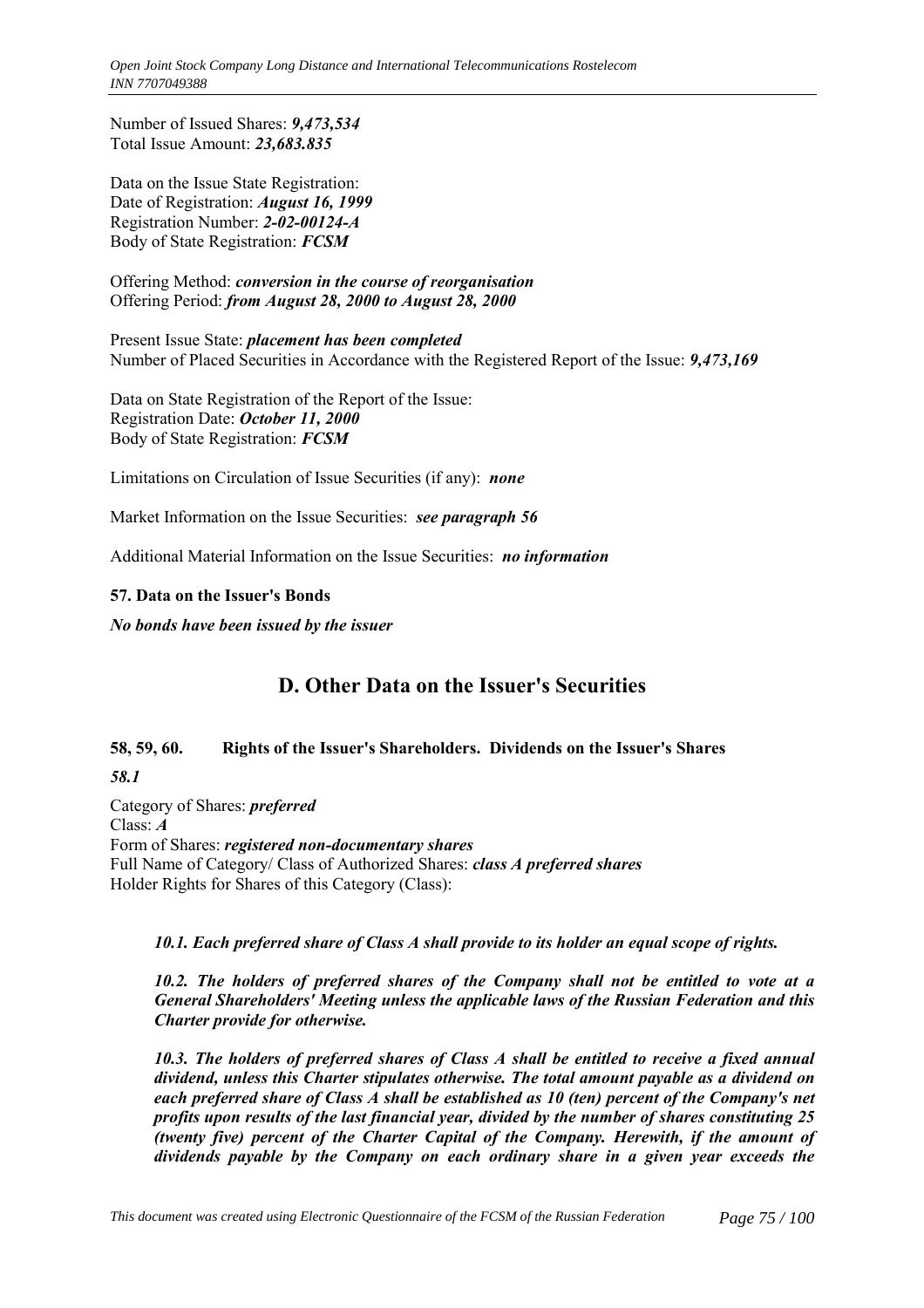Number of Issued Shares: ***9,473,534***
Total Issue Amount: ***23,683.835***

Data on the Issue State Registration:
Date of Registration: ***August 16, 1999***
Registration Number: ***2-02-00124-A***
Body of State Registration: ***FCSM***

Offering Method: ***conversion in the course of reorganisation***
Offering Period: ***from August 28, 2000 to August 28, 2000***

Present Issue State: ***placement has been completed***
Number of Placed Securities in Accordance with the Registered Report of the Issue: ***9,473,169***

Data on State Registration of the Report of the Issue:
Registration Date: ***October 11, 2000***
Body of State Registration: ***FCSM***

Limitations on Circulation of Issue Securities (if any): ***none***

Market Information on the Issue Securities: ***see paragraph 56***

Additional Material Information on the Issue Securities: ***no information***

### 57. Data on the Issuer's Bonds

***No bonds have been issued by the issuer***

## D. Other Data on the Issuer's Securities

### 58, 59, 60. Rights of the Issuer's Shareholders. Dividends on the Issuer's Shares

***58.1***

Category of Shares: ***preferred***
Class: ***A***
Form of Shares: ***registered non-documentary shares***
Full Name of Category/ Class of Authorized Shares: ***class A preferred shares***
Holder Rights for Shares of this Category (Class):

***10.1. Each preferred share of Class A shall provide to its holder an equal scope of rights.***

***10.2. The holders of preferred shares of the Company shall not be entitled to vote at a General Shareholders' Meeting unless the applicable laws of the Russian Federation and this Charter provide for otherwise.***

***10.3. The holders of preferred shares of Class A shall be entitled to receive a fixed annual dividend, unless this Charter stipulates otherwise. The total amount payable as a dividend on each preferred share of Class A shall be established as 10 (ten) percent of the Company's net profits upon results of the last financial year, divided by the number of shares constituting 25 (twenty five) percent of the Charter Capital of the Company. Herewith, if the amount of dividends payable by the Company on each ordinary share in a given year exceeds the***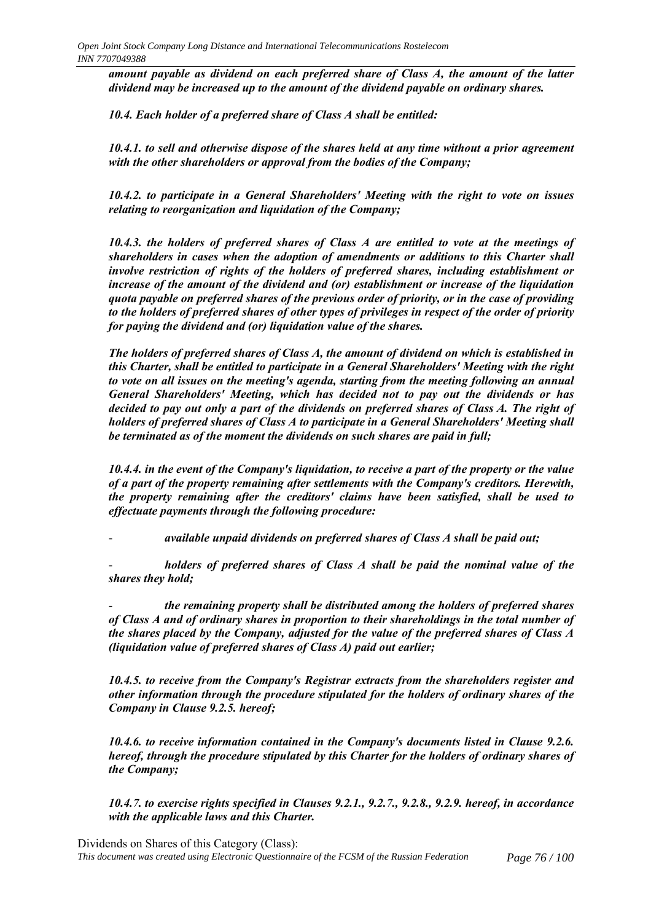***amount payable as dividend on each preferred share of Class A, the amount of the latter dividend may be increased up to the amount of the dividend payable on ordinary shares.***

***10.4. Each holder of a preferred share of Class A shall be entitled:***

***10.4.1. to sell and otherwise dispose of the shares held at any time without a prior agreement with the other shareholders or approval from the bodies of the Company;***

***10.4.2. to participate in a General Shareholders' Meeting with the right to vote on issues relating to reorganization and liquidation of the Company;***

***10.4.3. the holders of preferred shares of Class A are entitled to vote at the meetings of shareholders in cases when the adoption of amendments or additions to this Charter shall involve restriction of rights of the holders of preferred shares, including establishment or increase of the amount of the dividend and (or) establishment or increase of the liquidation quota payable on preferred shares of the previous order of priority, or in the case of providing to the holders of preferred shares of other types of privileges in respect of the order of priority for paying the dividend and (or) liquidation value of the shares.***

***The holders of preferred shares of Class A, the amount of dividend on which is established in this Charter, shall be entitled to participate in a General Shareholders' Meeting with the right to vote on all issues on the meeting's agenda, starting from the meeting following an annual General Shareholders' Meeting, which has decided not to pay out the dividends or has decided to pay out only a part of the dividends on preferred shares of Class A. The right of holders of preferred shares of Class A to participate in a General Shareholders' Meeting shall be terminated as of the moment the dividends on such shares are paid in full;***

***10.4.4. in the event of the Company's liquidation, to receive a part of the property or the value of a part of the property remaining after settlements with the Company's creditors. Herewith, the property remaining after the creditors' claims have been satisfied, shall be used to effectuate payments through the following procedure:***

- ***available unpaid dividends on preferred shares of Class A shall be paid out;***
- ***holders of preferred shares of Class A shall be paid the nominal value of the shares they hold;***
- ***the remaining property shall be distributed among the holders of preferred shares of Class A and of ordinary shares in proportion to their shareholdings in the total number of the shares placed by the Company, adjusted for the value of the preferred shares of Class A (liquidation value of preferred shares of Class A) paid out earlier;***

***10.4.5. to receive from the Company's Registrar extracts from the shareholders register and other information through the procedure stipulated for the holders of ordinary shares of the Company in Clause 9.2.5. hereof;***

***10.4.6. to receive information contained in the Company's documents listed in Clause 9.2.6. hereof, through the procedure stipulated by this Charter for the holders of ordinary shares of the Company;***

***10.4.7. to exercise rights specified in Clauses 9.2.1., 9.2.7., 9.2.8., 9.2.9. hereof, in accordance with the applicable laws and this Charter.***

Dividends on Shares of this Category (Class):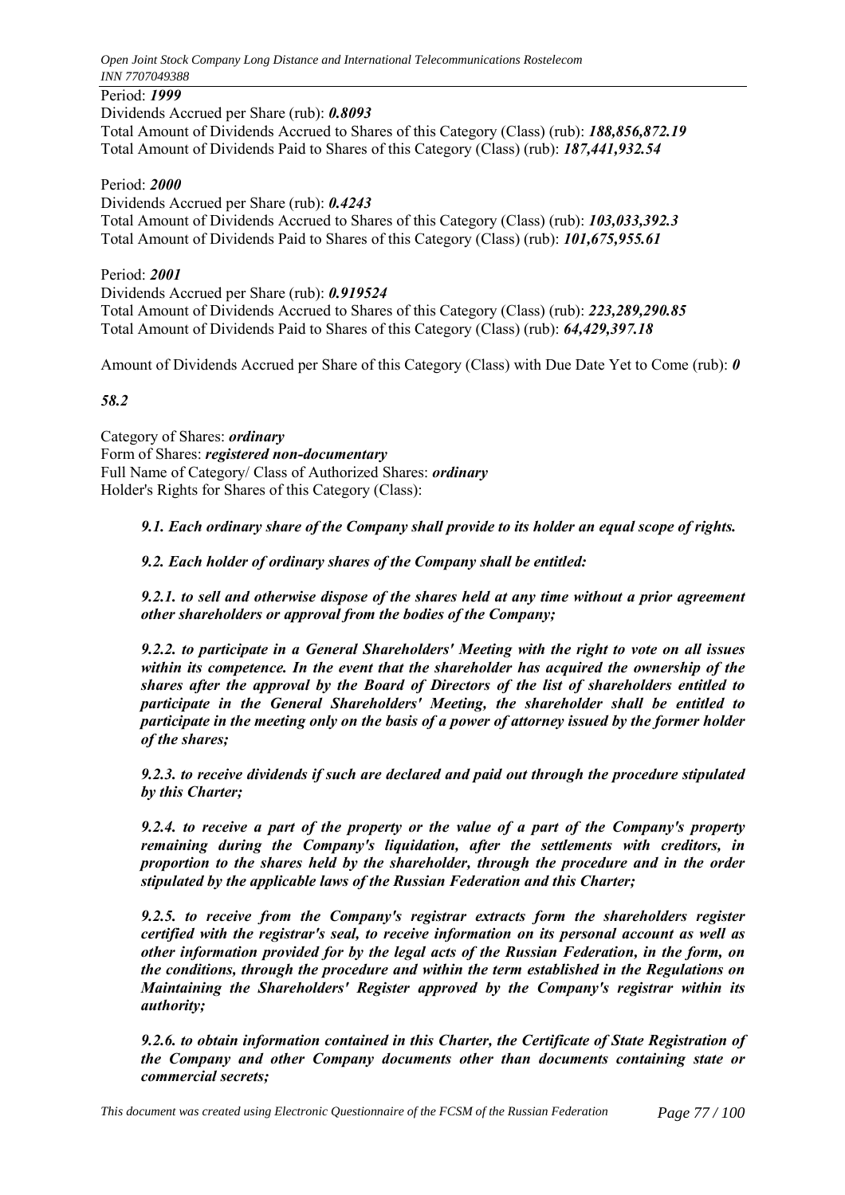Period: ***1999***
Dividends Accrued per Share (rub): ***0.8093***
Total Amount of Dividends Accrued to Shares of this Category (Class) (rub): ***188,856,872.19***
Total Amount of Dividends Paid to Shares of this Category (Class) (rub): ***187,441,932.54***

Period: ***2000***
Dividends Accrued per Share (rub): ***0.4243***
Total Amount of Dividends Accrued to Shares of this Category (Class) (rub): ***103,033,392.3***
Total Amount of Dividends Paid to Shares of this Category (Class) (rub): ***101,675,955.61***

Period: ***2001***
Dividends Accrued per Share (rub): ***0.919524***
Total Amount of Dividends Accrued to Shares of this Category (Class) (rub): ***223,289,290.85***
Total Amount of Dividends Paid to Shares of this Category (Class) (rub): ***64,429,397.18***

Amount of Dividends Accrued per Share of this Category (Class) with Due Date Yet to Come (rub): ***0***

***58.2***

Category of Shares: ***ordinary***
Form of Shares: ***registered non-documentary***
Full Name of Category/ Class of Authorized Shares: ***ordinary***
Holder's Rights for Shares of this Category (Class):

> ***9.1. Each ordinary share of the Company shall provide to its holder an equal scope of rights.***
>
> ***9.2. Each holder of ordinary shares of the Company shall be entitled:***
>
> ***9.2.1. to sell and otherwise dispose of the shares held at any time without a prior agreement other shareholders or approval from the bodies of the Company;***
>
> ***9.2.2. to participate in a General Shareholders' Meeting with the right to vote on all issues within its competence. In the event that the shareholder has acquired the ownership of the shares after the approval by the Board of Directors of the list of shareholders entitled to participate in the General Shareholders' Meeting, the shareholder shall be entitled to participate in the meeting only on the basis of a power of attorney issued by the former holder of the shares;***
>
> ***9.2.3. to receive dividends if such are declared and paid out through the procedure stipulated by this Charter;***
>
> ***9.2.4. to receive a part of the property or the value of a part of the Company's property remaining during the Company's liquidation, after the settlements with creditors, in proportion to the shares held by the shareholder, through the procedure and in the order stipulated by the applicable laws of the Russian Federation and this Charter;***
>
> ***9.2.5. to receive from the Company's registrar extracts form the shareholders register certified with the registrar's seal, to receive information on its personal account as well as other information provided for by the legal acts of the Russian Federation, in the form, on the conditions, through the procedure and within the term established in the Regulations on Maintaining the Shareholders' Register approved by the Company's registrar within its authority;***
>
> ***9.2.6. to obtain information contained in this Charter, the Certificate of State Registration of the Company and other Company documents other than documents containing state or commercial secrets;***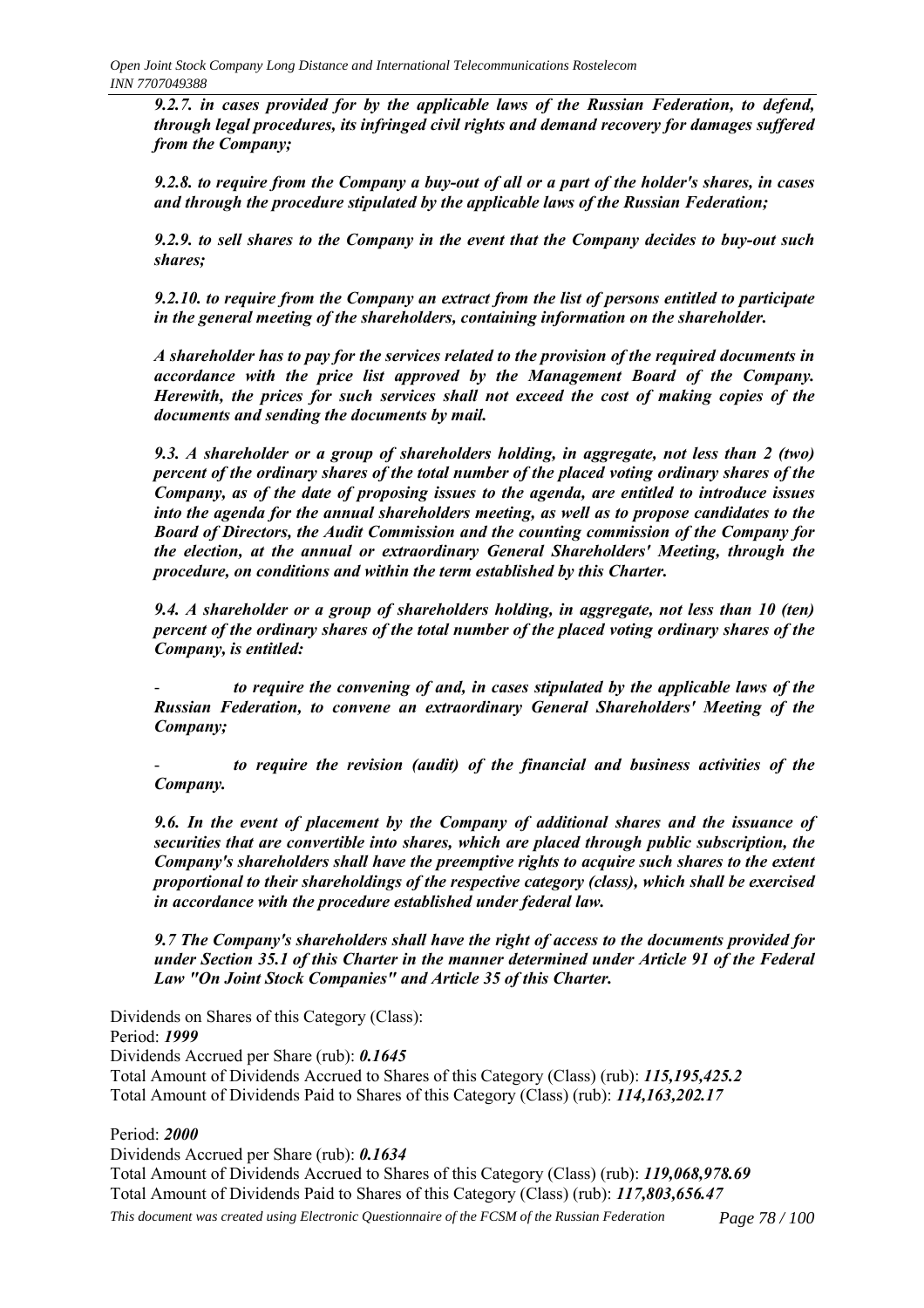***9.2.7. in cases provided for by the applicable laws of the Russian Federation, to defend, through legal procedures, its infringed civil rights and demand recovery for damages suffered from the Company;***

***9.2.8. to require from the Company a buy-out of all or a part of the holder's shares, in cases and through the procedure stipulated by the applicable laws of the Russian Federation;***

***9.2.9. to sell shares to the Company in the event that the Company decides to buy-out such shares;***

***9.2.10. to require from the Company an extract from the list of persons entitled to participate in the general meeting of the shareholders, containing information on the shareholder.***

***A shareholder has to pay for the services related to the provision of the required documents in accordance with the price list approved by the Management Board of the Company. Herewith, the prices for such services shall not exceed the cost of making copies of the documents and sending the documents by mail.***

***9.3. A shareholder or a group of shareholders holding, in aggregate, not less than 2 (two) percent of the ordinary shares of the total number of the placed voting ordinary shares of the Company, as of the date of proposing issues to the agenda, are entitled to introduce issues into the agenda for the annual shareholders meeting, as well as to propose candidates to the Board of Directors, the Audit Commission and the counting commission of the Company for the election, at the annual or extraordinary General Shareholders' Meeting, through the procedure, on conditions and within the term established by this Charter.***

***9.4. A shareholder or a group of shareholders holding, in aggregate, not less than 10 (ten) percent of the ordinary shares of the total number of the placed voting ordinary shares of the Company, is entitled:***

- ***to require the convening of and, in cases stipulated by the applicable laws of the Russian Federation, to convene an extraordinary General Shareholders' Meeting of the Company;***

- ***to require the revision (audit) of the financial and business activities of the Company.***

***9.6. In the event of placement by the Company of additional shares and the issuance of securities that are convertible into shares, which are placed through public subscription, the Company's shareholders shall have the preemptive rights to acquire such shares to the extent proportional to their shareholdings of the respective category (class), which shall be exercised in accordance with the procedure established under federal law.***

***9.7 The Company's shareholders shall have the right of access to the documents provided for under Section 35.1 of this Charter in the manner determined under Article 91 of the Federal Law "On Joint Stock Companies" and Article 35 of this Charter.***

Dividends on Shares of this Category (Class):
Period: ***1999***
Dividends Accrued per Share (rub): ***0.1645***
Total Amount of Dividends Accrued to Shares of this Category (Class) (rub): ***115,195,425.2***
Total Amount of Dividends Paid to Shares of this Category (Class) (rub): ***114,163,202.17***

Period: ***2000***
Dividends Accrued per Share (rub): ***0.1634***
Total Amount of Dividends Accrued to Shares of this Category (Class) (rub): ***119,068,978.69***
Total Amount of Dividends Paid to Shares of this Category (Class) (rub): ***117,803,656.47***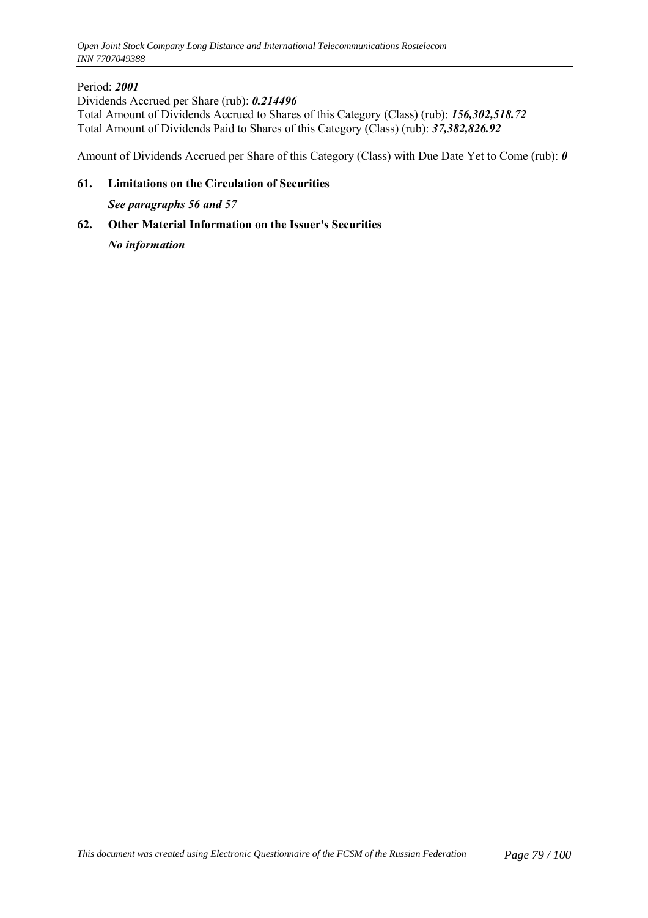Period: ***2001***

Dividends Accrued per Share (rub): ***0.214496***

Total Amount of Dividends Accrued to Shares of this Category (Class) (rub): ***156,302,518.72***

Total Amount of Dividends Paid to Shares of this Category (Class) (rub): ***37,382,826.92***

Amount of Dividends Accrued per Share of this Category (Class) with Due Date Yet to Come (rub): ***0***

## 61. Limitations on the Circulation of Securities

***See paragraphs 56 and 57***

## 62. Other Material Information on the Issuer's Securities

***No information***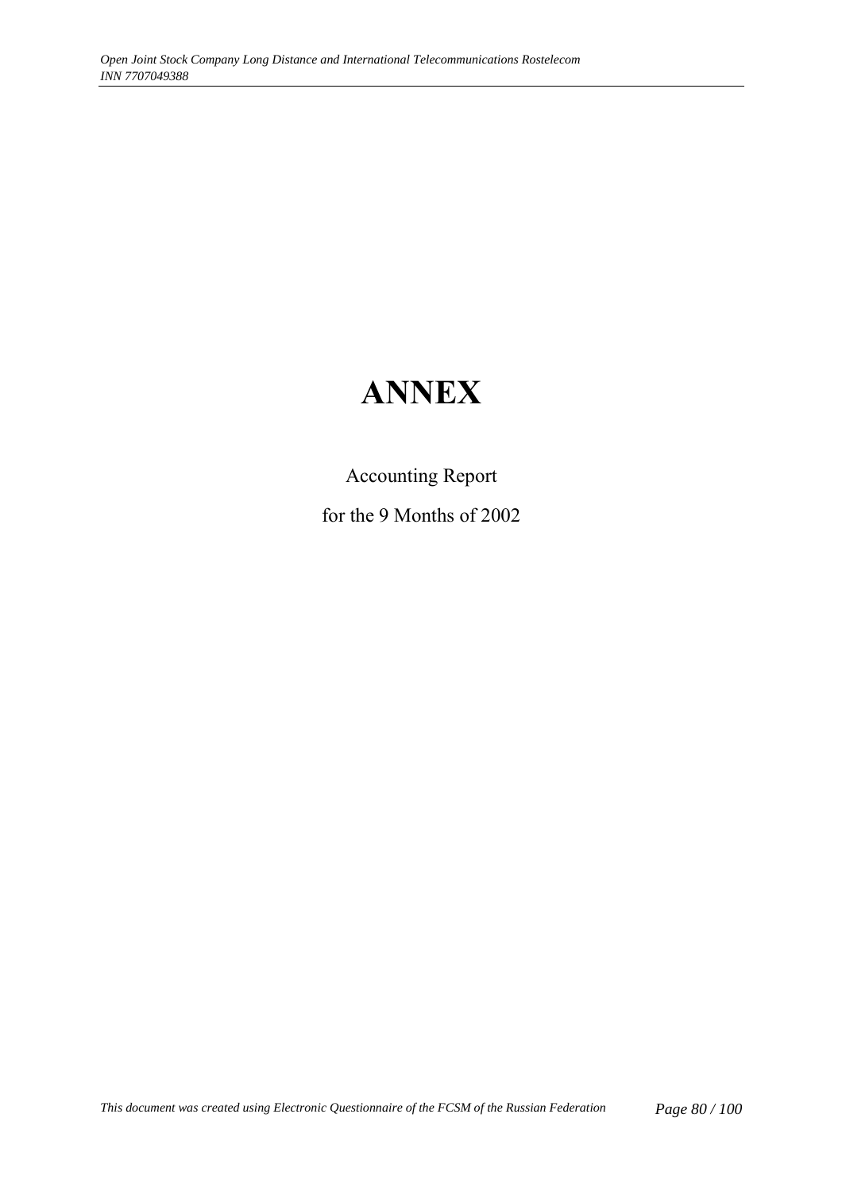# ANNEX

Accounting Report

for the 9 Months of 2002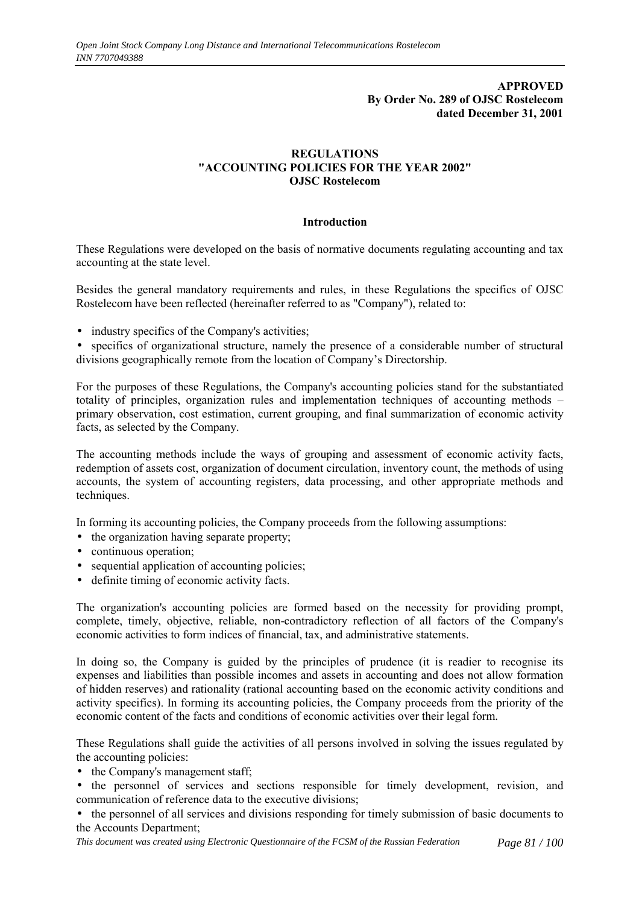**APPROVED**
**By Order No. 289 of OJSC Rostelecom**
**dated December 31, 2001**

## REGULATIONS
## "ACCOUNTING POLICIES FOR THE YEAR 2002"
## OJSC Rostelecom

### Introduction

These Regulations were developed on the basis of normative documents regulating accounting and tax accounting at the state level.

Besides the general mandatory requirements and rules, in these Regulations the specifics of OJSC Rostelecom have been reflected (hereinafter referred to as "Company"), related to:

- industry specifics of the Company's activities;
- specifics of organizational structure, namely the presence of a considerable number of structural divisions geographically remote from the location of Company's Directorship.

For the purposes of these Regulations, the Company's accounting policies stand for the substantiated totality of principles, organization rules and implementation techniques of accounting methods – primary observation, cost estimation, current grouping, and final summarization of economic activity facts, as selected by the Company.

The accounting methods include the ways of grouping and assessment of economic activity facts, redemption of assets cost, organization of document circulation, inventory count, the methods of using accounts, the system of accounting registers, data processing, and other appropriate methods and techniques.

In forming its accounting policies, the Company proceeds from the following assumptions:

- the organization having separate property;
- continuous operation;
- sequential application of accounting policies;
- definite timing of economic activity facts.

The organization's accounting policies are formed based on the necessity for providing prompt, complete, timely, objective, reliable, non-contradictory reflection of all factors of the Company's economic activities to form indices of financial, tax, and administrative statements.

In doing so, the Company is guided by the principles of prudence (it is readier to recognise its expenses and liabilities than possible incomes and assets in accounting and does not allow formation of hidden reserves) and rationality (rational accounting based on the economic activity conditions and activity specifics). In forming its accounting policies, the Company proceeds from the priority of the economic content of the facts and conditions of economic activities over their legal form.

These Regulations shall guide the activities of all persons involved in solving the issues regulated by the accounting policies:

- the Company's management staff;
- the personnel of services and sections responsible for timely development, revision, and communication of reference data to the executive divisions;
- the personnel of all services and divisions responding for timely submission of basic documents to the Accounts Department;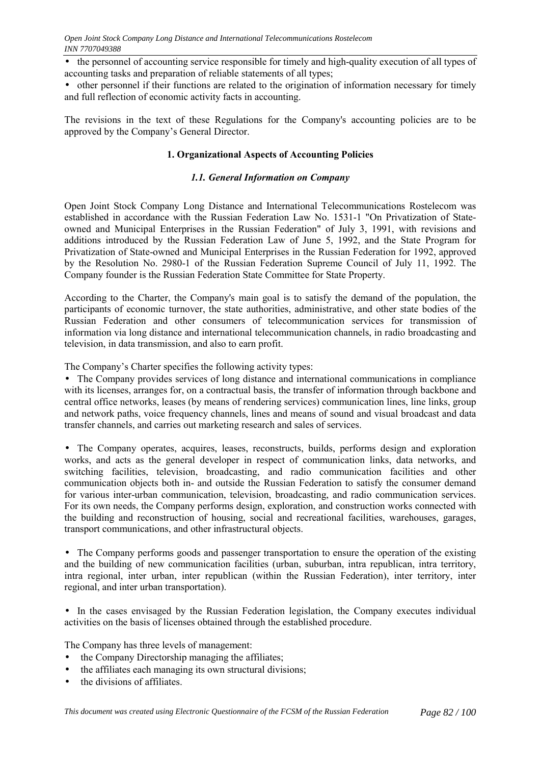- the personnel of accounting service responsible for timely and high-quality execution of all types of accounting tasks and preparation of reliable statements of all types;
- other personnel if their functions are related to the origination of information necessary for timely and full reflection of economic activity facts in accounting.

The revisions in the text of these Regulations for the Company's accounting policies are to be approved by the Company's General Director.

## 1. Organizational Aspects of Accounting Policies

### *1.1. General Information on Company*

Open Joint Stock Company Long Distance and International Telecommunications Rostelecom was established in accordance with the Russian Federation Law No. 1531-1 "On Privatization of State-owned and Municipal Enterprises in the Russian Federation" of July 3, 1991, with revisions and additions introduced by the Russian Federation Law of June 5, 1992, and the State Program for Privatization of State-owned and Municipal Enterprises in the Russian Federation for 1992, approved by the Resolution No. 2980-1 of the Russian Federation Supreme Council of July 11, 1992. The Company founder is the Russian Federation State Committee for State Property.

According to the Charter, the Company's main goal is to satisfy the demand of the population, the participants of economic turnover, the state authorities, administrative, and other state bodies of the Russian Federation and other consumers of telecommunication services for transmission of information via long distance and international telecommunication channels, in radio broadcasting and television, in data transmission, and also to earn profit.

The Company's Charter specifies the following activity types:

- The Company provides services of long distance and international communications in compliance with its licenses, arranges for, on a contractual basis, the transfer of information through backbone and central office networks, leases (by means of rendering services) communication lines, line links, group and network paths, voice frequency channels, lines and means of sound and visual broadcast and data transfer channels, and carries out marketing research and sales of services.

- The Company operates, acquires, leases, reconstructs, builds, performs design and exploration works, and acts as the general developer in respect of communication links, data networks, and switching facilities, television, broadcasting, and radio communication facilities and other communication objects both in- and outside the Russian Federation to satisfy the consumer demand for various inter-urban communication, television, broadcasting, and radio communication services. For its own needs, the Company performs design, exploration, and construction works connected with the building and reconstruction of housing, social and recreational facilities, warehouses, garages, transport communications, and other infrastructural objects.

- The Company performs goods and passenger transportation to ensure the operation of the existing and the building of new communication facilities (urban, suburban, intra republican, intra territory, intra regional, inter urban, inter republican (within the Russian Federation), inter territory, inter regional, and inter urban transportation).

- In the cases envisaged by the Russian Federation legislation, the Company executes individual activities on the basis of licenses obtained through the established procedure.

The Company has three levels of management:

- the Company Directorship managing the affiliates;
- the affiliates each managing its own structural divisions;
- the divisions of affiliates.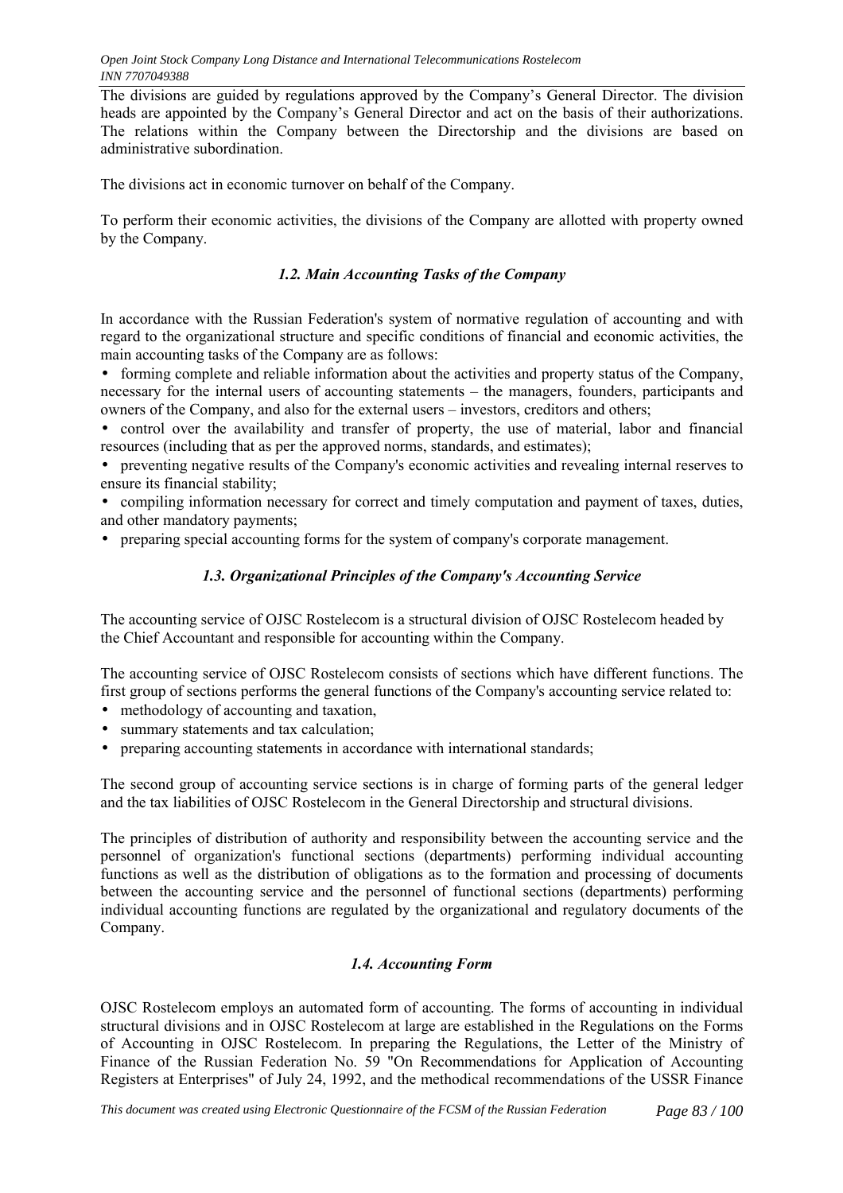The divisions are guided by regulations approved by the Company's General Director. The division heads are appointed by the Company's General Director and act on the basis of their authorizations. The relations within the Company between the Directorship and the divisions are based on administrative subordination.

The divisions act in economic turnover on behalf of the Company.

To perform their economic activities, the divisions of the Company are allotted with property owned by the Company.

### *1.2. Main Accounting Tasks of the Company*

In accordance with the Russian Federation's system of normative regulation of accounting and with regard to the organizational structure and specific conditions of financial and economic activities, the main accounting tasks of the Company are as follows:

- forming complete and reliable information about the activities and property status of the Company, necessary for the internal users of accounting statements – the managers, founders, participants and owners of the Company, and also for the external users – investors, creditors and others;
- control over the availability and transfer of property, the use of material, labor and financial resources (including that as per the approved norms, standards, and estimates);
- preventing negative results of the Company's economic activities and revealing internal reserves to ensure its financial stability;
- compiling information necessary for correct and timely computation and payment of taxes, duties, and other mandatory payments;
- preparing special accounting forms for the system of company's corporate management.

### *1.3. Organizational Principles of the Company's Accounting Service*

The accounting service of OJSC Rostelecom is a structural division of OJSC Rostelecom headed by the Chief Accountant and responsible for accounting within the Company.

The accounting service of OJSC Rostelecom consists of sections which have different functions. The first group of sections performs the general functions of the Company's accounting service related to:

- methodology of accounting and taxation,
- summary statements and tax calculation;
- preparing accounting statements in accordance with international standards;

The second group of accounting service sections is in charge of forming parts of the general ledger and the tax liabilities of OJSC Rostelecom in the General Directorship and structural divisions.

The principles of distribution of authority and responsibility between the accounting service and the personnel of organization's functional sections (departments) performing individual accounting functions as well as the distribution of obligations as to the formation and processing of documents between the accounting service and the personnel of functional sections (departments) performing individual accounting functions are regulated by the organizational and regulatory documents of the Company.

### *1.4. Accounting Form*

OJSC Rostelecom employs an automated form of accounting. The forms of accounting in individual structural divisions and in OJSC Rostelecom at large are established in the Regulations on the Forms of Accounting in OJSC Rostelecom. In preparing the Regulations, the Letter of the Ministry of Finance of the Russian Federation No. 59 "On Recommendations for Application of Accounting Registers at Enterprises" of July 24, 1992, and the methodical recommendations of the USSR Finance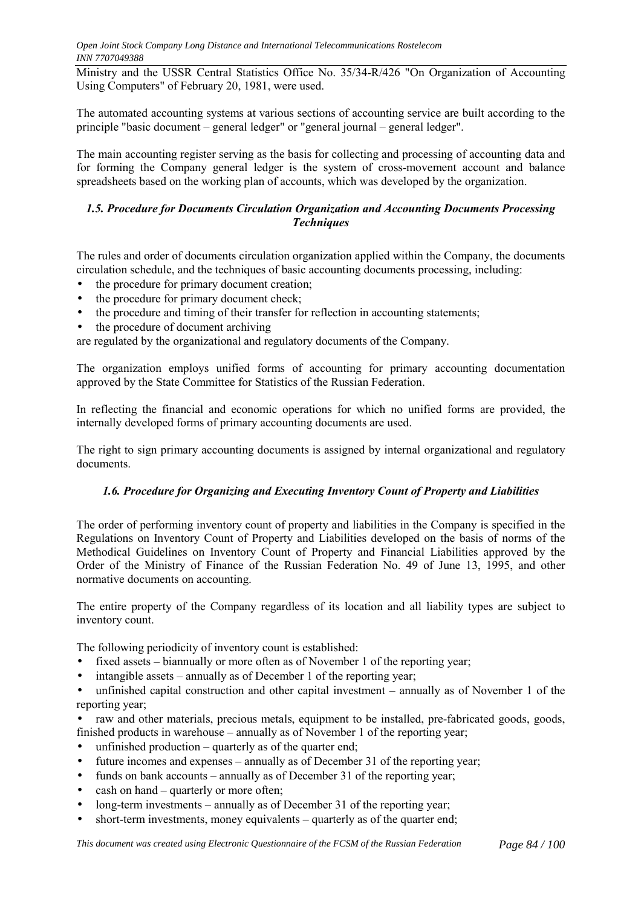Ministry and the USSR Central Statistics Office No. 35/34-R/426 "On Organization of Accounting Using Computers" of February 20, 1981, were used.

The automated accounting systems at various sections of accounting service are built according to the principle "basic document – general ledger" or "general journal – general ledger".

The main accounting register serving as the basis for collecting and processing of accounting data and for forming the Company general ledger is the system of cross-movement account and balance spreadsheets based on the working plan of accounts, which was developed by the organization.

### *1.5. Procedure for Documents Circulation Organization and Accounting Documents Processing Techniques*

The rules and order of documents circulation organization applied within the Company, the documents circulation schedule, and the techniques of basic accounting documents processing, including:

- the procedure for primary document creation;
- the procedure for primary document check;
- the procedure and timing of their transfer for reflection in accounting statements;
- the procedure of document archiving

are regulated by the organizational and regulatory documents of the Company.

The organization employs unified forms of accounting for primary accounting documentation approved by the State Committee for Statistics of the Russian Federation.

In reflecting the financial and economic operations for which no unified forms are provided, the internally developed forms of primary accounting documents are used.

The right to sign primary accounting documents is assigned by internal organizational and regulatory documents.

### *1.6. Procedure for Organizing and Executing Inventory Count of Property and Liabilities*

The order of performing inventory count of property and liabilities in the Company is specified in the Regulations on Inventory Count of Property and Liabilities developed on the basis of norms of the Methodical Guidelines on Inventory Count of Property and Financial Liabilities approved by the Order of the Ministry of Finance of the Russian Federation No. 49 of June 13, 1995, and other normative documents on accounting.

The entire property of the Company regardless of its location and all liability types are subject to inventory count.

The following periodicity of inventory count is established:

- fixed assets – biannually or more often as of November 1 of the reporting year;
- intangible assets – annually as of December 1 of the reporting year;
- unfinished capital construction and other capital investment – annually as of November 1 of the reporting year;
- raw and other materials, precious metals, equipment to be installed, pre-fabricated goods, goods, finished products in warehouse – annually as of November 1 of the reporting year;
- unfinished production – quarterly as of the quarter end;
- future incomes and expenses – annually as of December 31 of the reporting year;
- funds on bank accounts – annually as of December 31 of the reporting year;
- cash on hand – quarterly or more often;
- long-term investments – annually as of December 31 of the reporting year;
- short-term investments, money equivalents – quarterly as of the quarter end;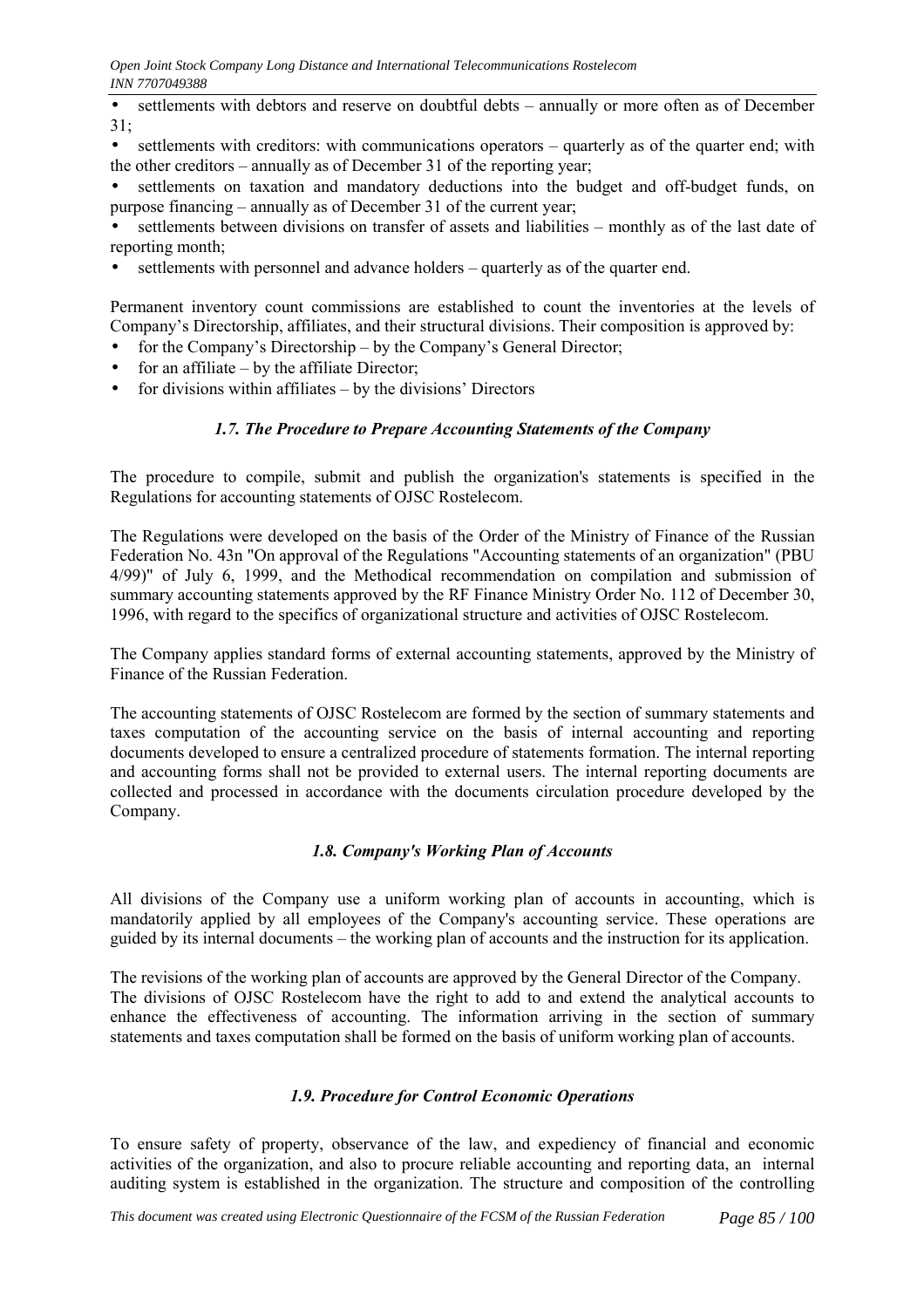- settlements with debtors and reserve on doubtful debts – annually or more often as of December 31;
- settlements with creditors: with communications operators – quarterly as of the quarter end; with the other creditors – annually as of December 31 of the reporting year;
- settlements on taxation and mandatory deductions into the budget and off-budget funds, on purpose financing – annually as of December 31 of the current year;
- settlements between divisions on transfer of assets and liabilities – monthly as of the last date of reporting month;
- settlements with personnel and advance holders – quarterly as of the quarter end.

Permanent inventory count commissions are established to count the inventories at the levels of Company's Directorship, affiliates, and their structural divisions. Their composition is approved by:

- for the Company's Directorship – by the Company's General Director;
- for an affiliate – by the affiliate Director;
- for divisions within affiliates – by the divisions' Directors

### *1.7. The Procedure to Prepare Accounting Statements of the Company*

The procedure to compile, submit and publish the organization's statements is specified in the Regulations for accounting statements of OJSC Rostelecom.

The Regulations were developed on the basis of the Order of the Ministry of Finance of the Russian Federation No. 43n "On approval of the Regulations "Accounting statements of an organization" (PBU 4/99)" of July 6, 1999, and the Methodical recommendation on compilation and submission of summary accounting statements approved by the RF Finance Ministry Order No. 112 of December 30, 1996, with regard to the specifics of organizational structure and activities of OJSC Rostelecom.

The Company applies standard forms of external accounting statements, approved by the Ministry of Finance of the Russian Federation.

The accounting statements of OJSC Rostelecom are formed by the section of summary statements and taxes computation of the accounting service on the basis of internal accounting and reporting documents developed to ensure a centralized procedure of statements formation. The internal reporting and accounting forms shall not be provided to external users. The internal reporting documents are collected and processed in accordance with the documents circulation procedure developed by the Company.

### *1.8. Company's Working Plan of Accounts*

All divisions of the Company use a uniform working plan of accounts in accounting, which is mandatorily applied by all employees of the Company's accounting service. These operations are guided by its internal documents – the working plan of accounts and the instruction for its application.

The revisions of the working plan of accounts are approved by the General Director of the Company. The divisions of OJSC Rostelecom have the right to add to and extend the analytical accounts to enhance the effectiveness of accounting. The information arriving in the section of summary statements and taxes computation shall be formed on the basis of uniform working plan of accounts.

### *1.9. Procedure for Control Economic Operations*

To ensure safety of property, observance of the law, and expediency of financial and economic activities of the organization, and also to procure reliable accounting and reporting data, an internal auditing system is established in the organization. The structure and composition of the controlling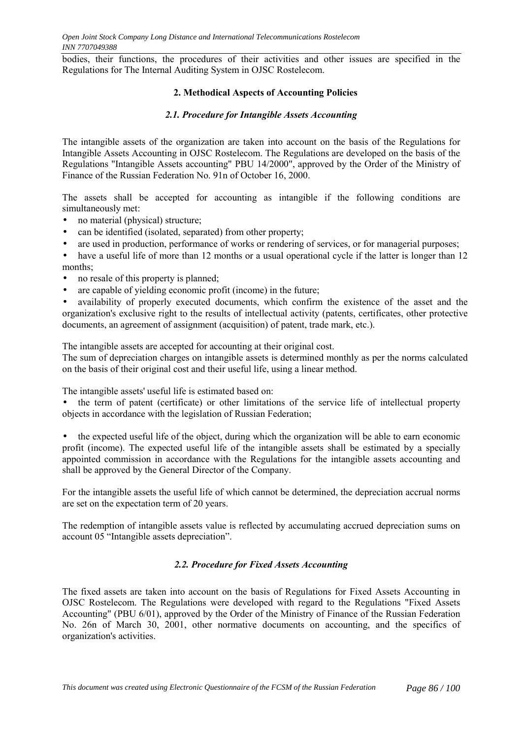bodies, their functions, the procedures of their activities and other issues are specified in the Regulations for The Internal Auditing System in OJSC Rostelecom.

## 2. Methodical Aspects of Accounting Policies

### *2.1. Procedure for Intangible Assets Accounting*

The intangible assets of the organization are taken into account on the basis of the Regulations for Intangible Assets Accounting in OJSC Rostelecom. The Regulations are developed on the basis of the Regulations "Intangible Assets accounting" PBU 14/2000", approved by the Order of the Ministry of Finance of the Russian Federation No. 91n of October 16, 2000.

The assets shall be accepted for accounting as intangible if the following conditions are simultaneously met:

- no material (physical) structure;
- can be identified (isolated, separated) from other property;
- are used in production, performance of works or rendering of services, or for managerial purposes;
- have a useful life of more than 12 months or a usual operational cycle if the latter is longer than 12 months;
- no resale of this property is planned;
- are capable of yielding economic profit (income) in the future;
- availability of properly executed documents, which confirm the existence of the asset and the organization's exclusive right to the results of intellectual activity (patents, certificates, other protective documents, an agreement of assignment (acquisition) of patent, trade mark, etc.).

The intangible assets are accepted for accounting at their original cost.
The sum of depreciation charges on intangible assets is determined monthly as per the norms calculated on the basis of their original cost and their useful life, using a linear method.

The intangible assets' useful life is estimated based on:

- the term of patent (certificate) or other limitations of the service life of intellectual property objects in accordance with the legislation of Russian Federation;

- the expected useful life of the object, during which the organization will be able to earn economic profit (income). The expected useful life of the intangible assets shall be estimated by a specially appointed commission in accordance with the Regulations for the intangible assets accounting and shall be approved by the General Director of the Company.

For the intangible assets the useful life of which cannot be determined, the depreciation accrual norms are set on the expectation term of 20 years.

The redemption of intangible assets value is reflected by accumulating accrued depreciation sums on account 05 "Intangible assets depreciation".

### *2.2. Procedure for Fixed Assets Accounting*

The fixed assets are taken into account on the basis of Regulations for Fixed Assets Accounting in OJSC Rostelecom. The Regulations were developed with regard to the Regulations "Fixed Assets Accounting" (PBU 6/01), approved by the Order of the Ministry of Finance of the Russian Federation No. 26n of March 30, 2001, other normative documents on accounting, and the specifics of organization's activities.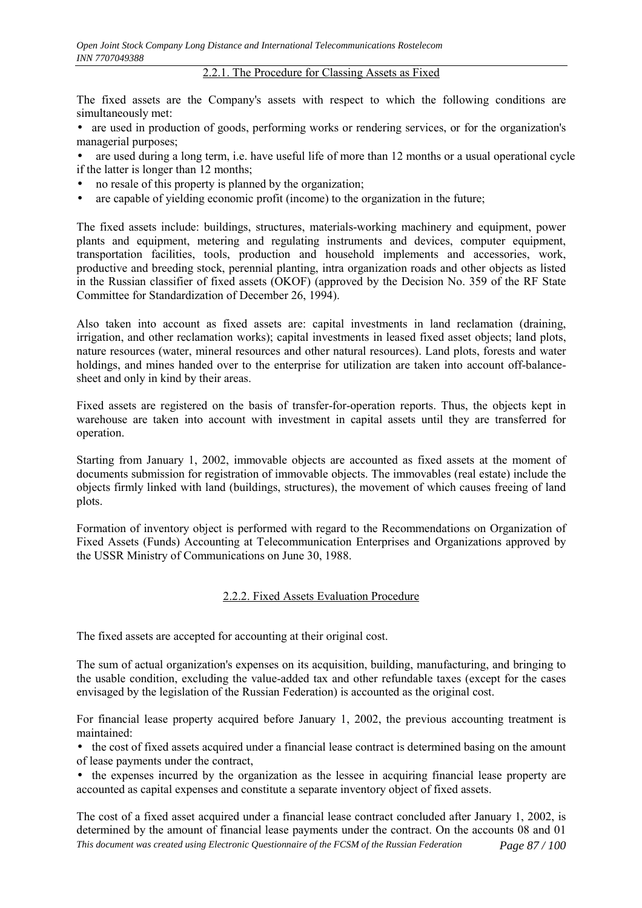### 2.2.1. The Procedure for Classing Assets as Fixed

The fixed assets are the Company's assets with respect to which the following conditions are simultaneously met:

- are used in production of goods, performing works or rendering services, or for the organization's managerial purposes;
- are used during a long term, i.e. have useful life of more than 12 months or a usual operational cycle if the latter is longer than 12 months;
- no resale of this property is planned by the organization;
- are capable of yielding economic profit (income) to the organization in the future;

The fixed assets include: buildings, structures, materials-working machinery and equipment, power plants and equipment, metering and regulating instruments and devices, computer equipment, transportation facilities, tools, production and household implements and accessories, work, productive and breeding stock, perennial planting, intra organization roads and other objects as listed in the Russian classifier of fixed assets (OKOF) (approved by the Decision No. 359 of the RF State Committee for Standardization of December 26, 1994).

Also taken into account as fixed assets are: capital investments in land reclamation (draining, irrigation, and other reclamation works); capital investments in leased fixed asset objects; land plots, nature resources (water, mineral resources and other natural resources). Land plots, forests and water holdings, and mines handed over to the enterprise for utilization are taken into account off-balance-sheet and only in kind by their areas.

Fixed assets are registered on the basis of transfer-for-operation reports. Thus, the objects kept in warehouse are taken into account with investment in capital assets until they are transferred for operation.

Starting from January 1, 2002, immovable objects are accounted as fixed assets at the moment of documents submission for registration of immovable objects. The immovables (real estate) include the objects firmly linked with land (buildings, structures), the movement of which causes freeing of land plots.

Formation of inventory object is performed with regard to the Recommendations on Organization of Fixed Assets (Funds) Accounting at Telecommunication Enterprises and Organizations approved by the USSR Ministry of Communications on June 30, 1988.

### 2.2.2. Fixed Assets Evaluation Procedure

The fixed assets are accepted for accounting at their original cost.

The sum of actual organization's expenses on its acquisition, building, manufacturing, and bringing to the usable condition, excluding the value-added tax and other refundable taxes (except for the cases envisaged by the legislation of the Russian Federation) is accounted as the original cost.

For financial lease property acquired before January 1, 2002, the previous accounting treatment is maintained:

- the cost of fixed assets acquired under a financial lease contract is determined basing on the amount of lease payments under the contract,
- the expenses incurred by the organization as the lessee in acquiring financial lease property are accounted as capital expenses and constitute a separate inventory object of fixed assets.

The cost of a fixed asset acquired under a financial lease contract concluded after January 1, 2002, is determined by the amount of financial lease payments under the contract. On the accounts 08 and 01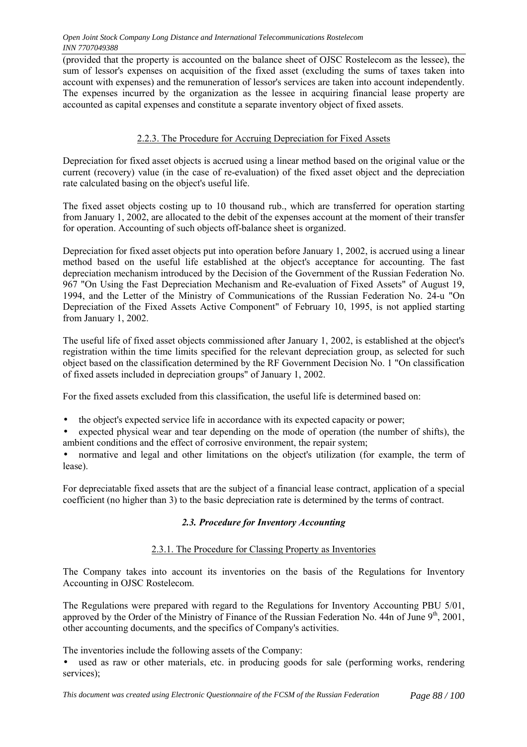(provided that the property is accounted on the balance sheet of OJSC Rostelecom as the lessee), the sum of lessor's expenses on acquisition of the fixed asset (excluding the sums of taxes taken into account with expenses) and the remuneration of lessor's services are taken into account independently. The expenses incurred by the organization as the lessee in acquiring financial lease property are accounted as capital expenses and constitute a separate inventory object of fixed assets.

#### 2.2.3. The Procedure for Accruing Depreciation for Fixed Assets

Depreciation for fixed asset objects is accrued using a linear method based on the original value or the current (recovery) value (in the case of re-evaluation) of the fixed asset object and the depreciation rate calculated basing on the object's useful life.

The fixed asset objects costing up to 10 thousand rub., which are transferred for operation starting from January 1, 2002, are allocated to the debit of the expenses account at the moment of their transfer for operation. Accounting of such objects off-balance sheet is organized.

Depreciation for fixed asset objects put into operation before January 1, 2002, is accrued using a linear method based on the useful life established at the object's acceptance for accounting. The fast depreciation mechanism introduced by the Decision of the Government of the Russian Federation No. 967 "On Using the Fast Depreciation Mechanism and Re-evaluation of Fixed Assets" of August 19, 1994, and the Letter of the Ministry of Communications of the Russian Federation No. 24-u "On Depreciation of the Fixed Assets Active Component" of February 10, 1995, is not applied starting from January 1, 2002.

The useful life of fixed asset objects commissioned after January 1, 2002, is established at the object's registration within the time limits specified for the relevant depreciation group, as selected for such object based on the classification determined by the RF Government Decision No. 1 "On classification of fixed assets included in depreciation groups" of January 1, 2002.

For the fixed assets excluded from this classification, the useful life is determined based on:

- the object's expected service life in accordance with its expected capacity or power;
- expected physical wear and tear depending on the mode of operation (the number of shifts), the ambient conditions and the effect of corrosive environment, the repair system;
- normative and legal and other limitations on the object's utilization (for example, the term of lease).

For depreciatable fixed assets that are the subject of a financial lease contract, application of a special coefficient (no higher than 3) to the basic depreciation rate is determined by the terms of contract.

### *2.3. Procedure for Inventory Accounting*

#### 2.3.1. The Procedure for Classing Property as Inventories

The Company takes into account its inventories on the basis of the Regulations for Inventory Accounting in OJSC Rostelecom.

The Regulations were prepared with regard to the Regulations for Inventory Accounting PBU 5/01, approved by the Order of the Ministry of Finance of the Russian Federation No. 44n of June 9th, 2001, other accounting documents, and the specifics of Company's activities.

The inventories include the following assets of the Company:

- used as raw or other materials, etc. in producing goods for sale (performing works, rendering services);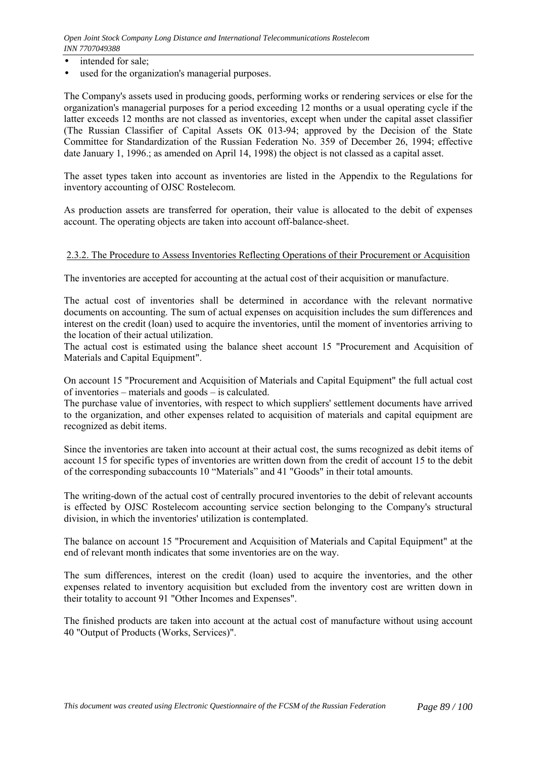- intended for sale;
- used for the organization's managerial purposes.

The Company's assets used in producing goods, performing works or rendering services or else for the organization's managerial purposes for a period exceeding 12 months or a usual operating cycle if the latter exceeds 12 months are not classed as inventories, except when under the capital asset classifier (The Russian Classifier of Capital Assets OK 013-94; approved by the Decision of the State Committee for Standardization of the Russian Federation No. 359 of December 26, 1994; effective date January 1, 1996.; as amended on April 14, 1998) the object is not classed as a capital asset.

The asset types taken into account as inventories are listed in the Appendix to the Regulations for inventory accounting of OJSC Rostelecom.

As production assets are transferred for operation, their value is allocated to the debit of expenses account. The operating objects are taken into account off-balance-sheet.

2.3.2. The Procedure to Assess Inventories Reflecting Operations of their Procurement or Acquisition

The inventories are accepted for accounting at the actual cost of their acquisition or manufacture.

The actual cost of inventories shall be determined in accordance with the relevant normative documents on accounting. The sum of actual expenses on acquisition includes the sum differences and interest on the credit (loan) used to acquire the inventories, until the moment of inventories arriving to the location of their actual utilization.
The actual cost is estimated using the balance sheet account 15 "Procurement and Acquisition of Materials and Capital Equipment".

On account 15 "Procurement and Acquisition of Materials and Capital Equipment" the full actual cost of inventories – materials and goods – is calculated.
The purchase value of inventories, with respect to which suppliers' settlement documents have arrived to the organization, and other expenses related to acquisition of materials and capital equipment are recognized as debit items.

Since the inventories are taken into account at their actual cost, the sums recognized as debit items of account 15 for specific types of inventories are written down from the credit of account 15 to the debit of the corresponding subaccounts 10 "Materials" and 41 "Goods" in their total amounts.

The writing-down of the actual cost of centrally procured inventories to the debit of relevant accounts is effected by OJSC Rostelecom accounting service section belonging to the Company's structural division, in which the inventories' utilization is contemplated.

The balance on account 15 "Procurement and Acquisition of Materials and Capital Equipment" at the end of relevant month indicates that some inventories are on the way.

The sum differences, interest on the credit (loan) used to acquire the inventories, and the other expenses related to inventory acquisition but excluded from the inventory cost are written down in their totality to account 91 "Other Incomes and Expenses".

The finished products are taken into account at the actual cost of manufacture without using account 40 "Output of Products (Works, Services)".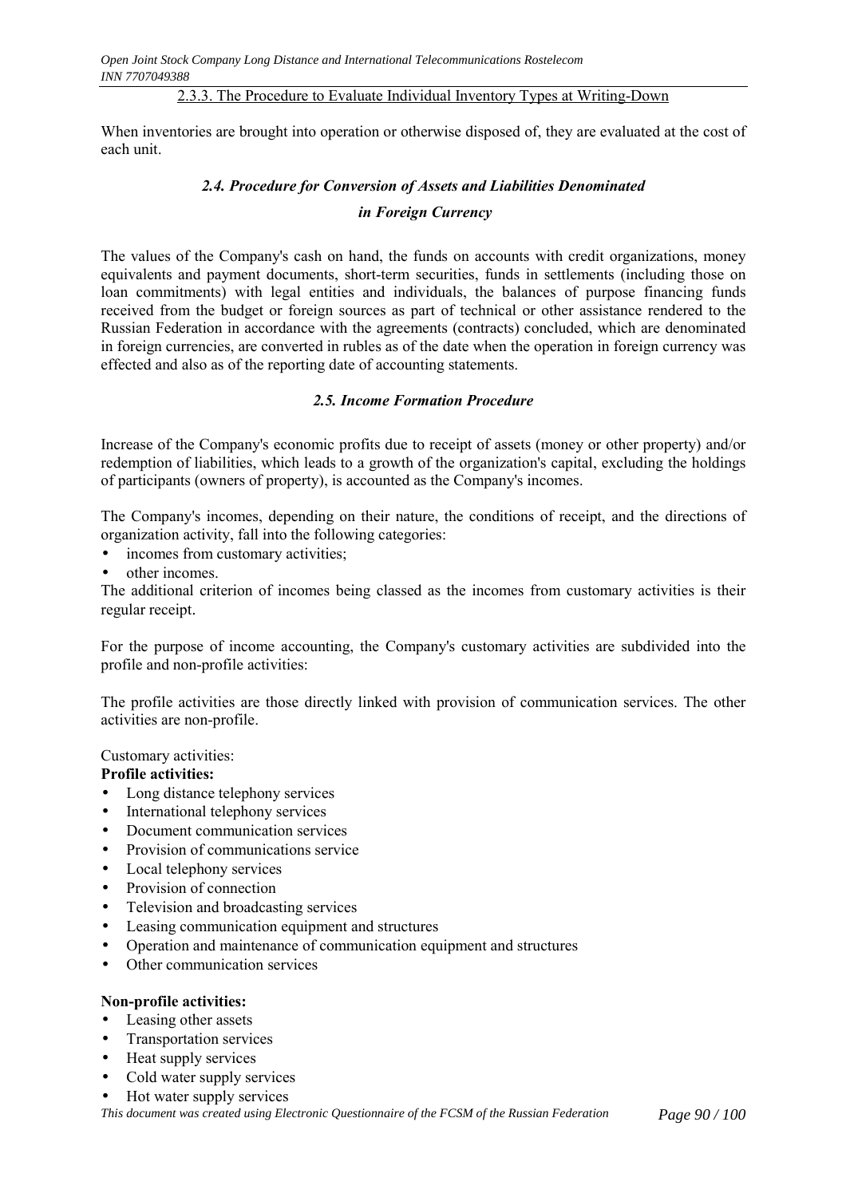2.3.3. The Procedure to Evaluate Individual Inventory Types at Writing-Down

When inventories are brought into operation or otherwise disposed of, they are evaluated at the cost of each unit.

### *2.4. Procedure for Conversion of Assets and Liabilities Denominated in Foreign Currency*

The values of the Company's cash on hand, the funds on accounts with credit organizations, money equivalents and payment documents, short-term securities, funds in settlements (including those on loan commitments) with legal entities and individuals, the balances of purpose financing funds received from the budget or foreign sources as part of technical or other assistance rendered to the Russian Federation in accordance with the agreements (contracts) concluded, which are denominated in foreign currencies, are converted in rubles as of the date when the operation in foreign currency was effected and also as of the reporting date of accounting statements.

### *2.5. Income Formation Procedure*

Increase of the Company's economic profits due to receipt of assets (money or other property) and/or redemption of liabilities, which leads to a growth of the organization's capital, excluding the holdings of participants (owners of property), is accounted as the Company's incomes.

The Company's incomes, depending on their nature, the conditions of receipt, and the directions of organization activity, fall into the following categories:

- incomes from customary activities;
- other incomes.

The additional criterion of incomes being classed as the incomes from customary activities is their regular receipt.

For the purpose of income accounting, the Company's customary activities are subdivided into the profile and non-profile activities:

The profile activities are those directly linked with provision of communication services. The other activities are non-profile.

Customary activities:

**Profile activities:**

- Long distance telephony services
- International telephony services
- Document communication services
- Provision of communications service
- Local telephony services
- Provision of connection
- Television and broadcasting services
- Leasing communication equipment and structures
- Operation and maintenance of communication equipment and structures
- Other communication services

**Non-profile activities:**

- Leasing other assets
- Transportation services
- Heat supply services
- Cold water supply services
- Hot water supply services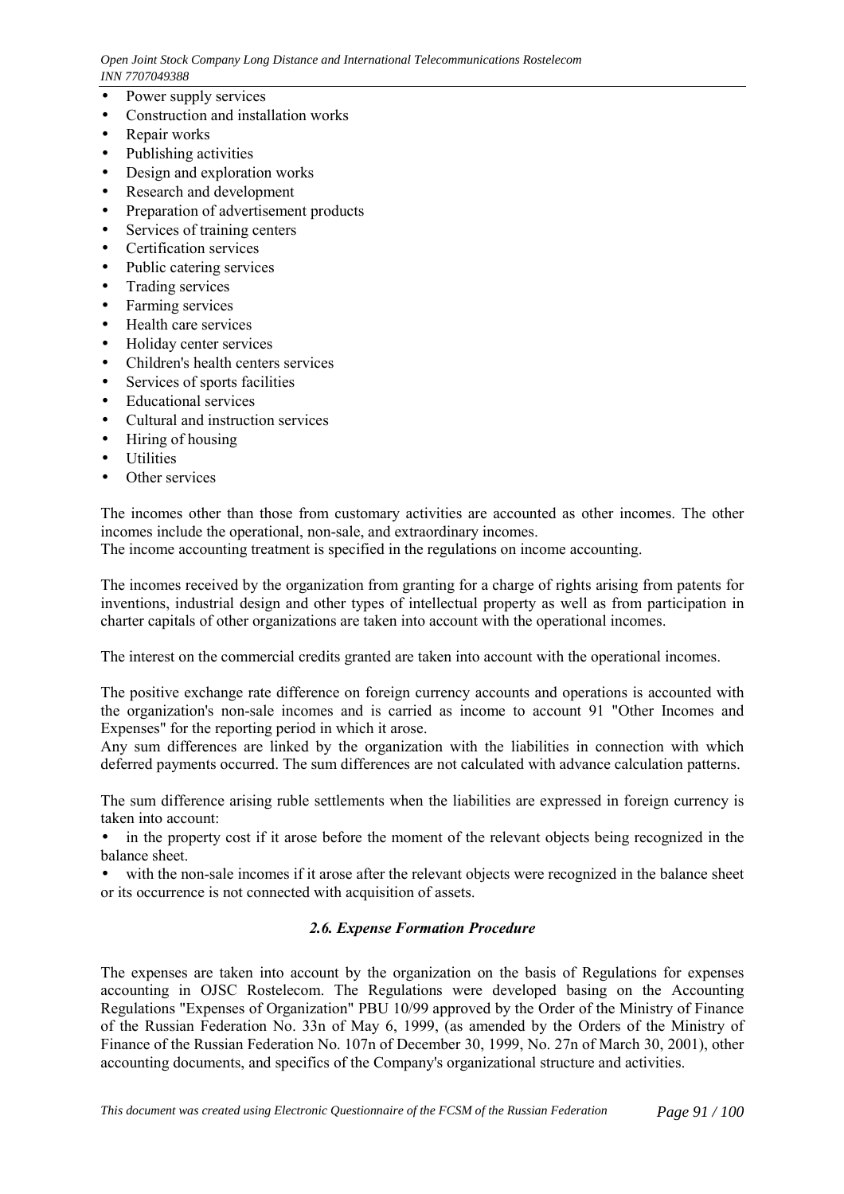- Power supply services
- Construction and installation works
- Repair works
- Publishing activities
- Design and exploration works
- Research and development
- Preparation of advertisement products
- Services of training centers
- Certification services
- Public catering services
- Trading services
- Farming services
- Health care services
- Holiday center services
- Children's health centers services
- Services of sports facilities
- Educational services
- Cultural and instruction services
- Hiring of housing
- Utilities
- Other services

The incomes other than those from customary activities are accounted as other incomes. The other incomes include the operational, non-sale, and extraordinary incomes.
The income accounting treatment is specified in the regulations on income accounting.

The incomes received by the organization from granting for a charge of rights arising from patents for inventions, industrial design and other types of intellectual property as well as from participation in charter capitals of other organizations are taken into account with the operational incomes.

The interest on the commercial credits granted are taken into account with the operational incomes.

The positive exchange rate difference on foreign currency accounts and operations is accounted with the organization's non-sale incomes and is carried as income to account 91 "Other Incomes and Expenses" for the reporting period in which it arose.
Any sum differences are linked by the organization with the liabilities in connection with which deferred payments occurred. The sum differences are not calculated with advance calculation patterns.

The sum difference arising ruble settlements when the liabilities are expressed in foreign currency is taken into account:

- in the property cost if it arose before the moment of the relevant objects being recognized in the balance sheet.
- with the non-sale incomes if it arose after the relevant objects were recognized in the balance sheet or its occurrence is not connected with acquisition of assets.

### *2.6. Expense Formation Procedure*

The expenses are taken into account by the organization on the basis of Regulations for expenses accounting in OJSC Rostelecom. The Regulations were developed basing on the Accounting Regulations "Expenses of Organization" PBU 10/99 approved by the Order of the Ministry of Finance of the Russian Federation No. 33n of May 6, 1999, (as amended by the Orders of the Ministry of Finance of the Russian Federation No. 107n of December 30, 1999, No. 27n of March 30, 2001), other accounting documents, and specifics of the Company's organizational structure and activities.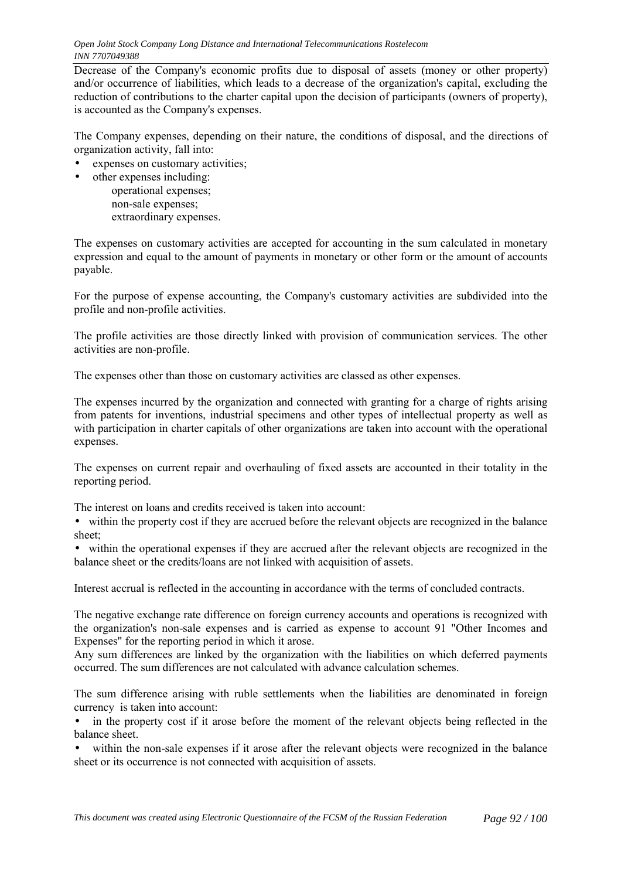Decrease of the Company's economic profits due to disposal of assets (money or other property) and/or occurrence of liabilities, which leads to a decrease of the organization's capital, excluding the reduction of contributions to the charter capital upon the decision of participants (owners of property), is accounted as the Company's expenses.

The Company expenses, depending on their nature, the conditions of disposal, and the directions of organization activity, fall into:

- expenses on customary activities;
- other expenses including:
    - operational expenses;
    - non-sale expenses;
    - extraordinary expenses.

The expenses on customary activities are accepted for accounting in the sum calculated in monetary expression and equal to the amount of payments in monetary or other form or the amount of accounts payable.

For the purpose of expense accounting, the Company's customary activities are subdivided into the profile and non-profile activities.

The profile activities are those directly linked with provision of communication services. The other activities are non-profile.

The expenses other than those on customary activities are classed as other expenses.

The expenses incurred by the organization and connected with granting for a charge of rights arising from patents for inventions, industrial specimens and other types of intellectual property as well as with participation in charter capitals of other organizations are taken into account with the operational expenses.

The expenses on current repair and overhauling of fixed assets are accounted in their totality in the reporting period.

The interest on loans and credits received is taken into account:

- within the property cost if they are accrued before the relevant objects are recognized in the balance sheet;
- within the operational expenses if they are accrued after the relevant objects are recognized in the balance sheet or the credits/loans are not linked with acquisition of assets.

Interest accrual is reflected in the accounting in accordance with the terms of concluded contracts.

The negative exchange rate difference on foreign currency accounts and operations is recognized with the organization's non-sale expenses and is carried as expense to account 91 "Other Incomes and Expenses" for the reporting period in which it arose.
Any sum differences are linked by the organization with the liabilities on which deferred payments occurred. The sum differences are not calculated with advance calculation schemes.

The sum difference arising with ruble settlements when the liabilities are denominated in foreign currency is taken into account:

- in the property cost if it arose before the moment of the relevant objects being reflected in the balance sheet.
- within the non-sale expenses if it arose after the relevant objects were recognized in the balance sheet or its occurrence is not connected with acquisition of assets.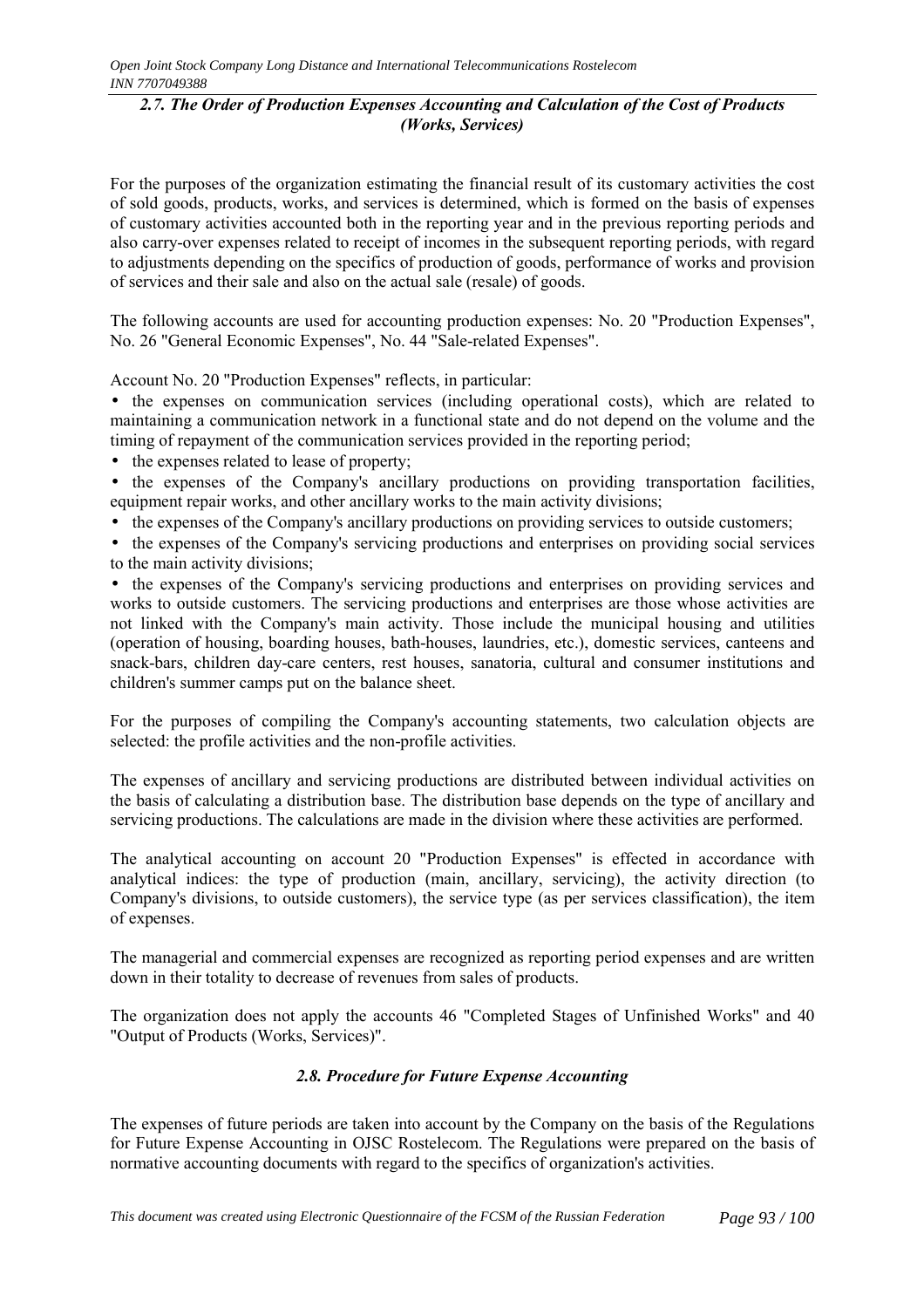### *2.7. The Order of Production Expenses Accounting and Calculation of the Cost of Products (Works, Services)*

For the purposes of the organization estimating the financial result of its customary activities the cost of sold goods, products, works, and services is determined, which is formed on the basis of expenses of customary activities accounted both in the reporting year and in the previous reporting periods and also carry-over expenses related to receipt of incomes in the subsequent reporting periods, with regard to adjustments depending on the specifics of production of goods, performance of works and provision of services and their sale and also on the actual sale (resale) of goods.

The following accounts are used for accounting production expenses: No. 20 "Production Expenses", No. 26 "General Economic Expenses", No. 44 "Sale-related Expenses".

Account No. 20 "Production Expenses" reflects, in particular:

- the expenses on communication services (including operational costs), which are related to maintaining a communication network in a functional state and do not depend on the volume and the timing of repayment of the communication services provided in the reporting period;
- the expenses related to lease of property;
- the expenses of the Company's ancillary productions on providing transportation facilities, equipment repair works, and other ancillary works to the main activity divisions;
- the expenses of the Company's ancillary productions on providing services to outside customers;
- the expenses of the Company's servicing productions and enterprises on providing social services to the main activity divisions;
- the expenses of the Company's servicing productions and enterprises on providing services and works to outside customers. The servicing productions and enterprises are those whose activities are not linked with the Company's main activity. Those include the municipal housing and utilities (operation of housing, boarding houses, bath-houses, laundries, etc.), domestic services, canteens and snack-bars, children day-care centers, rest houses, sanatoria, cultural and consumer institutions and children's summer camps put on the balance sheet.

For the purposes of compiling the Company's accounting statements, two calculation objects are selected: the profile activities and the non-profile activities.

The expenses of ancillary and servicing productions are distributed between individual activities on the basis of calculating a distribution base. The distribution base depends on the type of ancillary and servicing productions. The calculations are made in the division where these activities are performed.

The analytical accounting on account 20 "Production Expenses" is effected in accordance with analytical indices: the type of production (main, ancillary, servicing), the activity direction (to Company's divisions, to outside customers), the service type (as per services classification), the item of expenses.

The managerial and commercial expenses are recognized as reporting period expenses and are written down in their totality to decrease of revenues from sales of products.

The organization does not apply the accounts 46 "Completed Stages of Unfinished Works" and 40 "Output of Products (Works, Services)".

### *2.8. Procedure for Future Expense Accounting*

The expenses of future periods are taken into account by the Company on the basis of the Regulations for Future Expense Accounting in OJSC Rostelecom. The Regulations were prepared on the basis of normative accounting documents with regard to the specifics of organization's activities.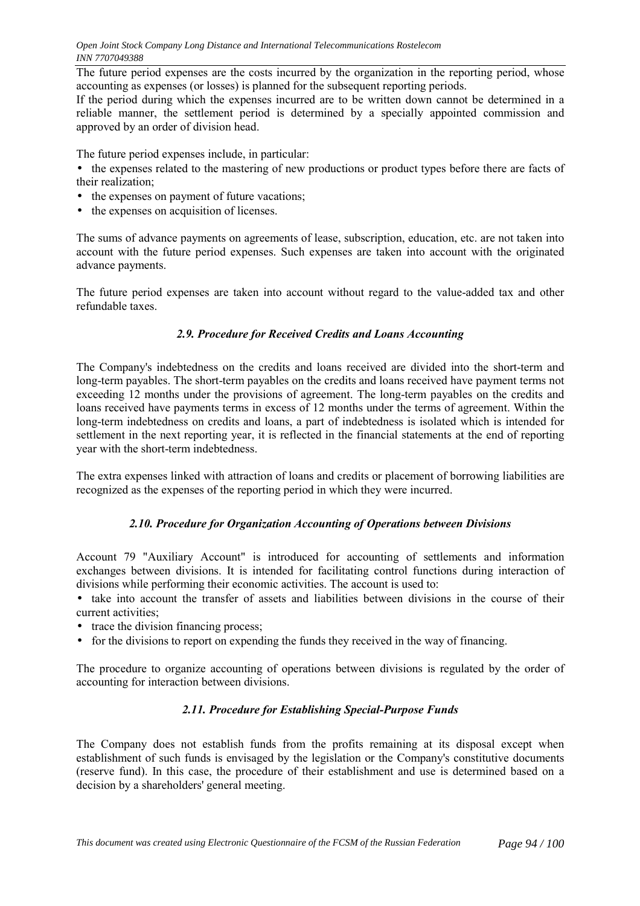The future period expenses are the costs incurred by the organization in the reporting period, whose accounting as expenses (or losses) is planned for the subsequent reporting periods.
If the period during which the expenses incurred are to be written down cannot be determined in a reliable manner, the settlement period is determined by a specially appointed commission and approved by an order of division head.

The future period expenses include, in particular:

- the expenses related to the mastering of new productions or product types before there are facts of their realization;
- the expenses on payment of future vacations;
- the expenses on acquisition of licenses.

The sums of advance payments on agreements of lease, subscription, education, etc. are not taken into account with the future period expenses. Such expenses are taken into account with the originated advance payments.

The future period expenses are taken into account without regard to the value-added tax and other refundable taxes.

### *2.9. Procedure for Received Credits and Loans Accounting*

The Company's indebtedness on the credits and loans received are divided into the short-term and long-term payables. The short-term payables on the credits and loans received have payment terms not exceeding 12 months under the provisions of agreement. The long-term payables on the credits and loans received have payments terms in excess of 12 months under the terms of agreement. Within the long-term indebtedness on credits and loans, a part of indebtedness is isolated which is intended for settlement in the next reporting year, it is reflected in the financial statements at the end of reporting year with the short-term indebtedness.

The extra expenses linked with attraction of loans and credits or placement of borrowing liabilities are recognized as the expenses of the reporting period in which they were incurred.

### *2.10. Procedure for Organization Accounting of Operations between Divisions*

Account 79 "Auxiliary Account" is introduced for accounting of settlements and information exchanges between divisions. It is intended for facilitating control functions during interaction of divisions while performing their economic activities. The account is used to:

- take into account the transfer of assets and liabilities between divisions in the course of their current activities;
- trace the division financing process;
- for the divisions to report on expending the funds they received in the way of financing.

The procedure to organize accounting of operations between divisions is regulated by the order of accounting for interaction between divisions.

### *2.11. Procedure for Establishing Special-Purpose Funds*

The Company does not establish funds from the profits remaining at its disposal except when establishment of such funds is envisaged by the legislation or the Company's constitutive documents (reserve fund). In this case, the procedure of their establishment and use is determined based on a decision by a shareholders' general meeting.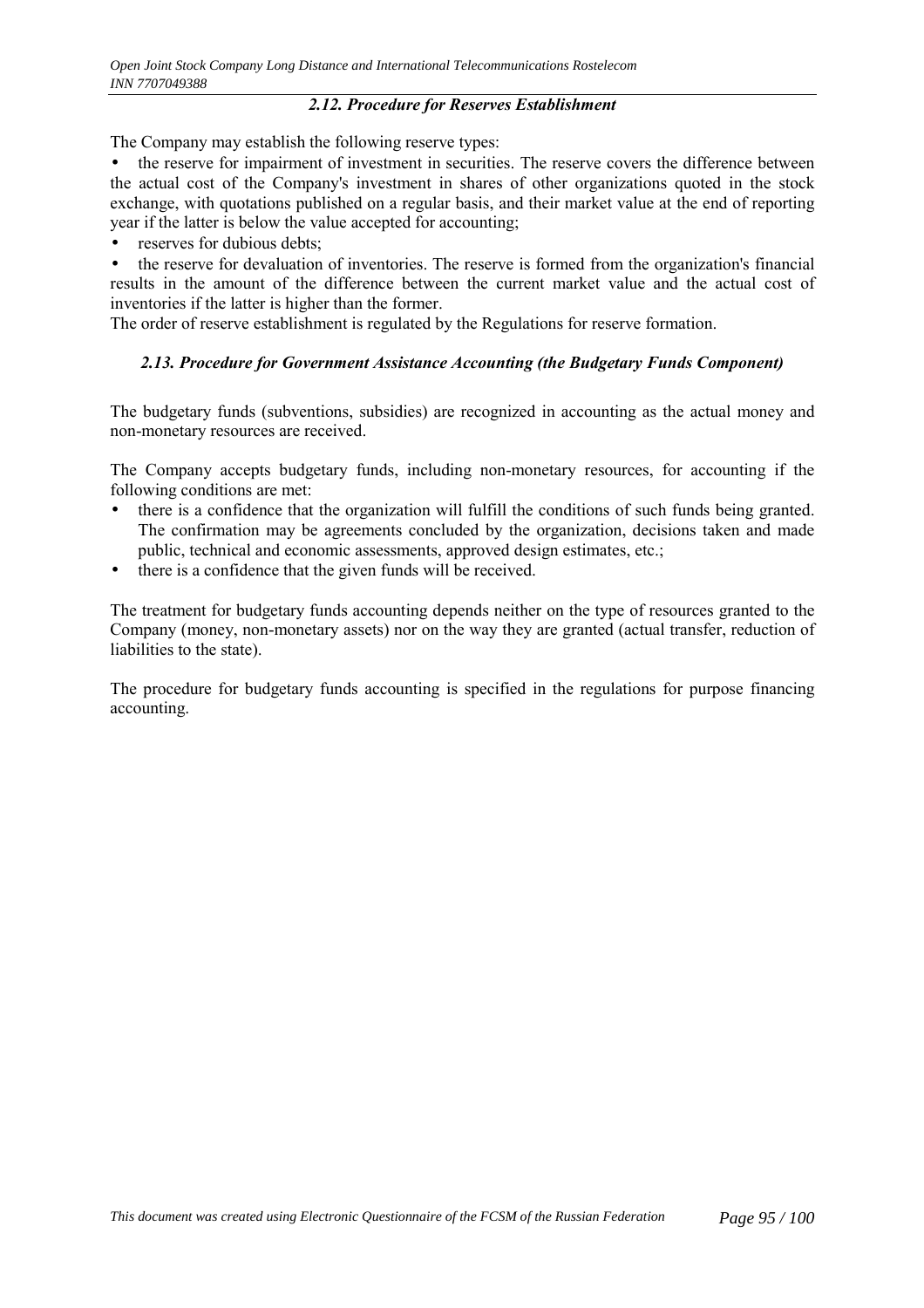### *2.12. Procedure for Reserves Establishment*

The Company may establish the following reserve types:

- the reserve for impairment of investment in securities. The reserve covers the difference between the actual cost of the Company's investment in shares of other organizations quoted in the stock exchange, with quotations published on a regular basis, and their market value at the end of reporting year if the latter is below the value accepted for accounting;
- reserves for dubious debts;
- the reserve for devaluation of inventories. The reserve is formed from the organization's financial results in the amount of the difference between the current market value and the actual cost of inventories if the latter is higher than the former.

The order of reserve establishment is regulated by the Regulations for reserve formation.

### *2.13. Procedure for Government Assistance Accounting (the Budgetary Funds Component)*

The budgetary funds (subventions, subsidies) are recognized in accounting as the actual money and non-monetary resources are received.

The Company accepts budgetary funds, including non-monetary resources, for accounting if the following conditions are met:

- there is a confidence that the organization will fulfill the conditions of such funds being granted. The confirmation may be agreements concluded by the organization, decisions taken and made public, technical and economic assessments, approved design estimates, etc.;
- there is a confidence that the given funds will be received.

The treatment for budgetary funds accounting depends neither on the type of resources granted to the Company (money, non-monetary assets) nor on the way they are granted (actual transfer, reduction of liabilities to the state).

The procedure for budgetary funds accounting is specified in the regulations for purpose financing accounting.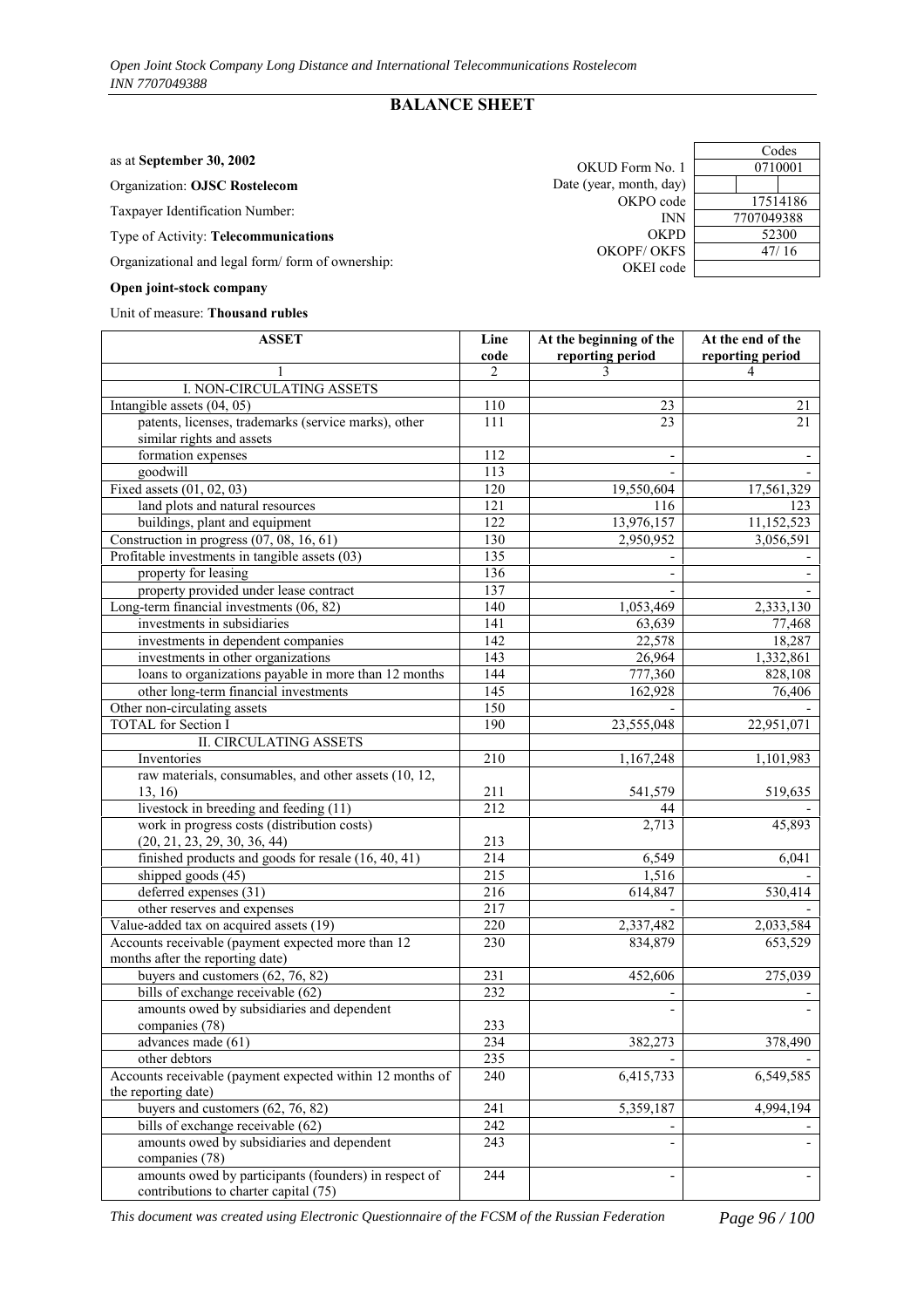## BALANCE SHEET

as at **September 30, 2002**

Organization: **OJSC Rostelecom**

Taxpayer Identification Number:

Type of Activity: **Telecommunications**

Organizational and legal form/ form of ownership:

**Open joint-stock company**

Unit of measure: **Thousand rubles**

| | Codes |
|---|---|
| OKUD Form No. 1 | 0710001 |
| Date (year, month, day) | |
| OKPO code | 17514186 |
| INN | 7707049388 |
| OKPD | 52300 |
| OKOPF/ OKFS | 47/ 16 |
| OKEI code | |

| ASSET | Line code | At the beginning of the reporting period | At the end of the reporting period |
|---|---|---|---|
| 1 | 2 | 3 | 4 |
| I. NON-CIRCULATING ASSETS | | | |
| Intangible assets (04, 05) | 110 | 23 | 21 |
| patents, licenses, trademarks (service marks), other similar rights and assets | 111 | 23 | 21 |
| formation expenses | 112 | - | - |
| goodwill | 113 | - | - |
| Fixed assets (01, 02, 03) | 120 | 19,550,604 | 17,561,329 |
| land plots and natural resources | 121 | 116 | 123 |
| buildings, plant and equipment | 122 | 13,976,157 | 11,152,523 |
| Construction in progress (07, 08, 16, 61) | 130 | 2,950,952 | 3,056,591 |
| Profitable investments in tangible assets (03) | 135 | - | - |
| property for leasing | 136 | - | - |
| property provided under lease contract | 137 | - | - |
| Long-term financial investments (06, 82) | 140 | 1,053,469 | 2,333,130 |
| investments in subsidiaries | 141 | 63,639 | 77,468 |
| investments in dependent companies | 142 | 22,578 | 18,287 |
| investments in other organizations | 143 | 26,964 | 1,332,861 |
| loans to organizations payable in more than 12 months | 144 | 777,360 | 828,108 |
| other long-term financial investments | 145 | 162,928 | 76,406 |
| Other non-circulating assets | 150 | - | - |
| TOTAL for Section I | 190 | 23,555,048 | 22,951,071 |
| II. CIRCULATING ASSETS | | | |
| Inventories | 210 | 1,167,248 | 1,101,983 |
| raw materials, consumables, and other assets (10, 12, 13, 16) | 211 | 541,579 | 519,635 |
| livestock in breeding and feeding (11) | 212 | 44 | - |
| work in progress costs (distribution costs) (20, 21, 23, 29, 30, 36, 44) | 213 | 2,713 | 45,893 |
| finished products and goods for resale (16, 40, 41) | 214 | 6,549 | 6,041 |
| shipped goods (45) | 215 | 1,516 | - |
| deferred expenses (31) | 216 | 614,847 | 530,414 |
| other reserves and expenses | 217 | - | - |
| Value-added tax on acquired assets (19) | 220 | 2,337,482 | 2,033,584 |
| Accounts receivable (payment expected more than 12 months after the reporting date) | 230 | 834,879 | 653,529 |
| buyers and customers (62, 76, 82) | 231 | 452,606 | 275,039 |
| bills of exchange receivable (62) | 232 | - | - |
| amounts owed by subsidiaries and dependent companies (78) | 233 | - | - |
| advances made (61) | 234 | 382,273 | 378,490 |
| other debtors | 235 | - | - |
| Accounts receivable (payment expected within 12 months of the reporting date) | 240 | 6,415,733 | 6,549,585 |
| buyers and customers (62, 76, 82) | 241 | 5,359,187 | 4,994,194 |
| bills of exchange receivable (62) | 242 | - | - |
| amounts owed by subsidiaries and dependent companies (78) | 243 | - | - |
| amounts owed by participants (founders) in respect of contributions to charter capital (75) | 244 | - | - |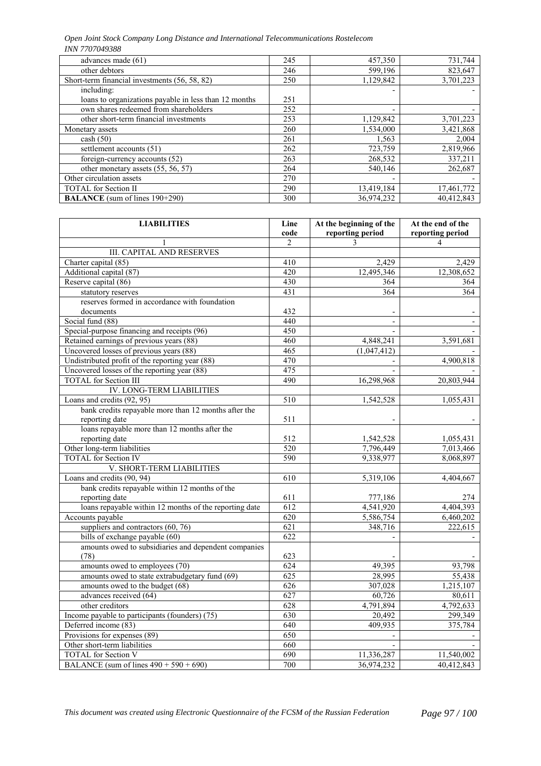| | | | |
|---|---|---|---|
| advances made (61) | 245 | 457,350 | 731,744 |
| other debtors | 246 | 599,196 | 823,647 |
| Short-term financial investments (56, 58, 82) | 250 | 1,129,842 | 3,701,223 |
| including: | | - | - |
| loans to organizations payable in less than 12 months | 251 | | |
| own shares redeemed from shareholders | 252 | - | - |
| other short-term financial investments | 253 | 1,129,842 | 3,701,223 |
| Monetary assets | 260 | 1,534,000 | 3,421,868 |
| cash (50) | 261 | 1,563 | 2,004 |
| settlement accounts (51) | 262 | 723,759 | 2,819,966 |
| foreign-currency accounts (52) | 263 | 268,532 | 337,211 |
| other monetary assets (55, 56, 57) | 264 | 540,146 | 262,687 |
| Other circulation assets | 270 | - | - |
| TOTAL for Section II | 290 | 13,419,184 | 17,461,772 |
| **BALANCE** (sum of lines 190+290) | 300 | 36,974,232 | 40,412,843 |

| **LIABILITIES** | **Line code** | **At the beginning of the reporting period** | **At the end of the reporting period** |
|---|---|---|---|
| 1 | 2 | 3 | 4 |
| III. CAPITAL AND RESERVES | | | |
| Charter capital (85) | 410 | 2,429 | 2,429 |
| Additional capital (87) | 420 | 12,495,346 | 12,308,652 |
| Reserve capital (86) | 430 | 364 | 364 |
| statutory reserves | 431 | 364 | 364 |
| reserves formed in accordance with foundation documents | 432 | - | - |
| Social fund (88) | 440 | - | - |
| Special-purpose financing and receipts (96) | 450 | - | - |
| Retained earnings of previous years (88) | 460 | 4,848,241 | 3,591,681 |
| Uncovered losses of previous years (88) | 465 | (1,047,412) | - |
| Undistributed profit of the reporting year (88) | 470 | - | 4,900,818 |
| Uncovered losses of the reporting year (88) | 475 | - | - |
| TOTAL for Section III | 490 | 16,298,968 | 20,803,944 |
| IV. LONG-TERM LIABILITIES | | | |
| Loans and credits (92, 95) | 510 | 1,542,528 | 1,055,431 |
| bank credits repayable more than 12 months after the reporting date | 511 | - | - |
| loans repayable more than 12 months after the reporting date | 512 | 1,542,528 | 1,055,431 |
| Other long-term liabilities | 520 | 7,796,449 | 7,013,466 |
| TOTAL for Section IV | 590 | 9,338,977 | 8,068,897 |
| V. SHORT-TERM LIABILITIES | | | |
| Loans and credits (90, 94) | 610 | 5,319,106 | 4,404,667 |
| bank credits repayable within 12 months of the reporting date | 611 | 777,186 | 274 |
| loans repayable within 12 months of the reporting date | 612 | 4,541,920 | 4,404,393 |
| Accounts payable | 620 | 5,586,754 | 6,460,202 |
| suppliers and contractors (60, 76) | 621 | 348,716 | 222,615 |
| bills of exchange payable (60) | 622 | - | - |
| amounts owed to subsidiaries and dependent companies (78) | 623 | - | - |
| amounts owed to employees (70) | 624 | 49,395 | 93,798 |
| amounts owed to state extrabudgetary fund (69) | 625 | 28,995 | 55,438 |
| amounts owed to the budget (68) | 626 | 307,028 | 1,215,107 |
| advances received (64) | 627 | 60,726 | 80,611 |
| other creditors | 628 | 4,791,894 | 4,792,633 |
| Income payable to participants (founders) (75) | 630 | 20,492 | 299,349 |
| Deferred income (83) | 640 | 409,935 | 375,784 |
| Provisions for expenses (89) | 650 | - | - |
| Other short-term liabilities | 660 | - | - |
| TOTAL for Section V | 690 | 11,336,287 | 11,540,002 |
| BALANCE (sum of lines 490 + 590 + 690) | 700 | 36,974,232 | 40,412,843 |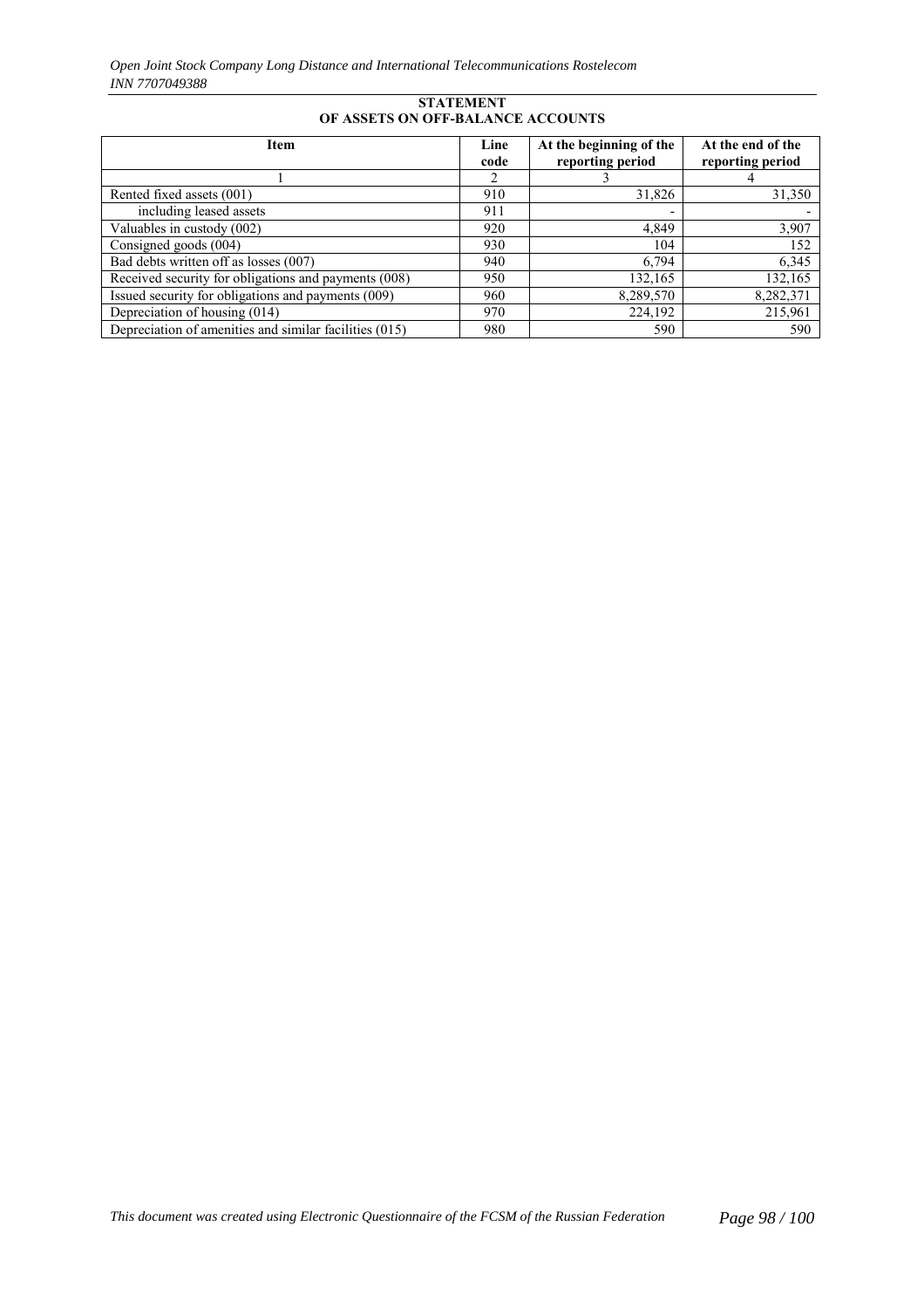# STATEMENT
## OF ASSETS ON OFF-BALANCE ACCOUNTS

| Item | Line code | At the beginning of the reporting period | At the end of the reporting period |
|---|---|---|---|
| 1 | 2 | 3 | 4 |
| Rented fixed assets (001) | 910 | 31,826 | 31,350 |
| including leased assets | 911 | - | - |
| Valuables in custody (002) | 920 | 4,849 | 3,907 |
| Consigned goods (004) | 930 | 104 | 152 |
| Bad debts written off as losses (007) | 940 | 6,794 | 6,345 |
| Received security for obligations and payments (008) | 950 | 132,165 | 132,165 |
| Issued security for obligations and payments (009) | 960 | 8,289,570 | 8,282,371 |
| Depreciation of housing (014) | 970 | 224,192 | 215,961 |
| Depreciation of amenities and similar facilities (015) | 980 | 590 | 590 |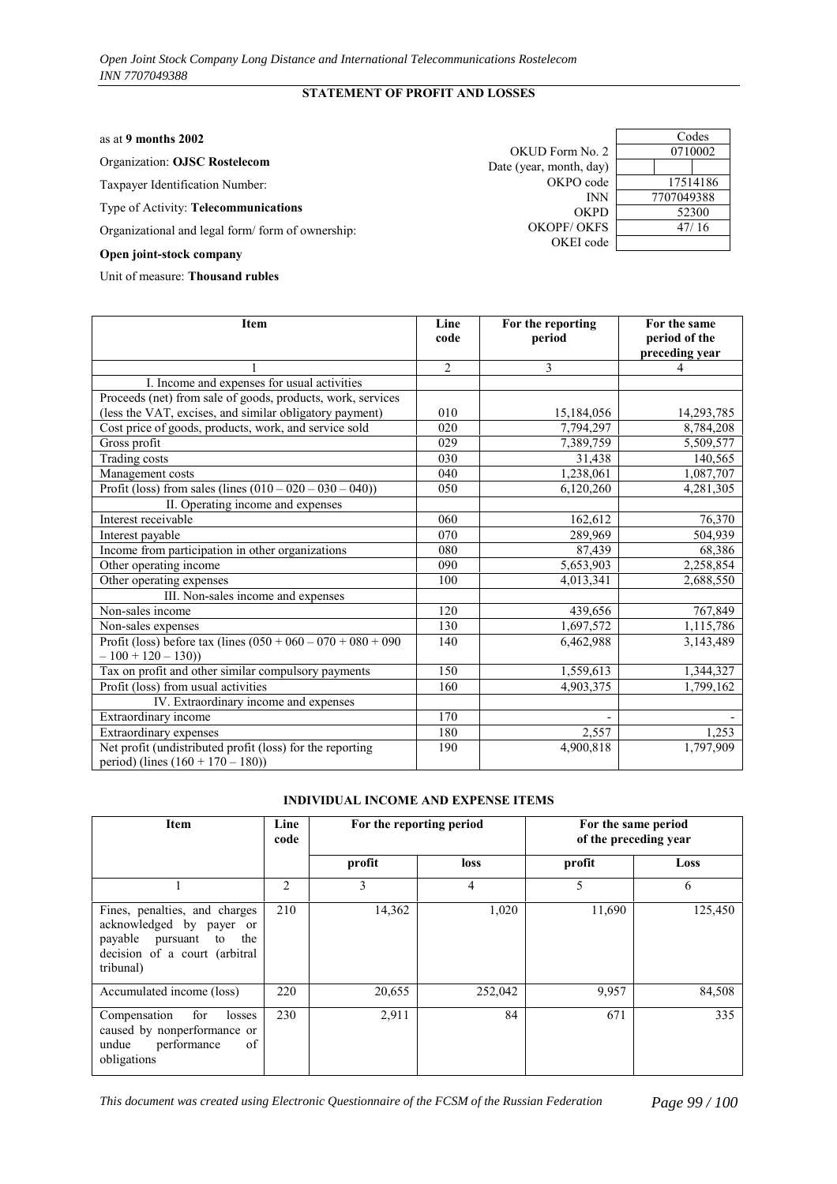## STATEMENT OF PROFIT AND LOSSES

as at **9 months 2002**

Organization: **OJSC Rostelecom**

Taxpayer Identification Number:

Type of Activity: **Telecommunications**

Organizational and legal form/ form of ownership:

**Open joint-stock company**

Unit of measure: **Thousand rubles**

| | Codes |
|---|---|
| OKUD Form No. 2 | 0710002 |
| Date (year, month, day) | |
| OKPO code | 17514186 |
| INN | 7707049388 |
| OKPD | 52300 |
| OKOPF/ OKFS | 47/ 16 |
| OKEI code | |

| Item | Line code | For the reporting period | For the same period of the preceding year |
|---|---|---|---|
| 1 | 2 | 3 | 4 |
| I. Income and expenses for usual activities | | | |
| Proceeds (net) from sale of goods, products, work, services (less the VAT, excises, and similar obligatory payment) | 010 | 15,184,056 | 14,293,785 |
| Cost price of goods, products, work, and service sold | 020 | 7,794,297 | 8,784,208 |
| Gross profit | 029 | 7,389,759 | 5,509,577 |
| Trading costs | 030 | 31,438 | 140,565 |
| Management costs | 040 | 1,238,061 | 1,087,707 |
| Profit (loss) from sales (lines (010 – 020 – 030 – 040)) | 050 | 6,120,260 | 4,281,305 |
| II. Operating income and expenses | | | |
| Interest receivable | 060 | 162,612 | 76,370 |
| Interest payable | 070 | 289,969 | 504,939 |
| Income from participation in other organizations | 080 | 87,439 | 68,386 |
| Other operating income | 090 | 5,653,903 | 2,258,854 |
| Other operating expenses | 100 | 4,013,341 | 2,688,550 |
| III. Non-sales income and expenses | | | |
| Non-sales income | 120 | 439,656 | 767,849 |
| Non-sales expenses | 130 | 1,697,572 | 1,115,786 |
| Profit (loss) before tax (lines (050 + 060 – 070 + 080 + 090 – 100 + 120 – 130)) | 140 | 6,462,988 | 3,143,489 |
| Tax on profit and other similar compulsory payments | 150 | 1,559,613 | 1,344,327 |
| Profit (loss) from usual activities | 160 | 4,903,375 | 1,799,162 |
| IV. Extraordinary income and expenses | | | |
| Extraordinary income | 170 | - | - |
| Extraordinary expenses | 180 | 2,557 | 1,253 |
| Net profit (undistributed profit (loss) for the reporting period) (lines (160 + 170 – 180)) | 190 | 4,900,818 | 1,797,909 |

### INDIVIDUAL INCOME AND EXPENSE ITEMS

| Item | Line code | For the reporting period | | For the same period of the preceding year | |
|---|---|---|---|---|---|
| | | profit | loss | profit | Loss |
| 1 | 2 | 3 | 4 | 5 | 6 |
| Fines, penalties, and charges acknowledged by payer or payable pursuant to the decision of a court (arbitral tribunal) | 210 | 14,362 | 1,020 | 11,690 | 125,450 |
| Accumulated income (loss) | 220 | 20,655 | 252,042 | 9,957 | 84,508 |
| Compensation for losses caused by nonperformance or undue performance of obligations | 230 | 2,911 | 84 | 671 | 335 |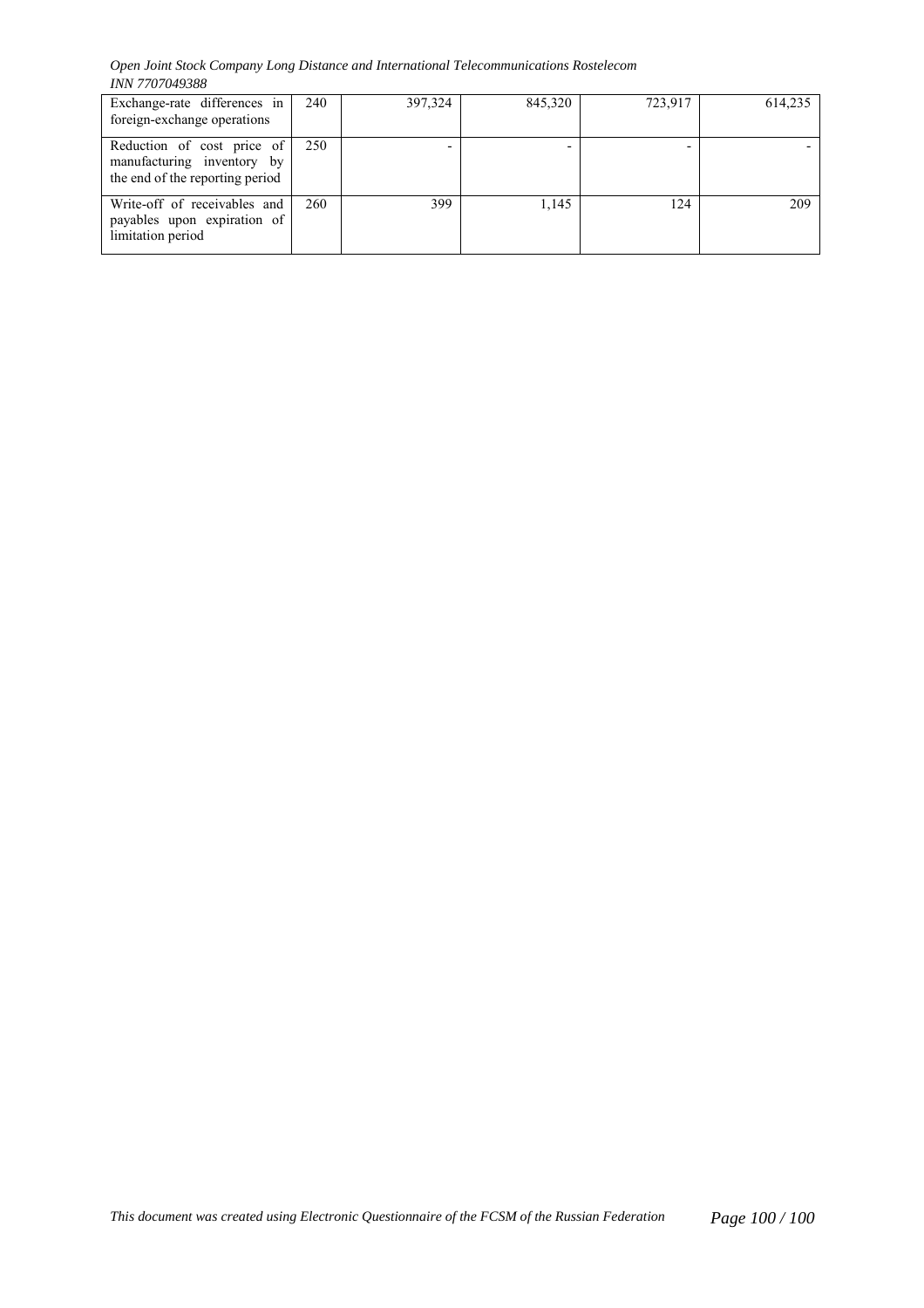| | | | | | |
|---|---|---|---|---|---|
| Exchange-rate differences in foreign-exchange operations | 240 | 397,324 | 845,320 | 723,917 | 614,235 |
| Reduction of cost price of manufacturing inventory by the end of the reporting period | 250 | - | - | - | - |
| Write-off of receivables and payables upon expiration of limitation period | 260 | 399 | 1,145 | 124 | 209 |